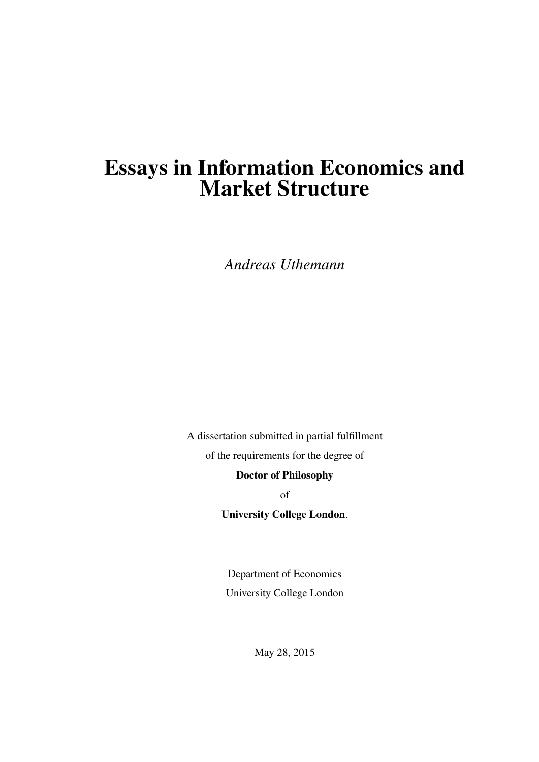# Essays in Information Economics and Market Structure

*Andreas Uthemann*

A dissertation submitted in partial fulfillment

of the requirements for the degree of

**Doctor of Philosophy**

of

**University College London**.

Department of Economics

University College London

May 28, 2015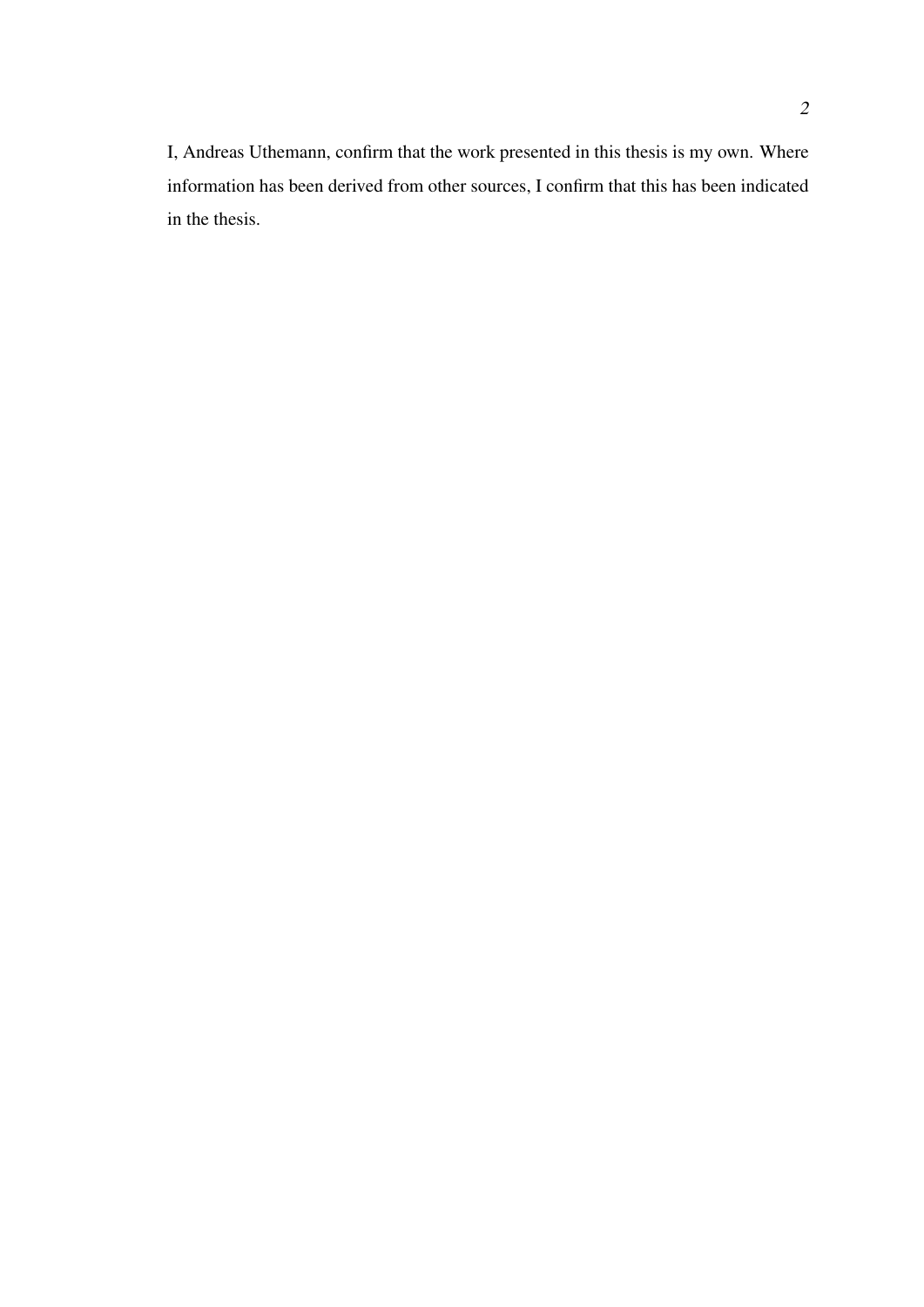I, Andreas Uthemann, confirm that the work presented in this thesis is my own. Where information has been derived from other sources, I confirm that this has been indicated in the thesis.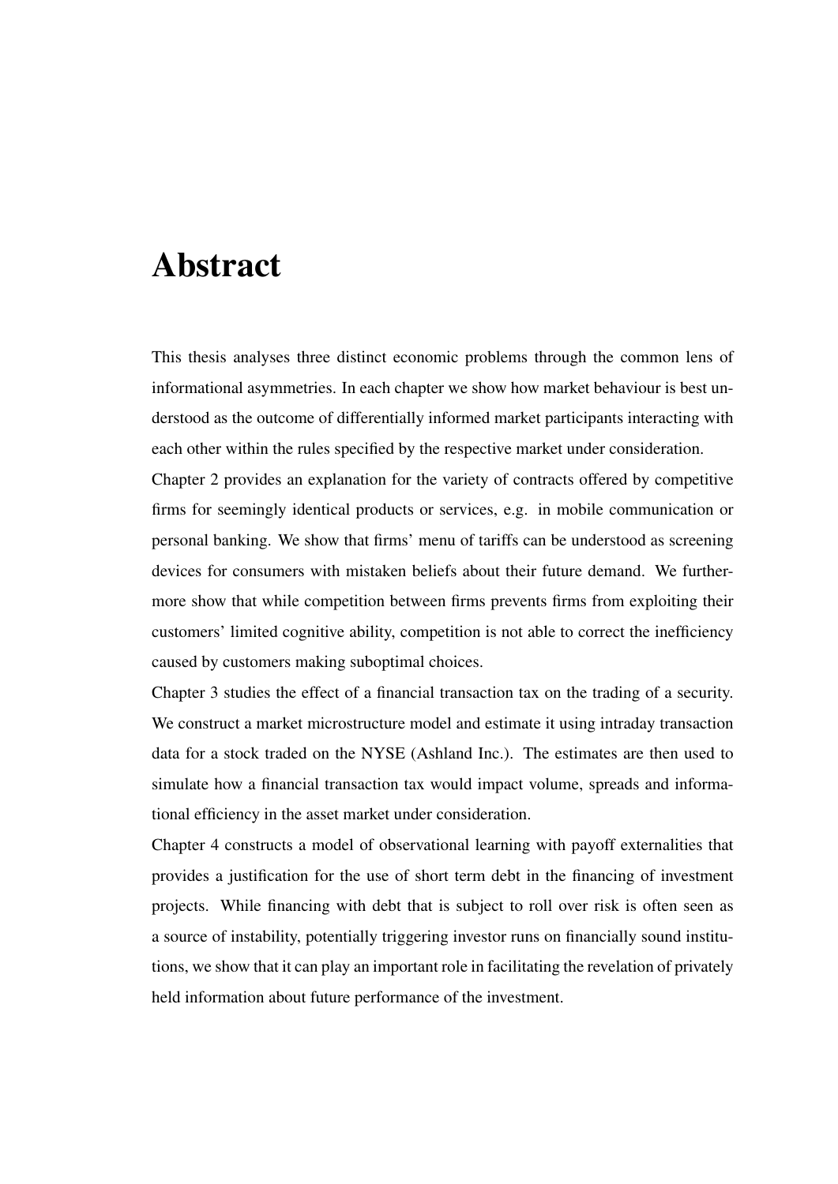# Abstract

This thesis analyses three distinct economic problems through the common lens of informational asymmetries. In each chapter we show how market behaviour is best understood as the outcome of differentially informed market participants interacting with each other within the rules specified by the respective market under consideration.

Chapter 2 provides an explanation for the variety of contracts offered by competitive firms for seemingly identical products or services, e.g. in mobile communication or personal banking. We show that firms' menu of tariffs can be understood as screening devices for consumers with mistaken beliefs about their future demand. We furthermore show that while competition between firms prevents firms from exploiting their customers' limited cognitive ability, competition is not able to correct the inefficiency caused by customers making suboptimal choices.

Chapter 3 studies the effect of a financial transaction tax on the trading of a security. We construct a market microstructure model and estimate it using intraday transaction data for a stock traded on the NYSE (Ashland Inc.). The estimates are then used to simulate how a financial transaction tax would impact volume, spreads and informational efficiency in the asset market under consideration.

Chapter 4 constructs a model of observational learning with payoff externalities that provides a justification for the use of short term debt in the financing of investment projects. While financing with debt that is subject to roll over risk is often seen as a source of instability, potentially triggering investor runs on financially sound institutions, we show that it can play an important role in facilitating the revelation of privately held information about future performance of the investment.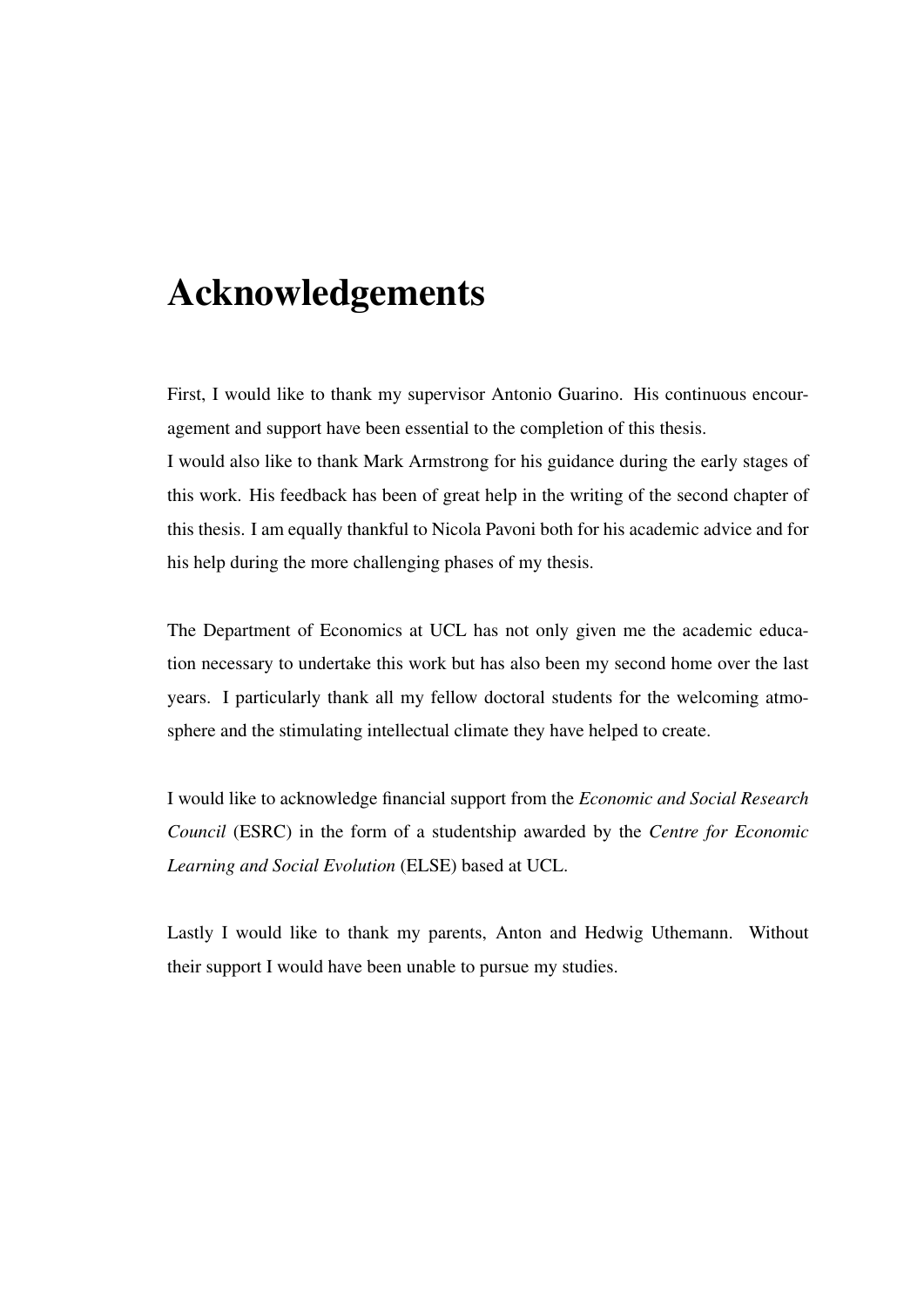# Acknowledgements

First, I would like to thank my supervisor Antonio Guarino. His continuous encouragement and support have been essential to the completion of this thesis.
I would also like to thank Mark Armstrong for his guidance during the early stages of this work. His feedback has been of great help in the writing of the second chapter of this thesis. I am equally thankful to Nicola Pavoni both for his academic advice and for his help during the more challenging phases of my thesis.

The Department of Economics at UCL has not only given me the academic education necessary to undertake this work but has also been my second home over the last years. I particularly thank all my fellow doctoral students for the welcoming atmosphere and the stimulating intellectual climate they have helped to create.

I would like to acknowledge financial support from the *Economic and Social Research Council* (ESRC) in the form of a studentship awarded by the *Centre for Economic Learning and Social Evolution* (ELSE) based at UCL.

Lastly I would like to thank my parents, Anton and Hedwig Uthemann. Without their support I would have been unable to pursue my studies.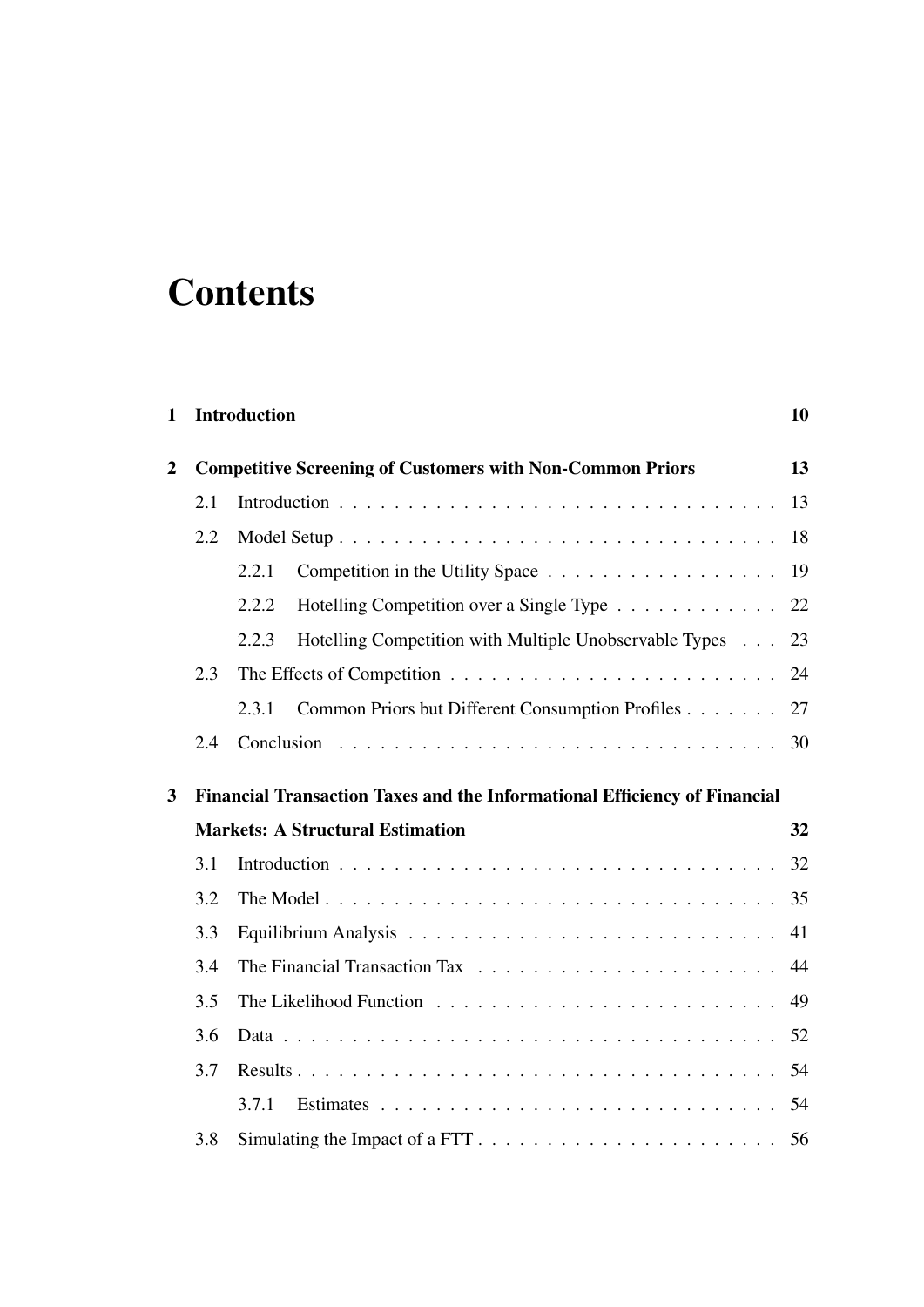# Contents

**1 Introduction** **10**

**2 Competitive Screening of Customers with Non-Common Priors** **13**

- 2.1 Introduction . . . . . . . . . . . . . . . . . . . . . . . . . . . . . . . . 13
- 2.2 Model Setup . . . . . . . . . . . . . . . . . . . . . . . . . . . . . . . . 18
  - 2.2.1 Competition in the Utility Space . . . . . . . . . . . . . . . . . 19
  - 2.2.2 Hotelling Competition over a Single Type . . . . . . . . . . . . 22
  - 2.2.3 Hotelling Competition with Multiple Unobservable Types . . . 23
- 2.3 The Effects of Competition . . . . . . . . . . . . . . . . . . . . . . . . 24
  - 2.3.1 Common Priors but Different Consumption Profiles . . . . . . . 27
- 2.4 Conclusion . . . . . . . . . . . . . . . . . . . . . . . . . . . . . . . . 30

**3 Financial Transaction Taxes and the Informational Efficiency of Financial Markets: A Structural Estimation** **32**

- 3.1 Introduction . . . . . . . . . . . . . . . . . . . . . . . . . . . . . . . . 32
- 3.2 The Model . . . . . . . . . . . . . . . . . . . . . . . . . . . . . . . . . 35
- 3.3 Equilibrium Analysis . . . . . . . . . . . . . . . . . . . . . . . . . . . 41
- 3.4 The Financial Transaction Tax . . . . . . . . . . . . . . . . . . . . . . 44
- 3.5 The Likelihood Function . . . . . . . . . . . . . . . . . . . . . . . . . 49
- 3.6 Data . . . . . . . . . . . . . . . . . . . . . . . . . . . . . . . . . . . . 52
- 3.7 Results . . . . . . . . . . . . . . . . . . . . . . . . . . . . . . . . . . . 54
  - 3.7.1 Estimates . . . . . . . . . . . . . . . . . . . . . . . . . . . . . 54
- 3.8 Simulating the Impact of a FTT . . . . . . . . . . . . . . . . . . . . . . 56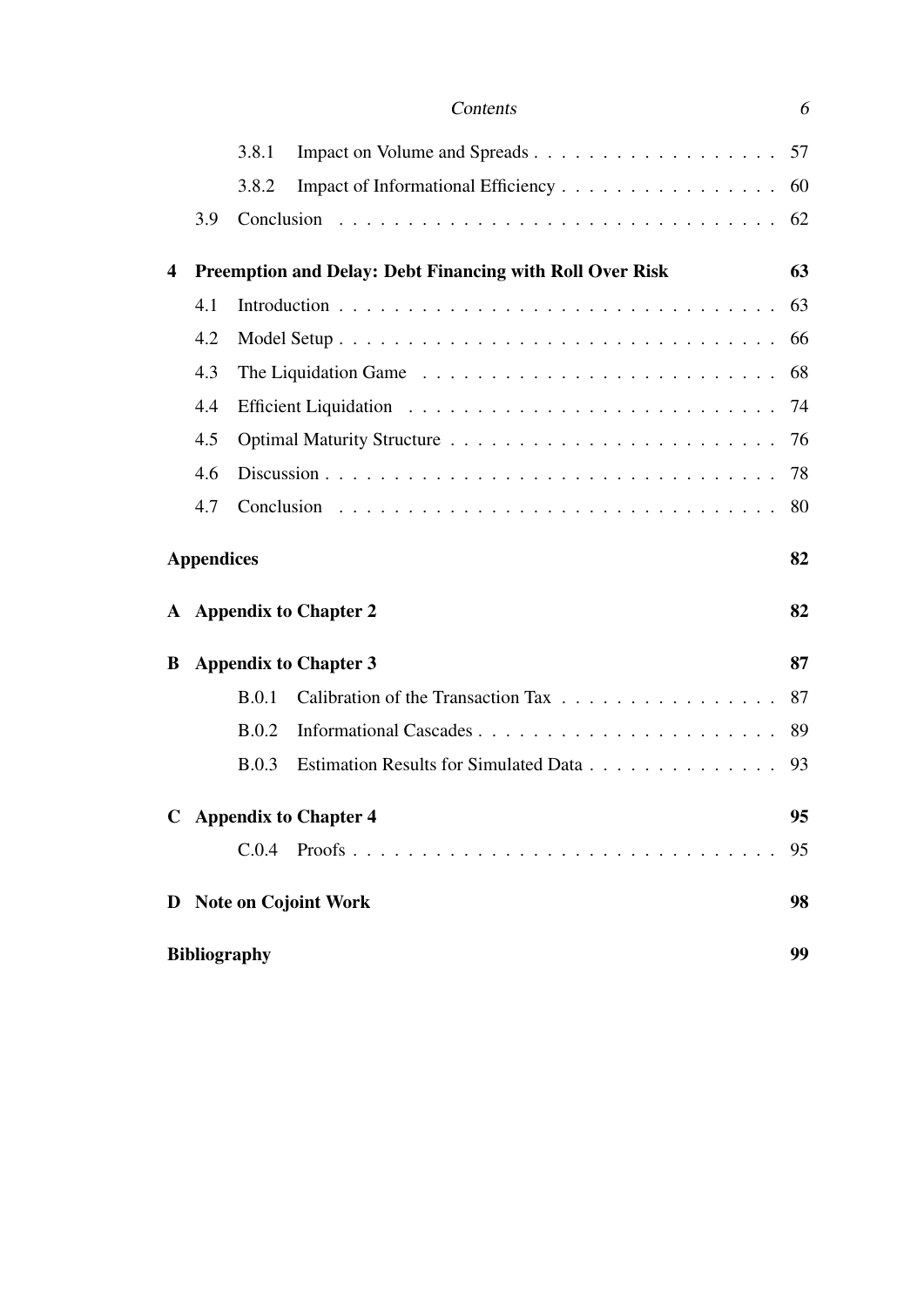3.8.1 Impact on Volume and Spreads . . . . . . . . . . . . . . . . . . 57

3.8.2 Impact of Informational Efficiency . . . . . . . . . . . . . . . . 60

3.9 Conclusion . . . . . . . . . . . . . . . . . . . . . . . . . . . . . . . . 62

**4 Preemption and Delay: Debt Financing with Roll Over Risk 63**

4.1 Introduction . . . . . . . . . . . . . . . . . . . . . . . . . . . . . . . 63

4.2 Model Setup . . . . . . . . . . . . . . . . . . . . . . . . . . . . . . . 66

4.3 The Liquidation Game . . . . . . . . . . . . . . . . . . . . . . . . . 68

4.4 Efficient Liquidation . . . . . . . . . . . . . . . . . . . . . . . . . . 74

4.5 Optimal Maturity Structure . . . . . . . . . . . . . . . . . . . . . . . 76

4.6 Discussion . . . . . . . . . . . . . . . . . . . . . . . . . . . . . . . . 78

4.7 Conclusion . . . . . . . . . . . . . . . . . . . . . . . . . . . . . . . . 80

**Appendices 82**

**A Appendix to Chapter 2 82**

**B Appendix to Chapter 3 87**

B.0.1 Calibration of the Transaction Tax . . . . . . . . . . . . . . . . 87

B.0.2 Informational Cascades . . . . . . . . . . . . . . . . . . . . . . 89

B.0.3 Estimation Results for Simulated Data . . . . . . . . . . . . . . 93

**C Appendix to Chapter 4 95**

C.0.4 Proofs . . . . . . . . . . . . . . . . . . . . . . . . . . . . . . . 95

**D Note on Cojoint Work 98**

**Bibliography 99**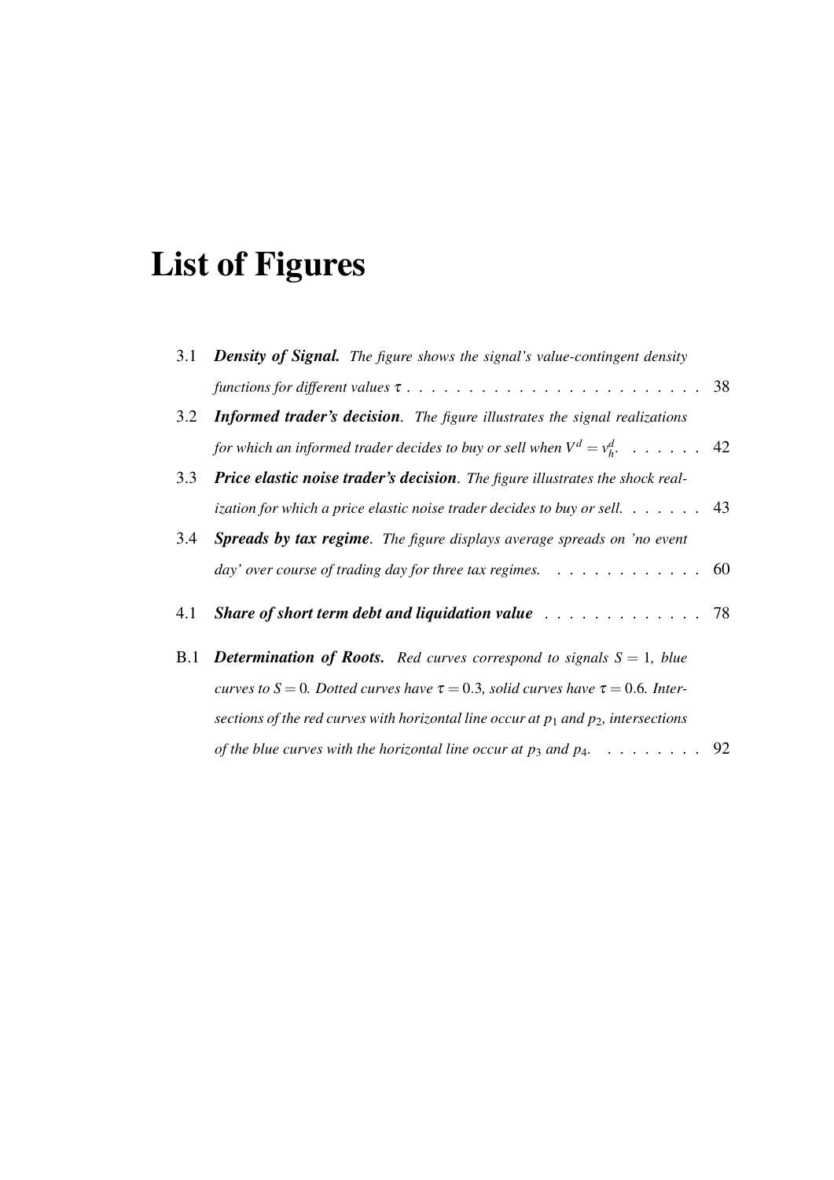# List of Figures

3.1 ***Density of Signal.*** *The figure shows the signal's value-contingent density functions for different values* $\tau$ . . . . . . . . . . . . . . . . . . . . . . . . 38

3.2 ***Informed trader's decision***. *The figure illustrates the signal realizations for which an informed trader decides to buy or sell when* $V^d = v_h^d$. . . . . . . 42

3.3 ***Price elastic noise trader's decision***. *The figure illustrates the shock realization for which a price elastic noise trader decides to buy or sell.* . . . . . . 43

3.4 ***Spreads by tax regime***. *The figure displays average spreads on 'no event day' over course of trading day for three tax regimes.* . . . . . . . . . . . . 60

4.1 ***Share of short term debt and liquidation value*** . . . . . . . . . . . . . 78

B.1 ***Determination of Roots.*** *Red curves correspond to signals* $S = 1$*, blue curves to* $S = 0$*. Dotted curves have* $\tau = 0.3$*, solid curves have* $\tau = 0.6$*. Intersections of the red curves with horizontal line occur at* $p_1$ *and* $p_2$*, intersections of the blue curves with the horizontal line occur at* $p_3$ *and* $p_4$*.* . . . . . . . . 92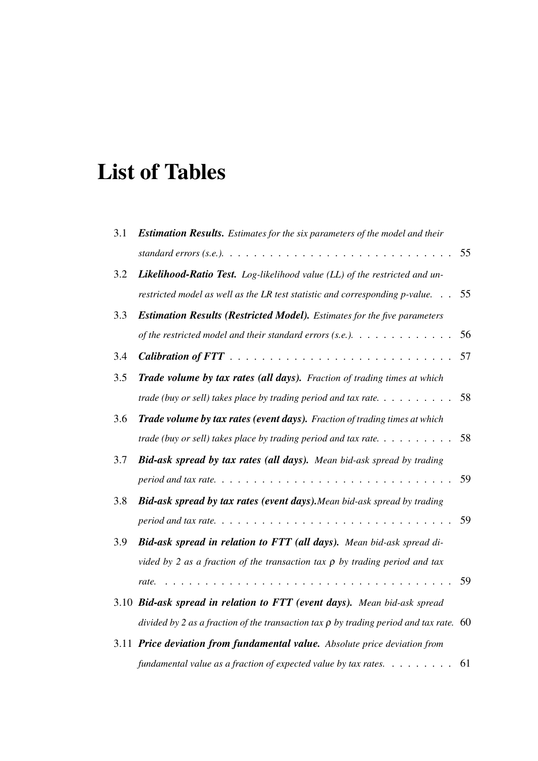# List of Tables

3.1 ***Estimation Results.*** *Estimates for the six parameters of the model and their standard errors (s.e.).* . . . . . . . . . . . . . . . . . . . . . . . . . . . . . 55

3.2 ***Likelihood-Ratio Test.*** *Log-likelihood value (LL) of the restricted and unrestricted model as well as the LR test statistic and corresponding p-value.* . . 55

3.3 ***Estimation Results (Restricted Model).*** *Estimates for the five parameters of the restricted model and their standard errors (s.e.).* . . . . . . . . . . . . 56

3.4 ***Calibration of FTT*** . . . . . . . . . . . . . . . . . . . . . . . . . . . . 57

3.5 ***Trade volume by tax rates (all days).*** *Fraction of trading times at which trade (buy or sell) takes place by trading period and tax rate.* . . . . . . . . . 58

3.6 ***Trade volume by tax rates (event days).*** *Fraction of trading times at which trade (buy or sell) takes place by trading period and tax rate.* . . . . . . . . . 58

3.7 ***Bid-ask spread by tax rates (all days).*** *Mean bid-ask spread by trading period and tax rate.* . . . . . . . . . . . . . . . . . . . . . . . . . . . . . 59

3.8 ***Bid-ask spread by tax rates (event days).****Mean bid-ask spread by trading period and tax rate.* . . . . . . . . . . . . . . . . . . . . . . . . . . . . . 59

3.9 ***Bid-ask spread in relation to FTT (all days).*** *Mean bid-ask spread divided by 2 as a fraction of the transaction tax $\rho$ by trading period and tax rate.* . . . . . . . . . . . . . . . . . . . . . . . . . . . . . . . . . . . . 59

3.10 ***Bid-ask spread in relation to FTT (event days).*** *Mean bid-ask spread divided by 2 as a fraction of the transaction tax $\rho$ by trading period and tax rate.* 60

3.11 ***Price deviation from fundamental value.*** *Absolute price deviation from fundamental value as a fraction of expected value by tax rates.* . . . . . . . . 61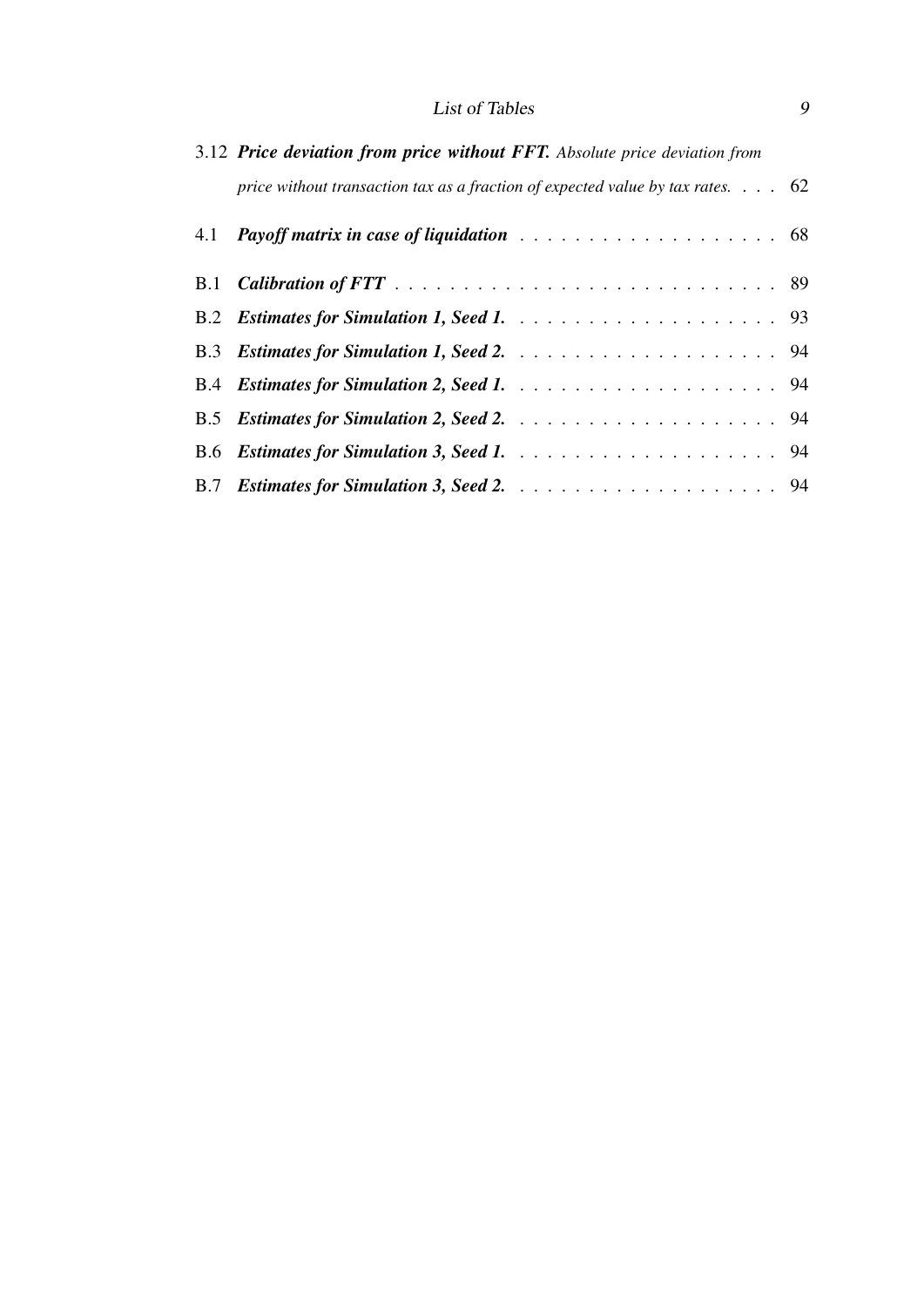3.12 ***Price deviation from price without FFT.*** *Absolute price deviation from price without transaction tax as a fraction of expected value by tax rates.* . . . 62

4.1 ***Payoff matrix in case of liquidation*** . . . . . . . . . . . . . . . . . . . 68

B.1 ***Calibration of FTT*** . . . . . . . . . . . . . . . . . . . . . . . . . . . 89

B.2 ***Estimates for Simulation 1, Seed 1.*** . . . . . . . . . . . . . . . . . . . 93

B.3 ***Estimates for Simulation 1, Seed 2.*** . . . . . . . . . . . . . . . . . . . 94

B.4 ***Estimates for Simulation 2, Seed 1.*** . . . . . . . . . . . . . . . . . . . 94

B.5 ***Estimates for Simulation 2, Seed 2.*** . . . . . . . . . . . . . . . . . . . 94

B.6 ***Estimates for Simulation 3, Seed 1.*** . . . . . . . . . . . . . . . . . . . 94

B.7 ***Estimates for Simulation 3, Seed 2.*** . . . . . . . . . . . . . . . . . . . 94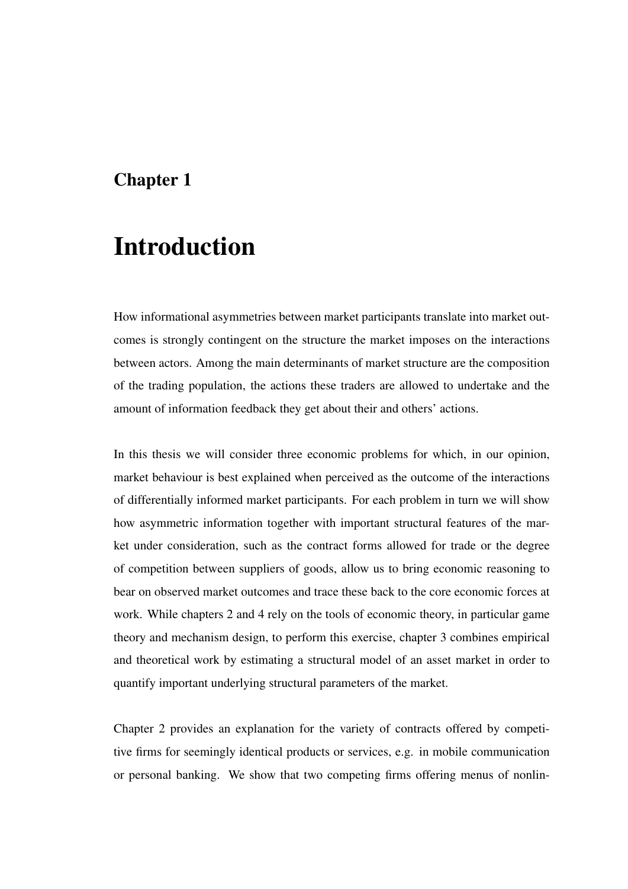# Chapter 1

# Introduction

How informational asymmetries between market participants translate into market outcomes is strongly contingent on the structure the market imposes on the interactions between actors. Among the main determinants of market structure are the composition of the trading population, the actions these traders are allowed to undertake and the amount of information feedback they get about their and others' actions.

In this thesis we will consider three economic problems for which, in our opinion, market behaviour is best explained when perceived as the outcome of the interactions of differentially informed market participants. For each problem in turn we will show how asymmetric information together with important structural features of the market under consideration, such as the contract forms allowed for trade or the degree of competition between suppliers of goods, allow us to bring economic reasoning to bear on observed market outcomes and trace these back to the core economic forces at work. While chapters 2 and 4 rely on the tools of economic theory, in particular game theory and mechanism design, to perform this exercise, chapter 3 combines empirical and theoretical work by estimating a structural model of an asset market in order to quantify important underlying structural parameters of the market.

Chapter 2 provides an explanation for the variety of contracts offered by competitive firms for seemingly identical products or services, e.g. in mobile communication or personal banking. We show that two competing firms offering menus of nonlin-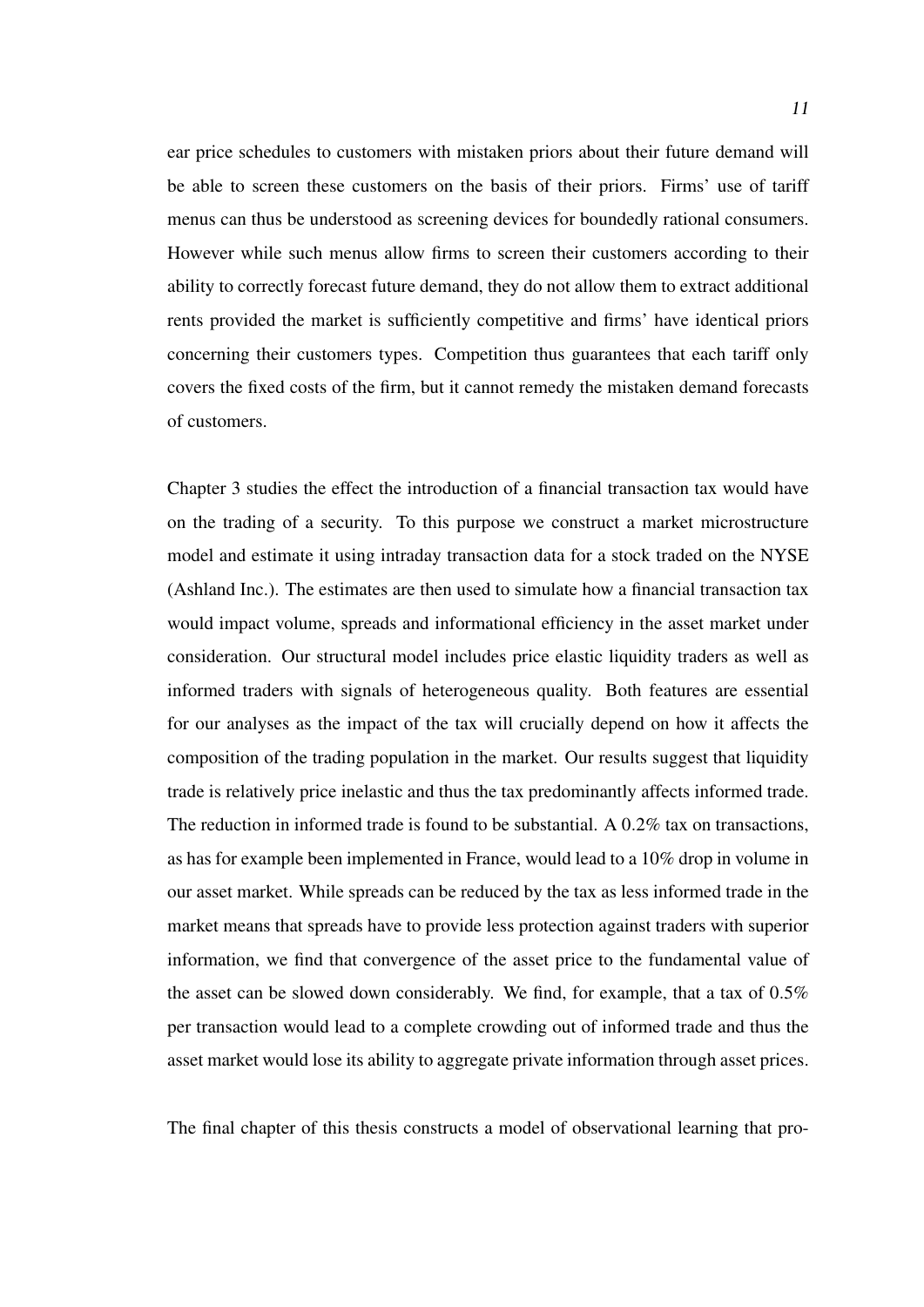ear price schedules to customers with mistaken priors about their future demand will be able to screen these customers on the basis of their priors. Firms' use of tariff menus can thus be understood as screening devices for boundedly rational consumers. However while such menus allow firms to screen their customers according to their ability to correctly forecast future demand, they do not allow them to extract additional rents provided the market is sufficiently competitive and firms' have identical priors concerning their customers types. Competition thus guarantees that each tariff only covers the fixed costs of the firm, but it cannot remedy the mistaken demand forecasts of customers.

Chapter 3 studies the effect the introduction of a financial transaction tax would have on the trading of a security. To this purpose we construct a market microstructure model and estimate it using intraday transaction data for a stock traded on the NYSE (Ashland Inc.). The estimates are then used to simulate how a financial transaction tax would impact volume, spreads and informational efficiency in the asset market under consideration. Our structural model includes price elastic liquidity traders as well as informed traders with signals of heterogeneous quality. Both features are essential for our analyses as the impact of the tax will crucially depend on how it affects the composition of the trading population in the market. Our results suggest that liquidity trade is relatively price inelastic and thus the tax predominantly affects informed trade. The reduction in informed trade is found to be substantial. A 0.2% tax on transactions, as has for example been implemented in France, would lead to a 10% drop in volume in our asset market. While spreads can be reduced by the tax as less informed trade in the market means that spreads have to provide less protection against traders with superior information, we find that convergence of the asset price to the fundamental value of the asset can be slowed down considerably. We find, for example, that a tax of 0.5% per transaction would lead to a complete crowding out of informed trade and thus the asset market would lose its ability to aggregate private information through asset prices.

The final chapter of this thesis constructs a model of observational learning that pro-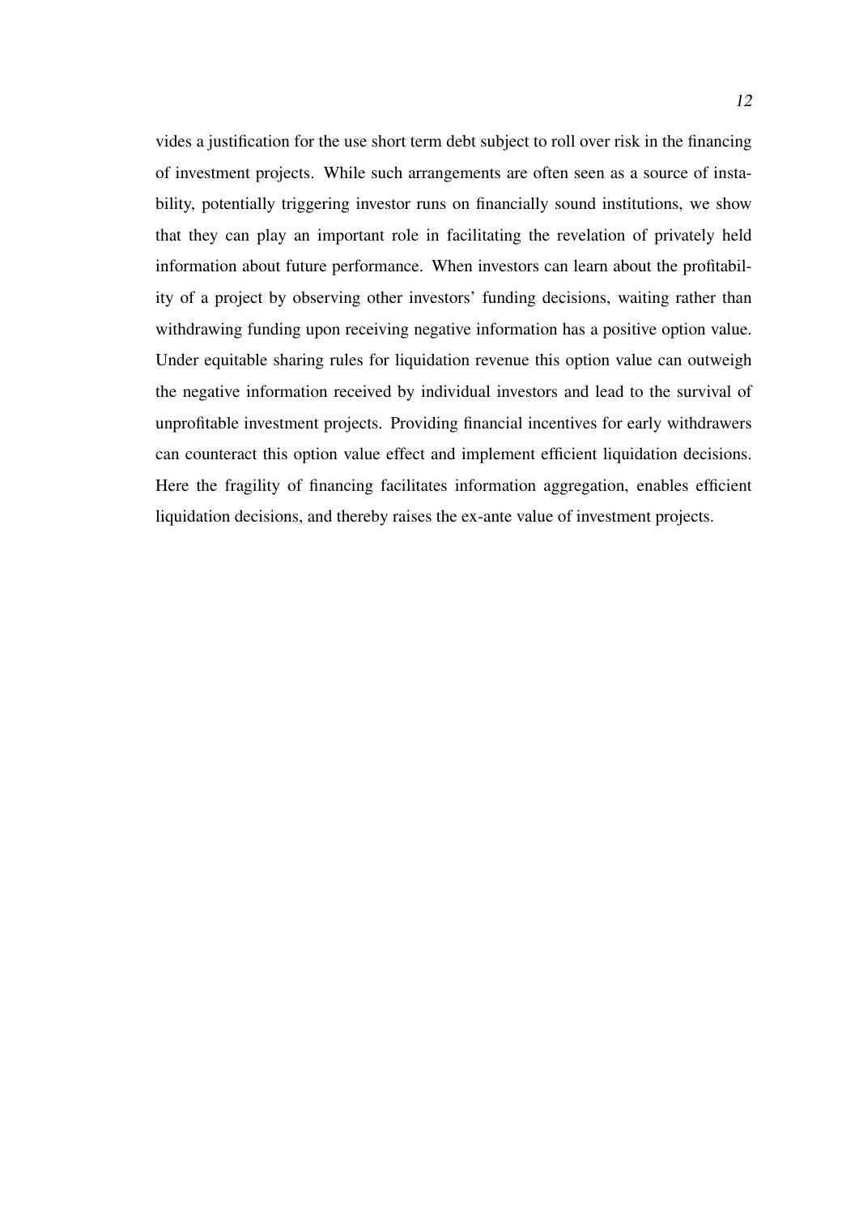vides a justification for the use short term debt subject to roll over risk in the financing of investment projects. While such arrangements are often seen as a source of instability, potentially triggering investor runs on financially sound institutions, we show that they can play an important role in facilitating the revelation of privately held information about future performance. When investors can learn about the profitability of a project by observing other investors' funding decisions, waiting rather than withdrawing funding upon receiving negative information has a positive option value. Under equitable sharing rules for liquidation revenue this option value can outweigh the negative information received by individual investors and lead to the survival of unprofitable investment projects. Providing financial incentives for early withdrawers can counteract this option value effect and implement efficient liquidation decisions. Here the fragility of financing facilitates information aggregation, enables efficient liquidation decisions, and thereby raises the ex-ante value of investment projects.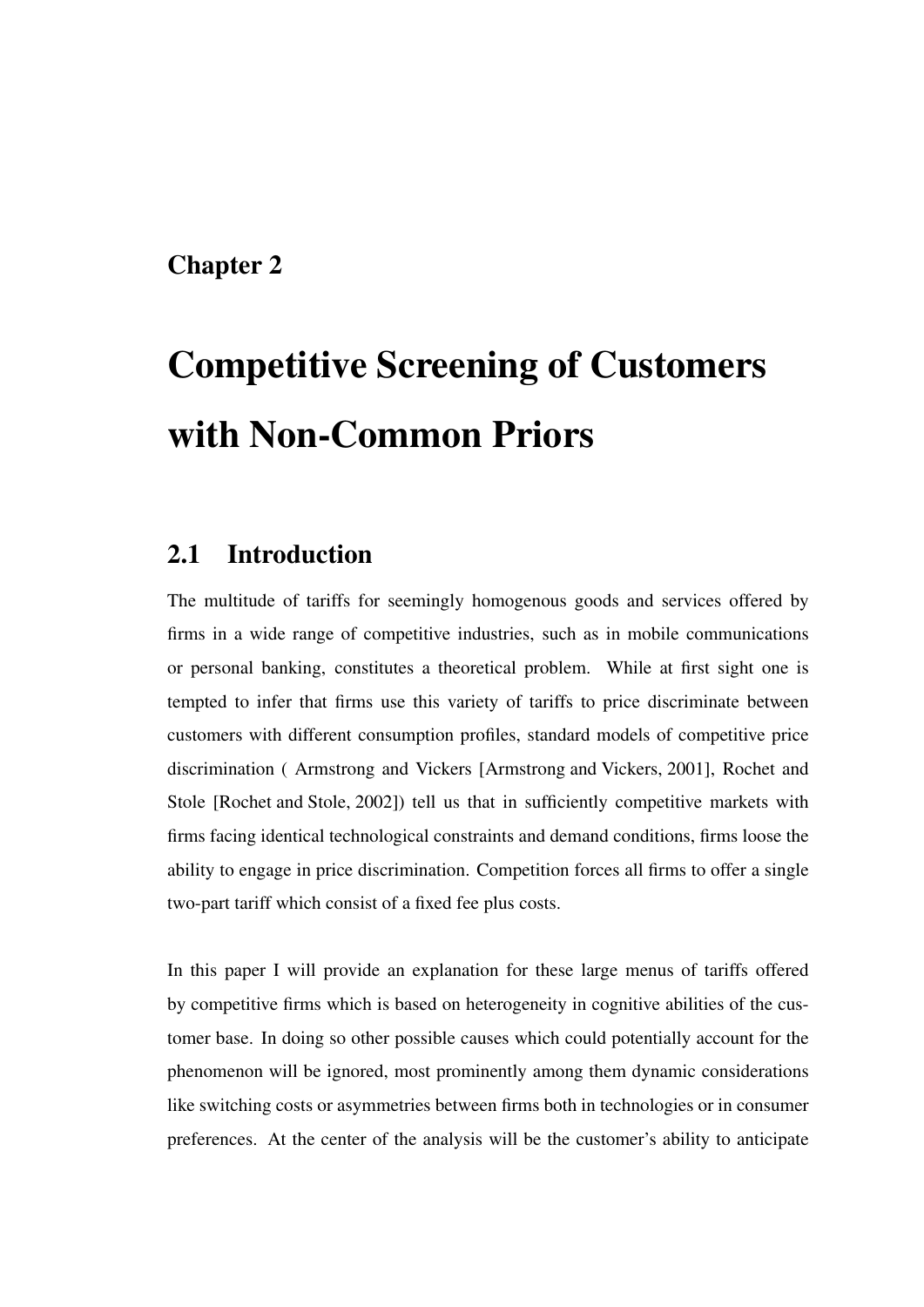Chapter 2

# Competitive Screening of Customers with Non-Common Priors

## 2.1 Introduction

The multitude of tariffs for seemingly homogenous goods and services offered by firms in a wide range of competitive industries, such as in mobile communications or personal banking, constitutes a theoretical problem. While at first sight one is tempted to infer that firms use this variety of tariffs to price discriminate between customers with different consumption profiles, standard models of competitive price discrimination ( Armstrong and Vickers [Armstrong and Vickers, 2001], Rochet and Stole [Rochet and Stole, 2002]) tell us that in sufficiently competitive markets with firms facing identical technological constraints and demand conditions, firms loose the ability to engage in price discrimination. Competition forces all firms to offer a single two-part tariff which consist of a fixed fee plus costs.

In this paper I will provide an explanation for these large menus of tariffs offered by competitive firms which is based on heterogeneity in cognitive abilities of the customer base. In doing so other possible causes which could potentially account for the phenomenon will be ignored, most prominently among them dynamic considerations like switching costs or asymmetries between firms both in technologies or in consumer preferences. At the center of the analysis will be the customer's ability to anticipate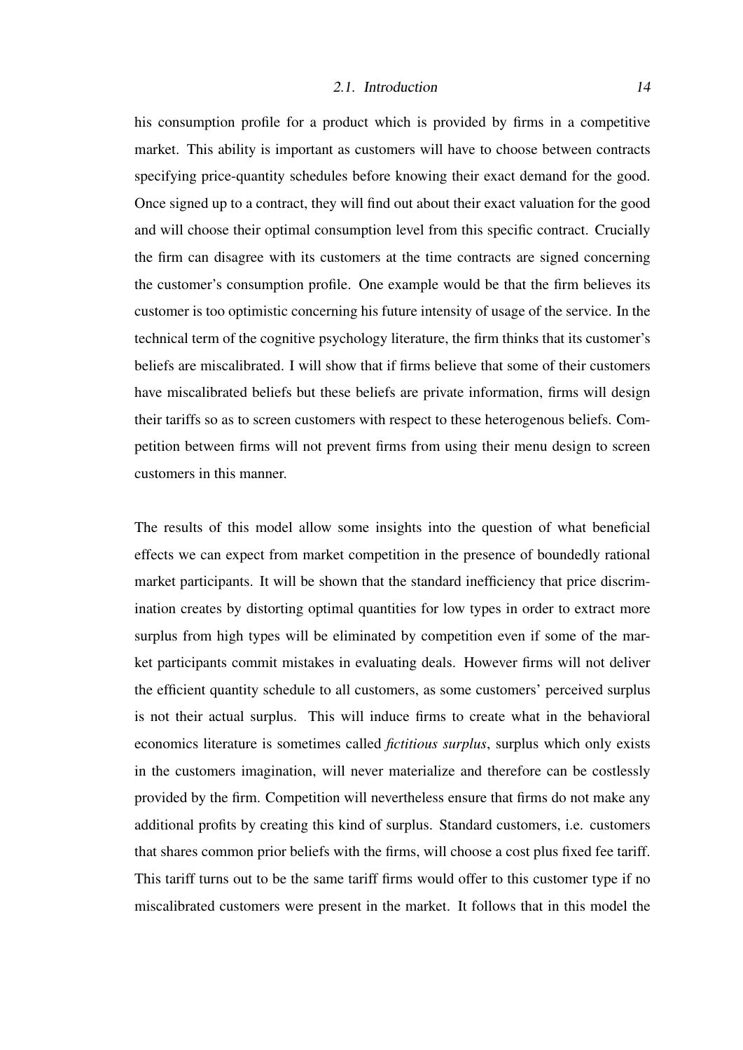his consumption profile for a product which is provided by firms in a competitive market. This ability is important as customers will have to choose between contracts specifying price-quantity schedules before knowing their exact demand for the good. Once signed up to a contract, they will find out about their exact valuation for the good and will choose their optimal consumption level from this specific contract. Crucially the firm can disagree with its customers at the time contracts are signed concerning the customer's consumption profile. One example would be that the firm believes its customer is too optimistic concerning his future intensity of usage of the service. In the technical term of the cognitive psychology literature, the firm thinks that its customer's beliefs are miscalibrated. I will show that if firms believe that some of their customers have miscalibrated beliefs but these beliefs are private information, firms will design their tariffs so as to screen customers with respect to these heterogenous beliefs. Competition between firms will not prevent firms from using their menu design to screen customers in this manner.

The results of this model allow some insights into the question of what beneficial effects we can expect from market competition in the presence of boundedly rational market participants. It will be shown that the standard inefficiency that price discrimination creates by distorting optimal quantities for low types in order to extract more surplus from high types will be eliminated by competition even if some of the market participants commit mistakes in evaluating deals. However firms will not deliver the efficient quantity schedule to all customers, as some customers' perceived surplus is not their actual surplus. This will induce firms to create what in the behavioral economics literature is sometimes called *fictitious surplus*, surplus which only exists in the customers imagination, will never materialize and therefore can be costlessly provided by the firm. Competition will nevertheless ensure that firms do not make any additional profits by creating this kind of surplus. Standard customers, i.e. customers that shares common prior beliefs with the firms, will choose a cost plus fixed fee tariff. This tariff turns out to be the same tariff firms would offer to this customer type if no miscalibrated customers were present in the market. It follows that in this model the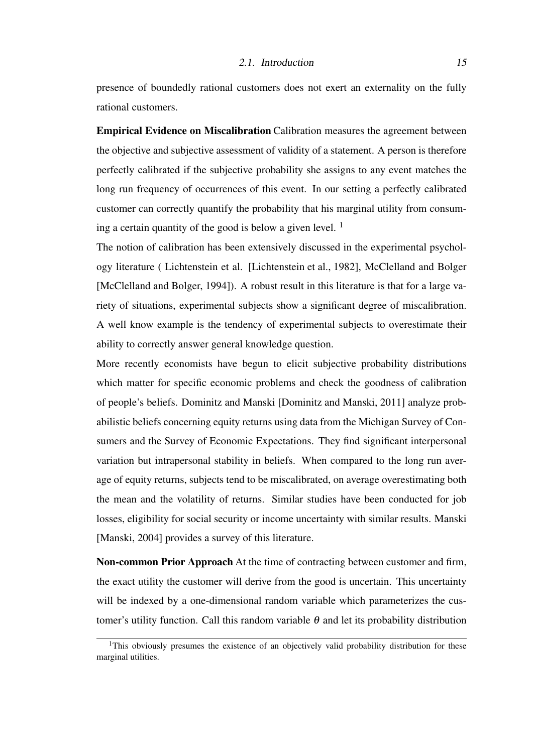presence of boundedly rational customers does not exert an externality on the fully rational customers.

**Empirical Evidence on Miscalibration** Calibration measures the agreement between the objective and subjective assessment of validity of a statement. A person is therefore perfectly calibrated if the subjective probability she assigns to any event matches the long run frequency of occurrences of this event. In our setting a perfectly calibrated customer can correctly quantify the probability that his marginal utility from consuming a certain quantity of the good is below a given level. [1]

The notion of calibration has been extensively discussed in the experimental psychology literature ( Lichtenstein et al. [Lichtenstein et al., 1982], McClelland and Bolger [McClelland and Bolger, 1994]). A robust result in this literature is that for a large variety of situations, experimental subjects show a significant degree of miscalibration. A well know example is the tendency of experimental subjects to overestimate their ability to correctly answer general knowledge question.

More recently economists have begun to elicit subjective probability distributions which matter for specific economic problems and check the goodness of calibration of people's beliefs. Dominitz and Manski [Dominitz and Manski, 2011] analyze probabilistic beliefs concerning equity returns using data from the Michigan Survey of Consumers and the Survey of Economic Expectations. They find significant interpersonal variation but intrapersonal stability in beliefs. When compared to the long run average of equity returns, subjects tend to be miscalibrated, on average overestimating both the mean and the volatility of returns. Similar studies have been conducted for job losses, eligibility for social security or income uncertainty with similar results. Manski [Manski, 2004] provides a survey of this literature.

**Non-common Prior Approach** At the time of contracting between customer and firm, the exact utility the customer will derive from the good is uncertain. This uncertainty will be indexed by a one-dimensional random variable which parameterizes the customer's utility function. Call this random variable $\theta$ and let its probability distribution

[1] This obviously presumes the existence of an objectively valid probability distribution for these marginal utilities.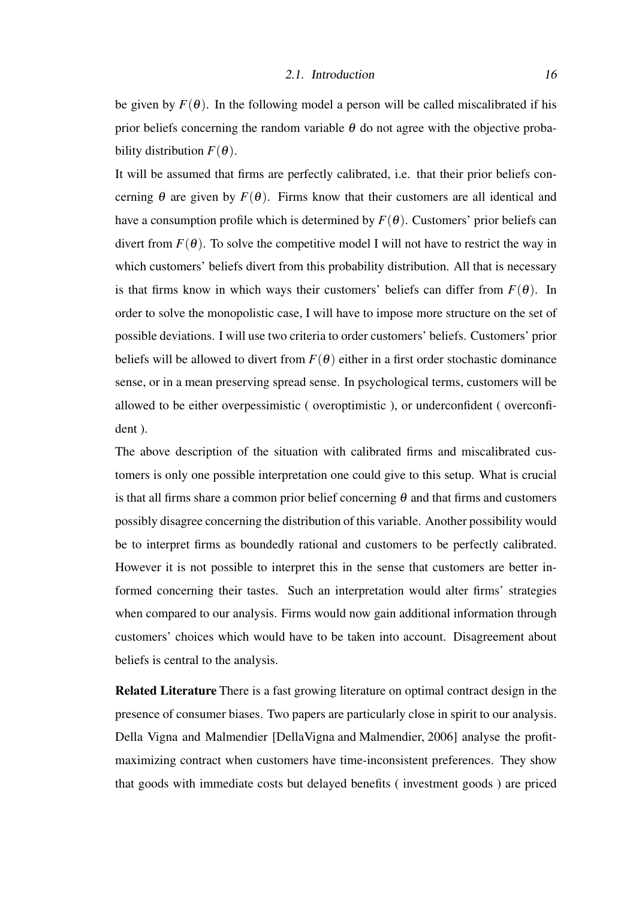be given by $F(\theta)$. In the following model a person will be called miscalibrated if his prior beliefs concerning the random variable $\theta$ do not agree with the objective probability distribution $F(\theta)$.

It will be assumed that firms are perfectly calibrated, i.e. that their prior beliefs concerning $\theta$ are given by $F(\theta)$. Firms know that their customers are all identical and have a consumption profile which is determined by $F(\theta)$. Customers' prior beliefs can divert from $F(\theta)$. To solve the competitive model I will not have to restrict the way in which customers' beliefs divert from this probability distribution. All that is necessary is that firms know in which ways their customers' beliefs can differ from $F(\theta)$. In order to solve the monopolistic case, I will have to impose more structure on the set of possible deviations. I will use two criteria to order customers' beliefs. Customers' prior beliefs will be allowed to divert from $F(\theta)$ either in a first order stochastic dominance sense, or in a mean preserving spread sense. In psychological terms, customers will be allowed to be either overpessimistic ( overoptimistic ), or underconfident ( overconfident ).

The above description of the situation with calibrated firms and miscalibrated customers is only one possible interpretation one could give to this setup. What is crucial is that all firms share a common prior belief concerning $\theta$ and that firms and customers possibly disagree concerning the distribution of this variable. Another possibility would be to interpret firms as boundedly rational and customers to be perfectly calibrated. However it is not possible to interpret this in the sense that customers are better informed concerning their tastes. Such an interpretation would alter firms' strategies when compared to our analysis. Firms would now gain additional information through customers' choices which would have to be taken into account. Disagreement about beliefs is central to the analysis.

**Related Literature** There is a fast growing literature on optimal contract design in the presence of consumer biases. Two papers are particularly close in spirit to our analysis. Della Vigna and Malmendier [DellaVigna and Malmendier, 2006] analyse the profit-maximizing contract when customers have time-inconsistent preferences. They show that goods with immediate costs but delayed benefits ( investment goods ) are priced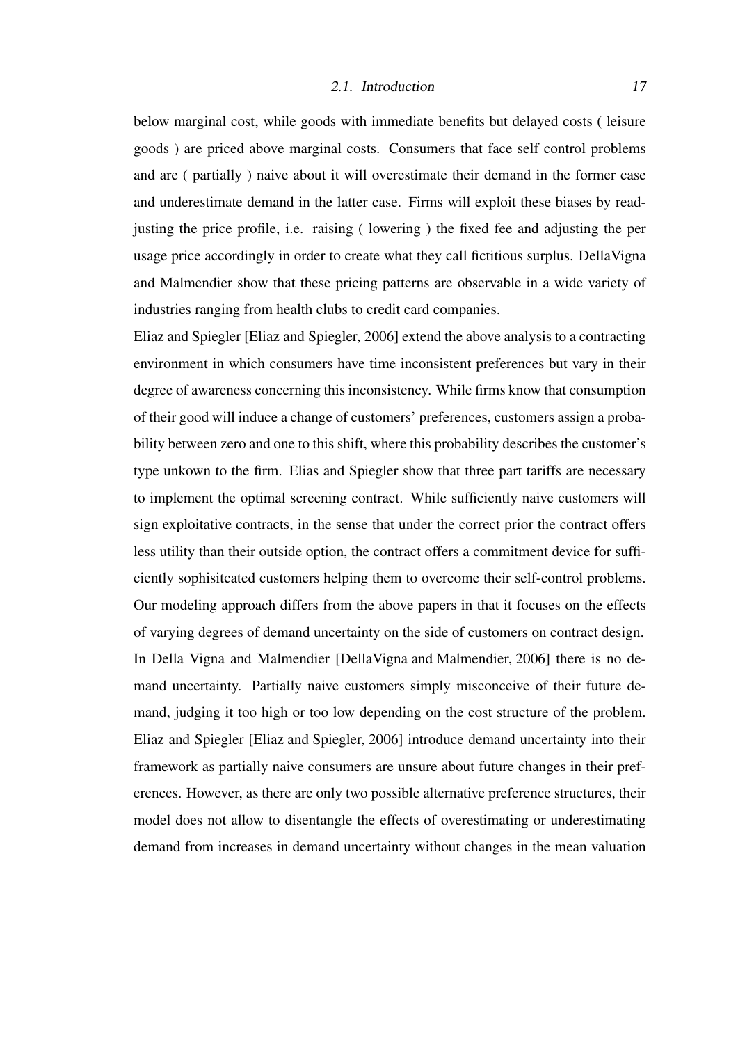below marginal cost, while goods with immediate benefits but delayed costs ( leisure goods ) are priced above marginal costs. Consumers that face self control problems and are ( partially ) naive about it will overestimate their demand in the former case and underestimate demand in the latter case. Firms will exploit these biases by readjusting the price profile, i.e. raising ( lowering ) the fixed fee and adjusting the per usage price accordingly in order to create what they call fictitious surplus. DellaVigna and Malmendier show that these pricing patterns are observable in a wide variety of industries ranging from health clubs to credit card companies.

Eliaz and Spiegler [Eliaz and Spiegler, 2006] extend the above analysis to a contracting environment in which consumers have time inconsistent preferences but vary in their degree of awareness concerning this inconsistency. While firms know that consumption of their good will induce a change of customers' preferences, customers assign a probability between zero and one to this shift, where this probability describes the customer's type unkown to the firm. Elias and Spiegler show that three part tariffs are necessary to implement the optimal screening contract. While sufficiently naive customers will sign exploitative contracts, in the sense that under the correct prior the contract offers less utility than their outside option, the contract offers a commitment device for sufficiently sophisitcated customers helping them to overcome their self-control problems. Our modeling approach differs from the above papers in that it focuses on the effects of varying degrees of demand uncertainty on the side of customers on contract design. In Della Vigna and Malmendier [DellaVigna and Malmendier, 2006] there is no demand uncertainty. Partially naive customers simply misconceive of their future demand, judging it too high or too low depending on the cost structure of the problem. Eliaz and Spiegler [Eliaz and Spiegler, 2006] introduce demand uncertainty into their framework as partially naive consumers are unsure about future changes in their preferences. However, as there are only two possible alternative preference structures, their model does not allow to disentangle the effects of overestimating or underestimating demand from increases in demand uncertainty without changes in the mean valuation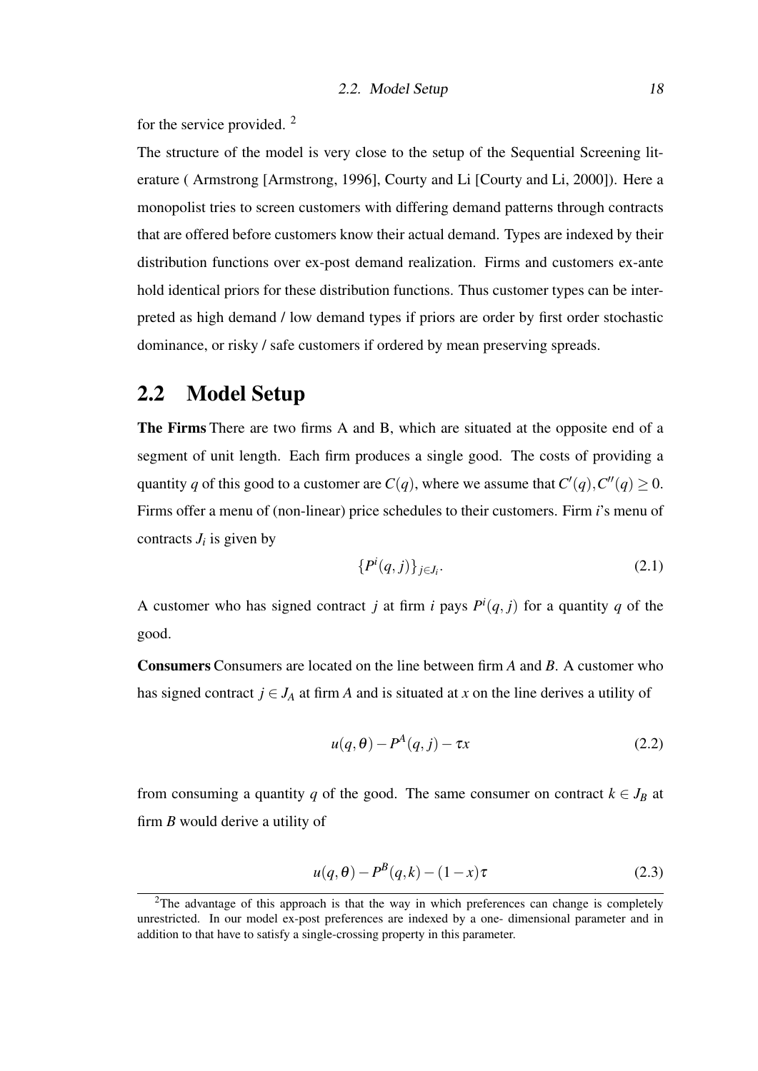for the service provided. [2]

The structure of the model is very close to the setup of the Sequential Screening literature ( Armstrong [Armstrong, 1996], Courty and Li [Courty and Li, 2000]). Here a monopolist tries to screen customers with differing demand patterns through contracts that are offered before customers know their actual demand. Types are indexed by their distribution functions over ex-post demand realization. Firms and customers ex-ante hold identical priors for these distribution functions. Thus customer types can be interpreted as high demand / low demand types if priors are order by first order stochastic dominance, or risky / safe customers if ordered by mean preserving spreads.

## 2.2 Model Setup

**The Firms** There are two firms A and B, which are situated at the opposite end of a segment of unit length. Each firm produces a single good. The costs of providing a quantity $q$ of this good to a customer are $C(q)$, where we assume that $C'(q), C''(q) \geq 0$. Firms offer a menu of (non-linear) price schedules to their customers. Firm $i$'s menu of contracts $J_i$ is given by

$$\{P^i(q,j)\}_{j \in J_i}. \tag{2.1}$$

A customer who has signed contract $j$ at firm $i$ pays $P^i(q,j)$ for a quantity $q$ of the good.

**Consumers** Consumers are located on the line between firm $A$ and $B$. A customer who has signed contract $j \in J_A$ at firm $A$ and is situated at $x$ on the line derives a utility of

$$u(q,\theta) - P^A(q,j) - \tau x \tag{2.2}$$

from consuming a quantity $q$ of the good. The same consumer on contract $k \in J_B$ at firm $B$ would derive a utility of

$$u(q,\theta) - P^B(q,k) - (1-x)\tau \tag{2.3}$$

[2] The advantage of this approach is that the way in which preferences can change is completely unrestricted. In our model ex-post preferences are indexed by a one- dimensional parameter and in addition to that have to satisfy a single-crossing property in this parameter.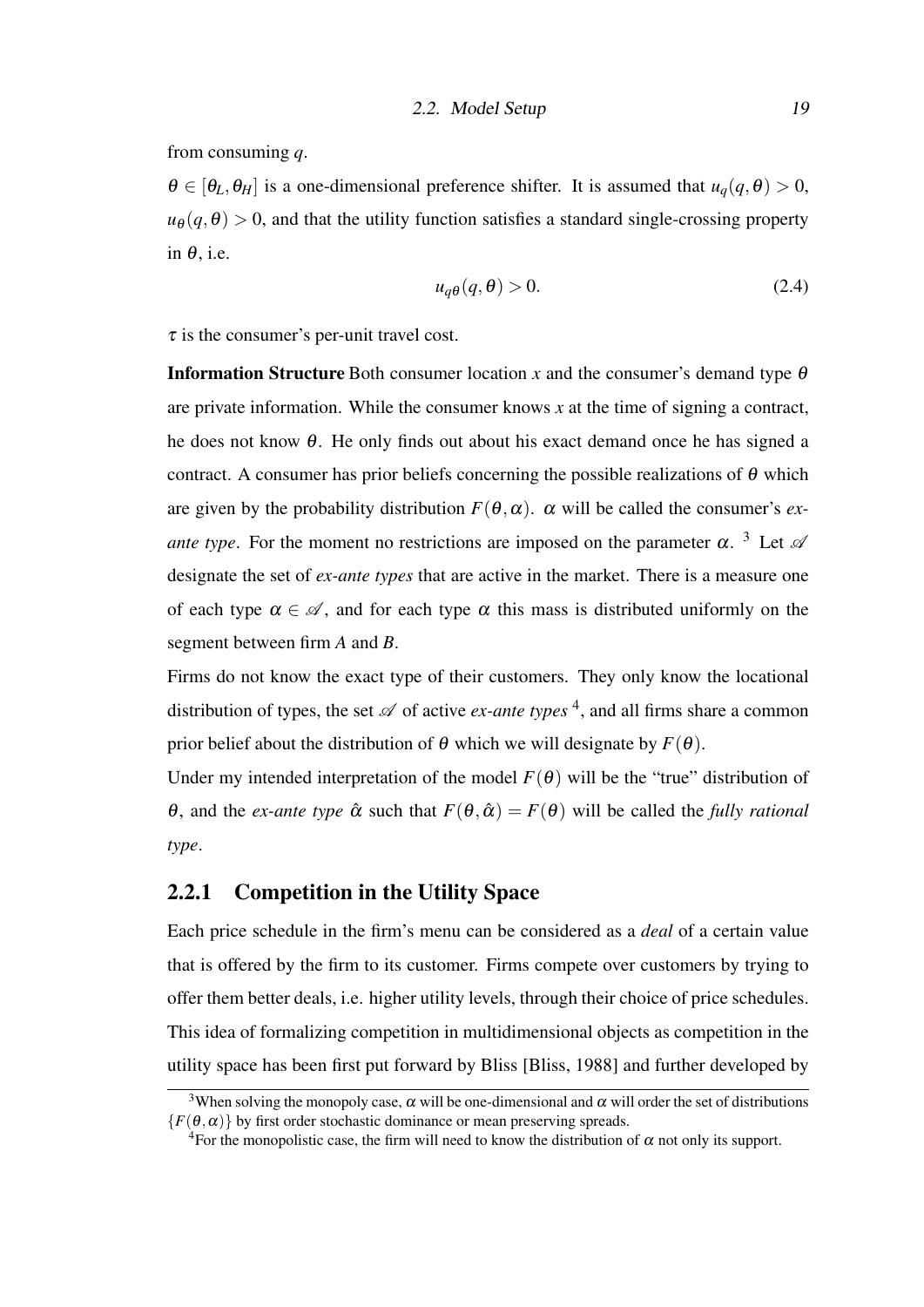from consuming $q$.

$\theta \in [\theta_L, \theta_H]$ is a one-dimensional preference shifter. It is assumed that $u_q(q,\theta) > 0$, $u_\theta(q,\theta) > 0$, and that the utility function satisfies a standard single-crossing property in $\theta$, i.e.

$$u_{q\theta}(q,\theta) > 0. \tag{2.4}$$

$\tau$ is the consumer's per-unit travel cost.

**Information Structure** Both consumer location $x$ and the consumer's demand type $\theta$ are private information. While the consumer knows $x$ at the time of signing a contract, he does not know $\theta$. He only finds out about his exact demand once he has signed a contract. A consumer has prior beliefs concerning the possible realizations of $\theta$ which are given by the probability distribution $F(\theta,\alpha)$. $\alpha$ will be called the consumer's *ex-ante type*. For the moment no restrictions are imposed on the parameter $\alpha$. [3] Let $\mathscr{A}$ designate the set of *ex-ante types* that are active in the market. There is a measure one of each type $\alpha \in \mathscr{A}$, and for each type $\alpha$ this mass is distributed uniformly on the segment between firm *A* and *B*.

Firms do not know the exact type of their customers. They only know the locational distribution of types, the set $\mathscr{A}$ of active *ex-ante types* [4], and all firms share a common prior belief about the distribution of $\theta$ which we will designate by $F(\theta)$.

Under my intended interpretation of the model $F(\theta)$ will be the "true" distribution of $\theta$, and the *ex-ante type* $\hat{\alpha}$ such that $F(\theta,\hat{\alpha}) = F(\theta)$ will be called the *fully rational type*.

### 2.2.1 Competition in the Utility Space

Each price schedule in the firm's menu can be considered as a *deal* of a certain value that is offered by the firm to its customer. Firms compete over customers by trying to offer them better deals, i.e. higher utility levels, through their choice of price schedules. This idea of formalizing competition in multidimensional objects as competition in the utility space has been first put forward by Bliss [Bliss, 1988] and further developed by

---

[3] When solving the monopoly case, $\alpha$ will be one-dimensional and $\alpha$ will order the set of distributions $\{F(\theta,\alpha)\}$ by first order stochastic dominance or mean preserving spreads.

[4] For the monopolistic case, the firm will need to know the distribution of $\alpha$ not only its support.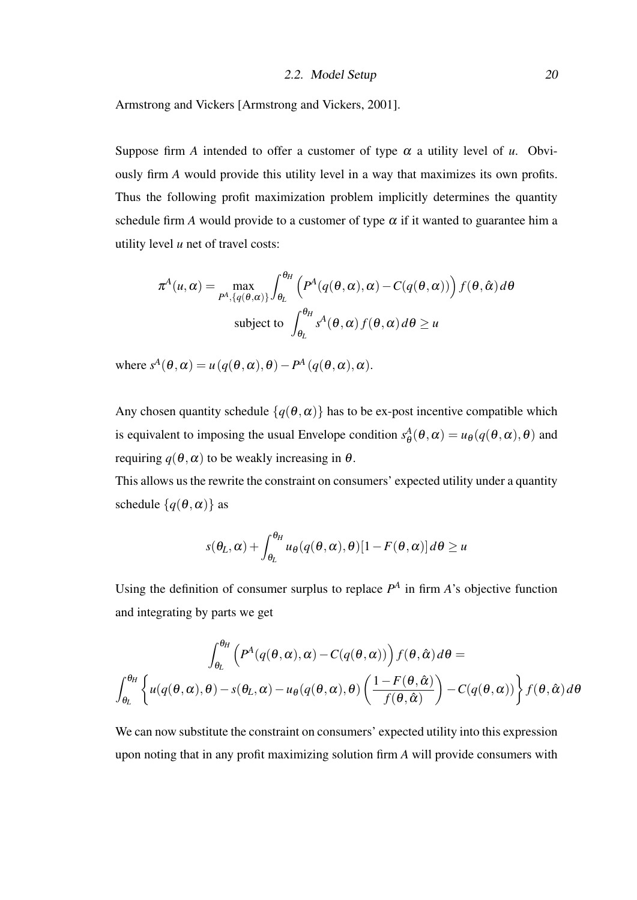Armstrong and Vickers [Armstrong and Vickers, 2001].

Suppose firm $A$ intended to offer a customer of type $\alpha$ a utility level of $u$. Obviously firm $A$ would provide this utility level in a way that maximizes its own profits. Thus the following profit maximization problem implicitly determines the quantity schedule firm $A$ would provide to a customer of type $\alpha$ if it wanted to guarantee him a utility level $u$ net of travel costs:

$$\pi^A(u,\alpha) = \max_{P^A,\{q(\theta,\alpha)\}} \int_{\theta_L}^{\theta_H} \left(P^A(q(\theta,\alpha),\alpha) - C(q(\theta,\alpha))\right) f(\theta,\hat{\alpha})\, d\theta$$

$$\text{subject to } \int_{\theta_L}^{\theta_H} s^A(\theta,\alpha)\, f(\theta,\alpha)\, d\theta \geq u$$

where $s^A(\theta,\alpha) = u\left(q(\theta,\alpha),\theta\right) - P^A\left(q(\theta,\alpha),\alpha\right)$.

Any chosen quantity schedule $\{q(\theta,\alpha)\}$ has to be ex-post incentive compatible which is equivalent to imposing the usual Envelope condition $s^A_\theta(\theta,\alpha) = u_\theta(q(\theta,\alpha),\theta)$ and requiring $q(\theta,\alpha)$ to be weakly increasing in $\theta$.

This allows us the rewrite the constraint on consumers' expected utility under a quantity schedule $\{q(\theta,\alpha)\}$ as

$$s(\theta_L,\alpha) + \int_{\theta_L}^{\theta_H} u_\theta(q(\theta,\alpha),\theta)[1 - F(\theta,\alpha)]\, d\theta \geq u$$

Using the definition of consumer surplus to replace $P^A$ in firm $A$'s objective function and integrating by parts we get

$$\int_{\theta_L}^{\theta_H} \left(P^A(q(\theta,\alpha),\alpha) - C(q(\theta,\alpha))\right) f(\theta,\hat{\alpha})\, d\theta =$$

$$\int_{\theta_L}^{\theta_H} \left\{ u(q(\theta,\alpha),\theta) - s(\theta_L,\alpha) - u_\theta(q(\theta,\alpha),\theta)\left(\frac{1 - F(\theta,\hat{\alpha})}{f(\theta,\hat{\alpha})}\right) - C(q(\theta,\alpha)) \right\} f(\theta,\hat{\alpha})\, d\theta$$

We can now substitute the constraint on consumers' expected utility into this expression upon noting that in any profit maximizing solution firm $A$ will provide consumers with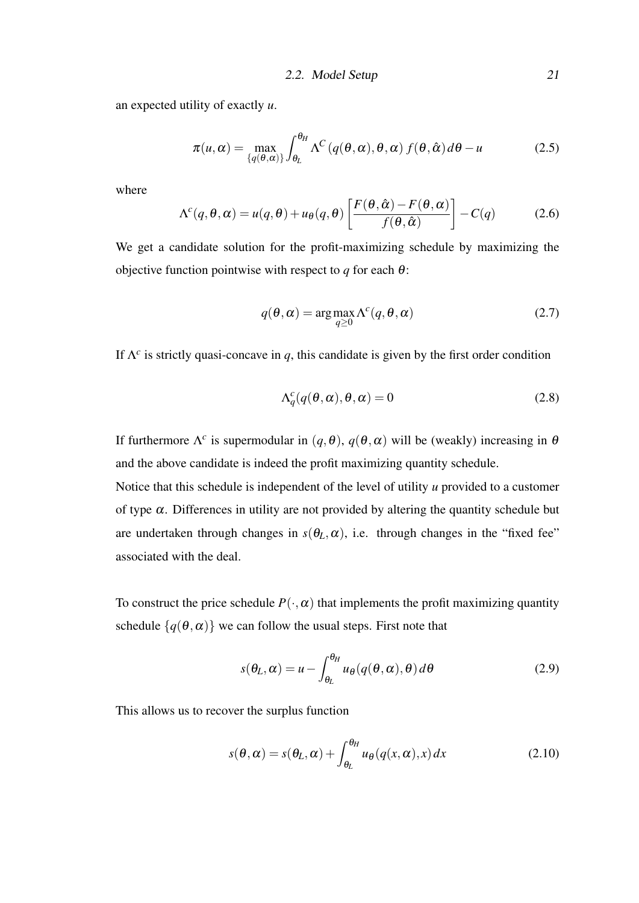an expected utility of exactly $u$.

$$\pi(u,\alpha) = \max_{\{q(\theta,\alpha)\}} \int_{\theta_L}^{\theta_H} \Lambda^C\left(q(\theta,\alpha),\theta,\alpha\right) f(\theta,\hat{\alpha})\, d\theta - u \tag{2.5}$$

where

$$\Lambda^c(q,\theta,\alpha) = u(q,\theta) + u_\theta(q,\theta)\left[\frac{F(\theta,\hat{\alpha}) - F(\theta,\alpha)}{f(\theta,\hat{\alpha})}\right] - C(q) \tag{2.6}$$

We get a candidate solution for the profit-maximizing schedule by maximizing the objective function pointwise with respect to $q$ for each $\theta$:

$$q(\theta,\alpha) = \arg\max_{q\geq 0} \Lambda^c(q,\theta,\alpha) \tag{2.7}$$

If $\Lambda^c$ is strictly quasi-concave in $q$, this candidate is given by the first order condition

$$\Lambda^c_q(q(\theta,\alpha),\theta,\alpha) = 0 \tag{2.8}$$

If furthermore $\Lambda^c$ is supermodular in $(q,\theta)$, $q(\theta,\alpha)$ will be (weakly) increasing in $\theta$ and the above candidate is indeed the profit maximizing quantity schedule.
Notice that this schedule is independent of the level of utility $u$ provided to a customer of type $\alpha$. Differences in utility are not provided by altering the quantity schedule but are undertaken through changes in $s(\theta_L,\alpha)$, i.e. through changes in the "fixed fee" associated with the deal.

To construct the price schedule $P(\cdot,\alpha)$ that implements the profit maximizing quantity schedule $\{q(\theta,\alpha)\}$ we can follow the usual steps. First note that

$$s(\theta_L,\alpha) = u - \int_{\theta_L}^{\theta_H} u_\theta(q(\theta,\alpha),\theta)\, d\theta \tag{2.9}$$

This allows us to recover the surplus function

$$s(\theta,\alpha) = s(\theta_L,\alpha) + \int_{\theta_L}^{\theta_H} u_\theta(q(x,\alpha),x)\, dx \tag{2.10}$$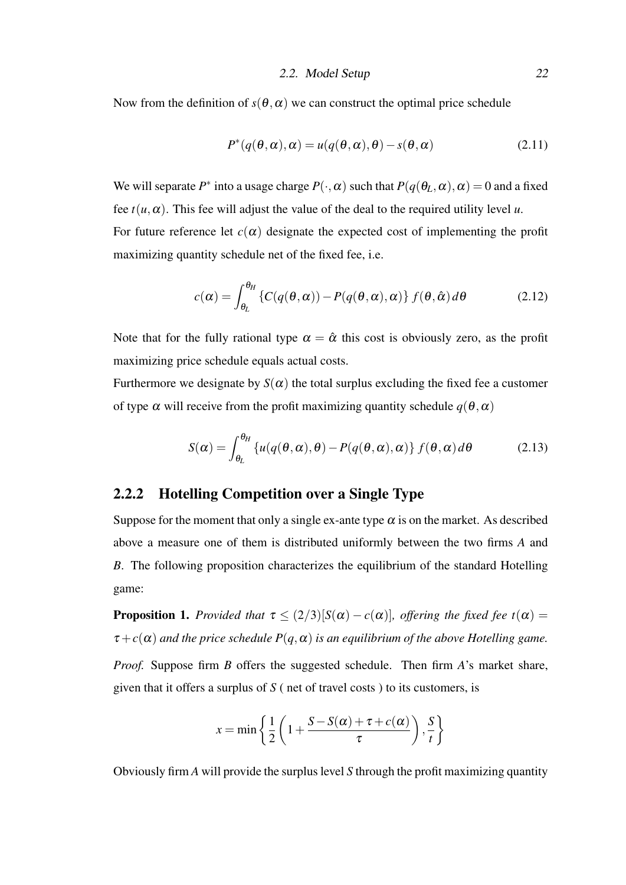Now from the definition of $s(\theta, \alpha)$ we can construct the optimal price schedule

$$P^*(q(\theta,\alpha),\alpha) = u(q(\theta,\alpha),\theta) - s(\theta,\alpha) \tag{2.11}$$

We will separate $P^*$ into a usage charge $P(\cdot,\alpha)$ such that $P(q(\theta_L,\alpha),\alpha) = 0$ and a fixed fee $t(u,\alpha)$. This fee will adjust the value of the deal to the required utility level $u$.

For future reference let $c(\alpha)$ designate the expected cost of implementing the profit maximizing quantity schedule net of the fixed fee, i.e.

$$c(\alpha) = \int_{\theta_L}^{\theta_H} \{C(q(\theta,\alpha)) - P(q(\theta,\alpha),\alpha)\} f(\theta,\hat{\alpha})\, d\theta \tag{2.12}$$

Note that for the fully rational type $\alpha = \hat{\alpha}$ this cost is obviously zero, as the profit maximizing price schedule equals actual costs.

Furthermore we designate by $S(\alpha)$ the total surplus excluding the fixed fee a customer of type $\alpha$ will receive from the profit maximizing quantity schedule $q(\theta,\alpha)$

$$S(\alpha) = \int_{\theta_L}^{\theta_H} \{u(q(\theta,\alpha),\theta) - P(q(\theta,\alpha),\alpha)\} f(\theta,\alpha)\, d\theta \tag{2.13}$$

### 2.2.2 Hotelling Competition over a Single Type

Suppose for the moment that only a single ex-ante type $\alpha$ is on the market. As described above a measure one of them is distributed uniformly between the two firms $A$ and $B$. The following proposition characterizes the equilibrium of the standard Hotelling game:

**Proposition 1.** *Provided that $\tau \leq (2/3)[S(\alpha) - c(\alpha)]$, offering the fixed fee $t(\alpha) = \tau + c(\alpha)$ and the price schedule $P(q,\alpha)$ is an equilibrium of the above Hotelling game.*

*Proof.* Suppose firm $B$ offers the suggested schedule. Then firm $A$'s market share, given that it offers a surplus of $S$ ( net of travel costs ) to its customers, is

$$x = \min\left\{\frac{1}{2}\left(1 + \frac{S - S(\alpha) + \tau + c(\alpha)}{\tau}\right), \frac{S}{t}\right\}$$

Obviously firm $A$ will provide the surplus level $S$ through the profit maximizing quantity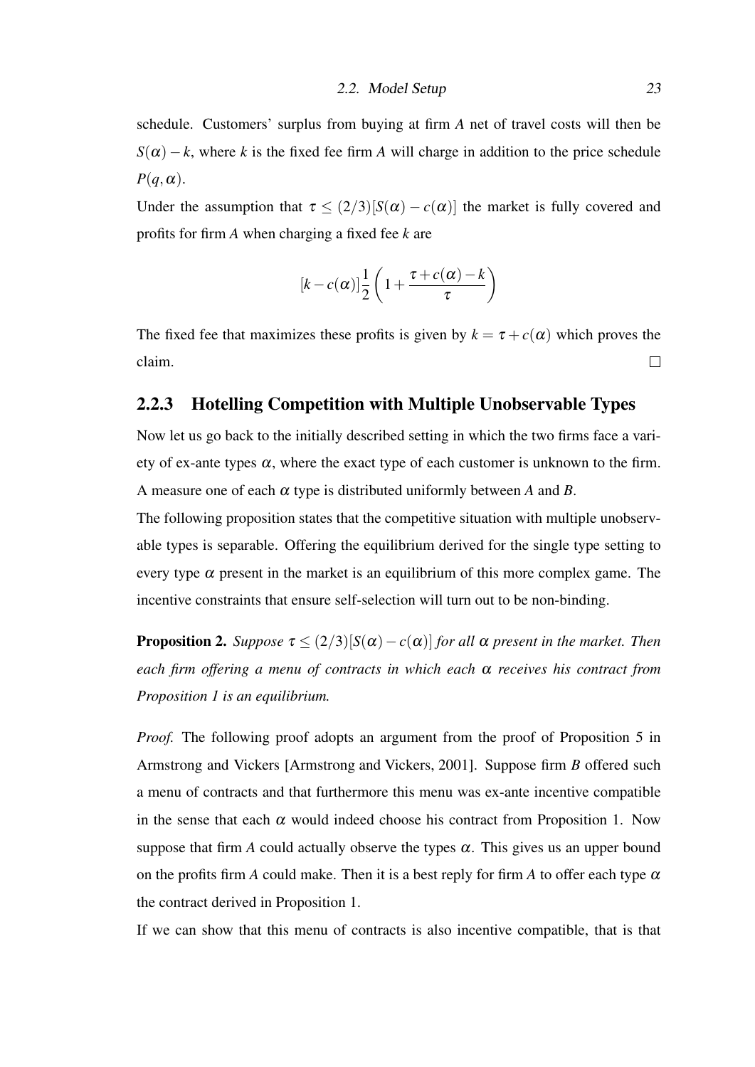schedule. Customers' surplus from buying at firm $A$ net of travel costs will then be $S(\alpha) - k$, where $k$ is the fixed fee firm $A$ will charge in addition to the price schedule $P(q, \alpha)$.

Under the assumption that $\tau \leq (2/3)[S(\alpha) - c(\alpha)]$ the market is fully covered and profits for firm $A$ when charging a fixed fee $k$ are

$$[k - c(\alpha)]\frac{1}{2}\left(1 + \frac{\tau + c(\alpha) - k}{\tau}\right)$$

The fixed fee that maximizes these profits is given by $k = \tau + c(\alpha)$ which proves the claim. □

### 2.2.3 Hotelling Competition with Multiple Unobservable Types

Now let us go back to the initially described setting in which the two firms face a variety of ex-ante types $\alpha$, where the exact type of each customer is unknown to the firm. A measure one of each $\alpha$ type is distributed uniformly between $A$ and $B$.

The following proposition states that the competitive situation with multiple unobservable types is separable. Offering the equilibrium derived for the single type setting to every type $\alpha$ present in the market is an equilibrium of this more complex game. The incentive constraints that ensure self-selection will turn out to be non-binding.

**Proposition 2.** *Suppose $\tau \leq (2/3)[S(\alpha) - c(\alpha)]$ for all $\alpha$ present in the market. Then each firm offering a menu of contracts in which each $\alpha$ receives his contract from Proposition 1 is an equilibrium.*

*Proof.* The following proof adopts an argument from the proof of Proposition 5 in Armstrong and Vickers [Armstrong and Vickers, 2001]. Suppose firm $B$ offered such a menu of contracts and that furthermore this menu was ex-ante incentive compatible in the sense that each $\alpha$ would indeed choose his contract from Proposition 1. Now suppose that firm $A$ could actually observe the types $\alpha$. This gives us an upper bound on the profits firm $A$ could make. Then it is a best reply for firm $A$ to offer each type $\alpha$ the contract derived in Proposition 1.

If we can show that this menu of contracts is also incentive compatible, that is that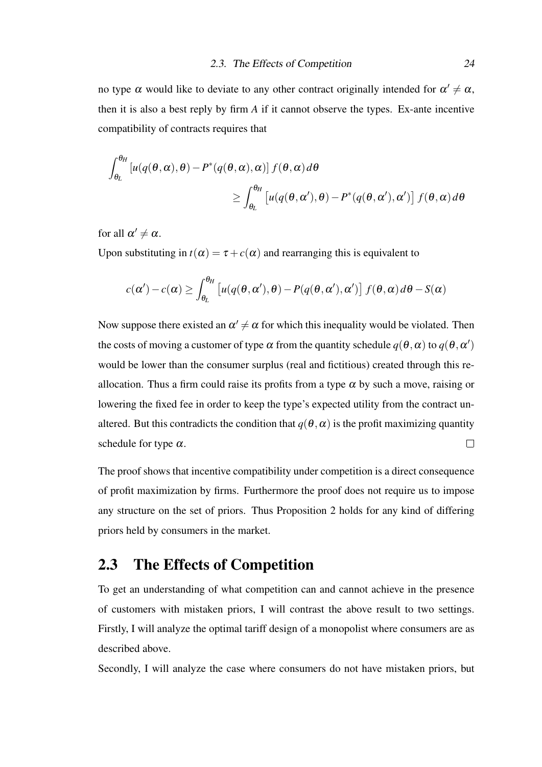no type $\alpha$ would like to deviate to any other contract originally intended for $\alpha' \neq \alpha$, then it is also a best reply by firm $A$ if it cannot observe the types. Ex-ante incentive compatibility of contracts requires that

$$\int_{\theta_L}^{\theta_H} \left[u(q(\theta,\alpha),\theta) - P^*(q(\theta,\alpha),\alpha)\right] f(\theta,\alpha)\, d\theta \\ \geq \int_{\theta_L}^{\theta_H} \left[u(q(\theta,\alpha'),\theta) - P^*(q(\theta,\alpha'),\alpha')\right] f(\theta,\alpha)\, d\theta$$

for all $\alpha' \neq \alpha$.

Upon substituting in $t(\alpha) = \tau + c(\alpha)$ and rearranging this is equivalent to

$$c(\alpha') - c(\alpha) \geq \int_{\theta_L}^{\theta_H} \left[u(q(\theta,\alpha'),\theta) - P(q(\theta,\alpha'),\alpha')\right] f(\theta,\alpha)\, d\theta - S(\alpha)$$

Now suppose there existed an $\alpha' \neq \alpha$ for which this inequality would be violated. Then the costs of moving a customer of type $\alpha$ from the quantity schedule $q(\theta,\alpha)$ to $q(\theta,\alpha')$ would be lower than the consumer surplus (real and fictitious) created through this reallocation. Thus a firm could raise its profits from a type $\alpha$ by such a move, raising or lowering the fixed fee in order to keep the type's expected utility from the contract unaltered. But this contradicts the condition that $q(\theta,\alpha)$ is the profit maximizing quantity schedule for type $\alpha$. $\square$

The proof shows that incentive compatibility under competition is a direct consequence of profit maximization by firms. Furthermore the proof does not require us to impose any structure on the set of priors. Thus Proposition 2 holds for any kind of differing priors held by consumers in the market.

## 2.3 The Effects of Competition

To get an understanding of what competition can and cannot achieve in the presence of customers with mistaken priors, I will contrast the above result to two settings. Firstly, I will analyze the optimal tariff design of a monopolist where consumers are as described above.

Secondly, I will analyze the case where consumers do not have mistaken priors, but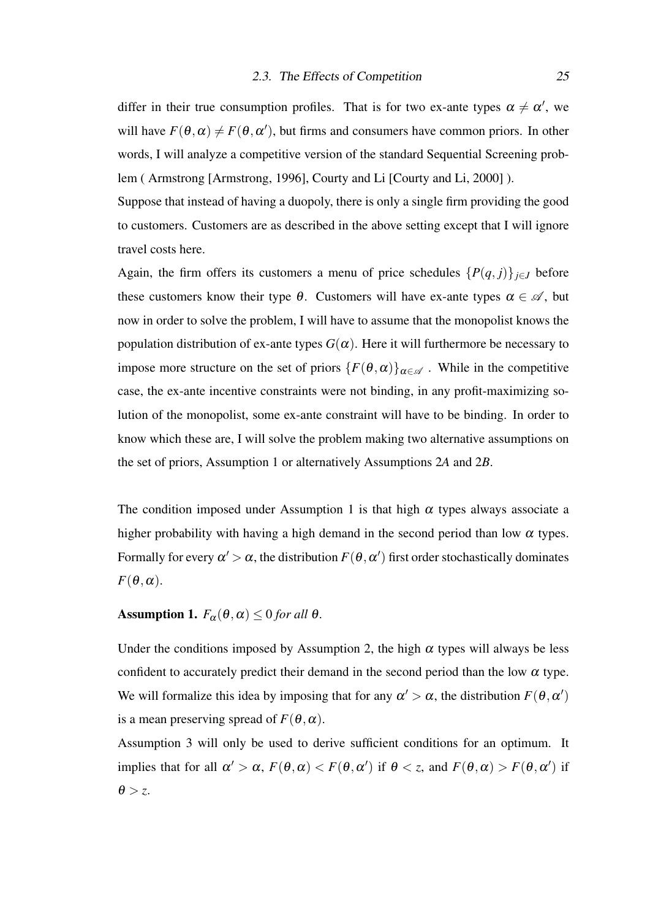differ in their true consumption profiles. That is for two ex-ante types $\alpha \neq \alpha'$, we will have $F(\theta,\alpha) \neq F(\theta,\alpha')$, but firms and consumers have common priors. In other words, I will analyze a competitive version of the standard Sequential Screening problem ( Armstrong [Armstrong, 1996], Courty and Li [Courty and Li, 2000] ).

Suppose that instead of having a duopoly, there is only a single firm providing the good to customers. Customers are as described in the above setting except that I will ignore travel costs here.

Again, the firm offers its customers a menu of price schedules $\{P(q,j)\}_{j\in J}$ before these customers know their type $\theta$. Customers will have ex-ante types $\alpha \in \mathscr{A}$, but now in order to solve the problem, I will have to assume that the monopolist knows the population distribution of ex-ante types $G(\alpha)$. Here it will furthermore be necessary to impose more structure on the set of priors $\{F(\theta,\alpha)\}_{\alpha\in\mathscr{A}}$ . While in the competitive case, the ex-ante incentive constraints were not binding, in any profit-maximizing solution of the monopolist, some ex-ante constraint will have to be binding. In order to know which these are, I will solve the problem making two alternative assumptions on the set of priors, Assumption 1 or alternatively Assumptions 2*A* and 2*B*.

The condition imposed under Assumption 1 is that high $\alpha$ types always associate a higher probability with having a high demand in the second period than low $\alpha$ types. Formally for every $\alpha' > \alpha$, the distribution $F(\theta,\alpha')$ first order stochastically dominates $F(\theta,\alpha)$.

**Assumption 1.** *$F_\alpha(\theta,\alpha) \leq 0$ for all $\theta$.*

Under the conditions imposed by Assumption 2, the high $\alpha$ types will always be less confident to accurately predict their demand in the second period than the low $\alpha$ type. We will formalize this idea by imposing that for any $\alpha' > \alpha$, the distribution $F(\theta,\alpha')$ is a mean preserving spread of $F(\theta,\alpha)$.

Assumption 3 will only be used to derive sufficient conditions for an optimum. It implies that for all $\alpha' > \alpha$, $F(\theta,\alpha) < F(\theta,\alpha')$ if $\theta < z$, and $F(\theta,\alpha) > F(\theta,\alpha')$ if $\theta > z$.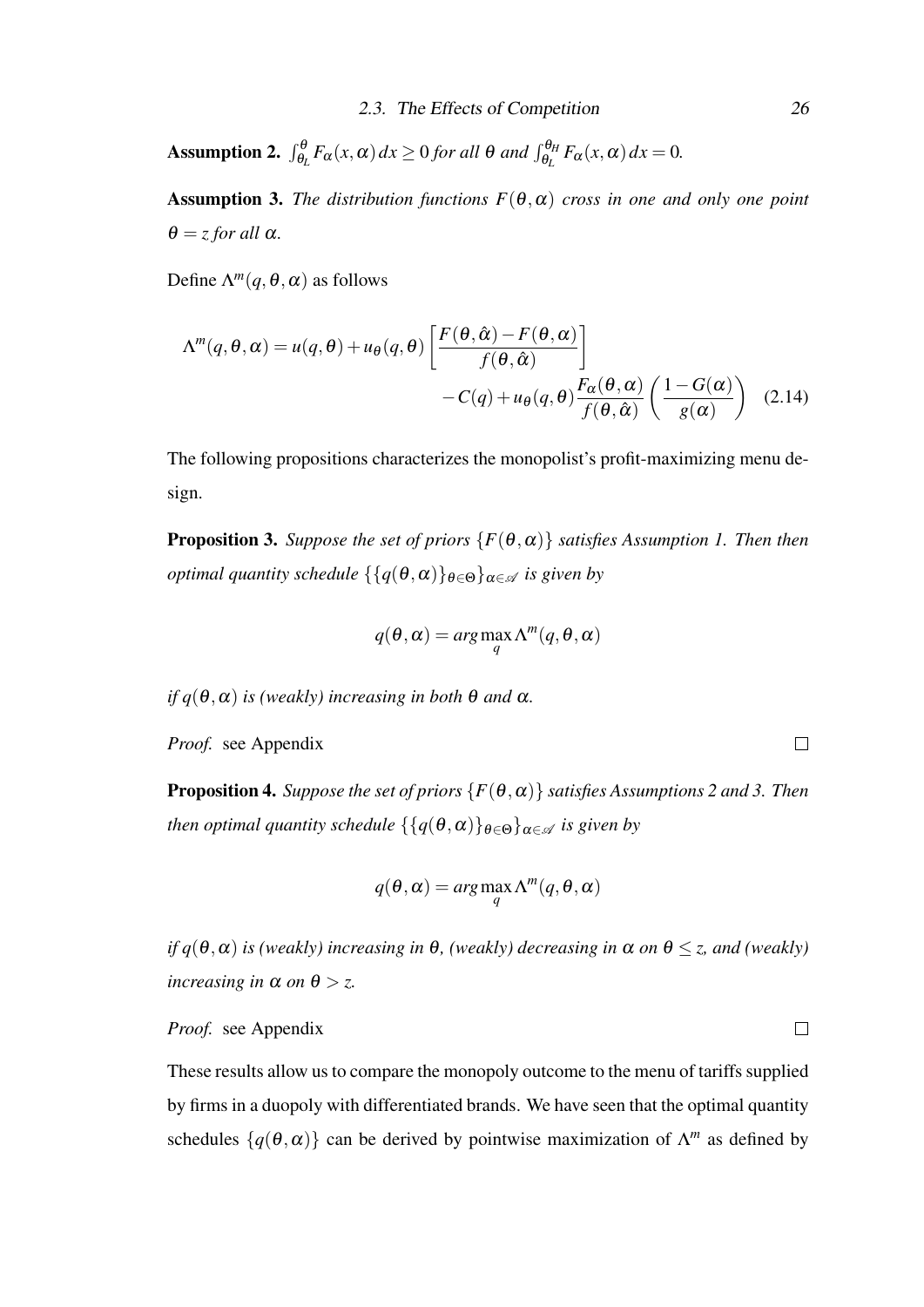**Assumption 2.** *$\int_{\theta_L}^{\theta} F_\alpha(x,\alpha)\,dx \geq 0$ for all $\theta$ and $\int_{\theta_L}^{\theta_H} F_\alpha(x,\alpha)\,dx = 0$.*

**Assumption 3.** *The distribution functions $F(\theta,\alpha)$ cross in one and only one point $\theta = z$ for all $\alpha$.*

Define $\Lambda^m(q,\theta,\alpha)$ as follows

$$\Lambda^m(q,\theta,\alpha) = u(q,\theta) + u_\theta(q,\theta)\left[\frac{F(\theta,\hat{\alpha}) - F(\theta,\alpha)}{f(\theta,\hat{\alpha})}\right] - C(q) + u_\theta(q,\theta)\frac{F_\alpha(\theta,\alpha)}{f(\theta,\hat{\alpha})}\left(\frac{1-G(\alpha)}{g(\alpha)}\right) \quad (2.14)$$

The following propositions characterizes the monopolist's profit-maximizing menu design.

**Proposition 3.** *Suppose the set of priors $\{F(\theta,\alpha)\}$ satisfies Assumption 1. Then then optimal quantity schedule $\{\{q(\theta,\alpha)\}_{\theta\in\Theta}\}_{\alpha\in\mathscr{A}}$ is given by*

$$q(\theta,\alpha) = arg\max_q \Lambda^m(q,\theta,\alpha)$$

*if $q(\theta,\alpha)$ is (weakly) increasing in both $\theta$ and $\alpha$.*

*Proof.* see Appendix ◻

**Proposition 4.** *Suppose the set of priors $\{F(\theta,\alpha)\}$ satisfies Assumptions 2 and 3. Then then optimal quantity schedule $\{\{q(\theta,\alpha)\}_{\theta\in\Theta}\}_{\alpha\in\mathscr{A}}$ is given by*

$$q(\theta,\alpha) = arg\max_q \Lambda^m(q,\theta,\alpha)$$

*if $q(\theta,\alpha)$ is (weakly) increasing in $\theta$, (weakly) decreasing in $\alpha$ on $\theta \leq z$, and (weakly) increasing in $\alpha$ on $\theta > z$.*

*Proof.* see Appendix ◻

These results allow us to compare the monopoly outcome to the menu of tariffs supplied by firms in a duopoly with differentiated brands. We have seen that the optimal quantity schedules $\{q(\theta,\alpha)\}$ can be derived by pointwise maximization of $\Lambda^m$ as defined by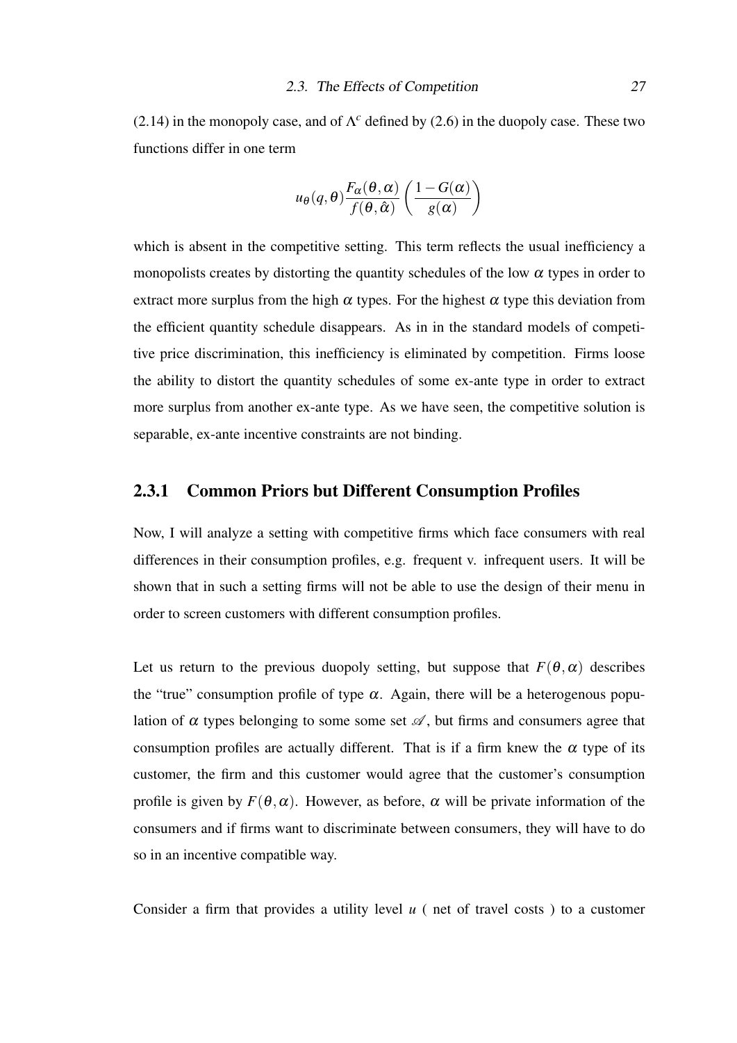(2.14) in the monopoly case, and of $\Lambda^c$ defined by (2.6) in the duopoly case. These two functions differ in one term

$$u_\theta(q,\theta)\frac{F_\alpha(\theta,\alpha)}{f(\theta,\hat{\alpha})}\left(\frac{1-G(\alpha)}{g(\alpha)}\right)$$

which is absent in the competitive setting. This term reflects the usual inefficiency a monopolists creates by distorting the quantity schedules of the low $\alpha$ types in order to extract more surplus from the high $\alpha$ types. For the highest $\alpha$ type this deviation from the efficient quantity schedule disappears. As in in the standard models of competitive price discrimination, this inefficiency is eliminated by competition. Firms loose the ability to distort the quantity schedules of some ex-ante type in order to extract more surplus from another ex-ante type. As we have seen, the competitive solution is separable, ex-ante incentive constraints are not binding.

### 2.3.1 Common Priors but Different Consumption Profiles

Now, I will analyze a setting with competitive firms which face consumers with real differences in their consumption profiles, e.g. frequent v. infrequent users. It will be shown that in such a setting firms will not be able to use the design of their menu in order to screen customers with different consumption profiles.

Let us return to the previous duopoly setting, but suppose that $F(\theta,\alpha)$ describes the "true" consumption profile of type $\alpha$. Again, there will be a heterogenous population of $\alpha$ types belonging to some some set $\mathscr{A}$, but firms and consumers agree that consumption profiles are actually different. That is if a firm knew the $\alpha$ type of its customer, the firm and this customer would agree that the customer's consumption profile is given by $F(\theta,\alpha)$. However, as before, $\alpha$ will be private information of the consumers and if firms want to discriminate between consumers, they will have to do so in an incentive compatible way.

Consider a firm that provides a utility level $u$ ( net of travel costs ) to a customer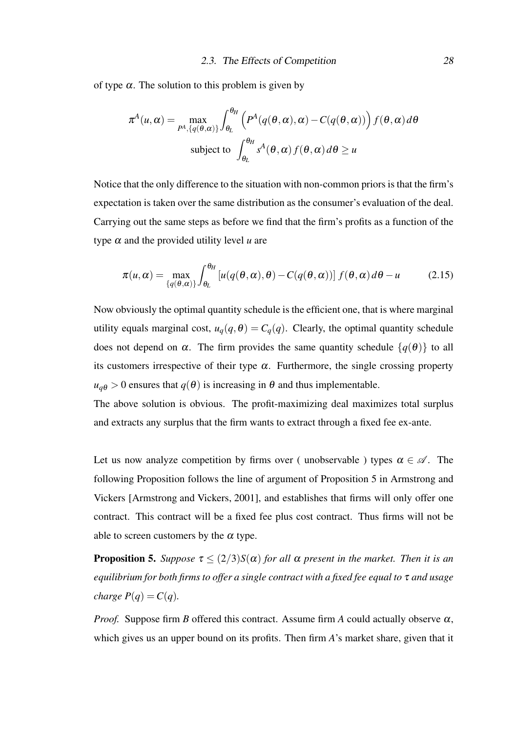of type $\alpha$. The solution to this problem is given by

$$\pi^A(u,\alpha) = \max_{P^A,\{q(\theta,\alpha)\}} \int_{\theta_L}^{\theta_H} \Big( P^A(q(\theta,\alpha),\alpha) - C(q(\theta,\alpha)) \Big) f(\theta,\alpha)\, d\theta$$

$$\text{subject to } \int_{\theta_L}^{\theta_H} s^A(\theta,\alpha) f(\theta,\alpha)\, d\theta \geq u$$

Notice that the only difference to the situation with non-common priors is that the firm's expectation is taken over the same distribution as the consumer's evaluation of the deal. Carrying out the same steps as before we find that the firm's profits as a function of the type $\alpha$ and the provided utility level $u$ are

$$\pi(u,\alpha) = \max_{\{q(\theta,\alpha)\}} \int_{\theta_L}^{\theta_H} \left[ u(q(\theta,\alpha),\theta) - C(q(\theta,\alpha)) \right] f(\theta,\alpha)\, d\theta - u \tag{2.15}$$

Now obviously the optimal quantity schedule is the efficient one, that is where marginal utility equals marginal cost, $u_q(q,\theta) = C_q(q)$. Clearly, the optimal quantity schedule does not depend on $\alpha$. The firm provides the same quantity schedule $\{q(\theta)\}$ to all its customers irrespective of their type $\alpha$. Furthermore, the single crossing property $u_{q\theta} > 0$ ensures that $q(\theta)$ is increasing in $\theta$ and thus implementable.
The above solution is obvious. The profit-maximizing deal maximizes total surplus and extracts any surplus that the firm wants to extract through a fixed fee ex-ante.

Let us now analyze competition by firms over ( unobservable ) types $\alpha \in \mathscr{A}$. The following Proposition follows the line of argument of Proposition 5 in Armstrong and Vickers [Armstrong and Vickers, 2001], and establishes that firms will only offer one contract. This contract will be a fixed fee plus cost contract. Thus firms will not be able to screen customers by the $\alpha$ type.

**Proposition 5.** *Suppose $\tau \leq (2/3)S(\alpha)$ for all $\alpha$ present in the market. Then it is an equilibrium for both firms to offer a single contract with a fixed fee equal to $\tau$ and usage charge $P(q) = C(q)$.*

*Proof.* Suppose firm $B$ offered this contract. Assume firm $A$ could actually observe $\alpha$, which gives us an upper bound on its profits. Then firm $A$'s market share, given that it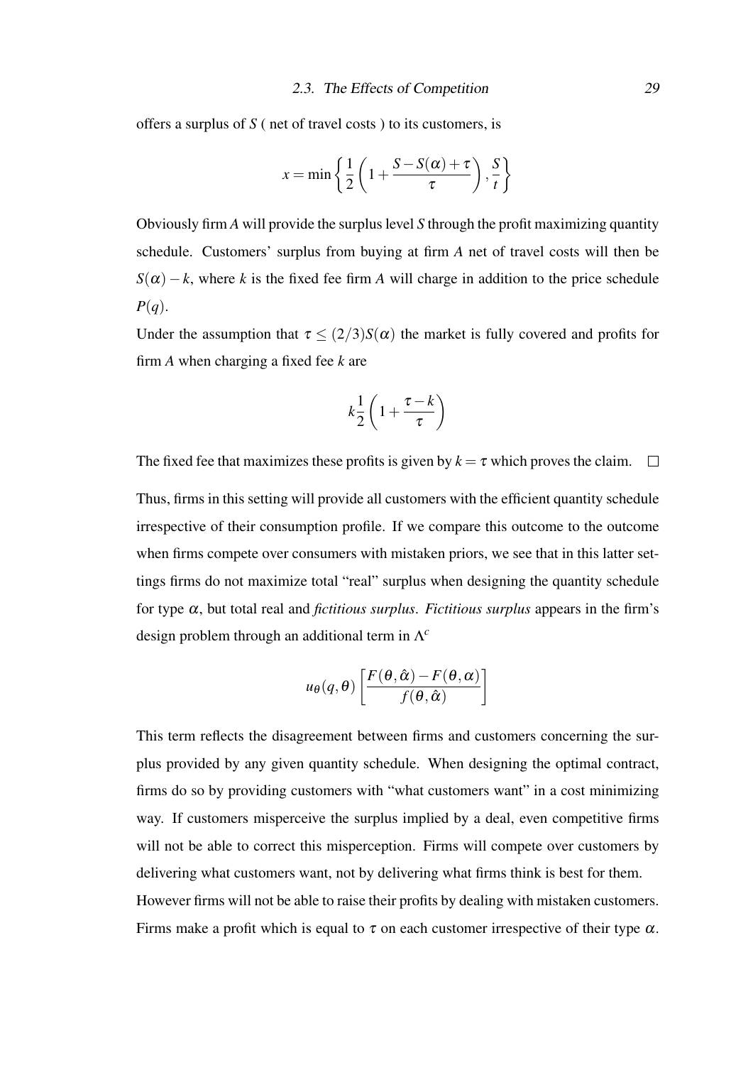offers a surplus of $S$ ( net of travel costs ) to its customers, is

$$x = \min\left\{ \frac{1}{2}\left(1 + \frac{S - S(\alpha) + \tau}{\tau}\right), \frac{S}{t} \right\}$$

Obviously firm $A$ will provide the surplus level $S$ through the profit maximizing quantity schedule. Customers' surplus from buying at firm $A$ net of travel costs will then be $S(\alpha) - k$, where $k$ is the fixed fee firm $A$ will charge in addition to the price schedule $P(q)$.

Under the assumption that $\tau \leq (2/3)S(\alpha)$ the market is fully covered and profits for firm $A$ when charging a fixed fee $k$ are

$$k\frac{1}{2}\left(1 + \frac{\tau - k}{\tau}\right)$$

The fixed fee that maximizes these profits is given by $k = \tau$ which proves the claim. $\square$

Thus, firms in this setting will provide all customers with the efficient quantity schedule irrespective of their consumption profile. If we compare this outcome to the outcome when firms compete over consumers with mistaken priors, we see that in this latter settings firms do not maximize total "real" surplus when designing the quantity schedule for type $\alpha$, but total real and *fictitious surplus*. *Fictitious surplus* appears in the firm's design problem through an additional term in $\Lambda^c$

$$u_\theta(q, \theta)\left[\frac{F(\theta, \hat{\alpha}) - F(\theta, \alpha)}{f(\theta, \hat{\alpha})}\right]$$

This term reflects the disagreement between firms and customers concerning the surplus provided by any given quantity schedule. When designing the optimal contract, firms do so by providing customers with "what customers want" in a cost minimizing way. If customers misperceive the surplus implied by a deal, even competitive firms will not be able to correct this misperception. Firms will compete over customers by delivering what customers want, not by delivering what firms think is best for them.

However firms will not be able to raise their profits by dealing with mistaken customers. Firms make a profit which is equal to $\tau$ on each customer irrespective of their type $\alpha$.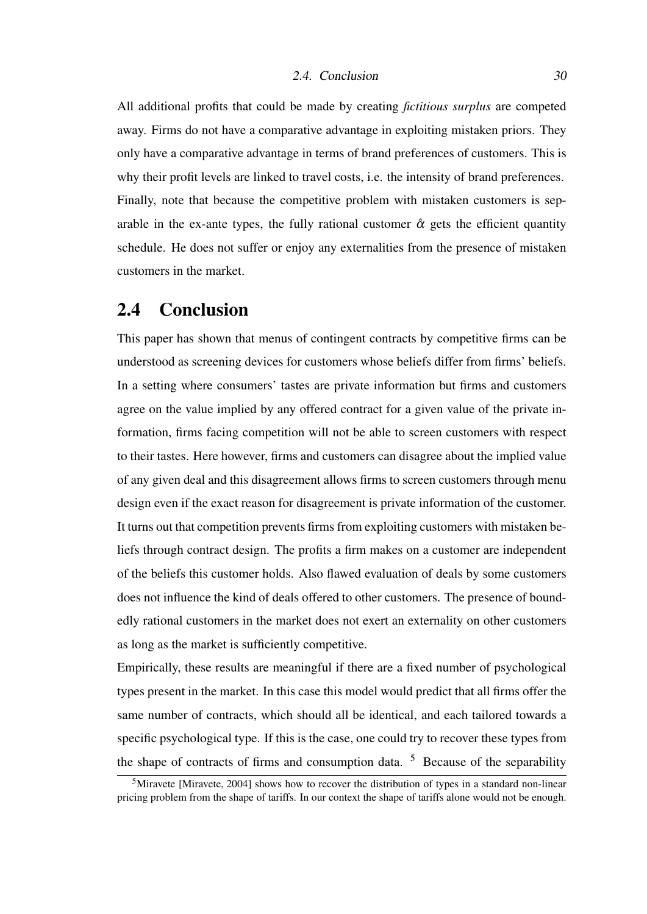All additional profits that could be made by creating *fictitious surplus* are competed away. Firms do not have a comparative advantage in exploiting mistaken priors. They only have a comparative advantage in terms of brand preferences of customers. This is why their profit levels are linked to travel costs, i.e. the intensity of brand preferences. Finally, note that because the competitive problem with mistaken customers is separable in the ex-ante types, the fully rational customer $\hat{\alpha}$ gets the efficient quantity schedule. He does not suffer or enjoy any externalities from the presence of mistaken customers in the market.

## 2.4 Conclusion

This paper has shown that menus of contingent contracts by competitive firms can be understood as screening devices for customers whose beliefs differ from firms' beliefs. In a setting where consumers' tastes are private information but firms and customers agree on the value implied by any offered contract for a given value of the private information, firms facing competition will not be able to screen customers with respect to their tastes. Here however, firms and customers can disagree about the implied value of any given deal and this disagreement allows firms to screen customers through menu design even if the exact reason for disagreement is private information of the customer. It turns out that competition prevents firms from exploiting customers with mistaken beliefs through contract design. The profits a firm makes on a customer are independent of the beliefs this customer holds. Also flawed evaluation of deals by some customers does not influence the kind of deals offered to other customers. The presence of boundedly rational customers in the market does not exert an externality on other customers as long as the market is sufficiently competitive.

Empirically, these results are meaningful if there are a fixed number of psychological types present in the market. In this case this model would predict that all firms offer the same number of contracts, which should all be identical, and each tailored towards a specific psychological type. If this is the case, one could try to recover these types from the shape of contracts of firms and consumption data. [5] Because of the separability

[5] Miravete [Miravete, 2004] shows how to recover the distribution of types in a standard non-linear pricing problem from the shape of tariffs. In our context the shape of tariffs alone would not be enough.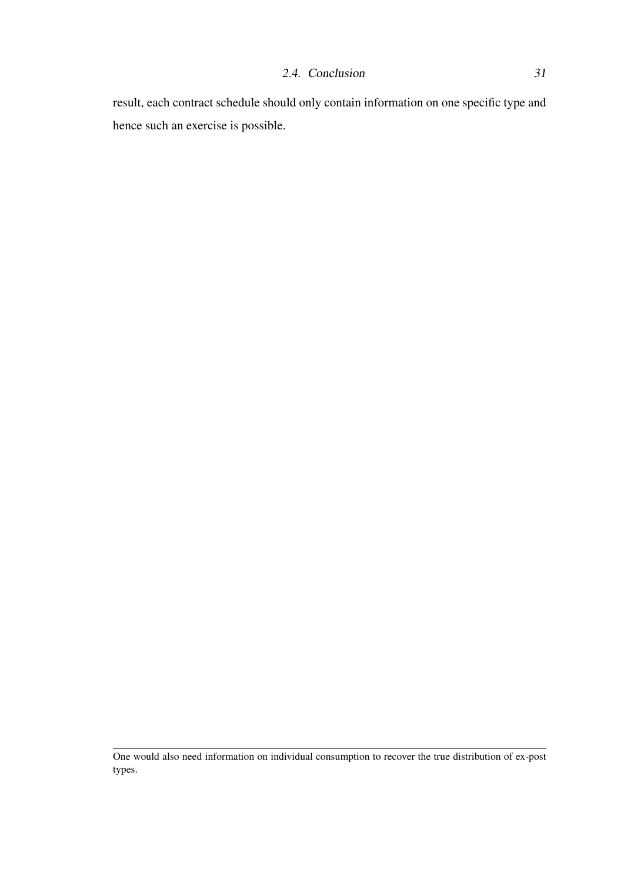result, each contract schedule should only contain information on one specific type and hence such an exercise is possible.

---

One would also need information on individual consumption to recover the true distribution of ex-post types.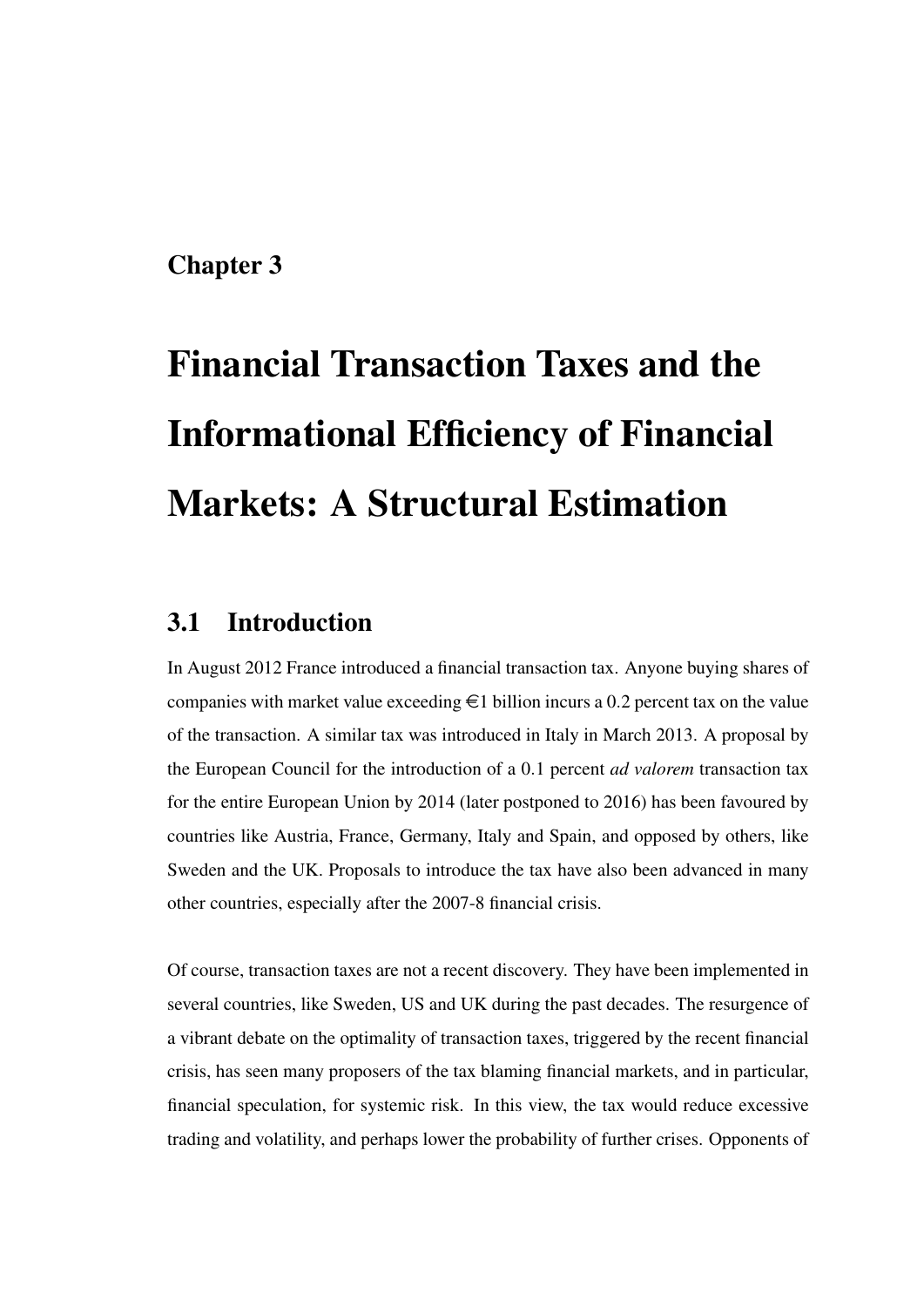Chapter 3

# Financial Transaction Taxes and the Informational Efficiency of Financial Markets: A Structural Estimation

## 3.1 Introduction

In August 2012 France introduced a financial transaction tax. Anyone buying shares of companies with market value exceeding €1 billion incurs a 0.2 percent tax on the value of the transaction. A similar tax was introduced in Italy in March 2013. A proposal by the European Council for the introduction of a 0.1 percent *ad valorem* transaction tax for the entire European Union by 2014 (later postponed to 2016) has been favoured by countries like Austria, France, Germany, Italy and Spain, and opposed by others, like Sweden and the UK. Proposals to introduce the tax have also been advanced in many other countries, especially after the 2007-8 financial crisis.

Of course, transaction taxes are not a recent discovery. They have been implemented in several countries, like Sweden, US and UK during the past decades. The resurgence of a vibrant debate on the optimality of transaction taxes, triggered by the recent financial crisis, has seen many proposers of the tax blaming financial markets, and in particular, financial speculation, for systemic risk. In this view, the tax would reduce excessive trading and volatility, and perhaps lower the probability of further crises. Opponents of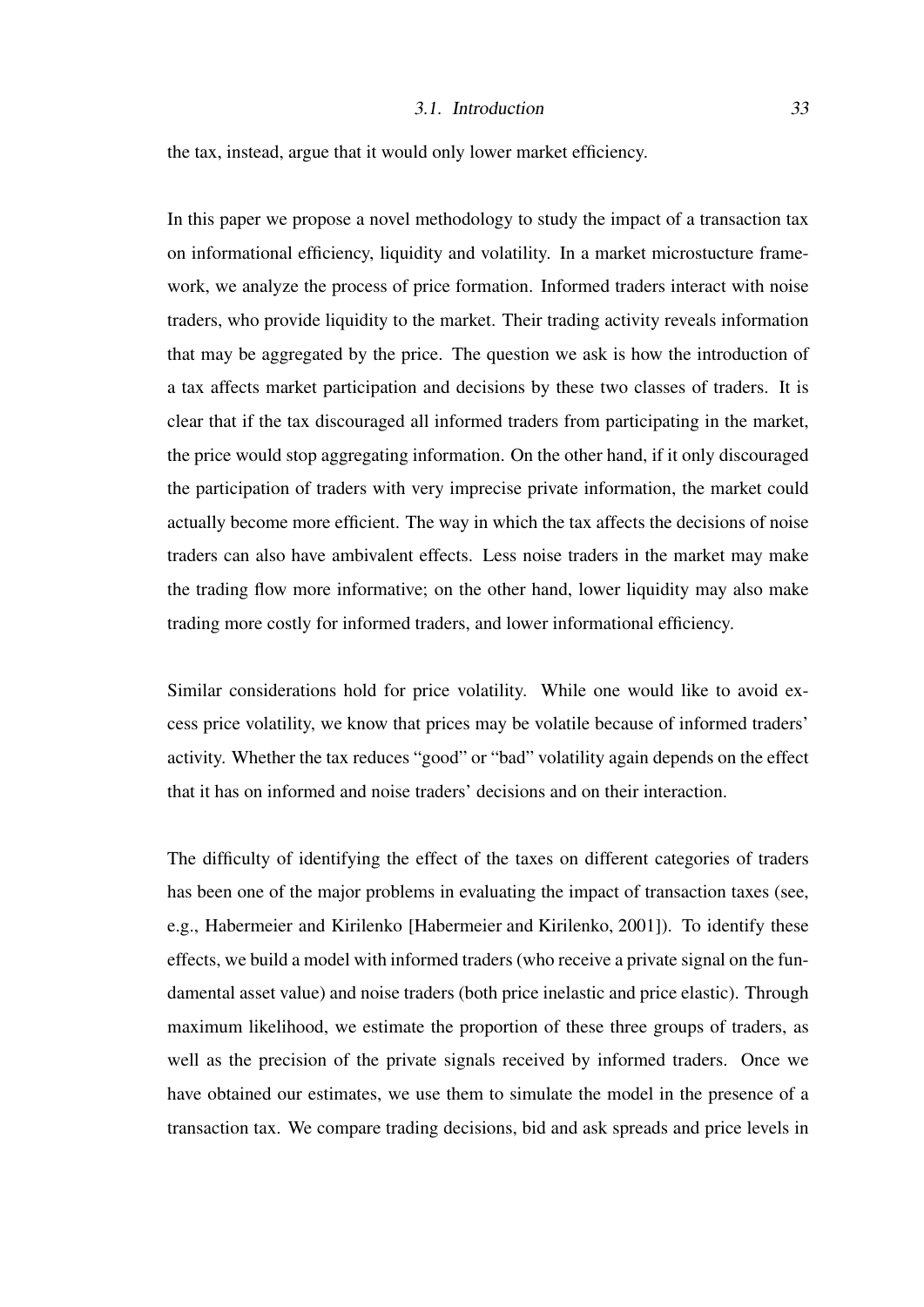the tax, instead, argue that it would only lower market efficiency.

In this paper we propose a novel methodology to study the impact of a transaction tax on informational efficiency, liquidity and volatility. In a market microstucture framework, we analyze the process of price formation. Informed traders interact with noise traders, who provide liquidity to the market. Their trading activity reveals information that may be aggregated by the price. The question we ask is how the introduction of a tax affects market participation and decisions by these two classes of traders. It is clear that if the tax discouraged all informed traders from participating in the market, the price would stop aggregating information. On the other hand, if it only discouraged the participation of traders with very imprecise private information, the market could actually become more efficient. The way in which the tax affects the decisions of noise traders can also have ambivalent effects. Less noise traders in the market may make the trading flow more informative; on the other hand, lower liquidity may also make trading more costly for informed traders, and lower informational efficiency.

Similar considerations hold for price volatility. While one would like to avoid excess price volatility, we know that prices may be volatile because of informed traders' activity. Whether the tax reduces "good" or "bad" volatility again depends on the effect that it has on informed and noise traders' decisions and on their interaction.

The difficulty of identifying the effect of the taxes on different categories of traders has been one of the major problems in evaluating the impact of transaction taxes (see, e.g., Habermeier and Kirilenko [Habermeier and Kirilenko, 2001]). To identify these effects, we build a model with informed traders (who receive a private signal on the fundamental asset value) and noise traders (both price inelastic and price elastic). Through maximum likelihood, we estimate the proportion of these three groups of traders, as well as the precision of the private signals received by informed traders. Once we have obtained our estimates, we use them to simulate the model in the presence of a transaction tax. We compare trading decisions, bid and ask spreads and price levels in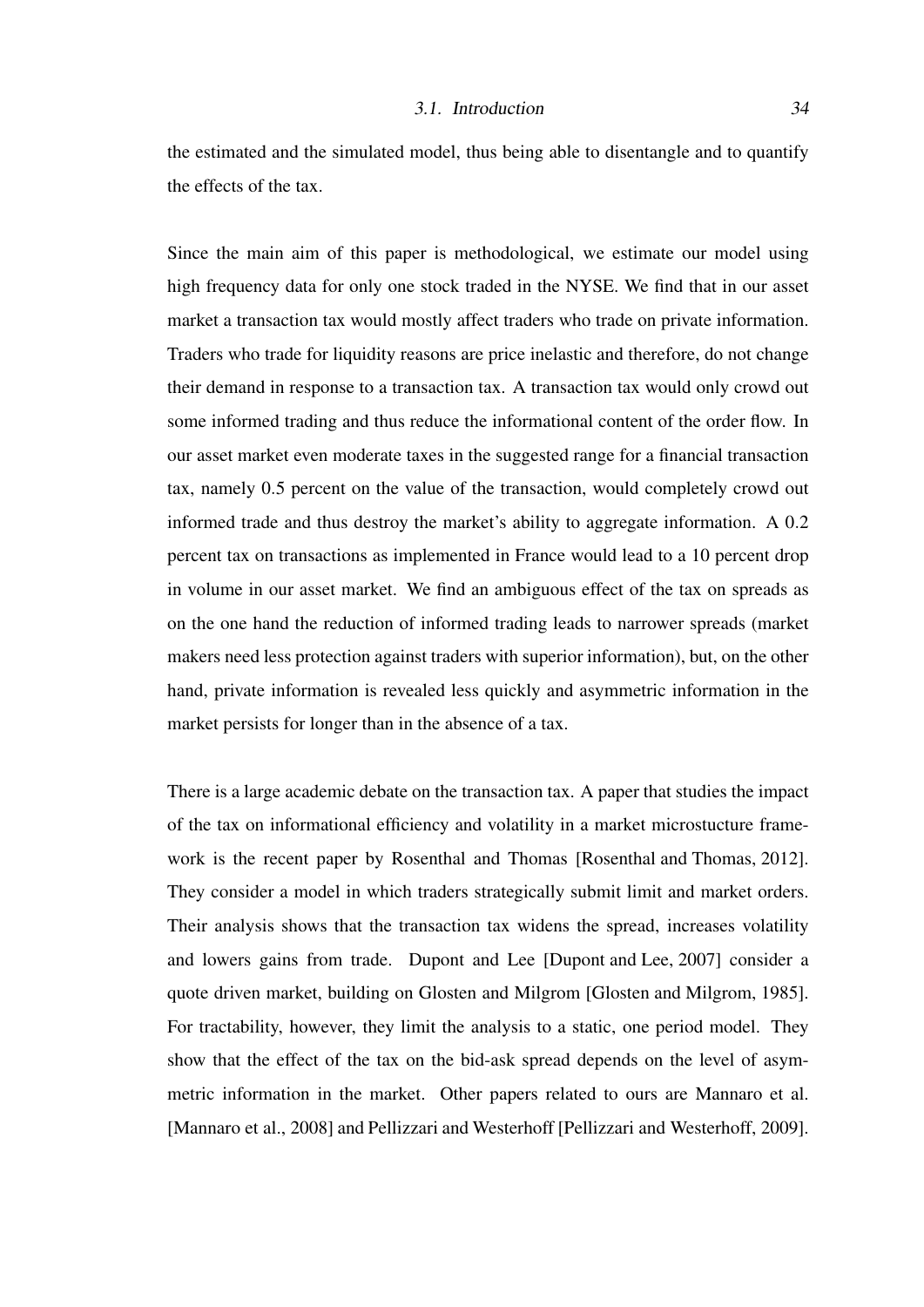the estimated and the simulated model, thus being able to disentangle and to quantify the effects of the tax.

Since the main aim of this paper is methodological, we estimate our model using high frequency data for only one stock traded in the NYSE. We find that in our asset market a transaction tax would mostly affect traders who trade on private information. Traders who trade for liquidity reasons are price inelastic and therefore, do not change their demand in response to a transaction tax. A transaction tax would only crowd out some informed trading and thus reduce the informational content of the order flow. In our asset market even moderate taxes in the suggested range for a financial transaction tax, namely 0.5 percent on the value of the transaction, would completely crowd out informed trade and thus destroy the market's ability to aggregate information. A 0.2 percent tax on transactions as implemented in France would lead to a 10 percent drop in volume in our asset market. We find an ambiguous effect of the tax on spreads as on the one hand the reduction of informed trading leads to narrower spreads (market makers need less protection against traders with superior information), but, on the other hand, private information is revealed less quickly and asymmetric information in the market persists for longer than in the absence of a tax.

There is a large academic debate on the transaction tax. A paper that studies the impact of the tax on informational efficiency and volatility in a market microstucture framework is the recent paper by Rosenthal and Thomas [Rosenthal and Thomas, 2012]. They consider a model in which traders strategically submit limit and market orders. Their analysis shows that the transaction tax widens the spread, increases volatility and lowers gains from trade. Dupont and Lee [Dupont and Lee, 2007] consider a quote driven market, building on Glosten and Milgrom [Glosten and Milgrom, 1985]. For tractability, however, they limit the analysis to a static, one period model. They show that the effect of the tax on the bid-ask spread depends on the level of asymmetric information in the market. Other papers related to ours are Mannaro et al. [Mannaro et al., 2008] and Pellizzari and Westerhoff [Pellizzari and Westerhoff, 2009].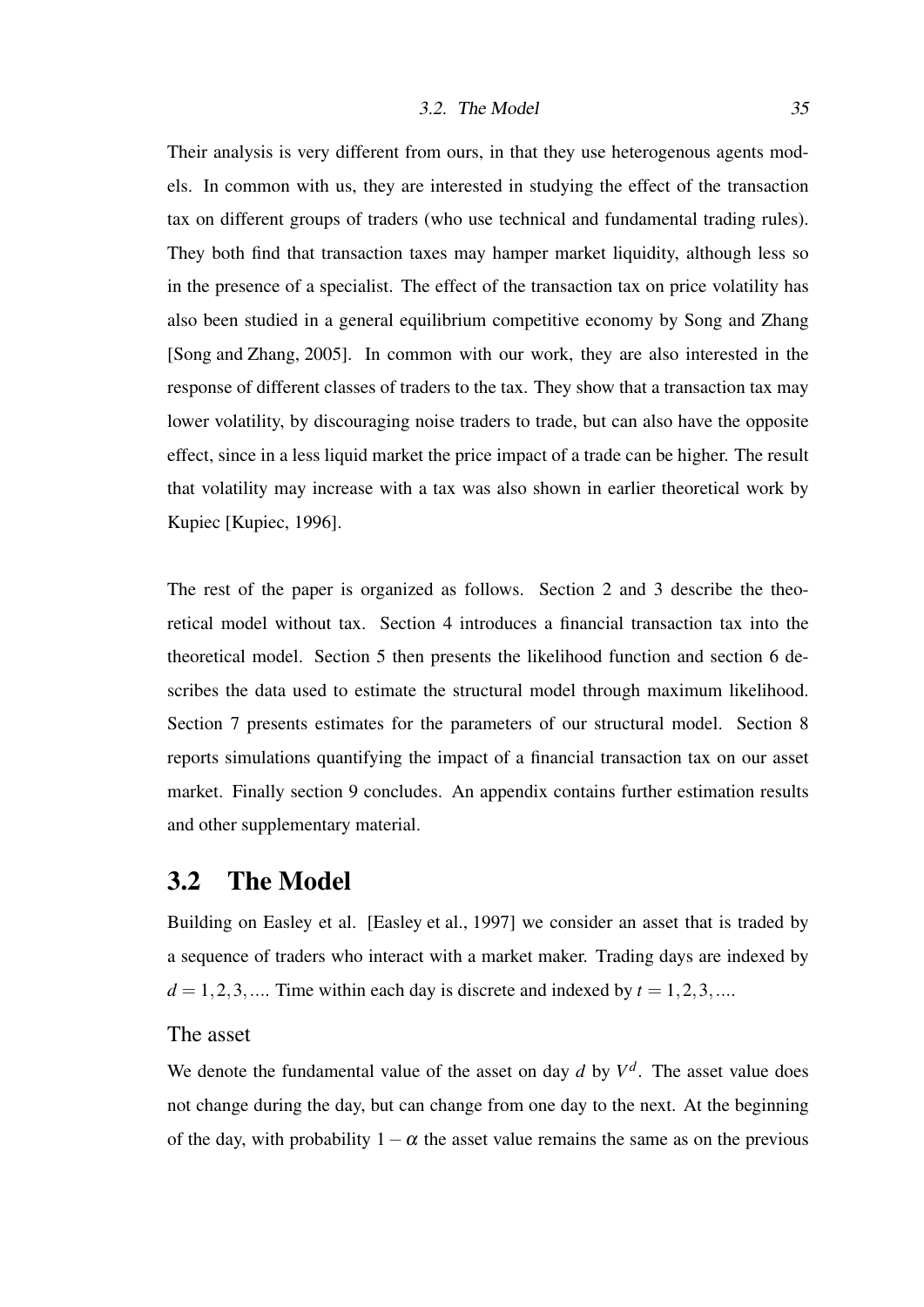Their analysis is very different from ours, in that they use heterogenous agents models. In common with us, they are interested in studying the effect of the transaction tax on different groups of traders (who use technical and fundamental trading rules). They both find that transaction taxes may hamper market liquidity, although less so in the presence of a specialist. The effect of the transaction tax on price volatility has also been studied in a general equilibrium competitive economy by Song and Zhang [Song and Zhang, 2005]. In common with our work, they are also interested in the response of different classes of traders to the tax. They show that a transaction tax may lower volatility, by discouraging noise traders to trade, but can also have the opposite effect, since in a less liquid market the price impact of a trade can be higher. The result that volatility may increase with a tax was also shown in earlier theoretical work by Kupiec [Kupiec, 1996].

The rest of the paper is organized as follows. Section 2 and 3 describe the theoretical model without tax. Section 4 introduces a financial transaction tax into the theoretical model. Section 5 then presents the likelihood function and section 6 describes the data used to estimate the structural model through maximum likelihood. Section 7 presents estimates for the parameters of our structural model. Section 8 reports simulations quantifying the impact of a financial transaction tax on our asset market. Finally section 9 concludes. An appendix contains further estimation results and other supplementary material.

## 3.2 The Model

Building on Easley et al. [Easley et al., 1997] we consider an asset that is traded by a sequence of traders who interact with a market maker. Trading days are indexed by $d = 1, 2, 3, \ldots$. Time within each day is discrete and indexed by $t = 1, 2, 3, \ldots$.

### The asset

We denote the fundamental value of the asset on day $d$ by $V^d$. The asset value does not change during the day, but can change from one day to the next. At the beginning of the day, with probability $1 - \alpha$ the asset value remains the same as on the previous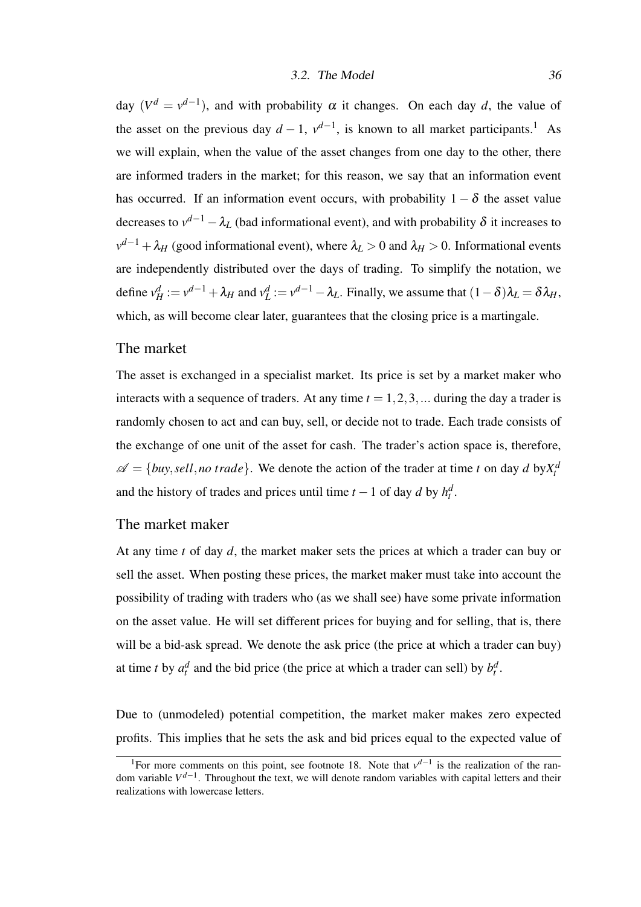day ($V^d = v^{d-1}$), and with probability $\alpha$ it changes. On each day $d$, the value of the asset on the previous day $d-1$, $v^{d-1}$, is known to all market participants.[1] As we will explain, when the value of the asset changes from one day to the other, there are informed traders in the market; for this reason, we say that an information event has occurred. If an information event occurs, with probability $1-\delta$ the asset value decreases to $v^{d-1} - \lambda_L$ (bad informational event), and with probability $\delta$ it increases to $v^{d-1} + \lambda_H$ (good informational event), where $\lambda_L > 0$ and $\lambda_H > 0$. Informational events are independently distributed over the days of trading. To simplify the notation, we define $v_H^d := v^{d-1} + \lambda_H$ and $v_L^d := v^{d-1} - \lambda_L$. Finally, we assume that $(1-\delta)\lambda_L = \delta\lambda_H$, which, as will become clear later, guarantees that the closing price is a martingale.

## The market

The asset is exchanged in a specialist market. Its price is set by a market maker who interacts with a sequence of traders. At any time $t = 1, 2, 3, ...$ during the day a trader is randomly chosen to act and can buy, sell, or decide not to trade. Each trade consists of the exchange of one unit of the asset for cash. The trader's action space is, therefore, $\mathscr{A} = \{buy, sell, no\ trade\}$. We denote the action of the trader at time $t$ on day $d$ by$X_t^d$ and the history of trades and prices until time $t-1$ of day $d$ by $h_t^d$.

## The market maker

At any time $t$ of day $d$, the market maker sets the prices at which a trader can buy or sell the asset. When posting these prices, the market maker must take into account the possibility of trading with traders who (as we shall see) have some private information on the asset value. He will set different prices for buying and for selling, that is, there will be a bid-ask spread. We denote the ask price (the price at which a trader can buy) at time $t$ by $a_t^d$ and the bid price (the price at which a trader can sell) by $b_t^d$.

Due to (unmodeled) potential competition, the market maker makes zero expected profits. This implies that he sets the ask and bid prices equal to the expected value of

---

[1] For more comments on this point, see footnote 18. Note that $v^{d-1}$ is the realization of the random variable $V^{d-1}$. Throughout the text, we will denote random variables with capital letters and their realizations with lowercase letters.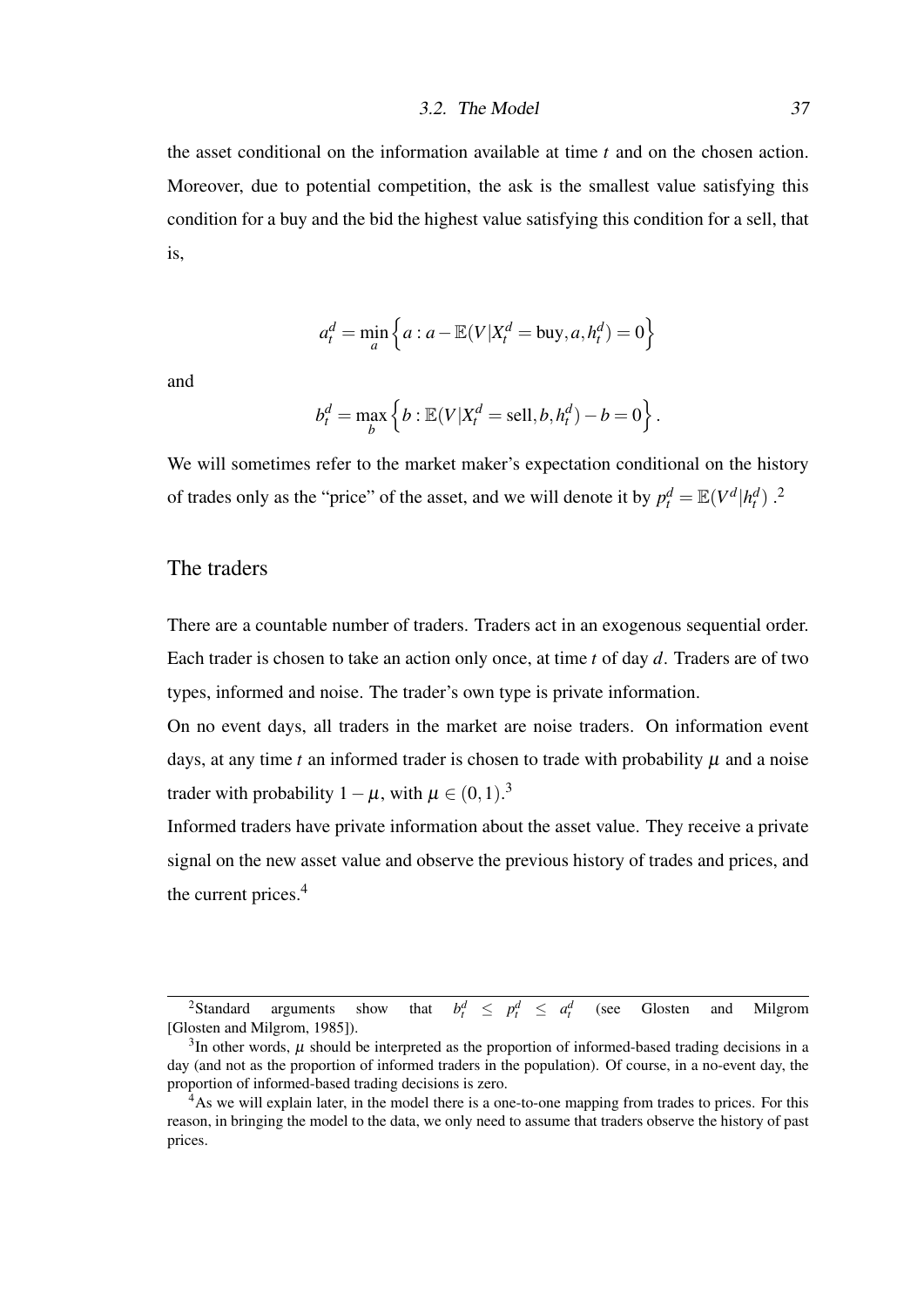the asset conditional on the information available at time $t$ and on the chosen action. Moreover, due to potential competition, the ask is the smallest value satisfying this condition for a buy and the bid the highest value satisfying this condition for a sell, that is,

$$a_t^d = \min_a \left\{ a : a - \mathbb{E}(V|X_t^d = \text{buy}, a, h_t^d) = 0 \right\}$$

and

$$b_t^d = \max_b \left\{ b : \mathbb{E}(V|X_t^d = \text{sell}, b, h_t^d) - b = 0 \right\}.$$

We will sometimes refer to the market maker's expectation conditional on the history of trades only as the "price" of the asset, and we will denote it by $p_t^d = \mathbb{E}(V^d|h_t^d)$ .[2]

## The traders

There are a countable number of traders. Traders act in an exogenous sequential order. Each trader is chosen to take an action only once, at time $t$ of day $d$. Traders are of two types, informed and noise. The trader's own type is private information.

On no event days, all traders in the market are noise traders. On information event days, at any time $t$ an informed trader is chosen to trade with probability $\mu$ and a noise trader with probability $1-\mu$, with $\mu \in (0,1)$.[3]

Informed traders have private information about the asset value. They receive a private signal on the new asset value and observe the previous history of trades and prices, and the current prices.[4]

---

[2] Standard arguments show that $b_t^d \leq p_t^d \leq a_t^d$ (see Glosten and Milgrom [Glosten and Milgrom, 1985]).

[3] In other words, $\mu$ should be interpreted as the proportion of informed-based trading decisions in a day (and not as the proportion of informed traders in the population). Of course, in a no-event day, the proportion of informed-based trading decisions is zero.

[4] As we will explain later, in the model there is a one-to-one mapping from trades to prices. For this reason, in bringing the model to the data, we only need to assume that traders observe the history of past prices.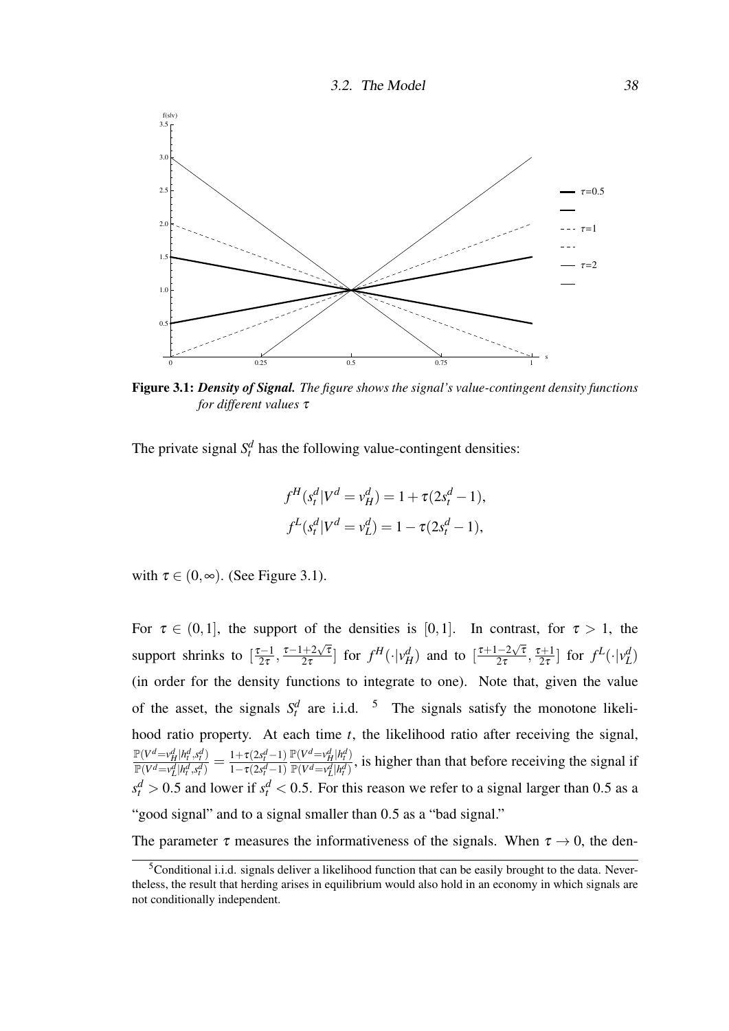**Figure 3.1:** ***Density of Signal.*** *The figure shows the signal's value-contingent density functions for different values* $\tau$

The private signal $S_t^d$ has the following value-contingent densities:

$$f^H(s_t^d|V^d = v_H^d) = 1 + \tau(2s_t^d - 1),$$
$$f^L(s_t^d|V^d = v_L^d) = 1 - \tau(2s_t^d - 1),$$

with $\tau \in (0, \infty)$. (See Figure 3.1).

For $\tau \in (0, 1]$, the support of the densities is $[0, 1]$. In contrast, for $\tau > 1$, the support shrinks to $[\frac{\tau-1}{2\tau}, \frac{\tau-1+2\sqrt{\tau}}{2\tau}]$ for $f^H(\cdot|v_H^d)$ and to $[\frac{\tau+1-2\sqrt{\tau}}{2\tau}, \frac{\tau+1}{2\tau}]$ for $f^L(\cdot|v_L^d)$ (in order for the density functions to integrate to one). Note that, given the value of the asset, the signals $S_t^d$ are i.i.d. [5] The signals satisfy the monotone likelihood ratio property. At each time $t$, the likelihood ratio after receiving the signal, $\frac{\mathbb{P}(V^d=v_H^d|h_t^d,s_t^d)}{\mathbb{P}(V^d=v_L^d|h_t^d,s_t^d)} = \frac{1+\tau(2s_t^d-1)}{1-\tau(2s_t^d-1)} \frac{\mathbb{P}(V^d=v_H^d|h_t^d)}{\mathbb{P}(V^d=v_L^d|h_t^d)}$, is higher than that before receiving the signal if $s_t^d > 0.5$ and lower if $s_t^d < 0.5$. For this reason we refer to a signal larger than 0.5 as a "good signal" and to a signal smaller than 0.5 as a "bad signal."

The parameter $\tau$ measures the informativeness of the signals. When $\tau \to 0$, the den-

[5] Conditional i.i.d. signals deliver a likelihood function that can be easily brought to the data. Nevertheless, the result that herding arises in equilibrium would also hold in an economy in which signals are not conditionally independent.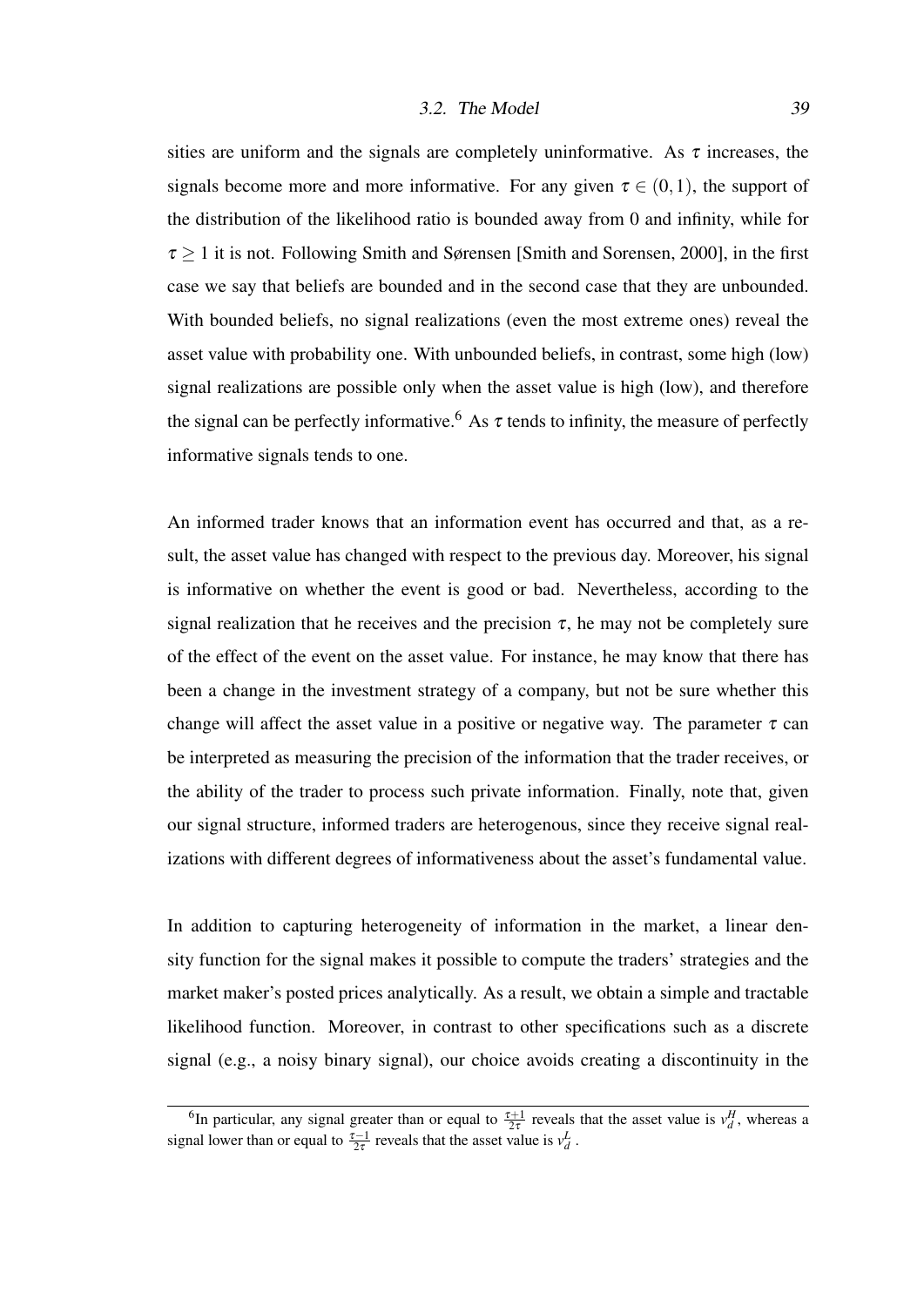sities are uniform and the signals are completely uninformative. As $\tau$ increases, the signals become more and more informative. For any given $\tau \in (0,1)$, the support of the distribution of the likelihood ratio is bounded away from 0 and infinity, while for $\tau \geq 1$ it is not. Following Smith and Sørensen [Smith and Sorensen, 2000], in the first case we say that beliefs are bounded and in the second case that they are unbounded. With bounded beliefs, no signal realizations (even the most extreme ones) reveal the asset value with probability one. With unbounded beliefs, in contrast, some high (low) signal realizations are possible only when the asset value is high (low), and therefore the signal can be perfectly informative.[6] As $\tau$ tends to infinity, the measure of perfectly informative signals tends to one.

An informed trader knows that an information event has occurred and that, as a result, the asset value has changed with respect to the previous day. Moreover, his signal is informative on whether the event is good or bad. Nevertheless, according to the signal realization that he receives and the precision $\tau$, he may not be completely sure of the effect of the event on the asset value. For instance, he may know that there has been a change in the investment strategy of a company, but not be sure whether this change will affect the asset value in a positive or negative way. The parameter $\tau$ can be interpreted as measuring the precision of the information that the trader receives, or the ability of the trader to process such private information. Finally, note that, given our signal structure, informed traders are heterogenous, since they receive signal realizations with different degrees of informativeness about the asset's fundamental value.

In addition to capturing heterogeneity of information in the market, a linear density function for the signal makes it possible to compute the traders' strategies and the market maker's posted prices analytically. As a result, we obtain a simple and tractable likelihood function. Moreover, in contrast to other specifications such as a discrete signal (e.g., a noisy binary signal), our choice avoids creating a discontinuity in the

[6] In particular, any signal greater than or equal to $\frac{\tau+1}{2\tau}$ reveals that the asset value is $v_d^H$, whereas a signal lower than or equal to $\frac{\tau-1}{2\tau}$ reveals that the asset value is $v_d^L$.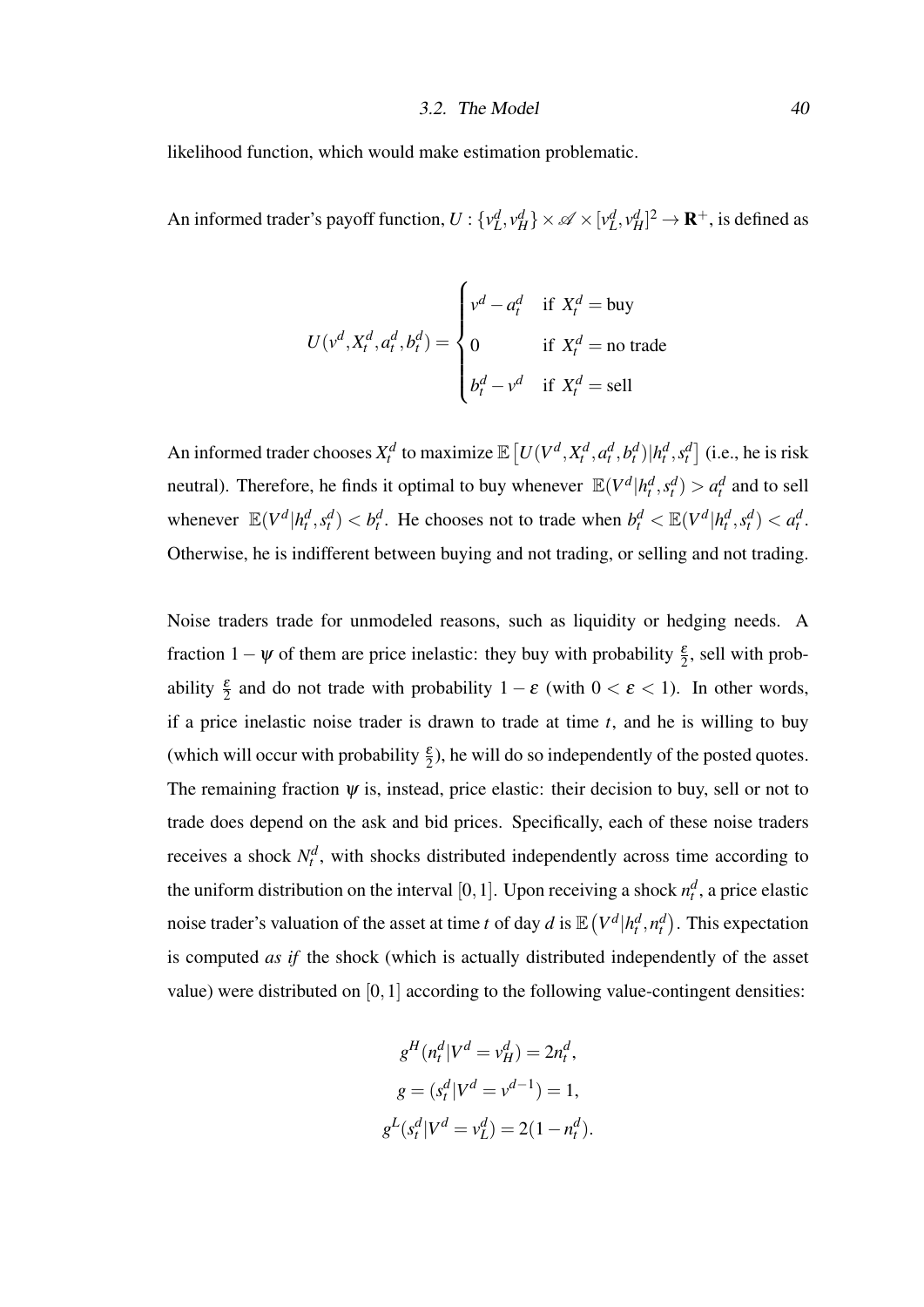likelihood function, which would make estimation problematic.

An informed trader's payoff function, $U : \{v_L^d, v_H^d\} \times \mathscr{A} \times [v_L^d, v_H^d]^2 \rightarrow \mathbf{R}^+$, is defined as

$$U(v^d, X_t^d, a_t^d, b_t^d) = \begin{cases} v^d - a_t^d & \text{if } X_t^d = \text{buy} \\ 0 & \text{if } X_t^d = \text{no trade} \\ b_t^d - v^d & \text{if } X_t^d = \text{sell} \end{cases}$$

An informed trader chooses $X_t^d$ to maximize $\mathbb{E}\left[U(V^d, X_t^d, a_t^d, b_t^d)|h_t^d, s_t^d\right]$ (i.e., he is risk neutral). Therefore, he finds it optimal to buy whenever $\mathbb{E}(V^d|h_t^d, s_t^d) > a_t^d$ and to sell whenever $\mathbb{E}(V^d|h_t^d, s_t^d) < b_t^d$. He chooses not to trade when $b_t^d < \mathbb{E}(V^d|h_t^d, s_t^d) < a_t^d$. Otherwise, he is indifferent between buying and not trading, or selling and not trading.

Noise traders trade for unmodeled reasons, such as liquidity or hedging needs. A fraction $1 - \psi$ of them are price inelastic: they buy with probability $\frac{\varepsilon}{2}$, sell with probability $\frac{\varepsilon}{2}$ and do not trade with probability $1 - \varepsilon$ (with $0 < \varepsilon < 1$). In other words, if a price inelastic noise trader is drawn to trade at time $t$, and he is willing to buy (which will occur with probability $\frac{\varepsilon}{2}$), he will do so independently of the posted quotes. The remaining fraction $\psi$ is, instead, price elastic: their decision to buy, sell or not to trade does depend on the ask and bid prices. Specifically, each of these noise traders receives a shock $N_t^d$, with shocks distributed independently across time according to the uniform distribution on the interval $[0, 1]$. Upon receiving a shock $n_t^d$, a price elastic noise trader's valuation of the asset at time $t$ of day $d$ is $\mathbb{E}\left(V^d|h_t^d, n_t^d\right)$. This expectation is computed *as if* the shock (which is actually distributed independently of the asset value) were distributed on $[0, 1]$ according to the following value-contingent densities:

$$g^H(n_t^d|V^d = v_H^d) = 2n_t^d,$$
$$g = (s_t^d|V^d = v^{d-1}) = 1,$$
$$g^L(s_t^d|V^d = v_L^d) = 2(1 - n_t^d).$$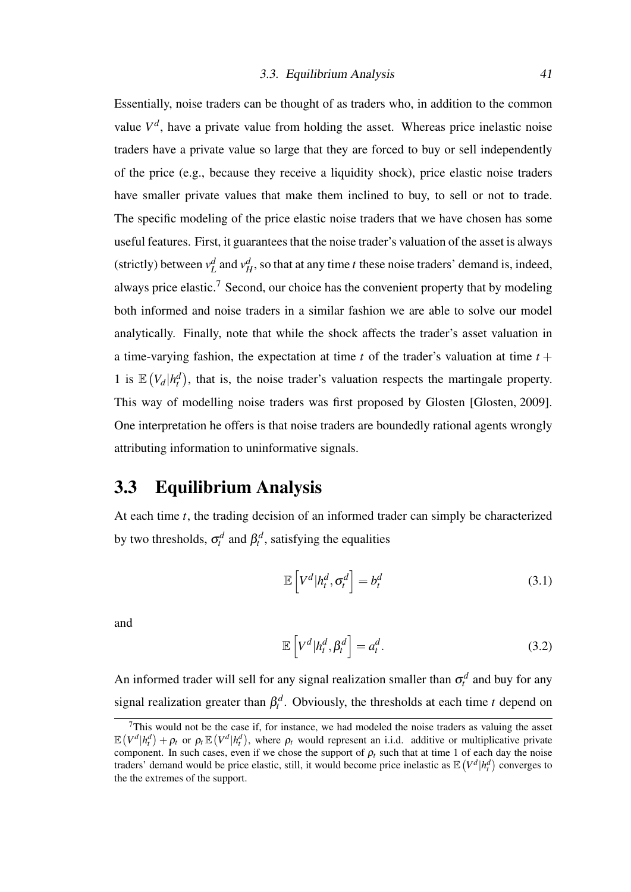Essentially, noise traders can be thought of as traders who, in addition to the common value $V^d$, have a private value from holding the asset. Whereas price inelastic noise traders have a private value so large that they are forced to buy or sell independently of the price (e.g., because they receive a liquidity shock), price elastic noise traders have smaller private values that make them inclined to buy, to sell or not to trade. The specific modeling of the price elastic noise traders that we have chosen has some useful features. First, it guarantees that the noise trader's valuation of the asset is always (strictly) between $v_L^d$ and $v_H^d$, so that at any time $t$ these noise traders' demand is, indeed, always price elastic.[7] Second, our choice has the convenient property that by modeling both informed and noise traders in a similar fashion we are able to solve our model analytically. Finally, note that while the shock affects the trader's asset valuation in a time-varying fashion, the expectation at time $t$ of the trader's valuation at time $t+1$ is $\mathbb{E}\left(V_d|h_t^d\right)$, that is, the noise trader's valuation respects the martingale property. This way of modelling noise traders was first proposed by Glosten [Glosten, 2009]. One interpretation he offers is that noise traders are boundedly rational agents wrongly attributing information to uninformative signals.

## 3.3 Equilibrium Analysis

At each time $t$, the trading decision of an informed trader can simply be characterized by two thresholds, $\sigma_t^d$ and $\beta_t^d$, satisfying the equalities

$$\mathbb{E}\left[V^d|h_t^d,\sigma_t^d\right]=b_t^d \tag{3.1}$$

and

$$\mathbb{E}\left[V^d|h_t^d,\beta_t^d\right]=a_t^d. \tag{3.2}$$

An informed trader will sell for any signal realization smaller than $\sigma_t^d$ and buy for any signal realization greater than $\beta_t^d$. Obviously, the thresholds at each time $t$ depend on

[7] This would not be the case if, for instance, we had modeled the noise traders as valuing the asset $\mathbb{E}\left(V^d|h_t^d\right)+\rho_t$ or $\rho_t\,\mathbb{E}\left(V^d|h_t^d\right)$, where $\rho_t$ would represent an i.i.d. additive or multiplicative private component. In such cases, even if we chose the support of $\rho_t$ such that at time 1 of each day the noise traders' demand would be price elastic, still, it would become price inelastic as $\mathbb{E}\left(V^d|h_t^d\right)$ converges to the the extremes of the support.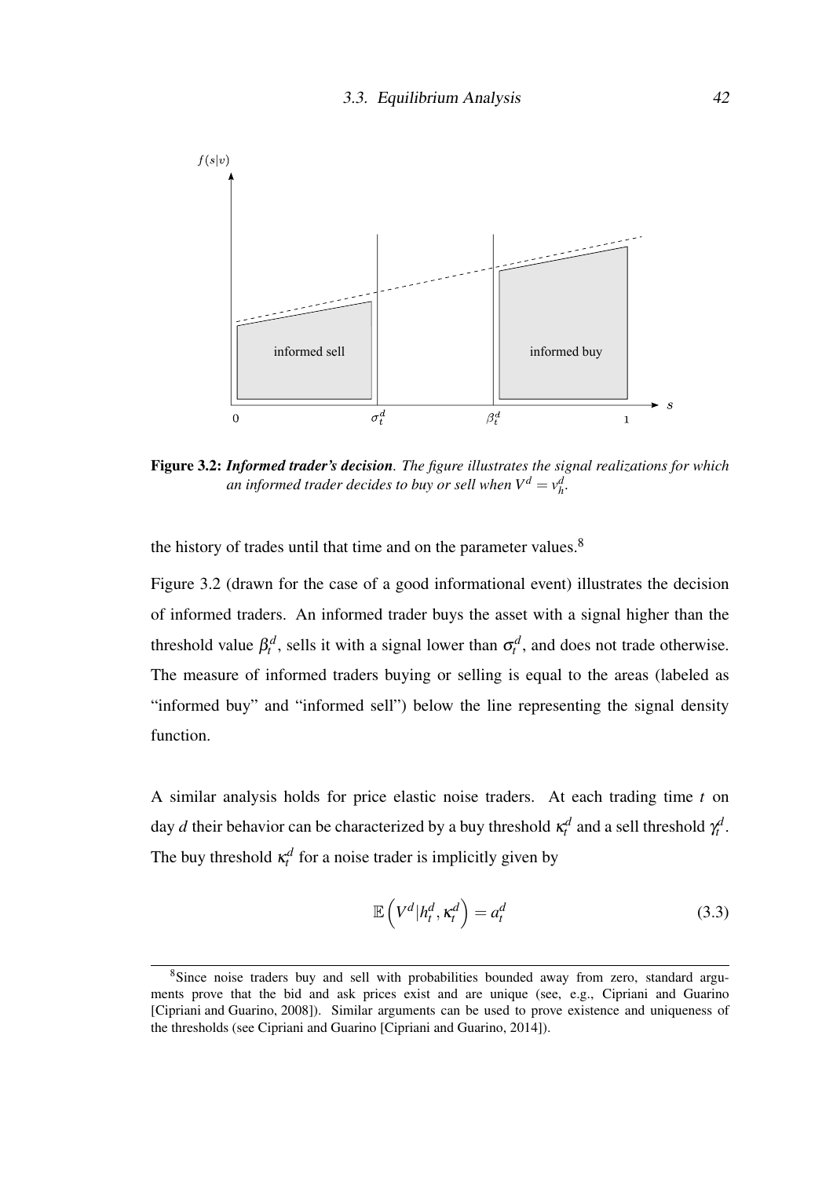Figure 3.2: ***Informed trader's decision***. *The figure illustrates the signal realizations for which an informed trader decides to buy or sell when $V^d = v_h^d$.*

the history of trades until that time and on the parameter values.[8]

Figure 3.2 (drawn for the case of a good informational event) illustrates the decision of informed traders. An informed trader buys the asset with a signal higher than the threshold value $\beta_t^d$, sells it with a signal lower than $\sigma_t^d$, and does not trade otherwise. The measure of informed traders buying or selling is equal to the areas (labeled as "informed buy" and "informed sell") below the line representing the signal density function.

A similar analysis holds for price elastic noise traders. At each trading time $t$ on day $d$ their behavior can be characterized by a buy threshold $\kappa_t^d$ and a sell threshold $\gamma_t^d$. The buy threshold $\kappa_t^d$ for a noise trader is implicitly given by

$$\mathbb{E}\left(V^d | h_t^d, \kappa_t^d\right) = a_t^d \tag{3.3}$$

[8] Since noise traders buy and sell with probabilities bounded away from zero, standard arguments prove that the bid and ask prices exist and are unique (see, e.g., Cipriani and Guarino [Cipriani and Guarino, 2008]). Similar arguments can be used to prove existence and uniqueness of the thresholds (see Cipriani and Guarino [Cipriani and Guarino, 2014]).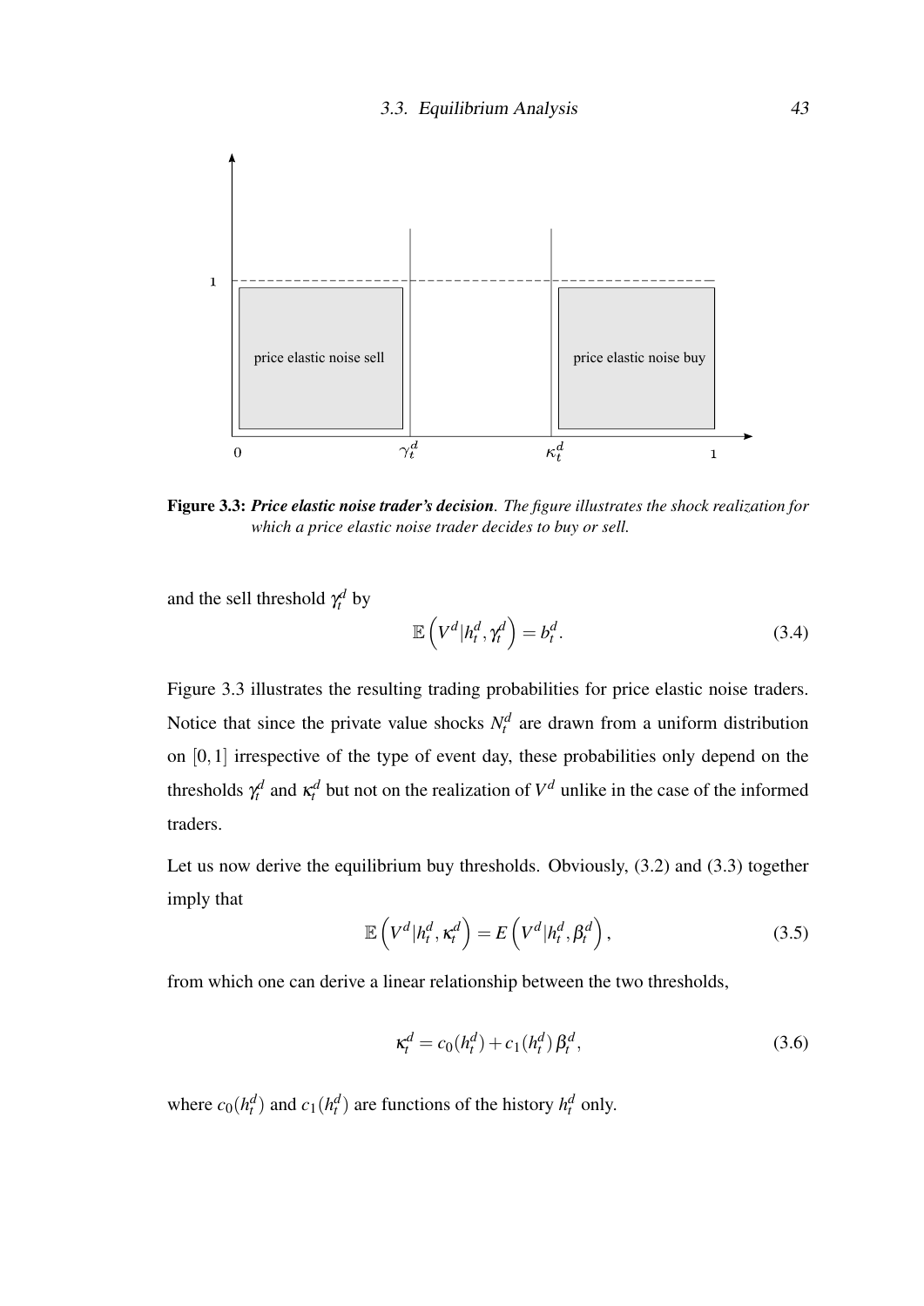price elastic noise sell

price elastic noise buy

**Figure 3.3:** ***Price elastic noise trader's decision***. *The figure illustrates the shock realization for which a price elastic noise trader decides to buy or sell.*

and the sell threshold $\gamma_t^d$ by

$$\mathbb{E}\left(V^d | h_t^d, \gamma_t^d\right) = b_t^d. \tag{3.4}$$

Figure 3.3 illustrates the resulting trading probabilities for price elastic noise traders. Notice that since the private value shocks $N_t^d$ are drawn from a uniform distribution on $[0,1]$ irrespective of the type of event day, these probabilities only depend on the thresholds $\gamma_t^d$ and $\kappa_t^d$ but not on the realization of $V^d$ unlike in the case of the informed traders.

Let us now derive the equilibrium buy thresholds. Obviously, (3.2) and (3.3) together imply that

$$\mathbb{E}\left(V^d | h_t^d, \kappa_t^d\right) = E\left(V^d | h_t^d, \beta_t^d\right), \tag{3.5}$$

from which one can derive a linear relationship between the two thresholds,

$$\kappa_t^d = c_0(h_t^d) + c_1(h_t^d)\, \beta_t^d, \tag{3.6}$$

where $c_0(h_t^d)$ and $c_1(h_t^d)$ are functions of the history $h_t^d$ only.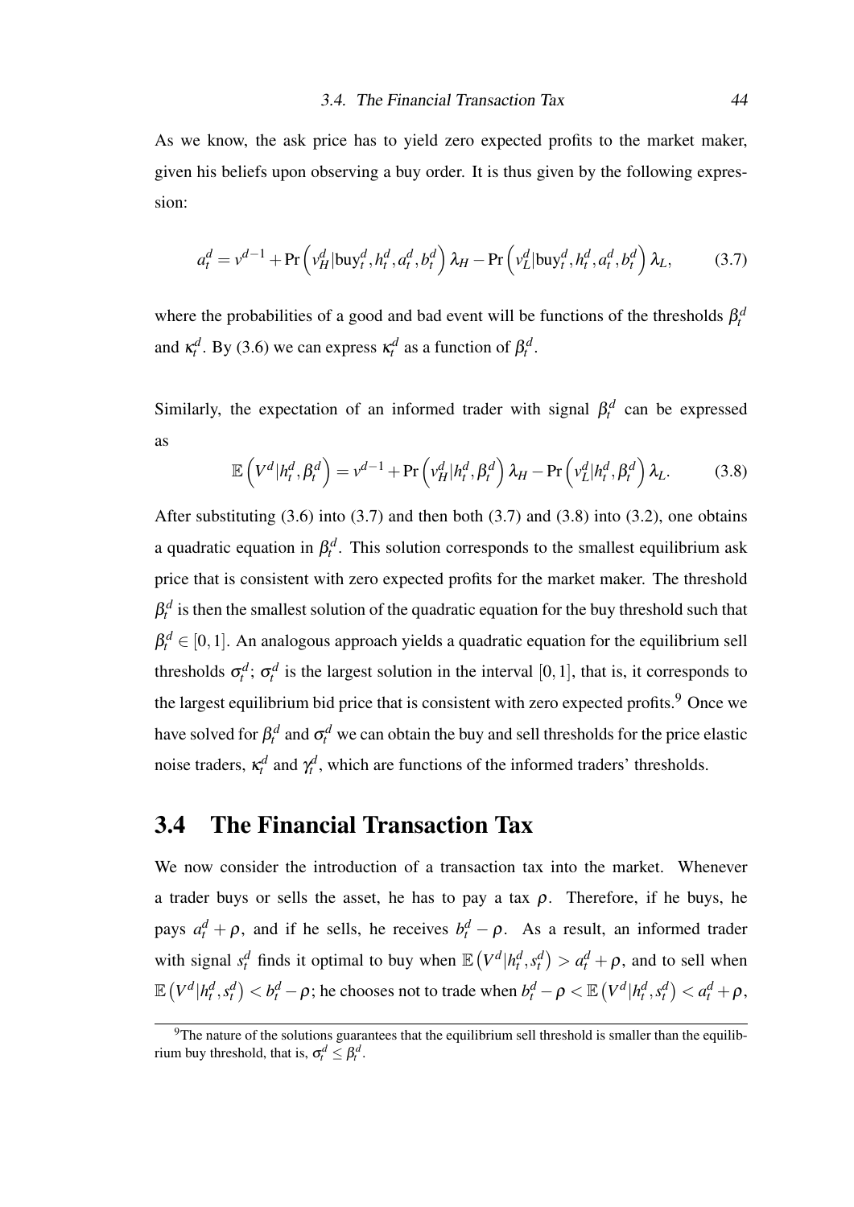As we know, the ask price has to yield zero expected profits to the market maker, given his beliefs upon observing a buy order. It is thus given by the following expression:

$$a_t^d = v^{d-1} + \Pr\left(v_H^d | \text{buy}_t^d, h_t^d, a_t^d, b_t^d\right) \lambda_H - \Pr\left(v_L^d | \text{buy}_t^d, h_t^d, a_t^d, b_t^d\right) \lambda_L, \tag{3.7}$$

where the probabilities of a good and bad event will be functions of the thresholds $\beta_t^d$ and $\kappa_t^d$. By (3.6) we can express $\kappa_t^d$ as a function of $\beta_t^d$.

Similarly, the expectation of an informed trader with signal $\beta_t^d$ can be expressed as

$$\mathbb{E}\left(V^d | h_t^d, \beta_t^d\right) = v^{d-1} + \Pr\left(v_H^d | h_t^d, \beta_t^d\right) \lambda_H - \Pr\left(v_L^d | h_t^d, \beta_t^d\right) \lambda_L. \tag{3.8}$$

After substituting (3.6) into (3.7) and then both (3.7) and (3.8) into (3.2), one obtains a quadratic equation in $\beta_t^d$. This solution corresponds to the smallest equilibrium ask price that is consistent with zero expected profits for the market maker. The threshold $\beta_t^d$ is then the smallest solution of the quadratic equation for the buy threshold such that $\beta_t^d \in [0,1]$. An analogous approach yields a quadratic equation for the equilibrium sell thresholds $\sigma_t^d$; $\sigma_t^d$ is the largest solution in the interval $[0,1]$, that is, it corresponds to the largest equilibrium bid price that is consistent with zero expected profits.[9] Once we have solved for $\beta_t^d$ and $\sigma_t^d$ we can obtain the buy and sell thresholds for the price elastic noise traders, $\kappa_t^d$ and $\gamma_t^d$, which are functions of the informed traders' thresholds.

## 3.4 The Financial Transaction Tax

We now consider the introduction of a transaction tax into the market. Whenever a trader buys or sells the asset, he has to pay a tax $\rho$. Therefore, if he buys, he pays $a_t^d + \rho$, and if he sells, he receives $b_t^d - \rho$. As a result, an informed trader with signal $s_t^d$ finds it optimal to buy when $\mathbb{E}\left(V^d | h_t^d, s_t^d\right) > a_t^d + \rho$, and to sell when $\mathbb{E}\left(V^d | h_t^d, s_t^d\right) < b_t^d - \rho$; he chooses not to trade when $b_t^d - \rho < \mathbb{E}\left(V^d | h_t^d, s_t^d\right) < a_t^d + \rho$,

[9] The nature of the solutions guarantees that the equilibrium sell threshold is smaller than the equilibrium buy threshold, that is, $\sigma_t^d \leq \beta_t^d$.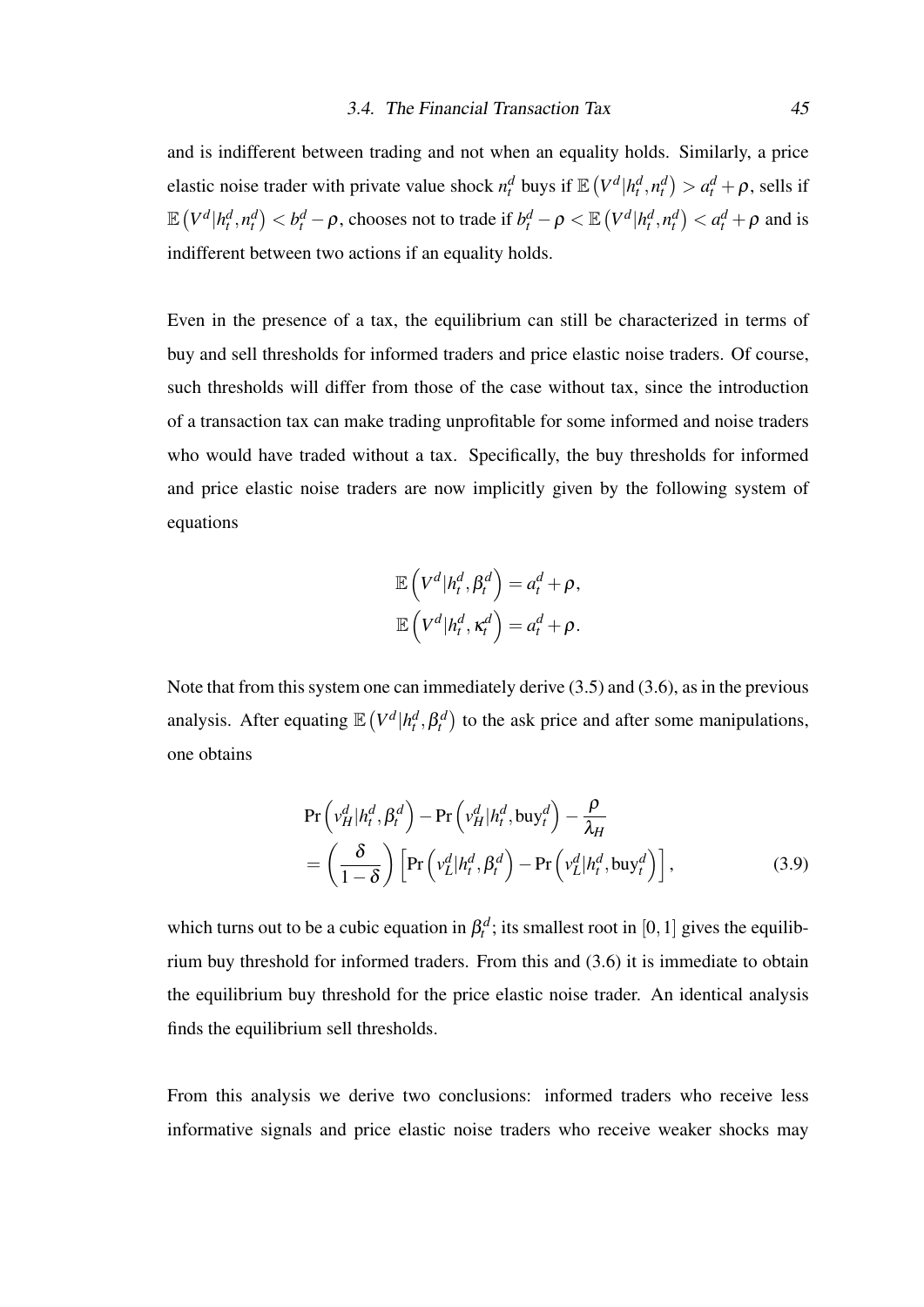and is indifferent between trading and not when an equality holds. Similarly, a price elastic noise trader with private value shock $n_t^d$ buys if $\mathbb{E}\left(V^d|h_t^d, n_t^d\right) > a_t^d + \rho$, sells if $\mathbb{E}\left(V^d|h_t^d, n_t^d\right) < b_t^d - \rho$, chooses not to trade if $b_t^d - \rho < \mathbb{E}\left(V^d|h_t^d, n_t^d\right) < a_t^d + \rho$ and is indifferent between two actions if an equality holds.

Even in the presence of a tax, the equilibrium can still be characterized in terms of buy and sell thresholds for informed traders and price elastic noise traders. Of course, such thresholds will differ from those of the case without tax, since the introduction of a transaction tax can make trading unprofitable for some informed and noise traders who would have traded without a tax. Specifically, the buy thresholds for informed and price elastic noise traders are now implicitly given by the following system of equations

$$
\begin{aligned}
\mathbb{E}\left(V^d|h_t^d, \beta_t^d\right) &= a_t^d + \rho, \\
\mathbb{E}\left(V^d|h_t^d, \kappa_t^d\right) &= a_t^d + \rho.
\end{aligned}
$$

Note that from this system one can immediately derive (3.5) and (3.6), as in the previous analysis. After equating $\mathbb{E}\left(V^d|h_t^d, \beta_t^d\right)$ to the ask price and after some manipulations, one obtains

$$
\begin{aligned}
&\Pr\left(v_H^d|h_t^d, \beta_t^d\right) - \Pr\left(v_H^d|h_t^d, \text{buy}_t^d\right) - \frac{\rho}{\lambda_H} \\
&= \left(\frac{\delta}{1-\delta}\right)\left[\Pr\left(v_L^d|h_t^d, \beta_t^d\right) - \Pr\left(v_L^d|h_t^d, \text{buy}_t^d\right)\right],
\end{aligned}
\tag{3.9}
$$

which turns out to be a cubic equation in $\beta_t^d$; its smallest root in $[0,1]$ gives the equilibrium buy threshold for informed traders. From this and (3.6) it is immediate to obtain the equilibrium buy threshold for the price elastic noise trader. An identical analysis finds the equilibrium sell thresholds.

From this analysis we derive two conclusions: informed traders who receive less informative signals and price elastic noise traders who receive weaker shocks may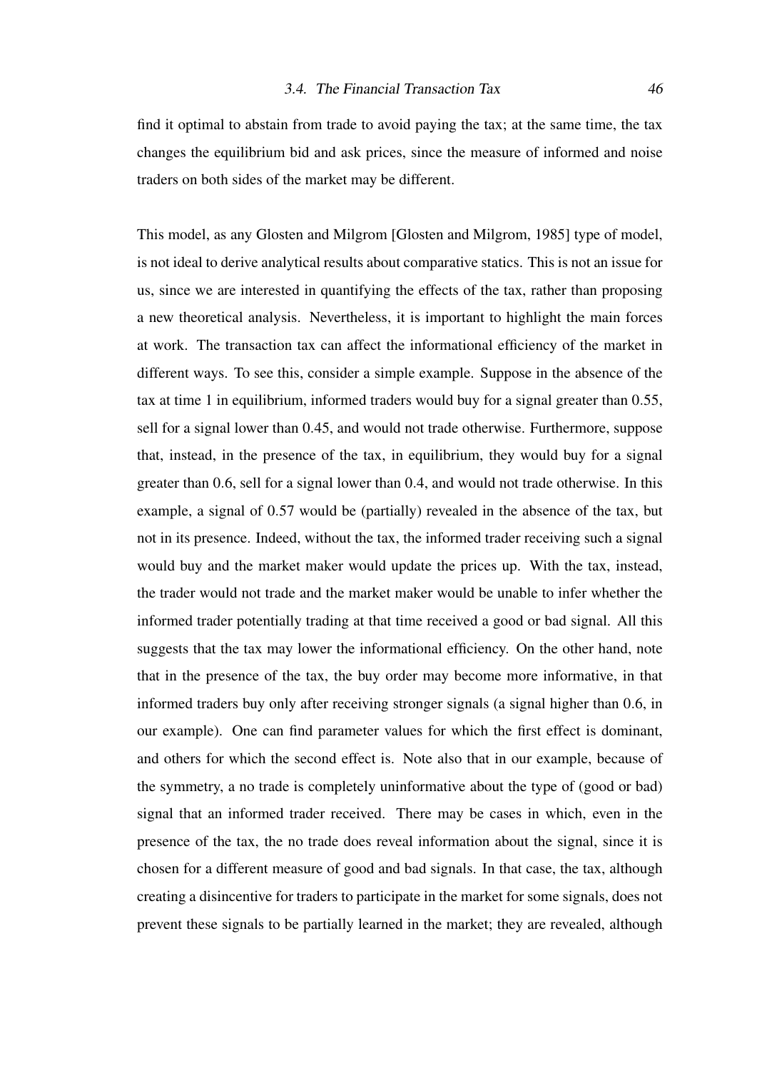find it optimal to abstain from trade to avoid paying the tax; at the same time, the tax changes the equilibrium bid and ask prices, since the measure of informed and noise traders on both sides of the market may be different.

This model, as any Glosten and Milgrom [Glosten and Milgrom, 1985] type of model, is not ideal to derive analytical results about comparative statics. This is not an issue for us, since we are interested in quantifying the effects of the tax, rather than proposing a new theoretical analysis. Nevertheless, it is important to highlight the main forces at work. The transaction tax can affect the informational efficiency of the market in different ways. To see this, consider a simple example. Suppose in the absence of the tax at time 1 in equilibrium, informed traders would buy for a signal greater than 0.55, sell for a signal lower than 0.45, and would not trade otherwise. Furthermore, suppose that, instead, in the presence of the tax, in equilibrium, they would buy for a signal greater than 0.6, sell for a signal lower than 0.4, and would not trade otherwise. In this example, a signal of 0.57 would be (partially) revealed in the absence of the tax, but not in its presence. Indeed, without the tax, the informed trader receiving such a signal would buy and the market maker would update the prices up. With the tax, instead, the trader would not trade and the market maker would be unable to infer whether the informed trader potentially trading at that time received a good or bad signal. All this suggests that the tax may lower the informational efficiency. On the other hand, note that in the presence of the tax, the buy order may become more informative, in that informed traders buy only after receiving stronger signals (a signal higher than 0.6, in our example). One can find parameter values for which the first effect is dominant, and others for which the second effect is. Note also that in our example, because of the symmetry, a no trade is completely uninformative about the type of (good or bad) signal that an informed trader received. There may be cases in which, even in the presence of the tax, the no trade does reveal information about the signal, since it is chosen for a different measure of good and bad signals. In that case, the tax, although creating a disincentive for traders to participate in the market for some signals, does not prevent these signals to be partially learned in the market; they are revealed, although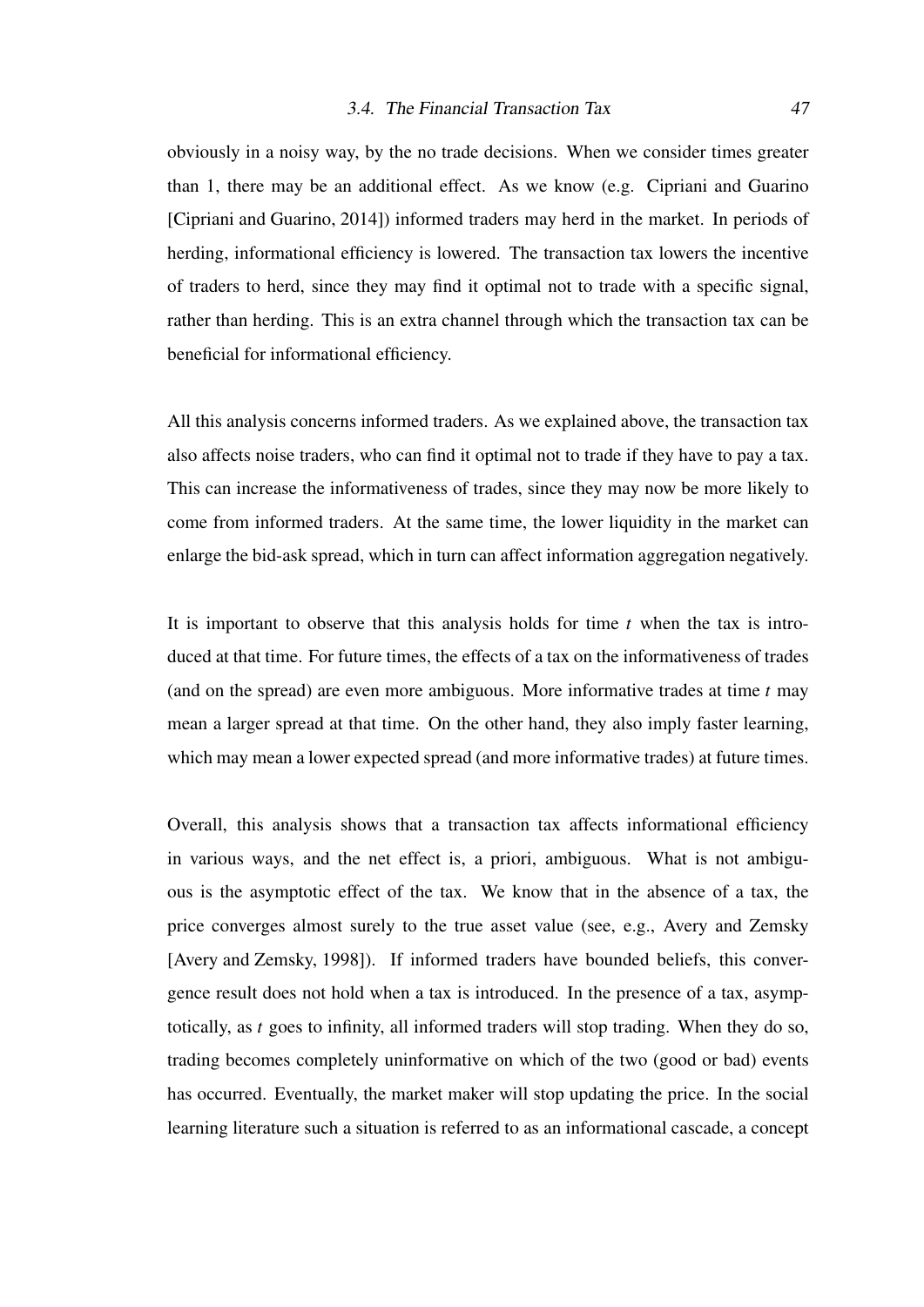obviously in a noisy way, by the no trade decisions. When we consider times greater than 1, there may be an additional effect. As we know (e.g. Cipriani and Guarino [Cipriani and Guarino, 2014]) informed traders may herd in the market. In periods of herding, informational efficiency is lowered. The transaction tax lowers the incentive of traders to herd, since they may find it optimal not to trade with a specific signal, rather than herding. This is an extra channel through which the transaction tax can be beneficial for informational efficiency.

All this analysis concerns informed traders. As we explained above, the transaction tax also affects noise traders, who can find it optimal not to trade if they have to pay a tax. This can increase the informativeness of trades, since they may now be more likely to come from informed traders. At the same time, the lower liquidity in the market can enlarge the bid-ask spread, which in turn can affect information aggregation negatively.

It is important to observe that this analysis holds for time $t$ when the tax is introduced at that time. For future times, the effects of a tax on the informativeness of trades (and on the spread) are even more ambiguous. More informative trades at time $t$ may mean a larger spread at that time. On the other hand, they also imply faster learning, which may mean a lower expected spread (and more informative trades) at future times.

Overall, this analysis shows that a transaction tax affects informational efficiency in various ways, and the net effect is, a priori, ambiguous. What is not ambiguous is the asymptotic effect of the tax. We know that in the absence of a tax, the price converges almost surely to the true asset value (see, e.g., Avery and Zemsky [Avery and Zemsky, 1998]). If informed traders have bounded beliefs, this convergence result does not hold when a tax is introduced. In the presence of a tax, asymptotically, as $t$ goes to infinity, all informed traders will stop trading. When they do so, trading becomes completely uninformative on which of the two (good or bad) events has occurred. Eventually, the market maker will stop updating the price. In the social learning literature such a situation is referred to as an informational cascade, a concept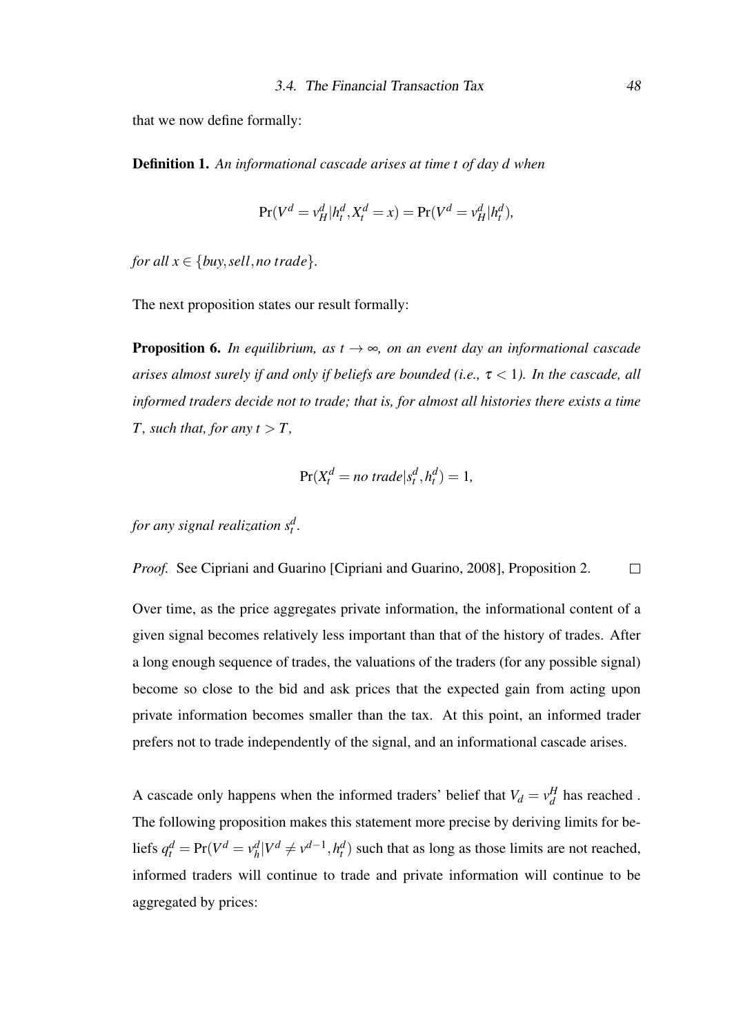that we now define formally:

**Definition 1.** *An informational cascade arises at time t of day d when*

$$\Pr(V^d = v_H^d | h_t^d, X_t^d = x) = \Pr(V^d = v_H^d | h_t^d),$$

*for all $x \in \{buy, sell, no\ trade\}$.*

The next proposition states our result formally:

**Proposition 6.** *In equilibrium, as $t \to \infty$, on an event day an informational cascade arises almost surely if and only if beliefs are bounded (i.e., $\tau < 1$). In the cascade, all informed traders decide not to trade; that is, for almost all histories there exists a time $T$, such that, for any $t > T$,*

$$\Pr(X_t^d = no\ trade | s_t^d, h_t^d) = 1,$$

*for any signal realization $s_t^d$.*

*Proof.* See Cipriani and Guarino [Cipriani and Guarino, 2008], Proposition 2. □

Over time, as the price aggregates private information, the informational content of a given signal becomes relatively less important than that of the history of trades. After a long enough sequence of trades, the valuations of the traders (for any possible signal) become so close to the bid and ask prices that the expected gain from acting upon private information becomes smaller than the tax. At this point, an informed trader prefers not to trade independently of the signal, and an informational cascade arises.

A cascade only happens when the informed traders' belief that $V_d = v_d^H$ has reached . The following proposition makes this statement more precise by deriving limits for beliefs $q_t^d = \Pr(V^d = v_h^d | V^d \neq v^{d-1}, h_t^d)$ such that as long as those limits are not reached, informed traders will continue to trade and private information will continue to be aggregated by prices: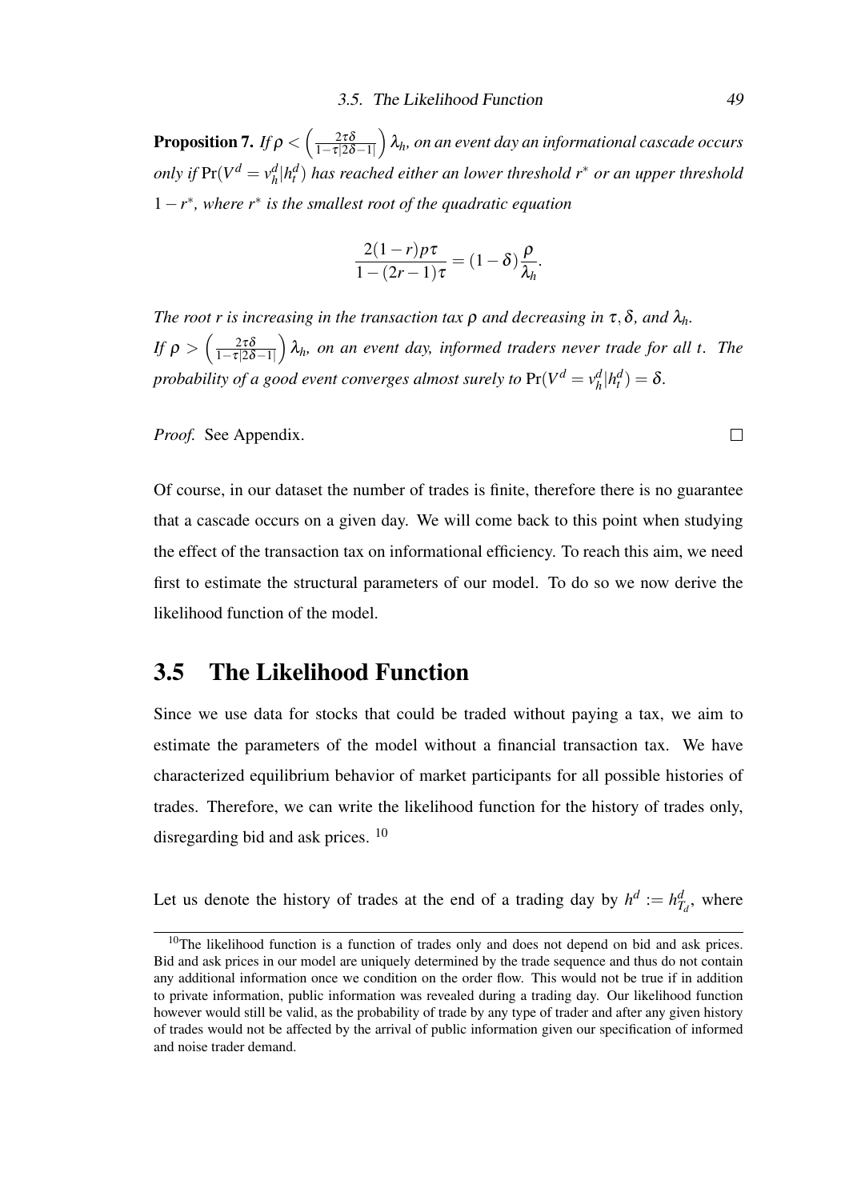**Proposition 7.** *If $\rho < \left(\frac{2\tau\delta}{1-\tau|2\delta-1|}\right)\lambda_h$, on an event day an informational cascade occurs only if $\Pr(V^d = v_h^d | h_t^d)$ has reached either an lower threshold $r^*$ or an upper threshold $1-r^*$, where $r^*$ is the smallest root of the quadratic equation*

$$\frac{2(1-r)p\tau}{1-(2r-1)\tau} = (1-\delta)\frac{\rho}{\lambda_h}.$$

*The root $r$ is increasing in the transaction tax $\rho$ and decreasing in $\tau, \delta$, and $\lambda_h$.*
*If $\rho > \left(\frac{2\tau\delta}{1-\tau|2\delta-1|}\right)\lambda_h$, on an event day, informed traders never trade for all $t$. The probability of a good event converges almost surely to $\Pr(V^d = v_h^d | h_t^d) = \delta$.*

*Proof.* See Appendix. □

Of course, in our dataset the number of trades is finite, therefore there is no guarantee that a cascade occurs on a given day. We will come back to this point when studying the effect of the transaction tax on informational efficiency. To reach this aim, we need first to estimate the structural parameters of our model. To do so we now derive the likelihood function of the model.

## 3.5 The Likelihood Function

Since we use data for stocks that could be traded without paying a tax, we aim to estimate the parameters of the model without a financial transaction tax. We have characterized equilibrium behavior of market participants for all possible histories of trades. Therefore, we can write the likelihood function for the history of trades only, disregarding bid and ask prices. [10]

Let us denote the history of trades at the end of a trading day by $h^d := h_{T_d}^d$, where

[10] The likelihood function is a function of trades only and does not depend on bid and ask prices. Bid and ask prices in our model are uniquely determined by the trade sequence and thus do not contain any additional information once we condition on the order flow. This would not be true if in addition to private information, public information was revealed during a trading day. Our likelihood function however would still be valid, as the probability of trade by any type of trader and after any given history of trades would not be affected by the arrival of public information given our specification of informed and noise trader demand.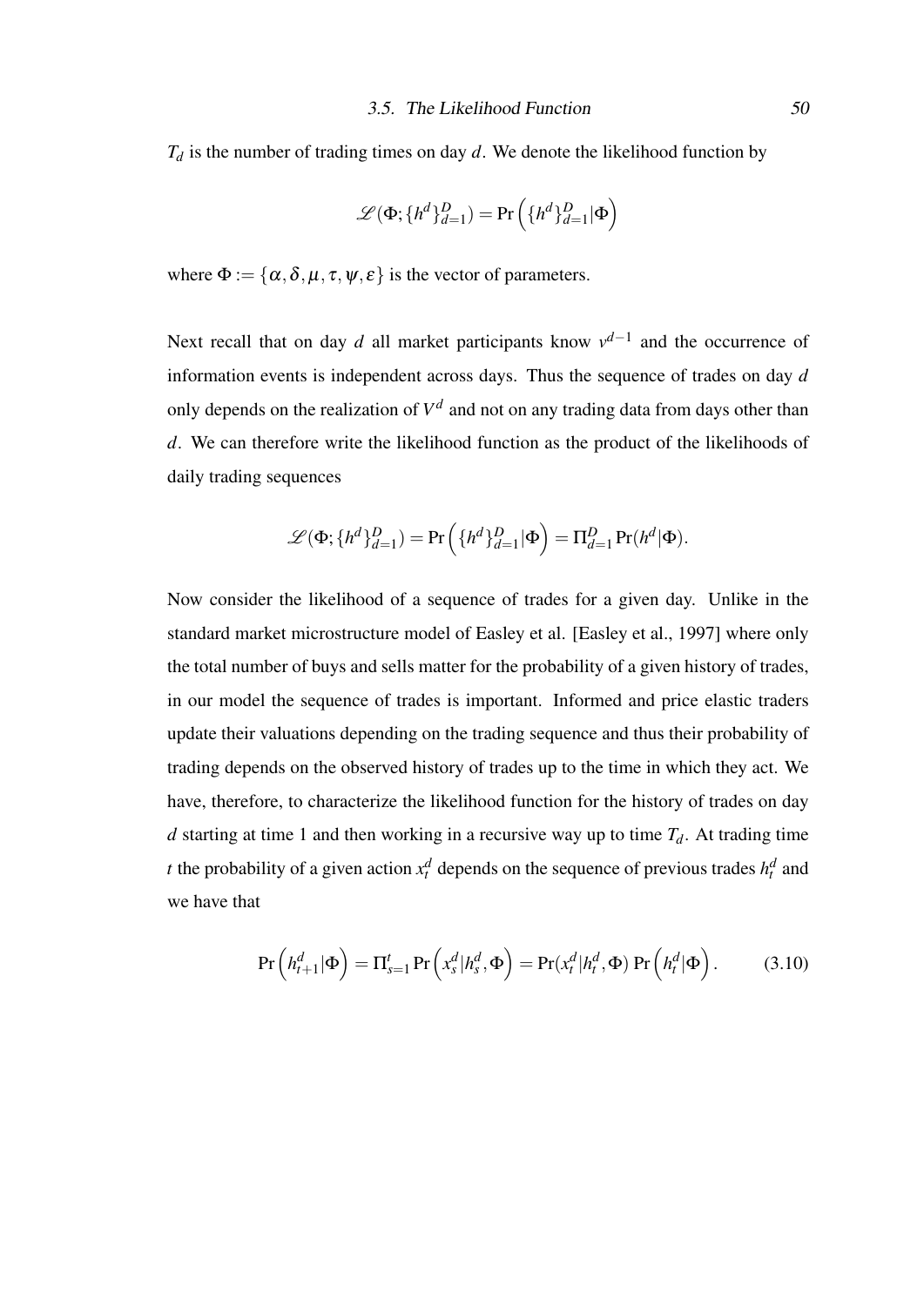$T_d$ is the number of trading times on day $d$. We denote the likelihood function by

$$\mathscr{L}(\Phi;\{h^d\}_{d=1}^D) = \Pr\left(\{h^d\}_{d=1}^D|\Phi\right)$$

where $\Phi := \{\alpha, \delta, \mu, \tau, \psi, \varepsilon\}$ is the vector of parameters.

Next recall that on day $d$ all market participants know $v^{d-1}$ and the occurrence of information events is independent across days. Thus the sequence of trades on day $d$ only depends on the realization of $V^d$ and not on any trading data from days other than $d$. We can therefore write the likelihood function as the product of the likelihoods of daily trading sequences

$$\mathscr{L}(\Phi;\{h^d\}_{d=1}^D) = \Pr\left(\{h^d\}_{d=1}^D|\Phi\right) = \Pi_{d=1}^D \Pr(h^d|\Phi).$$

Now consider the likelihood of a sequence of trades for a given day. Unlike in the standard market microstructure model of Easley et al. [Easley et al., 1997] where only the total number of buys and sells matter for the probability of a given history of trades, in our model the sequence of trades is important. Informed and price elastic traders update their valuations depending on the trading sequence and thus their probability of trading depends on the observed history of trades up to the time in which they act. We have, therefore, to characterize the likelihood function for the history of trades on day $d$ starting at time 1 and then working in a recursive way up to time $T_d$. At trading time $t$ the probability of a given action $x_t^d$ depends on the sequence of previous trades $h_t^d$ and we have that

$$\Pr\left(h_{t+1}^d|\Phi\right) = \Pi_{s=1}^t \Pr\left(x_s^d|h_s^d,\Phi\right) = \Pr(x_t^d|h_t^d,\Phi)\Pr\left(h_t^d|\Phi\right). \tag{3.10}$$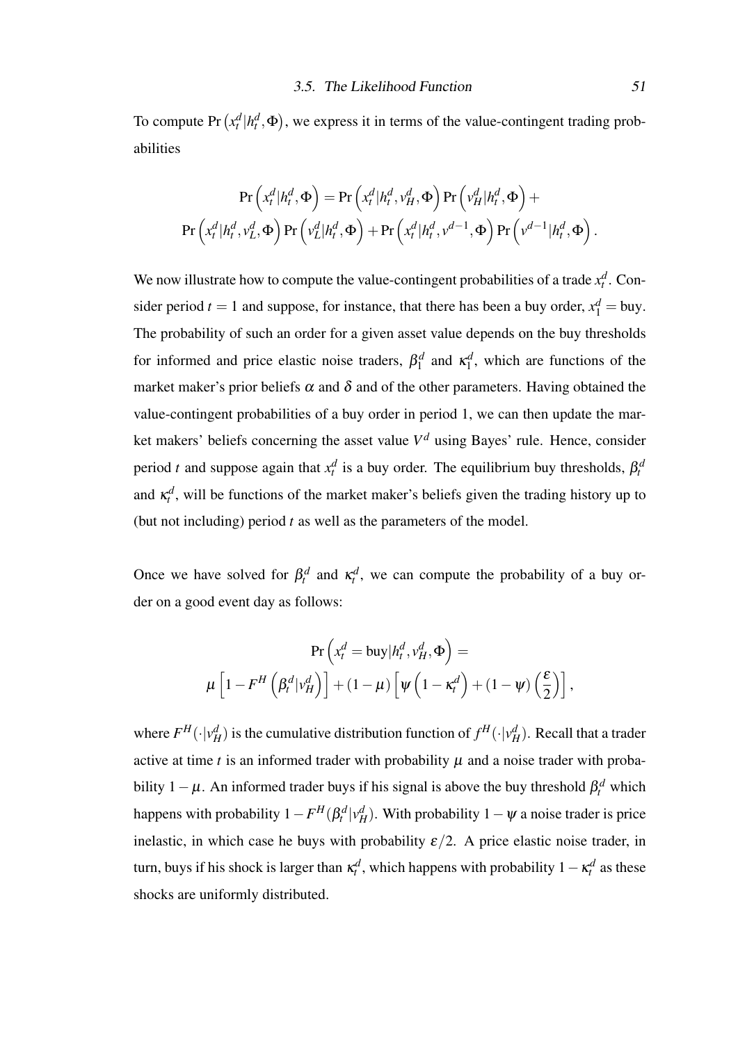To compute $\Pr\left(x_t^d | h_t^d, \Phi\right)$, we express it in terms of the value-contingent trading probabilities

$$
\Pr\left(x_t^d | h_t^d, \Phi\right) = \Pr\left(x_t^d | h_t^d, v_H^d, \Phi\right) \Pr\left(v_H^d | h_t^d, \Phi\right) +
$$
$$
\Pr\left(x_t^d | h_t^d, v_L^d, \Phi\right) \Pr\left(v_L^d | h_t^d, \Phi\right) + \Pr\left(x_t^d | h_t^d, v^{d-1}, \Phi\right) \Pr\left(v^{d-1} | h_t^d, \Phi\right).
$$

We now illustrate how to compute the value-contingent probabilities of a trade $x_t^d$. Consider period $t = 1$ and suppose, for instance, that there has been a buy order, $x_1^d = \text{buy}$. The probability of such an order for a given asset value depends on the buy thresholds for informed and price elastic noise traders, $\beta_1^d$ and $\kappa_1^d$, which are functions of the market maker's prior beliefs $\alpha$ and $\delta$ and of the other parameters. Having obtained the value-contingent probabilities of a buy order in period 1, we can then update the market makers' beliefs concerning the asset value $V^d$ using Bayes' rule. Hence, consider period $t$ and suppose again that $x_t^d$ is a buy order. The equilibrium buy thresholds, $\beta_t^d$ and $\kappa_t^d$, will be functions of the market maker's beliefs given the trading history up to (but not including) period $t$ as well as the parameters of the model.

Once we have solved for $\beta_t^d$ and $\kappa_t^d$, we can compute the probability of a buy order on a good event day as follows:

$$
\Pr\left(x_t^d = \text{buy} | h_t^d, v_H^d, \Phi\right) =
$$
$$
\mu\left[1 - F^H\left(\beta_t^d | v_H^d\right)\right] + (1-\mu)\left[\psi\left(1 - \kappa_t^d\right) + (1-\psi)\left(\frac{\varepsilon}{2}\right)\right],
$$

where $F^H(\cdot | v_H^d)$ is the cumulative distribution function of $f^H(\cdot | v_H^d)$. Recall that a trader active at time $t$ is an informed trader with probability $\mu$ and a noise trader with probability $1-\mu$. An informed trader buys if his signal is above the buy threshold $\beta_t^d$ which happens with probability $1 - F^H(\beta_t^d | v_H^d)$. With probability $1-\psi$ a noise trader is price inelastic, in which case he buys with probability $\varepsilon/2$. A price elastic noise trader, in turn, buys if his shock is larger than $\kappa_t^d$, which happens with probability $1 - \kappa_t^d$ as these shocks are uniformly distributed.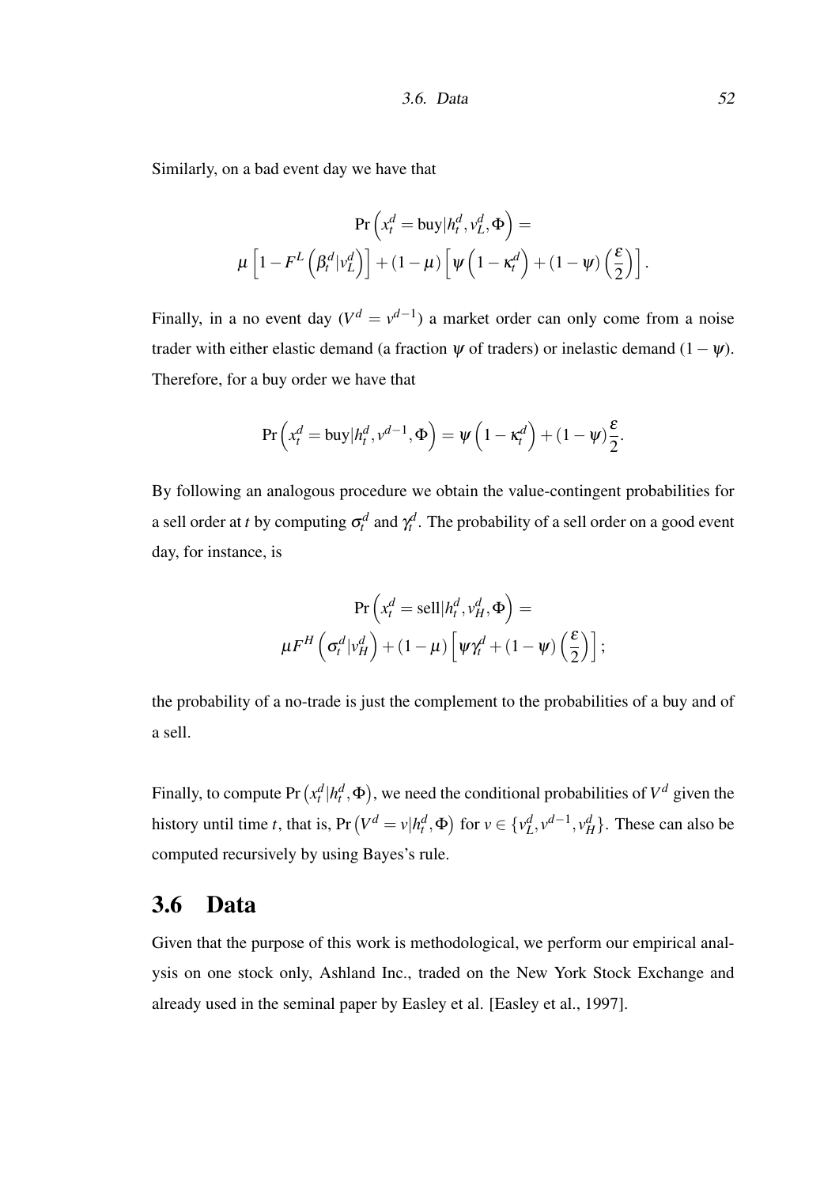Similarly, on a bad event day we have that

$$\Pr\left(x_t^d = \text{buy}|h_t^d, v_L^d, \Phi\right) =$$
$$\mu\left[1 - F^L\left(\beta_t^d|v_L^d\right)\right] + (1-\mu)\left[\psi\left(1-\kappa_t^d\right) + (1-\psi)\left(\frac{\varepsilon}{2}\right)\right].$$

Finally, in a no event day ($V^d = v^{d-1}$) a market order can only come from a noise trader with either elastic demand (a fraction $\psi$ of traders) or inelastic demand $(1-\psi)$. Therefore, for a buy order we have that

$$\Pr\left(x_t^d = \text{buy}|h_t^d, v^{d-1}, \Phi\right) = \psi\left(1-\kappa_t^d\right) + (1-\psi)\frac{\varepsilon}{2}.$$

By following an analogous procedure we obtain the value-contingent probabilities for a sell order at $t$ by computing $\sigma_t^d$ and $\gamma_t^d$. The probability of a sell order on a good event day, for instance, is

$$\Pr\left(x_t^d = \text{sell}|h_t^d, v_H^d, \Phi\right) =$$
$$\mu F^H\left(\sigma_t^d|v_H^d\right) + (1-\mu)\left[\psi\gamma_t^d + (1-\psi)\left(\frac{\varepsilon}{2}\right)\right];$$

the probability of a no-trade is just the complement to the probabilities of a buy and of a sell.

Finally, to compute $\Pr\left(x_t^d|h_t^d, \Phi\right)$, we need the conditional probabilities of $V^d$ given the history until time $t$, that is, $\Pr\left(V^d = v|h_t^d, \Phi\right)$ for $v \in \{v_L^d, v^{d-1}, v_H^d\}$. These can also be computed recursively by using Bayes's rule.

## 3.6 Data

Given that the purpose of this work is methodological, we perform our empirical analysis on one stock only, Ashland Inc., traded on the New York Stock Exchange and already used in the seminal paper by Easley et al. [Easley et al., 1997].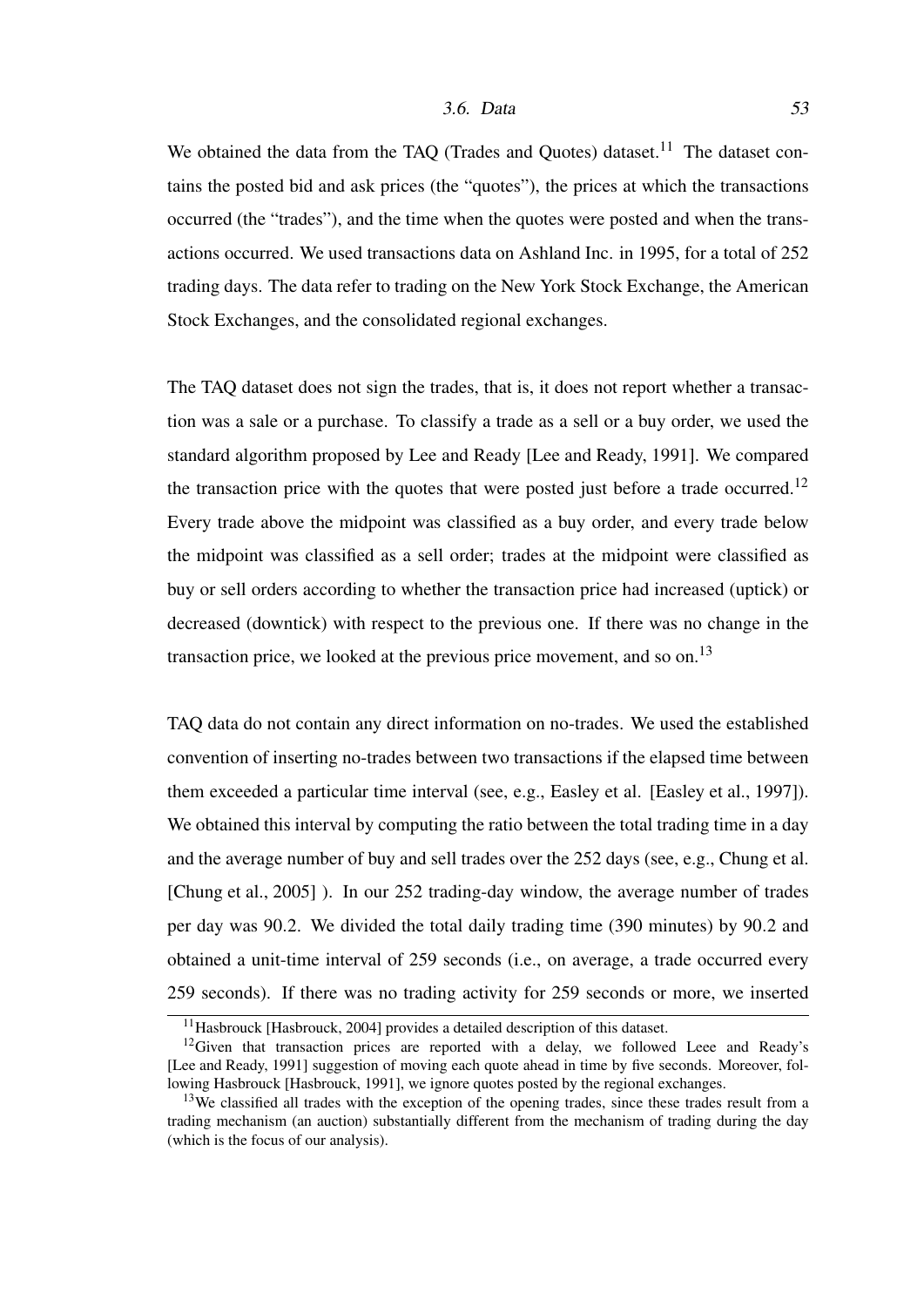We obtained the data from the TAQ (Trades and Quotes) dataset.[11] The dataset contains the posted bid and ask prices (the "quotes"), the prices at which the transactions occurred (the "trades"), and the time when the quotes were posted and when the transactions occurred. We used transactions data on Ashland Inc. in 1995, for a total of 252 trading days. The data refer to trading on the New York Stock Exchange, the American Stock Exchanges, and the consolidated regional exchanges.

The TAQ dataset does not sign the trades, that is, it does not report whether a transaction was a sale or a purchase. To classify a trade as a sell or a buy order, we used the standard algorithm proposed by Lee and Ready [Lee and Ready, 1991]. We compared the transaction price with the quotes that were posted just before a trade occurred.[12] Every trade above the midpoint was classified as a buy order, and every trade below the midpoint was classified as a sell order; trades at the midpoint were classified as buy or sell orders according to whether the transaction price had increased (uptick) or decreased (downtick) with respect to the previous one. If there was no change in the transaction price, we looked at the previous price movement, and so on.[13]

TAQ data do not contain any direct information on no-trades. We used the established convention of inserting no-trades between two transactions if the elapsed time between them exceeded a particular time interval (see, e.g., Easley et al. [Easley et al., 1997]). We obtained this interval by computing the ratio between the total trading time in a day and the average number of buy and sell trades over the 252 days (see, e.g., Chung et al. [Chung et al., 2005] ). In our 252 trading-day window, the average number of trades per day was 90.2. We divided the total daily trading time (390 minutes) by 90.2 and obtained a unit-time interval of 259 seconds (i.e., on average, a trade occurred every 259 seconds). If there was no trading activity for 259 seconds or more, we inserted

[11] Hasbrouck [Hasbrouck, 2004] provides a detailed description of this dataset.

[12] Given that transaction prices are reported with a delay, we followed Leee and Ready's [Lee and Ready, 1991] suggestion of moving each quote ahead in time by five seconds. Moreover, following Hasbrouck [Hasbrouck, 1991], we ignore quotes posted by the regional exchanges.

[13] We classified all trades with the exception of the opening trades, since these trades result from a trading mechanism (an auction) substantially different from the mechanism of trading during the day (which is the focus of our analysis).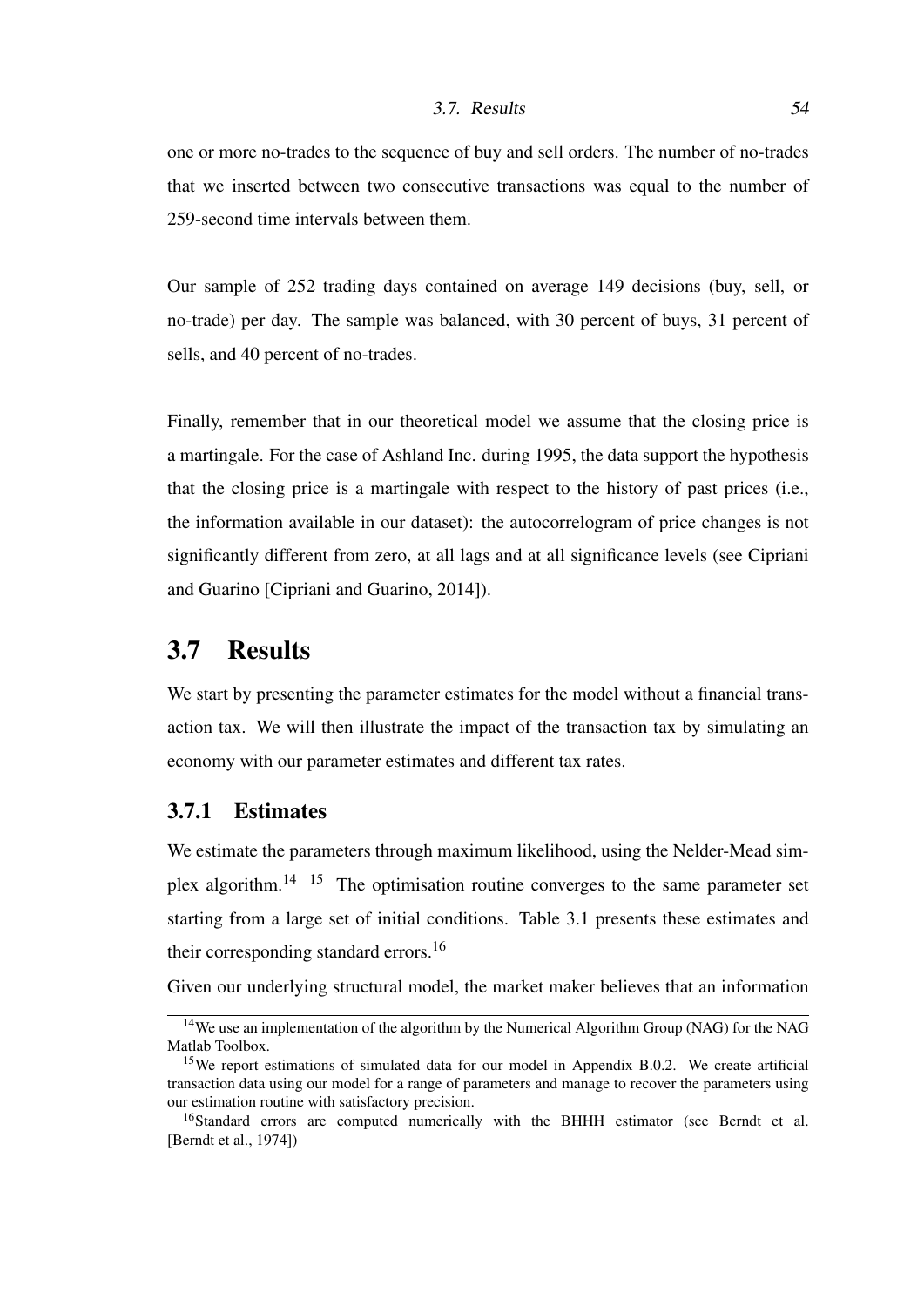one or more no-trades to the sequence of buy and sell orders. The number of no-trades that we inserted between two consecutive transactions was equal to the number of 259-second time intervals between them.

Our sample of 252 trading days contained on average 149 decisions (buy, sell, or no-trade) per day. The sample was balanced, with 30 percent of buys, 31 percent of sells, and 40 percent of no-trades.

Finally, remember that in our theoretical model we assume that the closing price is a martingale. For the case of Ashland Inc. during 1995, the data support the hypothesis that the closing price is a martingale with respect to the history of past prices (i.e., the information available in our dataset): the autocorrelogram of price changes is not significantly different from zero, at all lags and at all significance levels (see Cipriani and Guarino [Cipriani and Guarino, 2014]).

## 3.7 Results

We start by presenting the parameter estimates for the model without a financial transaction tax. We will then illustrate the impact of the transaction tax by simulating an economy with our parameter estimates and different tax rates.

### 3.7.1 Estimates

We estimate the parameters through maximum likelihood, using the Nelder-Mead simplex algorithm.[14] [15] The optimisation routine converges to the same parameter set starting from a large set of initial conditions. Table 3.1 presents these estimates and their corresponding standard errors.[16]

Given our underlying structural model, the market maker believes that an information

---

[14] We use an implementation of the algorithm by the Numerical Algorithm Group (NAG) for the NAG Matlab Toolbox.

[15] We report estimations of simulated data for our model in Appendix B.0.2. We create artificial transaction data using our model for a range of parameters and manage to recover the parameters using our estimation routine with satisfactory precision.

[16] Standard errors are computed numerically with the BHHH estimator (see Berndt et al. [Berndt et al., 1974])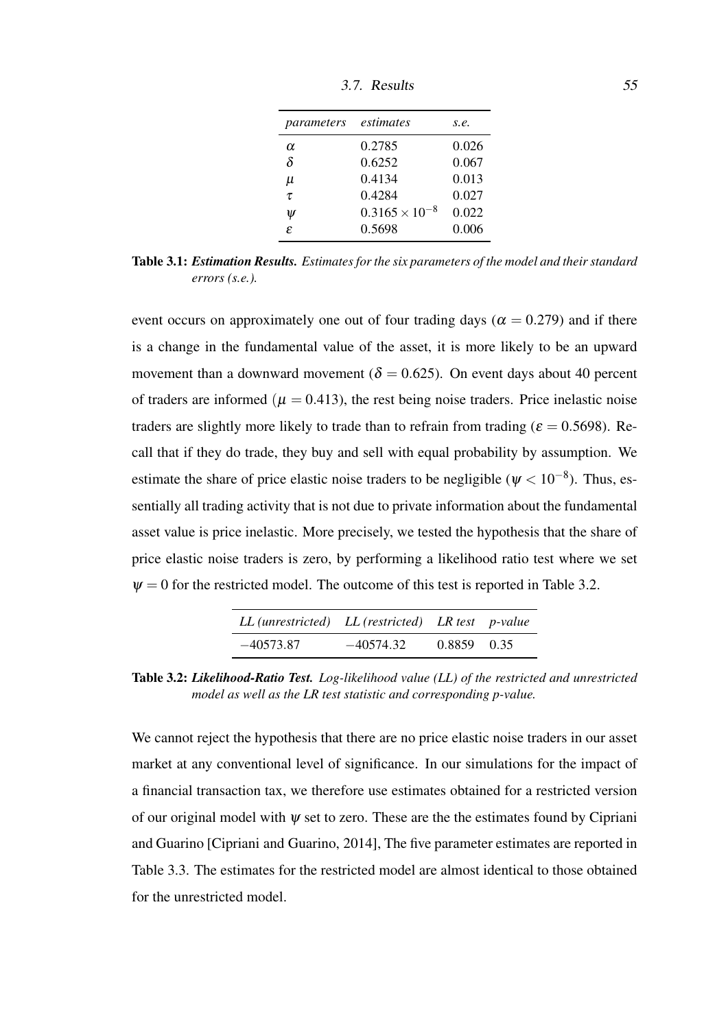| *parameters* | *estimates* | *s.e.* |
|---|---|---|
| $\alpha$ | 0.2785 | 0.026 |
| $\delta$ | 0.6252 | 0.067 |
| $\mu$ | 0.4134 | 0.013 |
| $\tau$ | 0.4284 | 0.027 |
| $\psi$ | $0.3165 \times 10^{-8}$ | 0.022 |
| $\varepsilon$ | 0.5698 | 0.006 |

**Table 3.1:** ***Estimation Results.*** *Estimates for the six parameters of the model and their standard errors (s.e.).*

event occurs on approximately one out of four trading days ($\alpha = 0.279$) and if there is a change in the fundamental value of the asset, it is more likely to be an upward movement than a downward movement ($\delta = 0.625$). On event days about 40 percent of traders are informed ($\mu = 0.413$), the rest being noise traders. Price inelastic noise traders are slightly more likely to trade than to refrain from trading ($\varepsilon = 0.5698$). Recall that if they do trade, they buy and sell with equal probability by assumption. We estimate the share of price elastic noise traders to be negligible ($\psi < 10^{-8}$). Thus, essentially all trading activity that is not due to private information about the fundamental asset value is price inelastic. More precisely, we tested the hypothesis that the share of price elastic noise traders is zero, by performing a likelihood ratio test where we set $\psi = 0$ for the restricted model. The outcome of this test is reported in Table 3.2.

| *LL (unrestricted)* | *LL (restricted)* | *LR test* | *p-value* |
|---|---|---|---|
| $-40573.87$ | $-40574.32$ | 0.8859 | 0.35 |

**Table 3.2:** ***Likelihood-Ratio Test.*** *Log-likelihood value (LL) of the restricted and unrestricted model as well as the LR test statistic and corresponding p-value.*

We cannot reject the hypothesis that there are no price elastic noise traders in our asset market at any conventional level of significance. In our simulations for the impact of a financial transaction tax, we therefore use estimates obtained for a restricted version of our original model with $\psi$ set to zero. These are the the estimates found by Cipriani and Guarino [Cipriani and Guarino, 2014], The five parameter estimates are reported in Table 3.3. The estimates for the restricted model are almost identical to those obtained for the unrestricted model.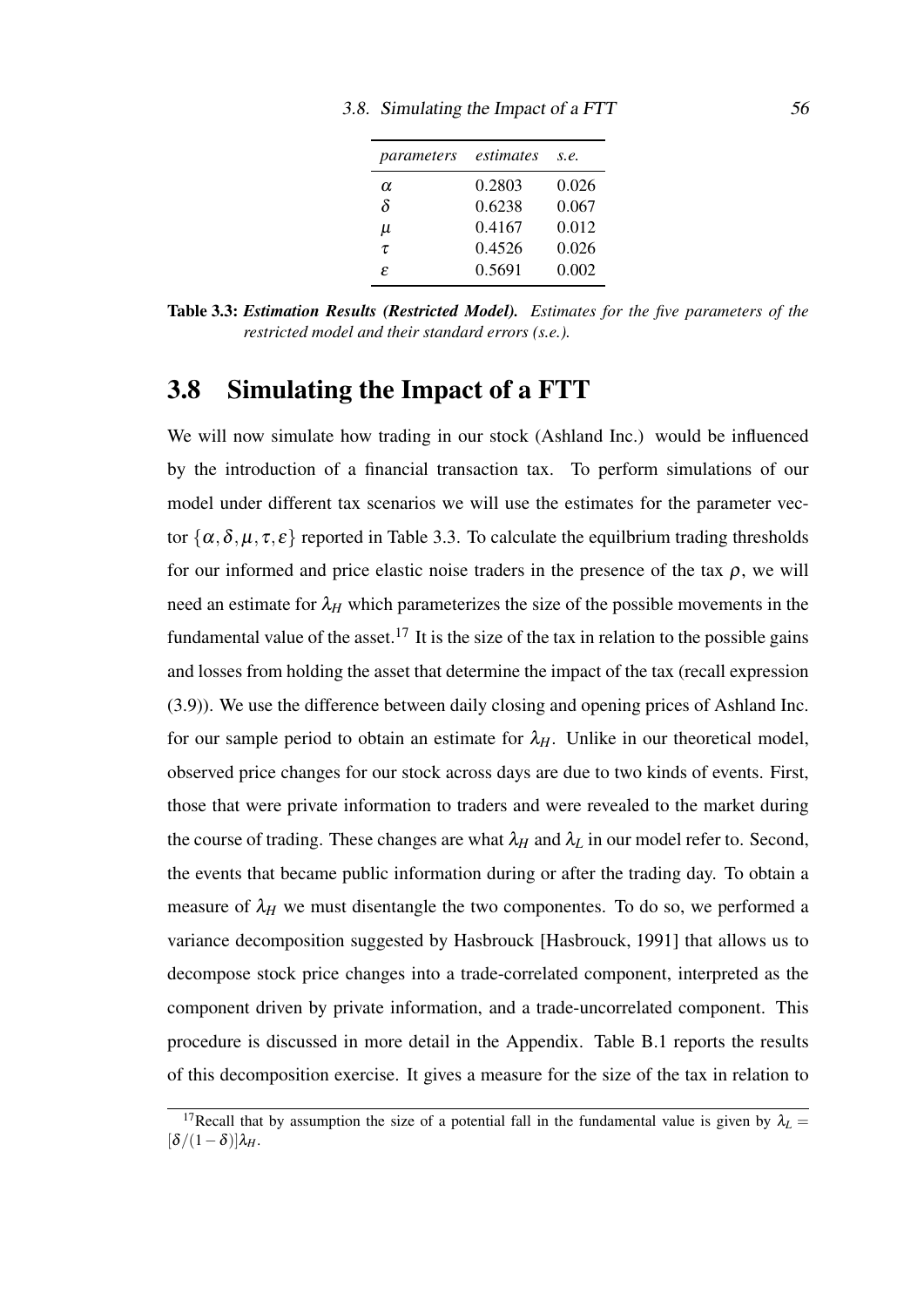| *parameters* | *estimates* | *s.e.* |
|---|---|---|
| $\alpha$ | 0.2803 | 0.026 |
| $\delta$ | 0.6238 | 0.067 |
| $\mu$ | 0.4167 | 0.012 |
| $\tau$ | 0.4526 | 0.026 |
| $\varepsilon$ | 0.5691 | 0.002 |

**Table 3.3:** ***Estimation Results (Restricted Model).*** *Estimates for the five parameters of the restricted model and their standard errors (s.e.).*

## 3.8 Simulating the Impact of a FTT

We will now simulate how trading in our stock (Ashland Inc.) would be influenced by the introduction of a financial transaction tax. To perform simulations of our model under different tax scenarios we will use the estimates for the parameter vector $\{\alpha, \delta, \mu, \tau, \varepsilon\}$ reported in Table 3.3. To calculate the equilbrium trading thresholds for our informed and price elastic noise traders in the presence of the tax $\rho$, we will need an estimate for $\lambda_H$ which parameterizes the size of the possible movements in the fundamental value of the asset.[17] It is the size of the tax in relation to the possible gains and losses from holding the asset that determine the impact of the tax (recall expression (3.9)). We use the difference between daily closing and opening prices of Ashland Inc. for our sample period to obtain an estimate for $\lambda_H$. Unlike in our theoretical model, observed price changes for our stock across days are due to two kinds of events. First, those that were private information to traders and were revealed to the market during the course of trading. These changes are what $\lambda_H$ and $\lambda_L$ in our model refer to. Second, the events that became public information during or after the trading day. To obtain a measure of $\lambda_H$ we must disentangle the two componentes. To do so, we performed a variance decomposition suggested by Hasbrouck [Hasbrouck, 1991] that allows us to decompose stock price changes into a trade-correlated component, interpreted as the component driven by private information, and a trade-uncorrelated component. This procedure is discussed in more detail in the Appendix. Table B.1 reports the results of this decomposition exercise. It gives a measure for the size of the tax in relation to

[17] Recall that by assumption the size of a potential fall in the fundamental value is given by $\lambda_L = [\delta/(1-\delta)]\lambda_H$.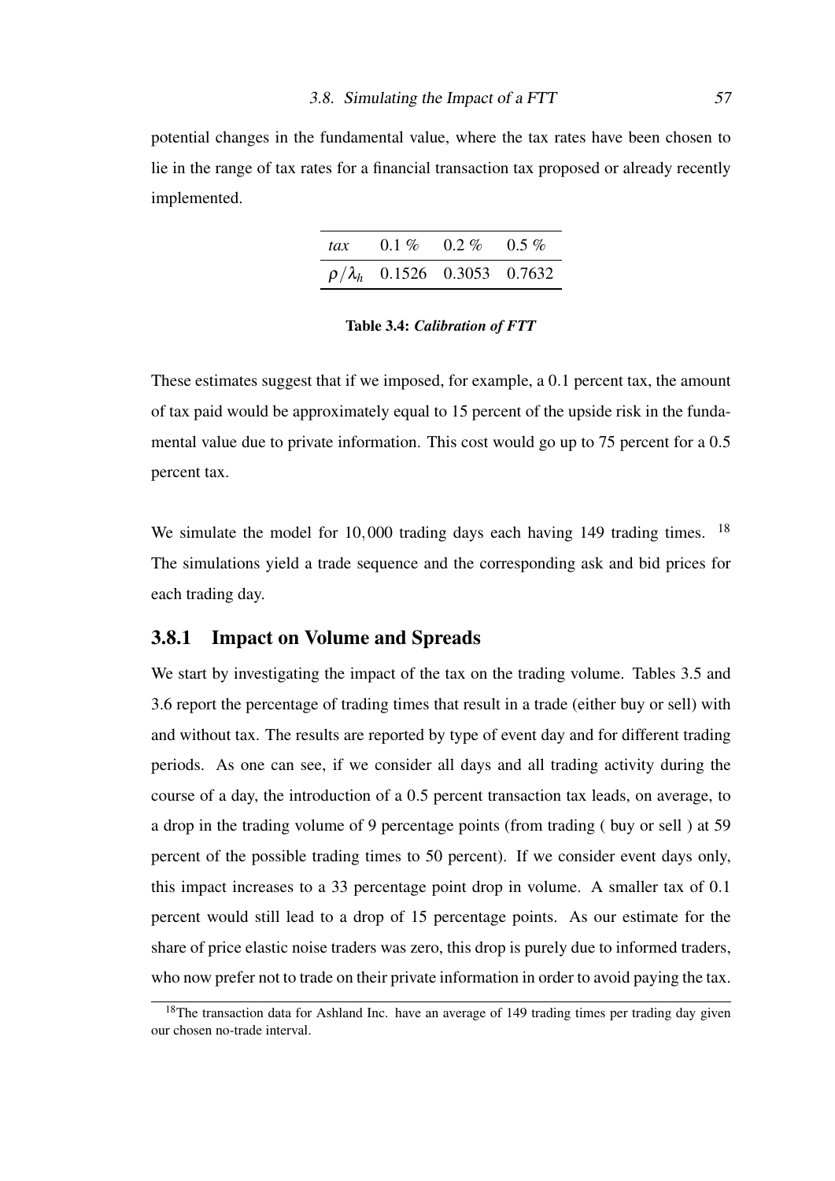potential changes in the fundamental value, where the tax rates have been chosen to lie in the range of tax rates for a financial transaction tax proposed or already recently implemented.

| *tax* | 0.1 % | 0.2 % | 0.5 % |
|---|---|---|---|
| $\rho/\lambda_h$ | 0.1526 | 0.3053 | 0.7632 |

**Table 3.4:** ***Calibration of FTT***

These estimates suggest that if we imposed, for example, a 0.1 percent tax, the amount of tax paid would be approximately equal to 15 percent of the upside risk in the fundamental value due to private information. This cost would go up to 75 percent for a 0.5 percent tax.

We simulate the model for 10,000 trading days each having 149 trading times. [18] The simulations yield a trade sequence and the corresponding ask and bid prices for each trading day.

### 3.8.1 Impact on Volume and Spreads

We start by investigating the impact of the tax on the trading volume. Tables 3.5 and 3.6 report the percentage of trading times that result in a trade (either buy or sell) with and without tax. The results are reported by type of event day and for different trading periods. As one can see, if we consider all days and all trading activity during the course of a day, the introduction of a 0.5 percent transaction tax leads, on average, to a drop in the trading volume of 9 percentage points (from trading ( buy or sell ) at 59 percent of the possible trading times to 50 percent). If we consider event days only, this impact increases to a 33 percentage point drop in volume. A smaller tax of 0.1 percent would still lead to a drop of 15 percentage points. As our estimate for the share of price elastic noise traders was zero, this drop is purely due to informed traders, who now prefer not to trade on their private information in order to avoid paying the tax.

[18] The transaction data for Ashland Inc. have an average of 149 trading times per trading day given our chosen no-trade interval.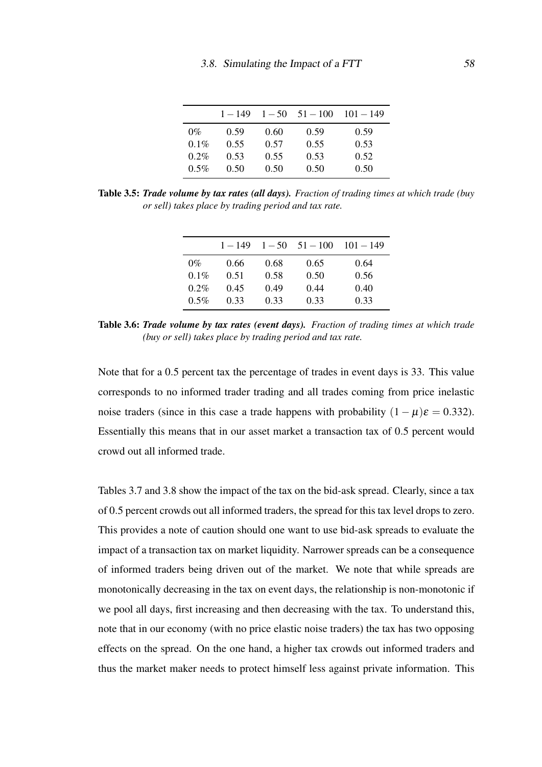|  | $1-149$ | $1-50$ | $51-100$ | $101-149$ |
|---|---|---|---|---|
| 0% | 0.59 | 0.60 | 0.59 | 0.59 |
| 0.1% | 0.55 | 0.57 | 0.55 | 0.53 |
| 0.2% | 0.53 | 0.55 | 0.53 | 0.52 |
| 0.5% | 0.50 | 0.50 | 0.50 | 0.50 |

**Table 3.5:** ***Trade volume by tax rates (all days).*** *Fraction of trading times at which trade (buy or sell) takes place by trading period and tax rate.*

|  | $1-149$ | $1-50$ | $51-100$ | $101-149$ |
|---|---|---|---|---|
| 0% | 0.66 | 0.68 | 0.65 | 0.64 |
| 0.1% | 0.51 | 0.58 | 0.50 | 0.56 |
| 0.2% | 0.45 | 0.49 | 0.44 | 0.40 |
| 0.5% | 0.33 | 0.33 | 0.33 | 0.33 |

**Table 3.6:** ***Trade volume by tax rates (event days).*** *Fraction of trading times at which trade (buy or sell) takes place by trading period and tax rate.*

Note that for a 0.5 percent tax the percentage of trades in event days is 33. This value corresponds to no informed trader trading and all trades coming from price inelastic noise traders (since in this case a trade happens with probability $(1-\mu)\varepsilon = 0.332$). Essentially this means that in our asset market a transaction tax of 0.5 percent would crowd out all informed trade.

Tables 3.7 and 3.8 show the impact of the tax on the bid-ask spread. Clearly, since a tax of 0.5 percent crowds out all informed traders, the spread for this tax level drops to zero. This provides a note of caution should one want to use bid-ask spreads to evaluate the impact of a transaction tax on market liquidity. Narrower spreads can be a consequence of informed traders being driven out of the market. We note that while spreads are monotonically decreasing in the tax on event days, the relationship is non-monotonic if we pool all days, first increasing and then decreasing with the tax. To understand this, note that in our economy (with no price elastic noise traders) the tax has two opposing effects on the spread. On the one hand, a higher tax crowds out informed traders and thus the market maker needs to protect himself less against private information. This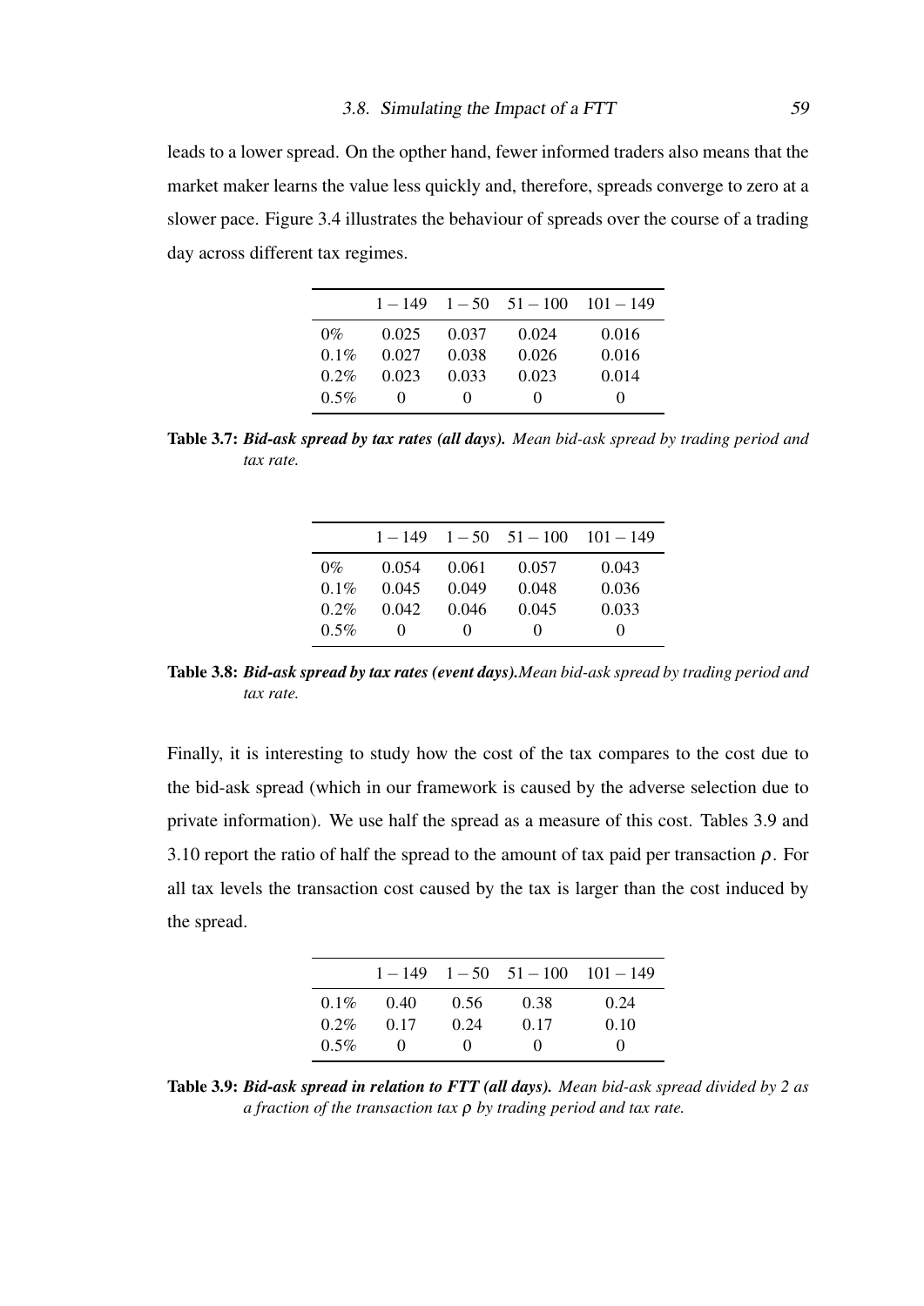leads to a lower spread. On the opther hand, fewer informed traders also means that the market maker learns the value less quickly and, therefore, spreads converge to zero at a slower pace. Figure 3.4 illustrates the behaviour of spreads over the course of a trading day across different tax regimes.

| | $1-149$ | $1-50$ | $51-100$ | $101-149$ |
|---|---|---|---|---|
| 0% | 0.025 | 0.037 | 0.024 | 0.016 |
| 0.1% | 0.027 | 0.038 | 0.026 | 0.016 |
| 0.2% | 0.023 | 0.033 | 0.023 | 0.014 |
| 0.5% | 0 | 0 | 0 | 0 |

**Table 3.7:** ***Bid-ask spread by tax rates (all days).*** *Mean bid-ask spread by trading period and tax rate.*

| | $1-149$ | $1-50$ | $51-100$ | $101-149$ |
|---|---|---|---|---|
| 0% | 0.054 | 0.061 | 0.057 | 0.043 |
| 0.1% | 0.045 | 0.049 | 0.048 | 0.036 |
| 0.2% | 0.042 | 0.046 | 0.045 | 0.033 |
| 0.5% | 0 | 0 | 0 | 0 |

**Table 3.8:** ***Bid-ask spread by tax rates (event days).****Mean bid-ask spread by trading period and tax rate.*

Finally, it is interesting to study how the cost of the tax compares to the cost due to the bid-ask spread (which in our framework is caused by the adverse selection due to private information). We use half the spread as a measure of this cost. Tables 3.9 and 3.10 report the ratio of half the spread to the amount of tax paid per transaction $\rho$. For all tax levels the transaction cost caused by the tax is larger than the cost induced by the spread.

| | $1-149$ | $1-50$ | $51-100$ | $101-149$ |
|---|---|---|---|---|
| 0.1% | 0.40 | 0.56 | 0.38 | 0.24 |
| 0.2% | 0.17 | 0.24 | 0.17 | 0.10 |
| 0.5% | 0 | 0 | 0 | 0 |

**Table 3.9:** ***Bid-ask spread in relation to FTT (all days).*** *Mean bid-ask spread divided by 2 as a fraction of the transaction tax $\rho$ by trading period and tax rate.*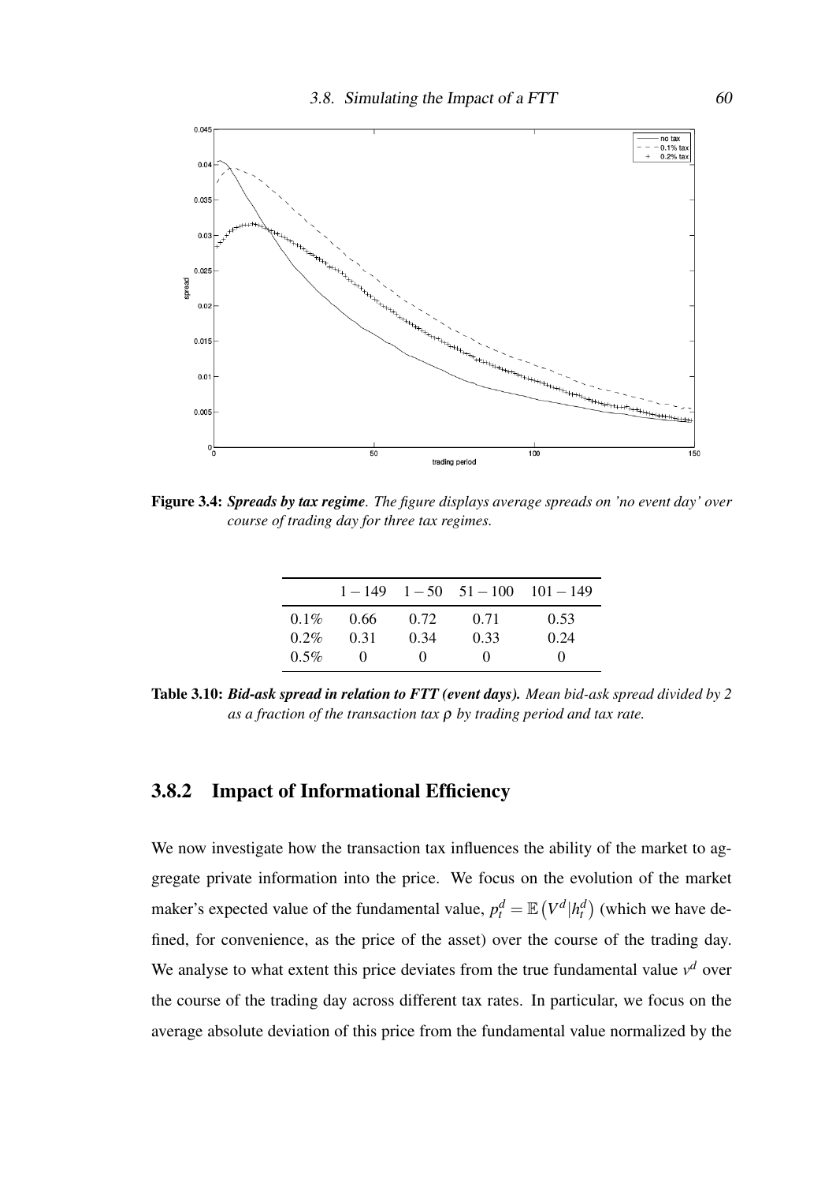Figure 3.4: ***Spreads by tax regime**. The figure displays average spreads on 'no event day' over course of trading day for three tax regimes.*

| | $1-149$ | $1-50$ | $51-100$ | $101-149$ |
|---|---|---|---|---|
| 0.1% | 0.66 | 0.72 | 0.71 | 0.53 |
| 0.2% | 0.31 | 0.34 | 0.33 | 0.24 |
| 0.5% | 0 | 0 | 0 | 0 |

**Table 3.10:** ***Bid-ask spread in relation to FTT (event days).** Mean bid-ask spread divided by 2 as a fraction of the transaction tax $\rho$ by trading period and tax rate.*

### 3.8.2 Impact of Informational Efficiency

We now investigate how the transaction tax influences the ability of the market to aggregate private information into the price. We focus on the evolution of the market maker's expected value of the fundamental value, $p_t^d = \mathbb{E}\left(V^d|h_t^d\right)$ (which we have defined, for convenience, as the price of the asset) over the course of the trading day. We analyse to what extent this price deviates from the true fundamental value $v^d$ over the course of the trading day across different tax rates. In particular, we focus on the average absolute deviation of this price from the fundamental value normalized by the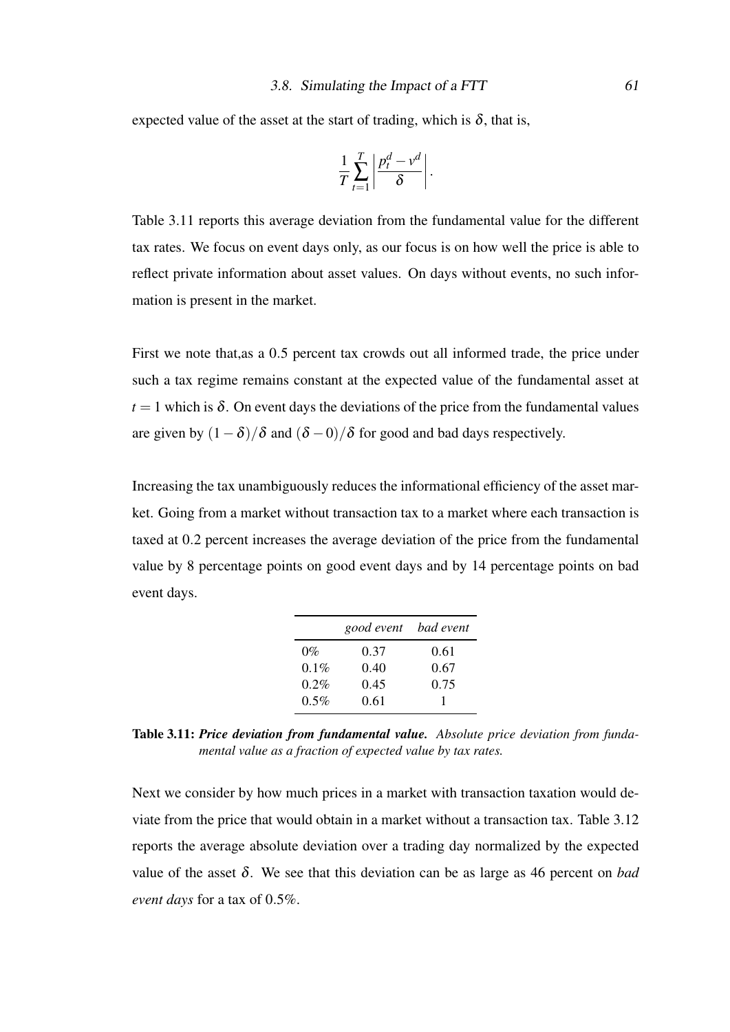expected value of the asset at the start of trading, which is $\delta$, that is,

$$\frac{1}{T}\sum_{t=1}^{T}\left|\frac{p_t^d - v^d}{\delta}\right|.$$

Table 3.11 reports this average deviation from the fundamental value for the different tax rates. We focus on event days only, as our focus is on how well the price is able to reflect private information about asset values. On days without events, no such information is present in the market.

First we note that,as a 0.5 percent tax crowds out all informed trade, the price under such a tax regime remains constant at the expected value of the fundamental asset at $t = 1$ which is $\delta$. On event days the deviations of the price from the fundamental values are given by $(1-\delta)/\delta$ and $(\delta - 0)/\delta$ for good and bad days respectively.

Increasing the tax unambiguously reduces the informational efficiency of the asset market. Going from a market without transaction tax to a market where each transaction is taxed at 0.2 percent increases the average deviation of the price from the fundamental value by 8 percentage points on good event days and by 14 percentage points on bad event days.

| | *good event* | *bad event* |
|---|---|---|
| 0% | 0.37 | 0.61 |
| 0.1% | 0.40 | 0.67 |
| 0.2% | 0.45 | 0.75 |
| 0.5% | 0.61 | 1 |

**Table 3.11:** ***Price deviation from fundamental value.*** *Absolute price deviation from fundamental value as a fraction of expected value by tax rates.*

Next we consider by how much prices in a market with transaction taxation would deviate from the price that would obtain in a market without a transaction tax. Table 3.12 reports the average absolute deviation over a trading day normalized by the expected value of the asset $\delta$. We see that this deviation can be as large as 46 percent on *bad event days* for a tax of 0.5%.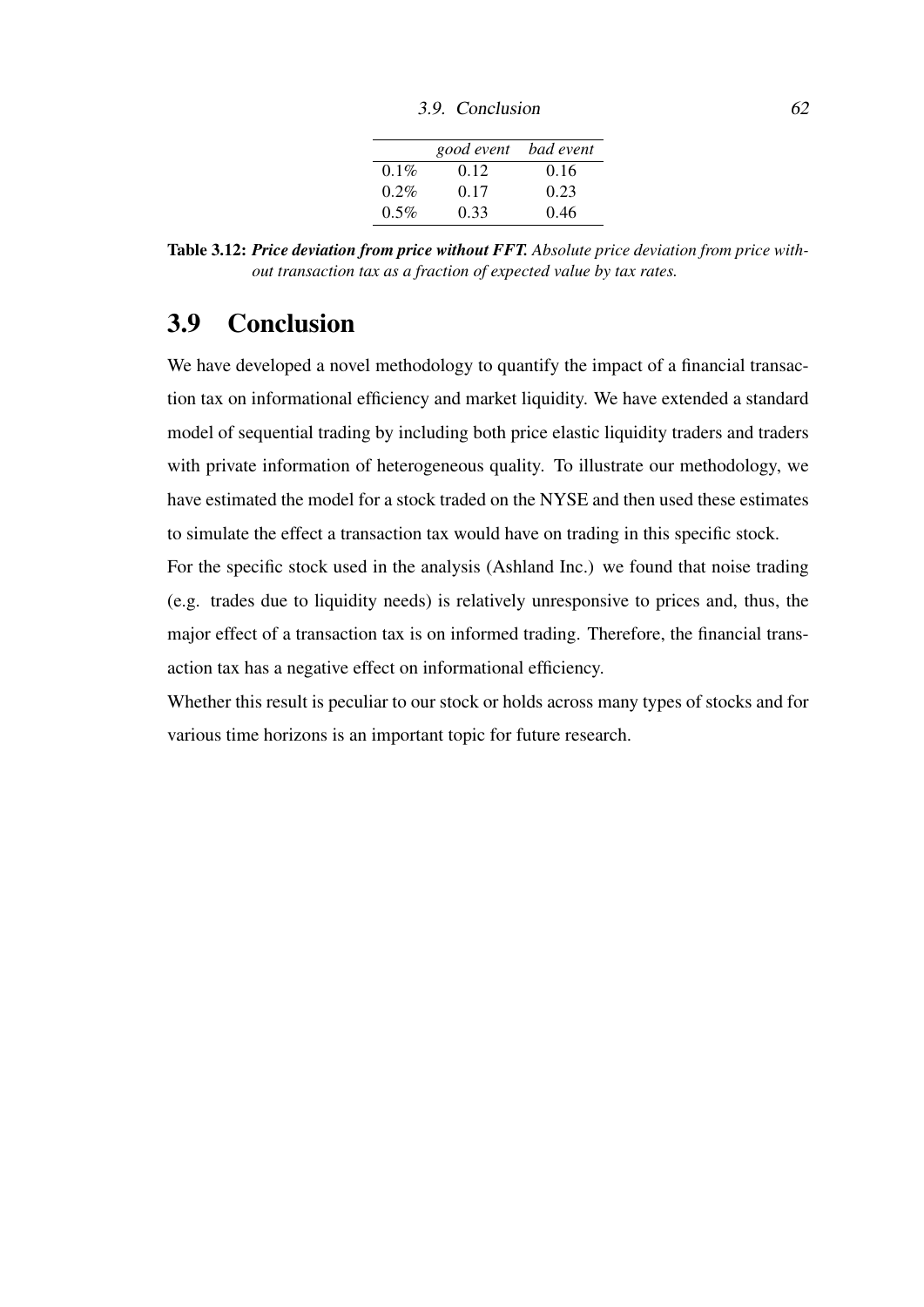| | *good event* | *bad event* |
|---|---|---|
| 0.1% | 0.12 | 0.16 |
| 0.2% | 0.17 | 0.23 |
| 0.5% | 0.33 | 0.46 |

**Table 3.12:** ***Price deviation from price without FFT.*** *Absolute price deviation from price without transaction tax as a fraction of expected value by tax rates.*

## 3.9 Conclusion

We have developed a novel methodology to quantify the impact of a financial transaction tax on informational efficiency and market liquidity. We have extended a standard model of sequential trading by including both price elastic liquidity traders and traders with private information of heterogeneous quality. To illustrate our methodology, we have estimated the model for a stock traded on the NYSE and then used these estimates to simulate the effect a transaction tax would have on trading in this specific stock.

For the specific stock used in the analysis (Ashland Inc.) we found that noise trading (e.g. trades due to liquidity needs) is relatively unresponsive to prices and, thus, the major effect of a transaction tax is on informed trading. Therefore, the financial transaction tax has a negative effect on informational efficiency.

Whether this result is peculiar to our stock or holds across many types of stocks and for various time horizons is an important topic for future research.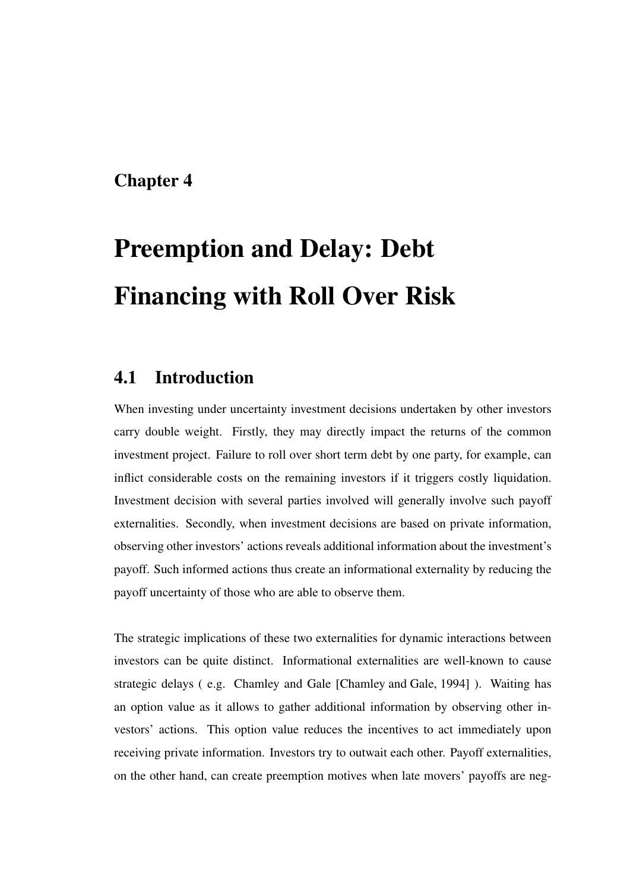# Chapter 4

# Preemption and Delay: Debt Financing with Roll Over Risk

## 4.1 Introduction

When investing under uncertainty investment decisions undertaken by other investors carry double weight. Firstly, they may directly impact the returns of the common investment project. Failure to roll over short term debt by one party, for example, can inflict considerable costs on the remaining investors if it triggers costly liquidation. Investment decision with several parties involved will generally involve such payoff externalities. Secondly, when investment decisions are based on private information, observing other investors' actions reveals additional information about the investment's payoff. Such informed actions thus create an informational externality by reducing the payoff uncertainty of those who are able to observe them.

The strategic implications of these two externalities for dynamic interactions between investors can be quite distinct. Informational externalities are well-known to cause strategic delays ( e.g. Chamley and Gale [Chamley and Gale, 1994] ). Waiting has an option value as it allows to gather additional information by observing other investors' actions. This option value reduces the incentives to act immediately upon receiving private information. Investors try to outwait each other. Payoff externalities, on the other hand, can create preemption motives when late movers' payoffs are neg-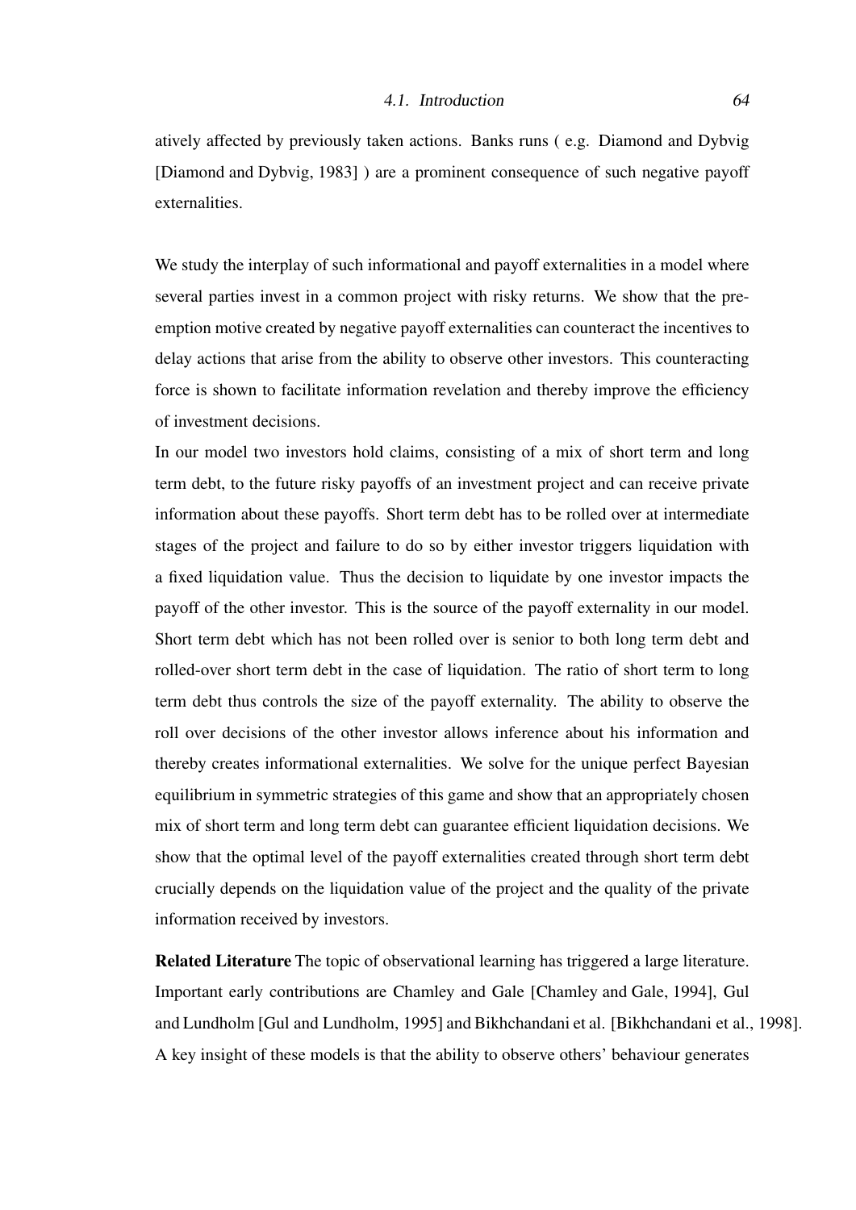atively affected by previously taken actions. Banks runs ( e.g. Diamond and Dybvig [Diamond and Dybvig, 1983] ) are a prominent consequence of such negative payoff externalities.

We study the interplay of such informational and payoff externalities in a model where several parties invest in a common project with risky returns. We show that the preemption motive created by negative payoff externalities can counteract the incentives to delay actions that arise from the ability to observe other investors. This counteracting force is shown to facilitate information revelation and thereby improve the efficiency of investment decisions.

In our model two investors hold claims, consisting of a mix of short term and long term debt, to the future risky payoffs of an investment project and can receive private information about these payoffs. Short term debt has to be rolled over at intermediate stages of the project and failure to do so by either investor triggers liquidation with a fixed liquidation value. Thus the decision to liquidate by one investor impacts the payoff of the other investor. This is the source of the payoff externality in our model. Short term debt which has not been rolled over is senior to both long term debt and rolled-over short term debt in the case of liquidation. The ratio of short term to long term debt thus controls the size of the payoff externality. The ability to observe the roll over decisions of the other investor allows inference about his information and thereby creates informational externalities. We solve for the unique perfect Bayesian equilibrium in symmetric strategies of this game and show that an appropriately chosen mix of short term and long term debt can guarantee efficient liquidation decisions. We show that the optimal level of the payoff externalities created through short term debt crucially depends on the liquidation value of the project and the quality of the private information received by investors.

**Related Literature** The topic of observational learning has triggered a large literature. Important early contributions are Chamley and Gale [Chamley and Gale, 1994], Gul and Lundholm [Gul and Lundholm, 1995] and Bikhchandani et al. [Bikhchandani et al., 1998]. A key insight of these models is that the ability to observe others' behaviour generates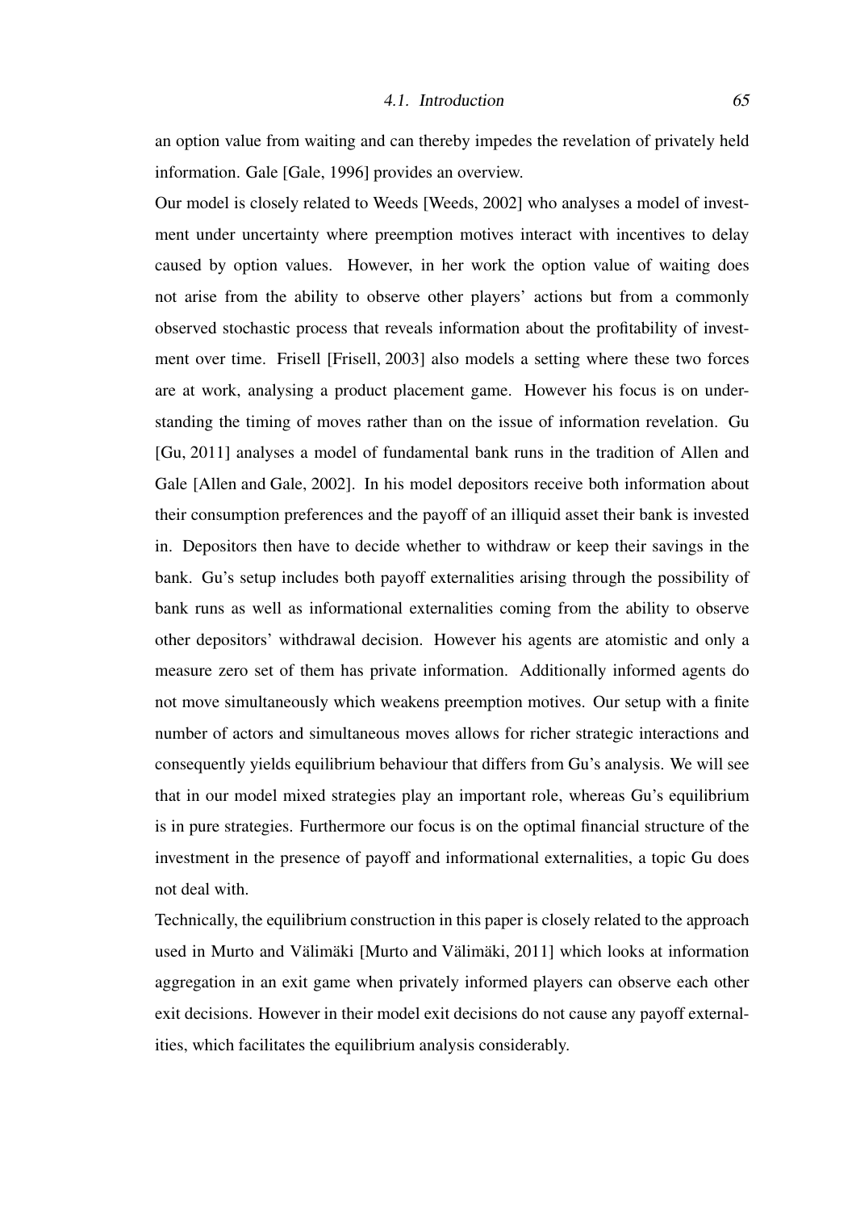an option value from waiting and can thereby impedes the revelation of privately held information. Gale [Gale, 1996] provides an overview.

Our model is closely related to Weeds [Weeds, 2002] who analyses a model of investment under uncertainty where preemption motives interact with incentives to delay caused by option values. However, in her work the option value of waiting does not arise from the ability to observe other players' actions but from a commonly observed stochastic process that reveals information about the profitability of investment over time. Frisell [Frisell, 2003] also models a setting where these two forces are at work, analysing a product placement game. However his focus is on understanding the timing of moves rather than on the issue of information revelation. Gu [Gu, 2011] analyses a model of fundamental bank runs in the tradition of Allen and Gale [Allen and Gale, 2002]. In his model depositors receive both information about their consumption preferences and the payoff of an illiquid asset their bank is invested in. Depositors then have to decide whether to withdraw or keep their savings in the bank. Gu's setup includes both payoff externalities arising through the possibility of bank runs as well as informational externalities coming from the ability to observe other depositors' withdrawal decision. However his agents are atomistic and only a measure zero set of them has private information. Additionally informed agents do not move simultaneously which weakens preemption motives. Our setup with a finite number of actors and simultaneous moves allows for richer strategic interactions and consequently yields equilibrium behaviour that differs from Gu's analysis. We will see that in our model mixed strategies play an important role, whereas Gu's equilibrium is in pure strategies. Furthermore our focus is on the optimal financial structure of the investment in the presence of payoff and informational externalities, a topic Gu does not deal with.

Technically, the equilibrium construction in this paper is closely related to the approach used in Murto and Välimäki [Murto and Välimäki, 2011] which looks at information aggregation in an exit game when privately informed players can observe each other exit decisions. However in their model exit decisions do not cause any payoff externalities, which facilitates the equilibrium analysis considerably.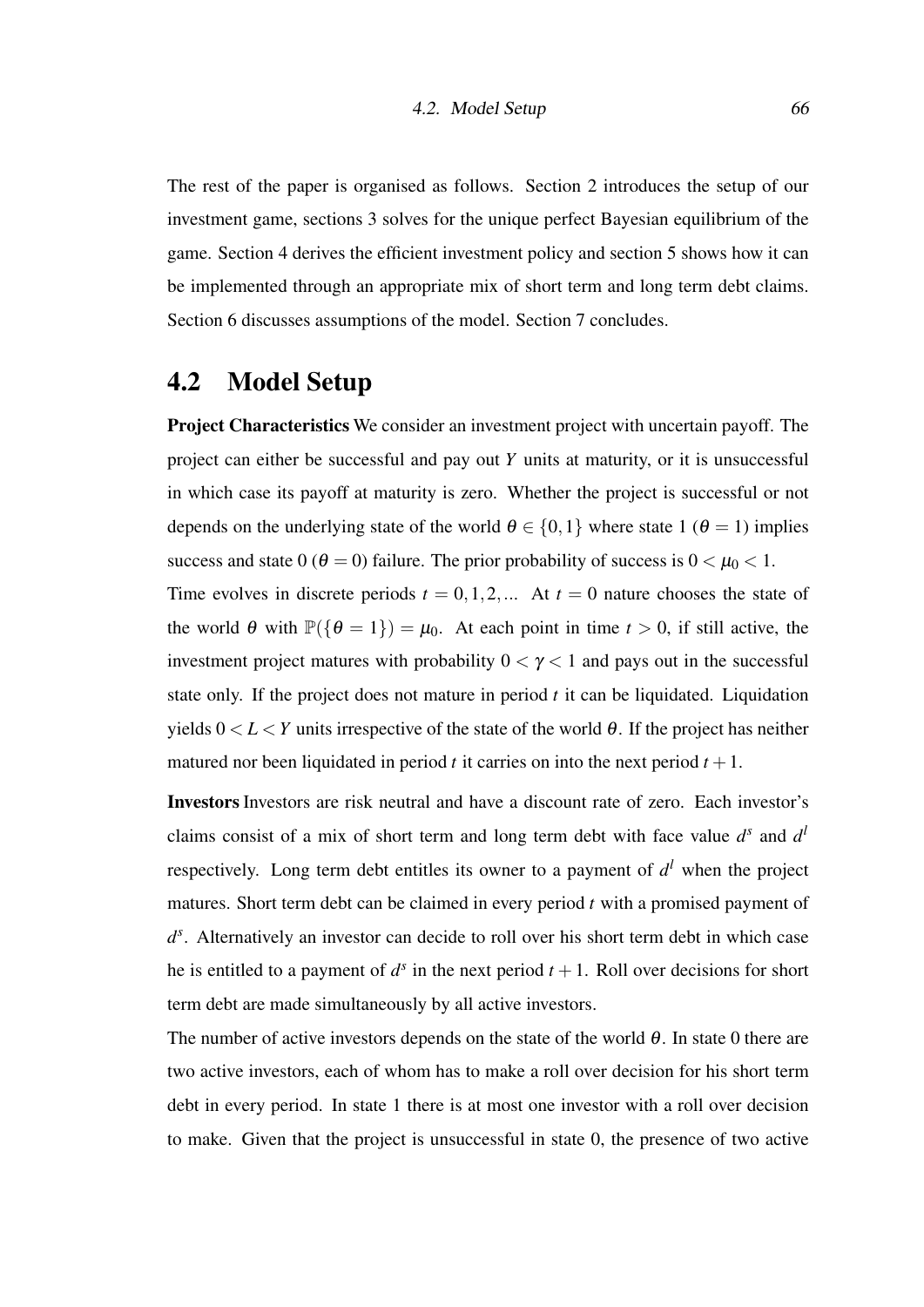The rest of the paper is organised as follows. Section 2 introduces the setup of our investment game, sections 3 solves for the unique perfect Bayesian equilibrium of the game. Section 4 derives the efficient investment policy and section 5 shows how it can be implemented through an appropriate mix of short term and long term debt claims. Section 6 discusses assumptions of the model. Section 7 concludes.

## 4.2 Model Setup

**Project Characteristics** We consider an investment project with uncertain payoff. The project can either be successful and pay out $Y$ units at maturity, or it is unsuccessful in which case its payoff at maturity is zero. Whether the project is successful or not depends on the underlying state of the world $\theta \in \{0,1\}$ where state 1 ($\theta = 1$) implies success and state 0 ($\theta = 0$) failure. The prior probability of success is $0 < \mu_0 < 1$.

Time evolves in discrete periods $t = 0, 1, 2, ...$ At $t = 0$ nature chooses the state of the world $\theta$ with $\mathbb{P}(\{\theta = 1\}) = \mu_0$. At each point in time $t > 0$, if still active, the investment project matures with probability $0 < \gamma < 1$ and pays out in the successful state only. If the project does not mature in period $t$ it can be liquidated. Liquidation yields $0 < L < Y$ units irrespective of the state of the world $\theta$. If the project has neither matured nor been liquidated in period $t$ it carries on into the next period $t + 1$.

**Investors** Investors are risk neutral and have a discount rate of zero. Each investor's claims consist of a mix of short term and long term debt with face value $d^s$ and $d^l$ respectively. Long term debt entitles its owner to a payment of $d^l$ when the project matures. Short term debt can be claimed in every period $t$ with a promised payment of $d^s$. Alternatively an investor can decide to roll over his short term debt in which case he is entitled to a payment of $d^s$ in the next period $t + 1$. Roll over decisions for short term debt are made simultaneously by all active investors.

The number of active investors depends on the state of the world $\theta$. In state 0 there are two active investors, each of whom has to make a roll over decision for his short term debt in every period. In state 1 there is at most one investor with a roll over decision to make. Given that the project is unsuccessful in state 0, the presence of two active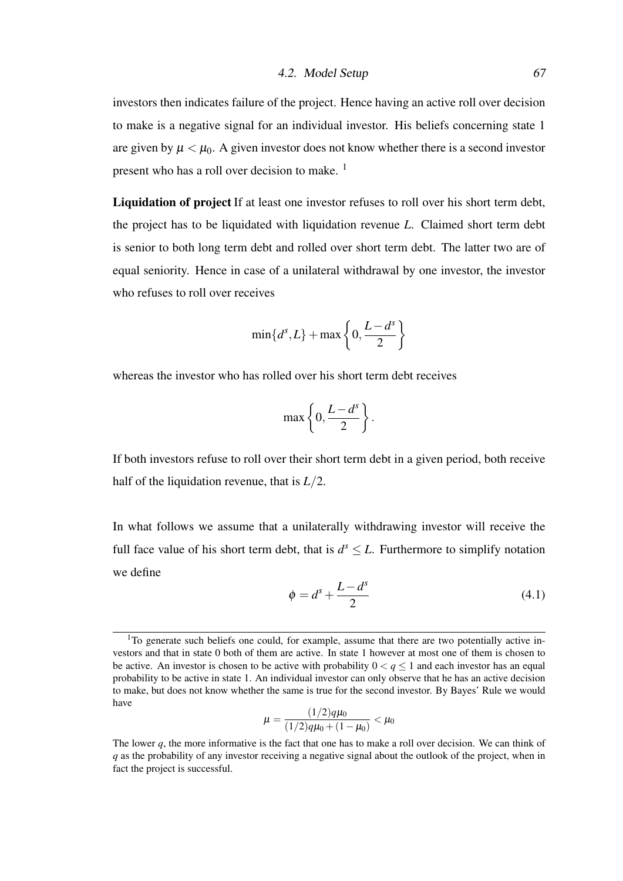investors then indicates failure of the project. Hence having an active roll over decision to make is a negative signal for an individual investor. His beliefs concerning state 1 are given by $\mu < \mu_0$. A given investor does not know whether there is a second investor present who has a roll over decision to make. [1]

**Liquidation of project** If at least one investor refuses to roll over his short term debt, the project has to be liquidated with liquidation revenue $L$. Claimed short term debt is senior to both long term debt and rolled over short term debt. The latter two are of equal seniority. Hence in case of a unilateral withdrawal by one investor, the investor who refuses to roll over receives

$$\min\{d^s, L\} + \max\left\{0, \frac{L - d^s}{2}\right\}$$

whereas the investor who has rolled over his short term debt receives

$$\max\left\{0, \frac{L - d^s}{2}\right\}.$$

If both investors refuse to roll over their short term debt in a given period, both receive half of the liquidation revenue, that is $L/2$.

In what follows we assume that a unilaterally withdrawing investor will receive the full face value of his short term debt, that is $d^s \leq L$. Furthermore to simplify notation we define

$$\phi = d^s + \frac{L - d^s}{2} \tag{4.1}$$

---

[1] To generate such beliefs one could, for example, assume that there are two potentially active investors and that in state 0 both of them are active. In state 1 however at most one of them is chosen to be active. An investor is chosen to be active with probability $0 < q \leq 1$ and each investor has an equal probability to be active in state 1. An individual investor can only observe that he has an active decision to make, but does not know whether the same is true for the second investor. By Bayes' Rule we would have

$$\mu = \frac{(1/2)q\mu_0}{(1/2)q\mu_0 + (1 - \mu_0)} < \mu_0$$

The lower $q$, the more informative is the fact that one has to make a roll over decision. We can think of $q$ as the probability of any investor receiving a negative signal about the outlook of the project, when in fact the project is successful.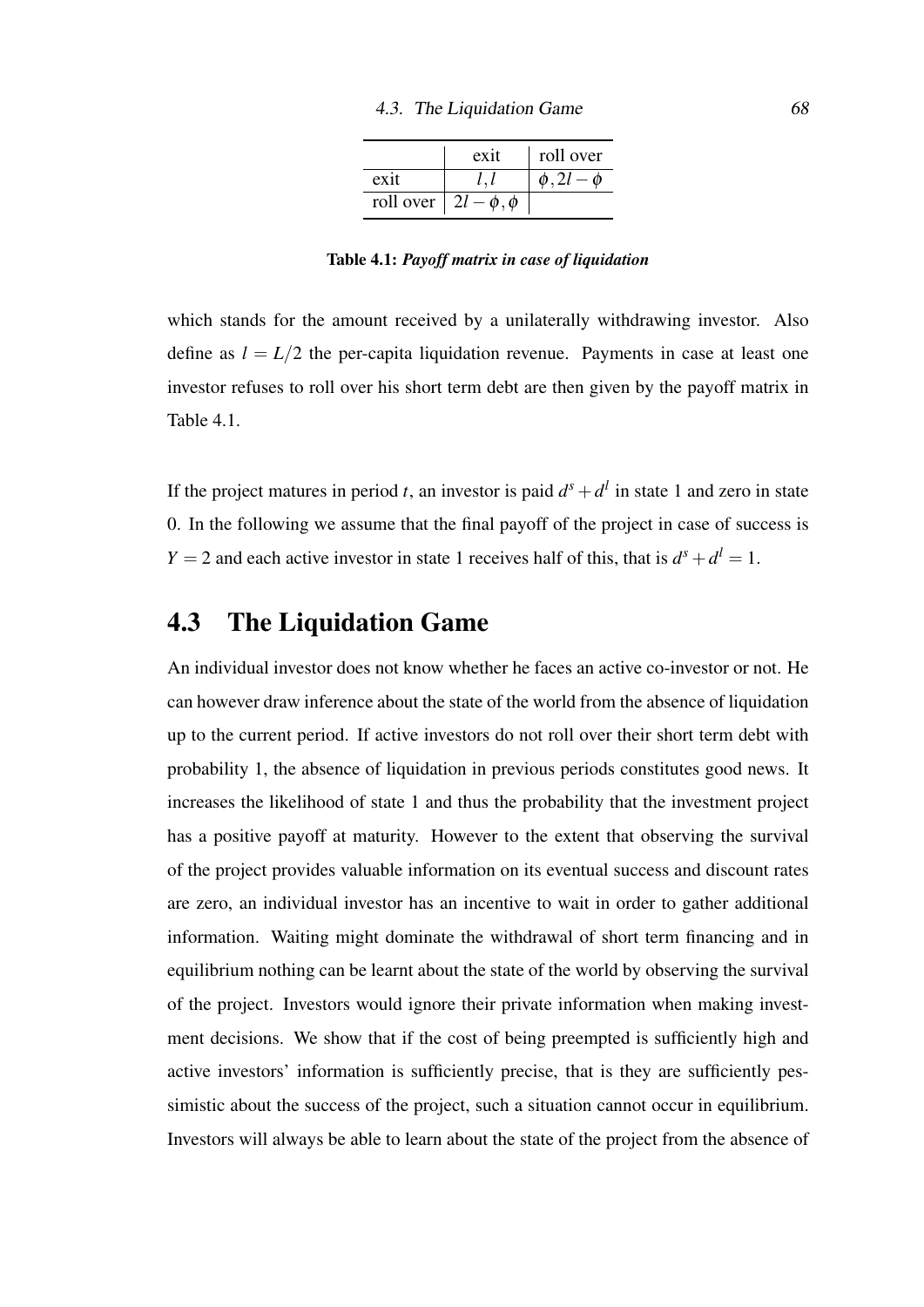| | exit | roll over |
|---|---|---|
| exit | $l, l$ | $\phi, 2l - \phi$ |
| roll over | $2l - \phi, \phi$ | |

**Table 4.1:** ***Payoff matrix in case of liquidation***

which stands for the amount received by a unilaterally withdrawing investor. Also define as $l = L/2$ the per-capita liquidation revenue. Payments in case at least one investor refuses to roll over his short term debt are then given by the payoff matrix in Table 4.1.

If the project matures in period $t$, an investor is paid $d^s + d^l$ in state 1 and zero in state 0. In the following we assume that the final payoff of the project in case of success is $Y = 2$ and each active investor in state 1 receives half of this, that is $d^s + d^l = 1$.

## 4.3 The Liquidation Game

An individual investor does not know whether he faces an active co-investor or not. He can however draw inference about the state of the world from the absence of liquidation up to the current period. If active investors do not roll over their short term debt with probability 1, the absence of liquidation in previous periods constitutes good news. It increases the likelihood of state 1 and thus the probability that the investment project has a positive payoff at maturity. However to the extent that observing the survival of the project provides valuable information on its eventual success and discount rates are zero, an individual investor has an incentive to wait in order to gather additional information. Waiting might dominate the withdrawal of short term financing and in equilibrium nothing can be learnt about the state of the world by observing the survival of the project. Investors would ignore their private information when making investment decisions. We show that if the cost of being preempted is sufficiently high and active investors' information is sufficiently precise, that is they are sufficiently pessimistic about the success of the project, such a situation cannot occur in equilibrium. Investors will always be able to learn about the state of the project from the absence of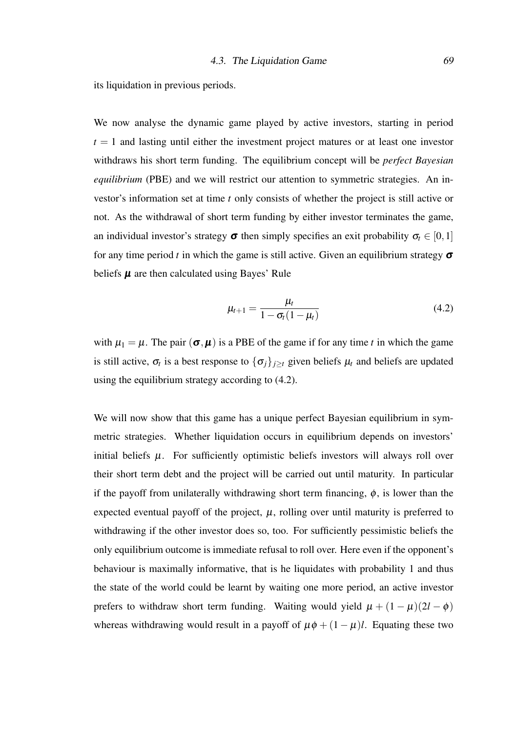its liquidation in previous periods.

We now analyse the dynamic game played by active investors, starting in period $t = 1$ and lasting until either the investment project matures or at least one investor withdraws his short term funding. The equilibrium concept will be *perfect Bayesian equilibrium* (PBE) and we will restrict our attention to symmetric strategies. An investor's information set at time $t$ only consists of whether the project is still active or not. As the withdrawal of short term funding by either investor terminates the game, an individual investor's strategy $\boldsymbol{\sigma}$ then simply specifies an exit probability $\sigma_t \in [0,1]$ for any time period $t$ in which the game is still active. Given an equilibrium strategy $\boldsymbol{\sigma}$ beliefs $\boldsymbol{\mu}$ are then calculated using Bayes' Rule

$$\mu_{t+1} = \frac{\mu_t}{1 - \sigma_t(1 - \mu_t)} \tag{4.2}$$

with $\mu_1 = \mu$. The pair $(\boldsymbol{\sigma}, \boldsymbol{\mu})$ is a PBE of the game if for any time $t$ in which the game is still active, $\sigma_t$ is a best response to $\{\sigma_j\}_{j \geq t}$ given beliefs $\mu_t$ and beliefs are updated using the equilibrium strategy according to (4.2).

We will now show that this game has a unique perfect Bayesian equilibrium in symmetric strategies. Whether liquidation occurs in equilibrium depends on investors' initial beliefs $\mu$. For sufficiently optimistic beliefs investors will always roll over their short term debt and the project will be carried out until maturity. In particular if the payoff from unilaterally withdrawing short term financing, $\phi$, is lower than the expected eventual payoff of the project, $\mu$, rolling over until maturity is preferred to withdrawing if the other investor does so, too. For sufficiently pessimistic beliefs the only equilibrium outcome is immediate refusal to roll over. Here even if the opponent's behaviour is maximally informative, that is he liquidates with probability 1 and thus the state of the world could be learnt by waiting one more period, an active investor prefers to withdraw short term funding. Waiting would yield $\mu + (1 - \mu)(2l - \phi)$ whereas withdrawing would result in a payoff of $\mu\phi + (1 - \mu)l$. Equating these two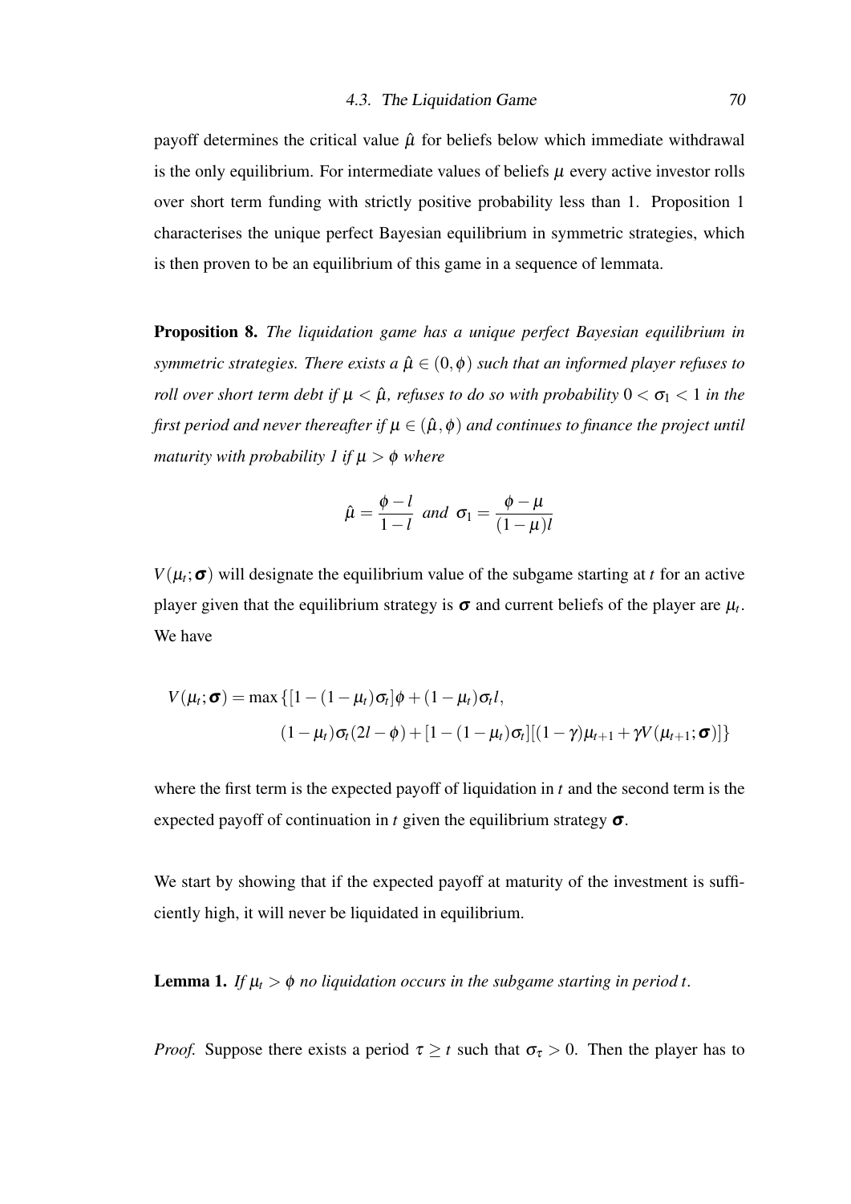payoff determines the critical value $\hat{\mu}$ for beliefs below which immediate withdrawal is the only equilibrium. For intermediate values of beliefs $\mu$ every active investor rolls over short term funding with strictly positive probability less than 1. Proposition 1 characterises the unique perfect Bayesian equilibrium in symmetric strategies, which is then proven to be an equilibrium of this game in a sequence of lemmata.

**Proposition 8.** *The liquidation game has a unique perfect Bayesian equilibrium in symmetric strategies. There exists a $\hat{\mu} \in (0, \phi)$ such that an informed player refuses to roll over short term debt if $\mu < \hat{\mu}$, refuses to do so with probability $0 < \sigma_1 < 1$ in the first period and never thereafter if $\mu \in (\hat{\mu}, \phi)$ and continues to finance the project until maturity with probability 1 if $\mu > \phi$ where*

$$\hat{\mu} = \frac{\phi - l}{1 - l} \text{ and } \sigma_1 = \frac{\phi - \mu}{(1 - \mu)l}$$

$V(\mu_t; \boldsymbol{\sigma})$ will designate the equilibrium value of the subgame starting at $t$ for an active player given that the equilibrium strategy is $\boldsymbol{\sigma}$ and current beliefs of the player are $\mu_t$. We have

$$\begin{aligned} V(\mu_t; \boldsymbol{\sigma}) = \max \{ & [1 - (1 - \mu_t)\sigma_t]\phi + (1 - \mu_t)\sigma_t l, \\ & (1 - \mu_t)\sigma_t(2l - \phi) + [1 - (1 - \mu_t)\sigma_t][(1 - \gamma)\mu_{t+1} + \gamma V(\mu_{t+1}; \boldsymbol{\sigma})] \} \end{aligned}$$

where the first term is the expected payoff of liquidation in $t$ and the second term is the expected payoff of continuation in $t$ given the equilibrium strategy $\boldsymbol{\sigma}$.

We start by showing that if the expected payoff at maturity of the investment is sufficiently high, it will never be liquidated in equilibrium.

**Lemma 1.** *If $\mu_t > \phi$ no liquidation occurs in the subgame starting in period $t$.*

*Proof.* Suppose there exists a period $\tau \geq t$ such that $\sigma_\tau > 0$. Then the player has to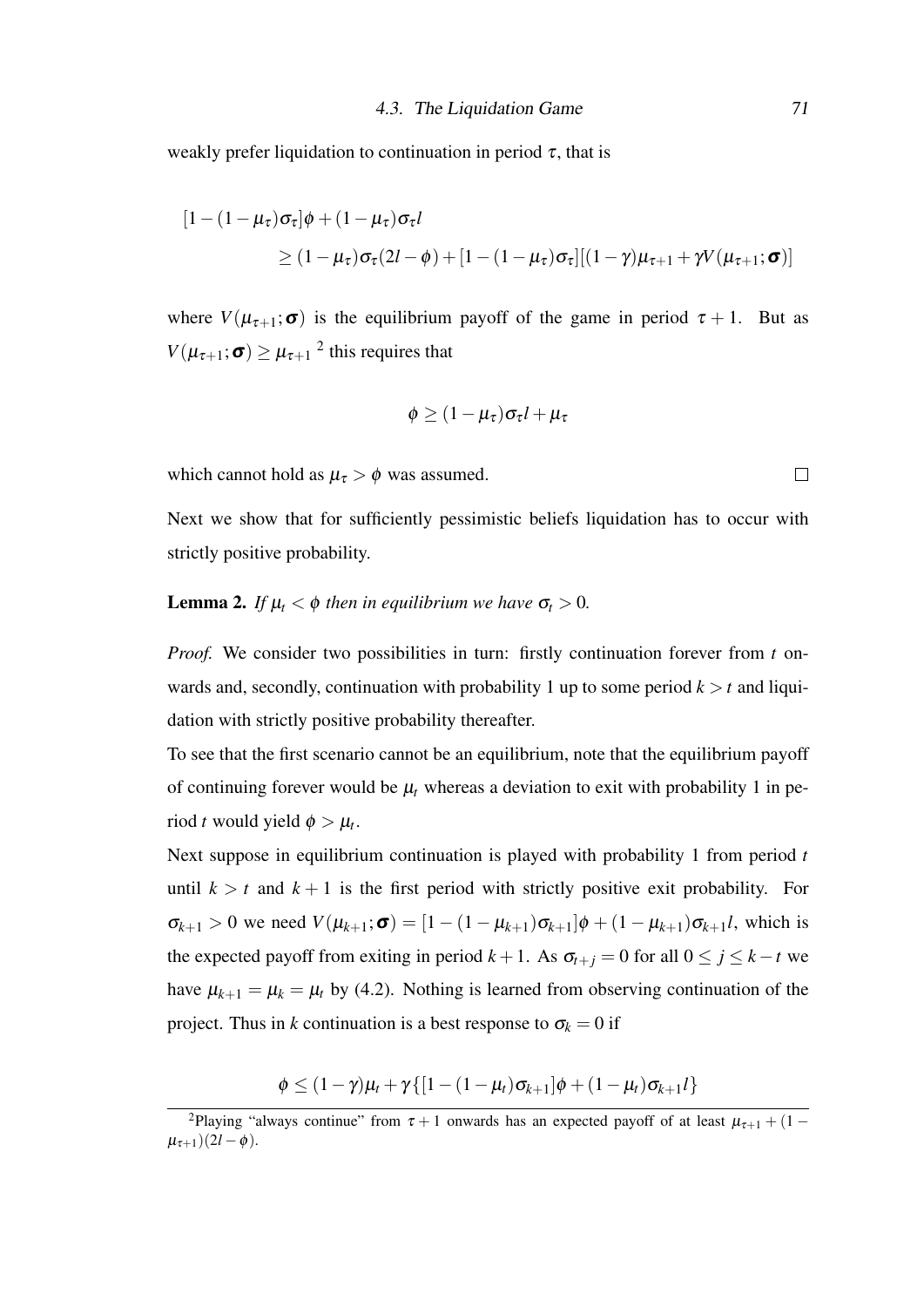weakly prefer liquidation to continuation in period $\tau$, that is

$$
\begin{aligned}
&[1-(1-\mu_\tau)\sigma_\tau]\phi + (1-\mu_\tau)\sigma_\tau l \\
&\qquad \geq (1-\mu_\tau)\sigma_\tau(2l-\phi) + [1-(1-\mu_\tau)\sigma_\tau][(1-\gamma)\mu_{\tau+1} + \gamma V(\mu_{\tau+1};\boldsymbol{\sigma})]
\end{aligned}
$$

where $V(\mu_{\tau+1};\boldsymbol{\sigma})$ is the equilibrium payoff of the game in period $\tau+1$. But as $V(\mu_{\tau+1};\boldsymbol{\sigma}) \geq \mu_{\tau+1}$ [2] this requires that

$$\phi \geq (1-\mu_\tau)\sigma_\tau l + \mu_\tau$$

which cannot hold as $\mu_\tau > \phi$ was assumed. □

Next we show that for sufficiently pessimistic beliefs liquidation has to occur with strictly positive probability.

**Lemma 2.** *If $\mu_t < \phi$ then in equilibrium we have $\sigma_t > 0$.*

*Proof.* We consider two possibilities in turn: firstly continuation forever from $t$ onwards and, secondly, continuation with probability 1 up to some period $k > t$ and liquidation with strictly positive probability thereafter.

To see that the first scenario cannot be an equilibrium, note that the equilibrium payoff of continuing forever would be $\mu_t$ whereas a deviation to exit with probability 1 in period $t$ would yield $\phi > \mu_t$.

Next suppose in equilibrium continuation is played with probability 1 from period $t$ until $k > t$ and $k+1$ is the first period with strictly positive exit probability. For $\sigma_{k+1} > 0$ we need $V(\mu_{k+1};\boldsymbol{\sigma}) = [1-(1-\mu_{k+1})\sigma_{k+1}]\phi + (1-\mu_{k+1})\sigma_{k+1} l$, which is the expected payoff from exiting in period $k+1$. As $\sigma_{t+j} = 0$ for all $0 \leq j \leq k-t$ we have $\mu_{k+1} = \mu_k = \mu_t$ by (4.2). Nothing is learned from observing continuation of the project. Thus in $k$ continuation is a best response to $\sigma_k = 0$ if

$$\phi \leq (1-\gamma)\mu_t + \gamma\{[1-(1-\mu_t)\sigma_{k+1}]\phi + (1-\mu_t)\sigma_{k+1} l\}$$

[2] Playing "always continue" from $\tau+1$ onwards has an expected payoff of at least $\mu_{\tau+1} + (1-\mu_{\tau+1})(2l-\phi)$.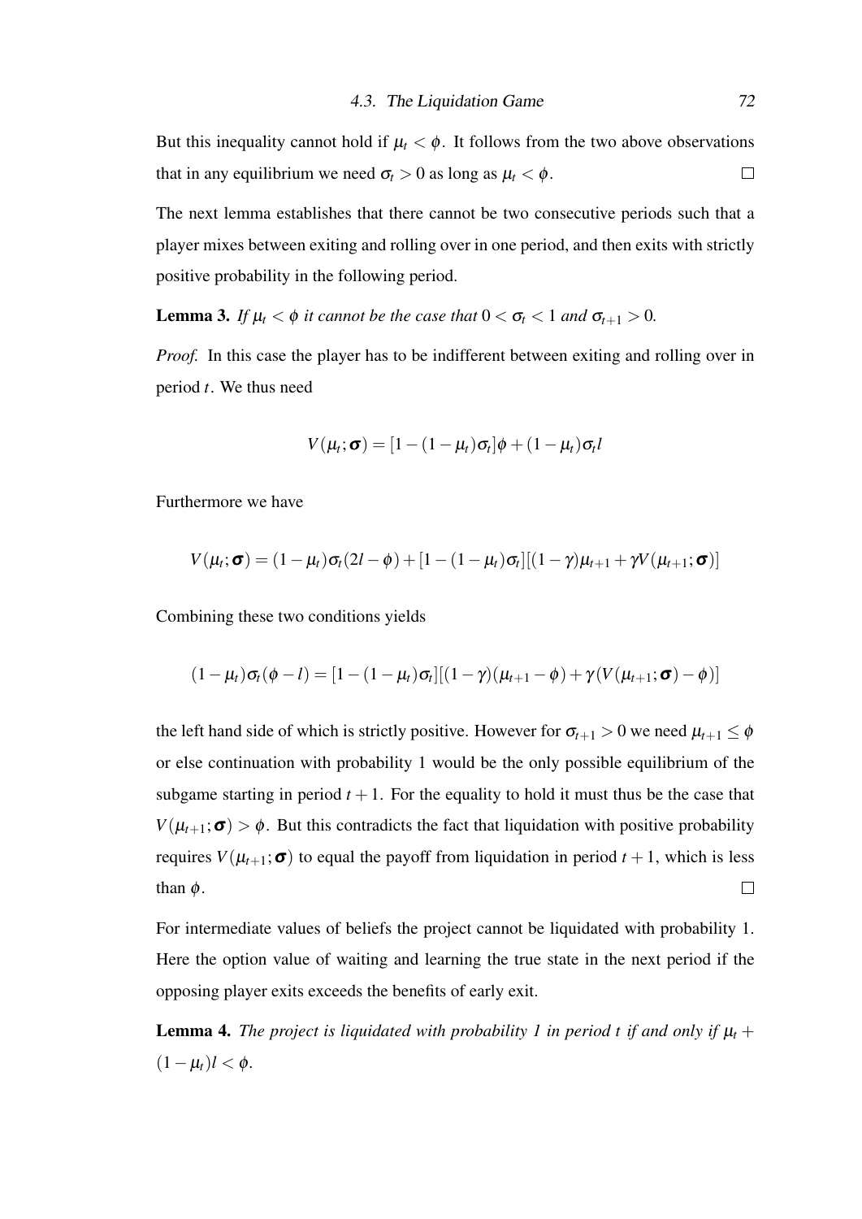But this inequality cannot hold if $\mu_t < \phi$. It follows from the two above observations that in any equilibrium we need $\sigma_t > 0$ as long as $\mu_t < \phi$. □

The next lemma establishes that there cannot be two consecutive periods such that a player mixes between exiting and rolling over in one period, and then exits with strictly positive probability in the following period.

**Lemma 3.** *If $\mu_t < \phi$ it cannot be the case that $0 < \sigma_t < 1$ and $\sigma_{t+1} > 0$.*

*Proof.* In this case the player has to be indifferent between exiting and rolling over in period $t$. We thus need

$$V(\mu_t;\boldsymbol{\sigma}) = [1-(1-\mu_t)\sigma_t]\phi + (1-\mu_t)\sigma_t l$$

Furthermore we have

$$V(\mu_t;\boldsymbol{\sigma}) = (1-\mu_t)\sigma_t(2l-\phi) + [1-(1-\mu_t)\sigma_t][(1-\gamma)\mu_{t+1} + \gamma V(\mu_{t+1};\boldsymbol{\sigma})]$$

Combining these two conditions yields

$$(1-\mu_t)\sigma_t(\phi-l) = [1-(1-\mu_t)\sigma_t][(1-\gamma)(\mu_{t+1}-\phi) + \gamma(V(\mu_{t+1};\boldsymbol{\sigma})-\phi)]$$

the left hand side of which is strictly positive. However for $\sigma_{t+1} > 0$ we need $\mu_{t+1} \leq \phi$ or else continuation with probability 1 would be the only possible equilibrium of the subgame starting in period $t+1$. For the equality to hold it must thus be the case that $V(\mu_{t+1};\boldsymbol{\sigma}) > \phi$. But this contradicts the fact that liquidation with positive probability requires $V(\mu_{t+1};\boldsymbol{\sigma})$ to equal the payoff from liquidation in period $t+1$, which is less than $\phi$. □

For intermediate values of beliefs the project cannot be liquidated with probability 1. Here the option value of waiting and learning the true state in the next period if the opposing player exits exceeds the benefits of early exit.

**Lemma 4.** *The project is liquidated with probability 1 in period $t$ if and only if $\mu_t + (1-\mu_t)l < \phi$.*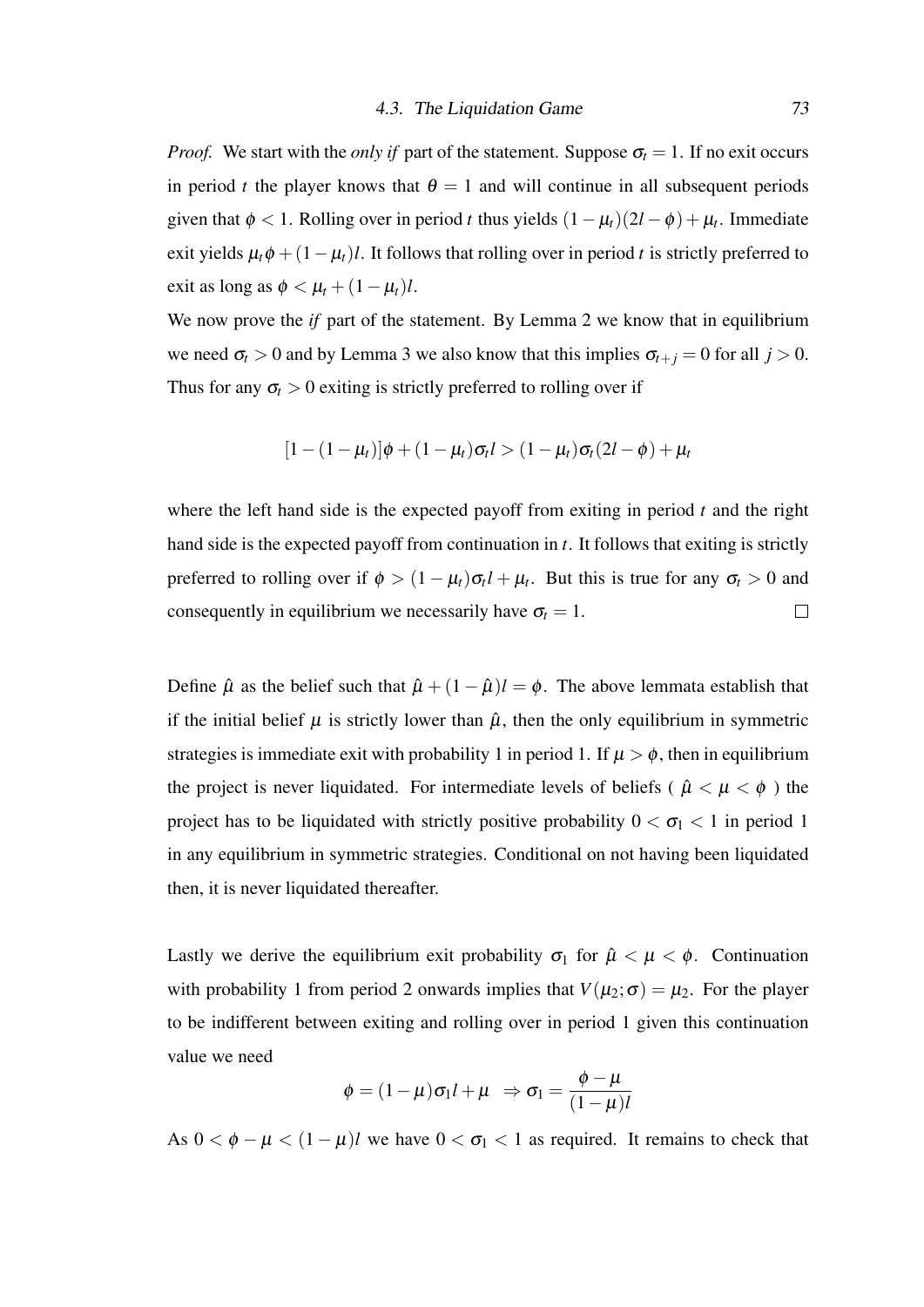*Proof.* We start with the *only if* part of the statement. Suppose $\sigma_t = 1$. If no exit occurs in period $t$ the player knows that $\theta = 1$ and will continue in all subsequent periods given that $\phi < 1$. Rolling over in period $t$ thus yields $(1-\mu_t)(2l-\phi)+\mu_t$. Immediate exit yields $\mu_t\phi + (1-\mu_t)l$. It follows that rolling over in period $t$ is strictly preferred to exit as long as $\phi < \mu_t + (1-\mu_t)l$.

We now prove the *if* part of the statement. By Lemma 2 we know that in equilibrium we need $\sigma_t > 0$ and by Lemma 3 we also know that this implies $\sigma_{t+j} = 0$ for all $j > 0$. Thus for any $\sigma_t > 0$ exiting is strictly preferred to rolling over if

$$[1-(1-\mu_t)]\phi + (1-\mu_t)\sigma_t l > (1-\mu_t)\sigma_t(2l-\phi)+\mu_t$$

where the left hand side is the expected payoff from exiting in period $t$ and the right hand side is the expected payoff from continuation in $t$. It follows that exiting is strictly preferred to rolling over if $\phi > (1-\mu_t)\sigma_t l + \mu_t$. But this is true for any $\sigma_t > 0$ and consequently in equilibrium we necessarily have $\sigma_t = 1$. □

Define $\hat{\mu}$ as the belief such that $\hat{\mu} + (1-\hat{\mu})l = \phi$. The above lemmata establish that if the initial belief $\mu$ is strictly lower than $\hat{\mu}$, then the only equilibrium in symmetric strategies is immediate exit with probability 1 in period 1. If $\mu > \phi$, then in equilibrium the project is never liquidated. For intermediate levels of beliefs ( $\hat{\mu} < \mu < \phi$ ) the project has to be liquidated with strictly positive probability $0 < \sigma_1 < 1$ in period 1 in any equilibrium in symmetric strategies. Conditional on not having been liquidated then, it is never liquidated thereafter.

Lastly we derive the equilibrium exit probability $\sigma_1$ for $\hat{\mu} < \mu < \phi$. Continuation with probability 1 from period 2 onwards implies that $V(\mu_2;\sigma) = \mu_2$. For the player to be indifferent between exiting and rolling over in period 1 given this continuation value we need

$$\phi = (1-\mu)\sigma_1 l + \mu \;\; \Rightarrow \sigma_1 = \frac{\phi - \mu}{(1-\mu)l}$$

As $0 < \phi - \mu < (1-\mu)l$ we have $0 < \sigma_1 < 1$ as required. It remains to check that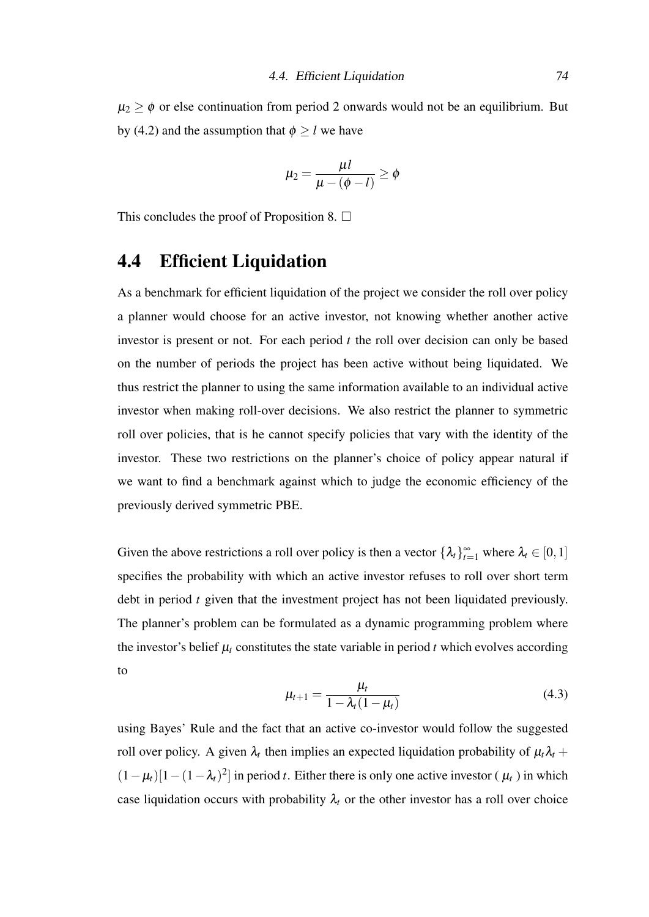$\mu_2 \geq \phi$ or else continuation from period 2 onwards would not be an equilibrium. But by (4.2) and the assumption that $\phi \geq l$ we have

$$\mu_2 = \frac{\mu l}{\mu - (\phi - l)} \geq \phi$$

This concludes the proof of Proposition 8. $\square$

## 4.4 Efficient Liquidation

As a benchmark for efficient liquidation of the project we consider the roll over policy a planner would choose for an active investor, not knowing whether another active investor is present or not. For each period $t$ the roll over decision can only be based on the number of periods the project has been active without being liquidated. We thus restrict the planner to using the same information available to an individual active investor when making roll-over decisions. We also restrict the planner to symmetric roll over policies, that is he cannot specify policies that vary with the identity of the investor. These two restrictions on the planner's choice of policy appear natural if we want to find a benchmark against which to judge the economic efficiency of the previously derived symmetric PBE.

Given the above restrictions a roll over policy is then a vector $\{\lambda_t\}_{t=1}^{\infty}$ where $\lambda_t \in [0,1]$ specifies the probability with which an active investor refuses to roll over short term debt in period $t$ given that the investment project has not been liquidated previously. The planner's problem can be formulated as a dynamic programming problem where the investor's belief $\mu_t$ constitutes the state variable in period $t$ which evolves according to

$$\mu_{t+1} = \frac{\mu_t}{1 - \lambda_t(1 - \mu_t)} \tag{4.3}$$

using Bayes' Rule and the fact that an active co-investor would follow the suggested roll over policy. A given $\lambda_t$ then implies an expected liquidation probability of $\mu_t \lambda_t + (1 - \mu_t)[1 - (1 - \lambda_t)^2]$ in period $t$. Either there is only one active investor ( $\mu_t$ ) in which case liquidation occurs with probability $\lambda_t$ or the other investor has a roll over choice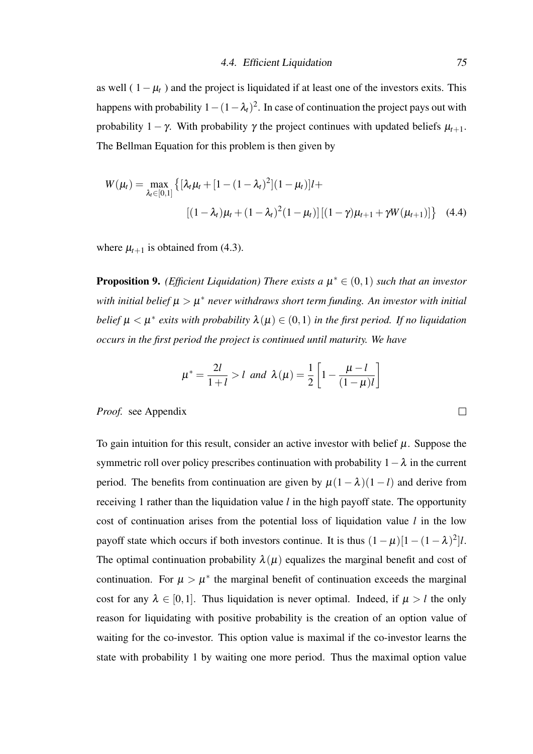as well ( $1-\mu_t$ ) and the project is liquidated if at least one of the investors exits. This happens with probability $1-(1-\lambda_t)^2$. In case of continuation the project pays out with probability $1-\gamma$. With probability $\gamma$ the project continues with updated beliefs $\mu_{t+1}$. The Bellman Equation for this problem is then given by

$$W(\mu_t) = \max_{\lambda_t \in [0,1]} \big\{ [\lambda_t \mu_t + [1-(1-\lambda_t)^2](1-\mu_t)]l + \\ [(1-\lambda_t)\mu_t + (1-\lambda_t)^2(1-\mu_t)]\,[(1-\gamma)\mu_{t+1} + \gamma W(\mu_{t+1})] \big\} \quad (4.4)$$

where $\mu_{t+1}$ is obtained from (4.3).

**Proposition 9.** *(Efficient Liquidation) There exists a $\mu^* \in (0,1)$ such that an investor with initial belief $\mu > \mu^*$ never withdraws short term funding. An investor with initial belief $\mu < \mu^*$ exits with probability $\lambda(\mu) \in (0,1)$ in the first period. If no liquidation occurs in the first period the project is continued until maturity. We have*

$$\mu^* = \frac{2l}{1+l} > l \text{ and } \lambda(\mu) = \frac{1}{2}\left[1 - \frac{\mu - l}{(1-\mu)l}\right]$$

*Proof.* see Appendix □

To gain intuition for this result, consider an active investor with belief $\mu$. Suppose the symmetric roll over policy prescribes continuation with probability $1-\lambda$ in the current period. The benefits from continuation are given by $\mu(1-\lambda)(1-l)$ and derive from receiving 1 rather than the liquidation value $l$ in the high payoff state. The opportunity cost of continuation arises from the potential loss of liquidation value $l$ in the low payoff state which occurs if both investors continue. It is thus $(1-\mu)[1-(1-\lambda)^2]l$. The optimal continuation probability $\lambda(\mu)$ equalizes the marginal benefit and cost of continuation. For $\mu > \mu^*$ the marginal benefit of continuation exceeds the marginal cost for any $\lambda \in [0,1]$. Thus liquidation is never optimal. Indeed, if $\mu > l$ the only reason for liquidating with positive probability is the creation of an option value of waiting for the co-investor. This option value is maximal if the co-investor learns the state with probability 1 by waiting one more period. Thus the maximal option value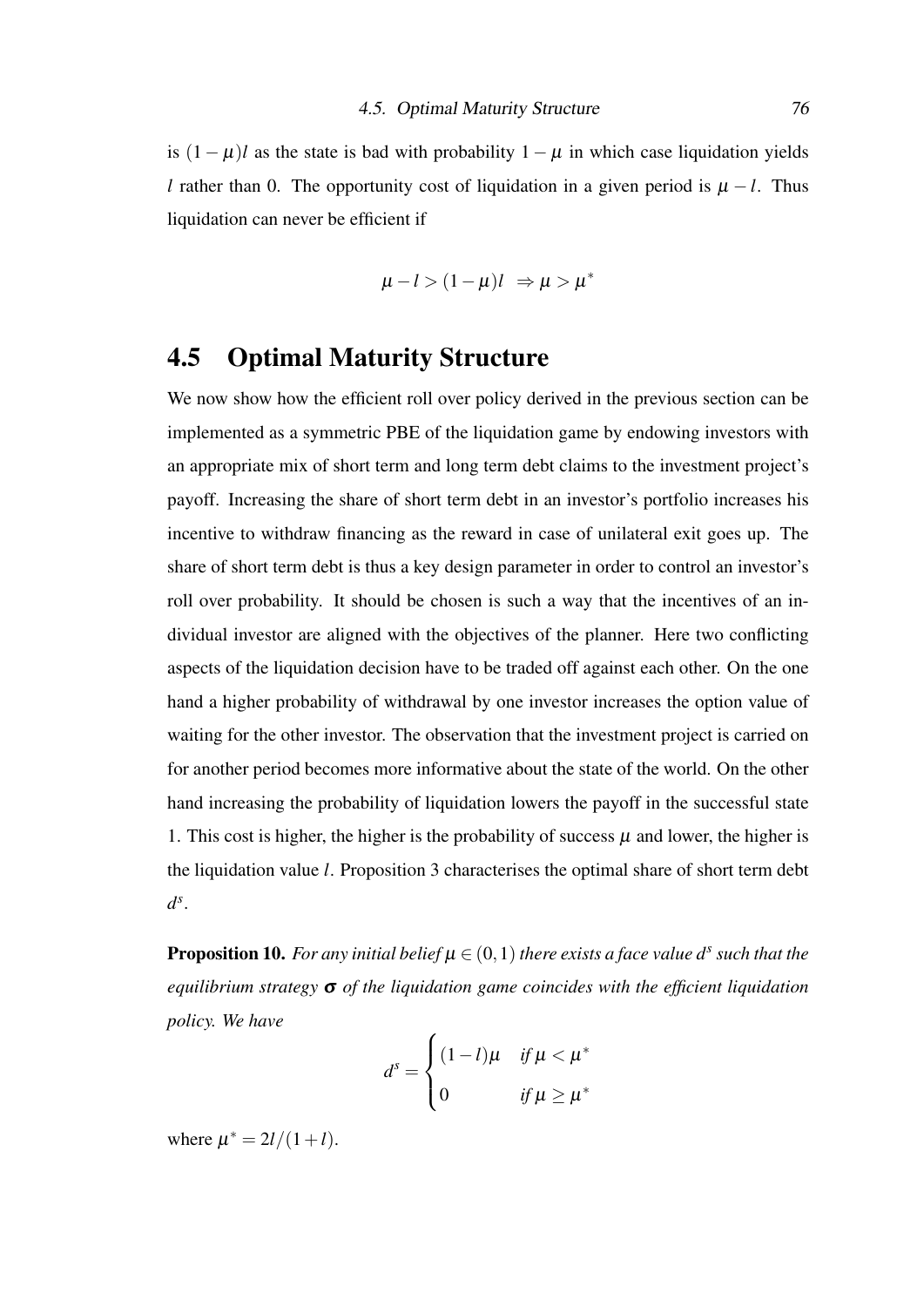is $(1-\mu)l$ as the state is bad with probability $1-\mu$ in which case liquidation yields $l$ rather than 0. The opportunity cost of liquidation in a given period is $\mu - l$. Thus liquidation can never be efficient if

$$\mu - l > (1-\mu)l \ \Rightarrow \mu > \mu^*$$

## 4.5 Optimal Maturity Structure

We now show how the efficient roll over policy derived in the previous section can be implemented as a symmetric PBE of the liquidation game by endowing investors with an appropriate mix of short term and long term debt claims to the investment project's payoff. Increasing the share of short term debt in an investor's portfolio increases his incentive to withdraw financing as the reward in case of unilateral exit goes up. The share of short term debt is thus a key design parameter in order to control an investor's roll over probability. It should be chosen is such a way that the incentives of an individual investor are aligned with the objectives of the planner. Here two conflicting aspects of the liquidation decision have to be traded off against each other. On the one hand a higher probability of withdrawal by one investor increases the option value of waiting for the other investor. The observation that the investment project is carried on for another period becomes more informative about the state of the world. On the other hand increasing the probability of liquidation lowers the payoff in the successful state 1. This cost is higher, the higher is the probability of success $\mu$ and lower, the higher is the liquidation value $l$. Proposition 3 characterises the optimal share of short term debt $d^s$.

**Proposition 10.** *For any initial belief $\mu \in (0,1)$ there exists a face value $d^s$ such that the equilibrium strategy $\boldsymbol{\sigma}$ of the liquidation game coincides with the efficient liquidation policy. We have*

$$d^s = \begin{cases} (1-l)\mu & \text{if } \mu < \mu^* \\ 0 & \text{if } \mu \geq \mu^* \end{cases}$$

where $\mu^* = 2l/(1+l)$.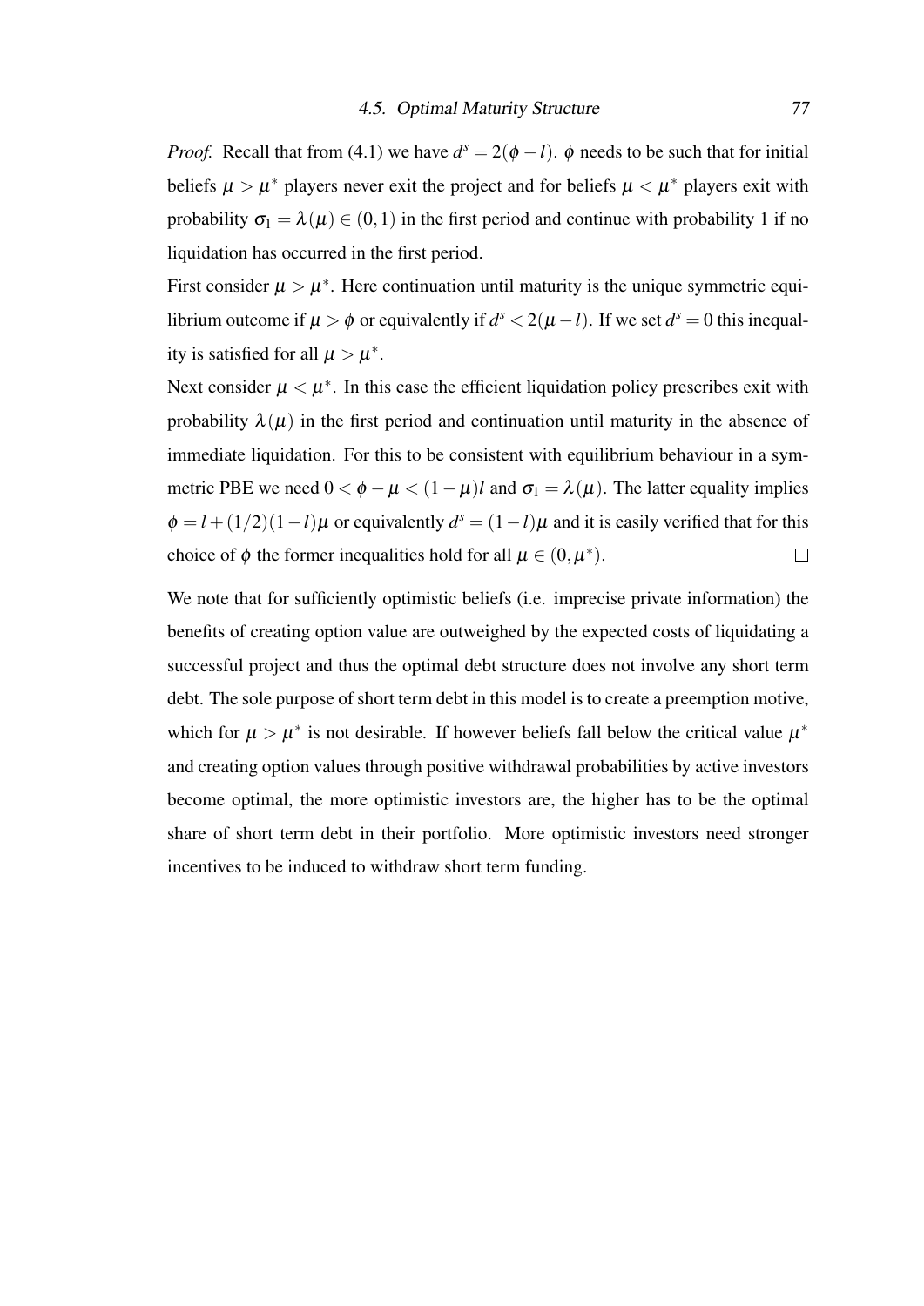*Proof.* Recall that from (4.1) we have $d^s = 2(\phi - l)$. $\phi$ needs to be such that for initial beliefs $\mu > \mu^*$ players never exit the project and for beliefs $\mu < \mu^*$ players exit with probability $\sigma_1 = \lambda(\mu) \in (0,1)$ in the first period and continue with probability 1 if no liquidation has occurred in the first period.

First consider $\mu > \mu^*$. Here continuation until maturity is the unique symmetric equilibrium outcome if $\mu > \phi$ or equivalently if $d^s < 2(\mu - l)$. If we set $d^s = 0$ this inequality is satisfied for all $\mu > \mu^*$.

Next consider $\mu < \mu^*$. In this case the efficient liquidation policy prescribes exit with probability $\lambda(\mu)$ in the first period and continuation until maturity in the absence of immediate liquidation. For this to be consistent with equilibrium behaviour in a symmetric PBE we need $0 < \phi - \mu < (1-\mu)l$ and $\sigma_1 = \lambda(\mu)$. The latter equality implies $\phi = l + (1/2)(1-l)\mu$ or equivalently $d^s = (1-l)\mu$ and it is easily verified that for this choice of $\phi$ the former inequalities hold for all $\mu \in (0, \mu^*)$. □

We note that for sufficiently optimistic beliefs (i.e. imprecise private information) the benefits of creating option value are outweighed by the expected costs of liquidating a successful project and thus the optimal debt structure does not involve any short term debt. The sole purpose of short term debt in this model is to create a preemption motive, which for $\mu > \mu^*$ is not desirable. If however beliefs fall below the critical value $\mu^*$ and creating option values through positive withdrawal probabilities by active investors become optimal, the more optimistic investors are, the higher has to be the optimal share of short term debt in their portfolio. More optimistic investors need stronger incentives to be induced to withdraw short term funding.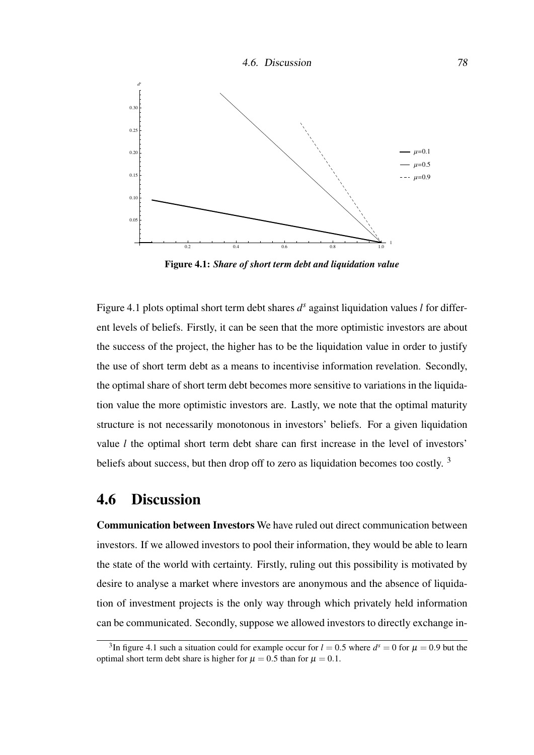**Figure 4.1:** ***Share of short term debt and liquidation value***

Figure 4.1 plots optimal short term debt shares $d^s$ against liquidation values $l$ for different levels of beliefs. Firstly, it can be seen that the more optimistic investors are about the success of the project, the higher has to be the liquidation value in order to justify the use of short term debt as a means to incentivise information revelation. Secondly, the optimal share of short term debt becomes more sensitive to variations in the liquidation value the more optimistic investors are. Lastly, we note that the optimal maturity structure is not necessarily monotonous in investors' beliefs. For a given liquidation value $l$ the optimal short term debt share can first increase in the level of investors' beliefs about success, but then drop off to zero as liquidation becomes too costly. [3]

## 4.6 Discussion

**Communication between Investors** We have ruled out direct communication between investors. If we allowed investors to pool their information, they would be able to learn the state of the world with certainty. Firstly, ruling out this possibility is motivated by desire to analyse a market where investors are anonymous and the absence of liquidation of investment projects is the only way through which privately held information can be communicated. Secondly, suppose we allowed investors to directly exchange in-

[3] In figure 4.1 such a situation could for example occur for $l = 0.5$ where $d^s = 0$ for $\mu = 0.9$ but the optimal short term debt share is higher for $\mu = 0.5$ than for $\mu = 0.1$.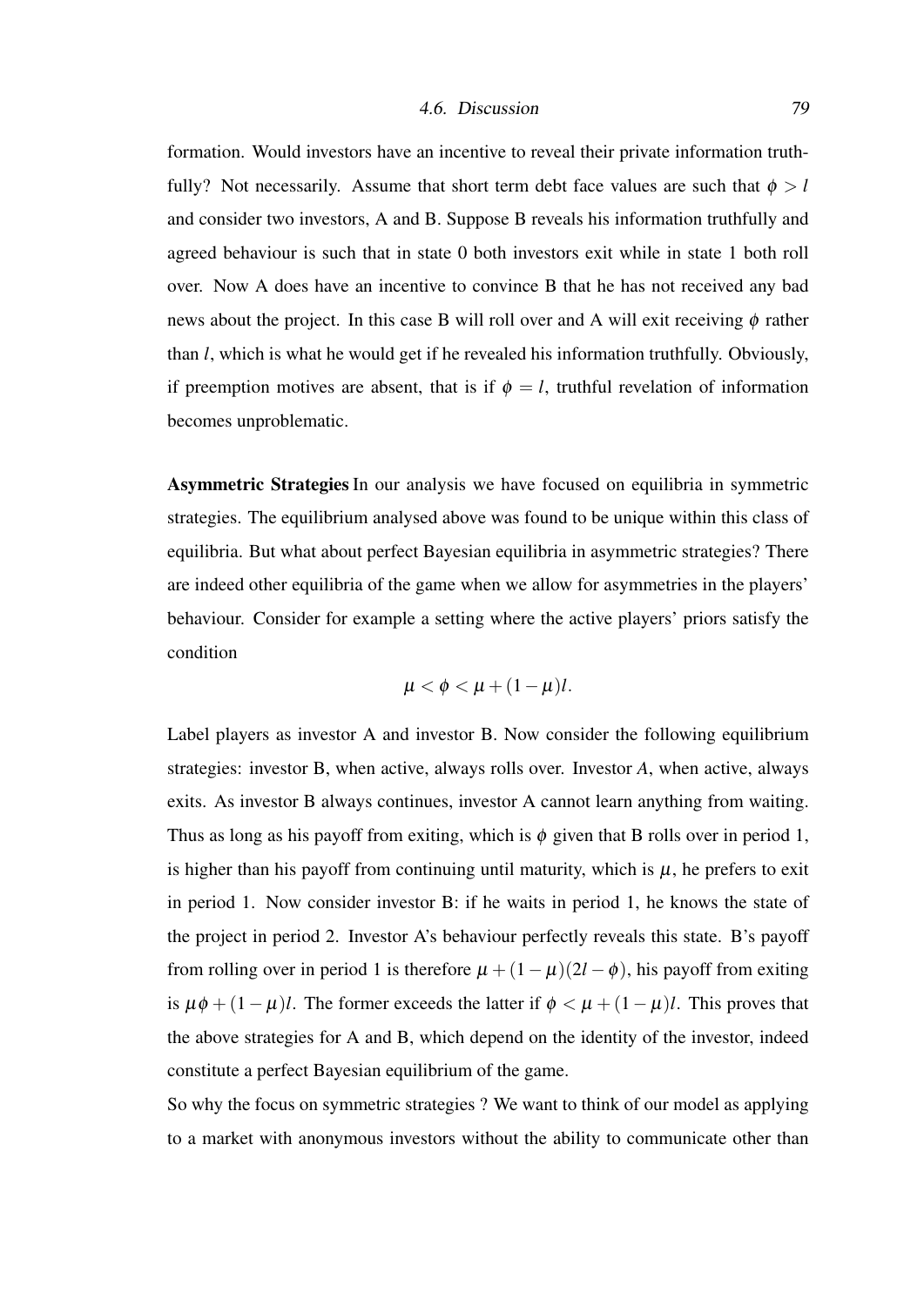formation. Would investors have an incentive to reveal their private information truthfully? Not necessarily. Assume that short term debt face values are such that $\phi > l$ and consider two investors, A and B. Suppose B reveals his information truthfully and agreed behaviour is such that in state 0 both investors exit while in state 1 both roll over. Now A does have an incentive to convince B that he has not received any bad news about the project. In this case B will roll over and A will exit receiving $\phi$ rather than $l$, which is what he would get if he revealed his information truthfully. Obviously, if preemption motives are absent, that is if $\phi = l$, truthful revelation of information becomes unproblematic.

**Asymmetric Strategies** In our analysis we have focused on equilibria in symmetric strategies. The equilibrium analysed above was found to be unique within this class of equilibria. But what about perfect Bayesian equilibria in asymmetric strategies? There are indeed other equilibria of the game when we allow for asymmetries in the players' behaviour. Consider for example a setting where the active players' priors satisfy the condition

$$\mu < \phi < \mu + (1 - \mu)l.$$

Label players as investor A and investor B. Now consider the following equilibrium strategies: investor B, when active, always rolls over. Investor *A*, when active, always exits. As investor B always continues, investor A cannot learn anything from waiting. Thus as long as his payoff from exiting, which is $\phi$ given that B rolls over in period 1, is higher than his payoff from continuing until maturity, which is $\mu$, he prefers to exit in period 1. Now consider investor B: if he waits in period 1, he knows the state of the project in period 2. Investor A's behaviour perfectly reveals this state. B's payoff from rolling over in period 1 is therefore $\mu + (1 - \mu)(2l - \phi)$, his payoff from exiting is $\mu\phi + (1 - \mu)l$. The former exceeds the latter if $\phi < \mu + (1 - \mu)l$. This proves that the above strategies for A and B, which depend on the identity of the investor, indeed constitute a perfect Bayesian equilibrium of the game.

So why the focus on symmetric strategies ? We want to think of our model as applying to a market with anonymous investors without the ability to communicate other than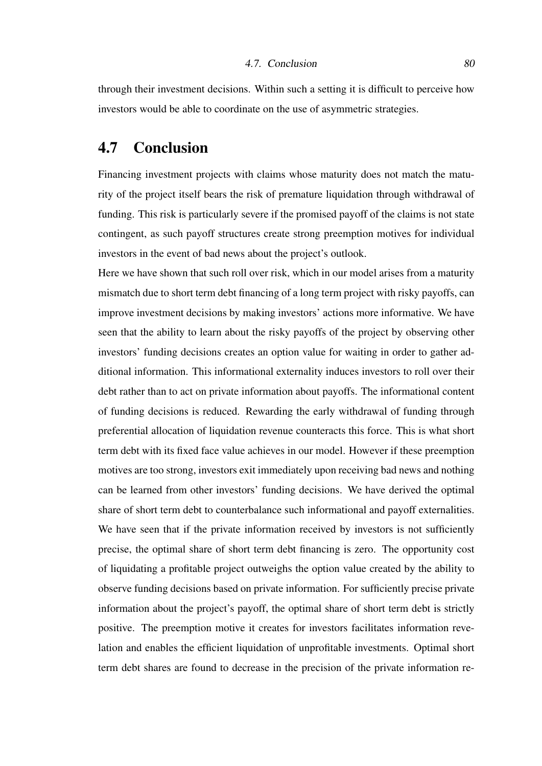through their investment decisions. Within such a setting it is difficult to perceive how investors would be able to coordinate on the use of asymmetric strategies.

## 4.7 Conclusion

Financing investment projects with claims whose maturity does not match the maturity of the project itself bears the risk of premature liquidation through withdrawal of funding. This risk is particularly severe if the promised payoff of the claims is not state contingent, as such payoff structures create strong preemption motives for individual investors in the event of bad news about the project's outlook.

Here we have shown that such roll over risk, which in our model arises from a maturity mismatch due to short term debt financing of a long term project with risky payoffs, can improve investment decisions by making investors' actions more informative. We have seen that the ability to learn about the risky payoffs of the project by observing other investors' funding decisions creates an option value for waiting in order to gather additional information. This informational externality induces investors to roll over their debt rather than to act on private information about payoffs. The informational content of funding decisions is reduced. Rewarding the early withdrawal of funding through preferential allocation of liquidation revenue counteracts this force. This is what short term debt with its fixed face value achieves in our model. However if these preemption motives are too strong, investors exit immediately upon receiving bad news and nothing can be learned from other investors' funding decisions. We have derived the optimal share of short term debt to counterbalance such informational and payoff externalities. We have seen that if the private information received by investors is not sufficiently precise, the optimal share of short term debt financing is zero. The opportunity cost of liquidating a profitable project outweighs the option value created by the ability to observe funding decisions based on private information. For sufficiently precise private information about the project's payoff, the optimal share of short term debt is strictly positive. The preemption motive it creates for investors facilitates information revelation and enables the efficient liquidation of unprofitable investments. Optimal short term debt shares are found to decrease in the precision of the private information re-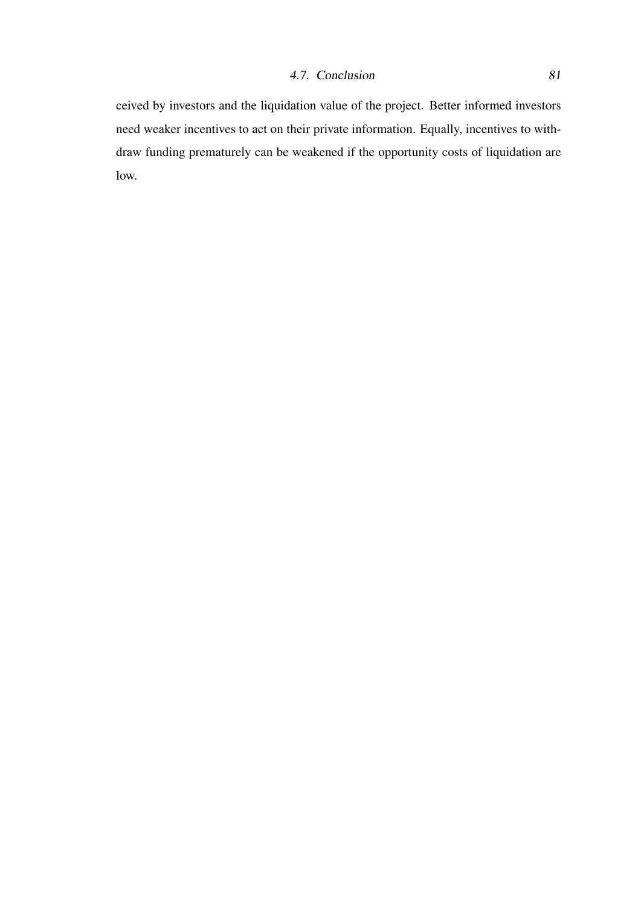ceived by investors and the liquidation value of the project. Better informed investors need weaker incentives to act on their private information. Equally, incentives to withdraw funding prematurely can be weakened if the opportunity costs of liquidation are low.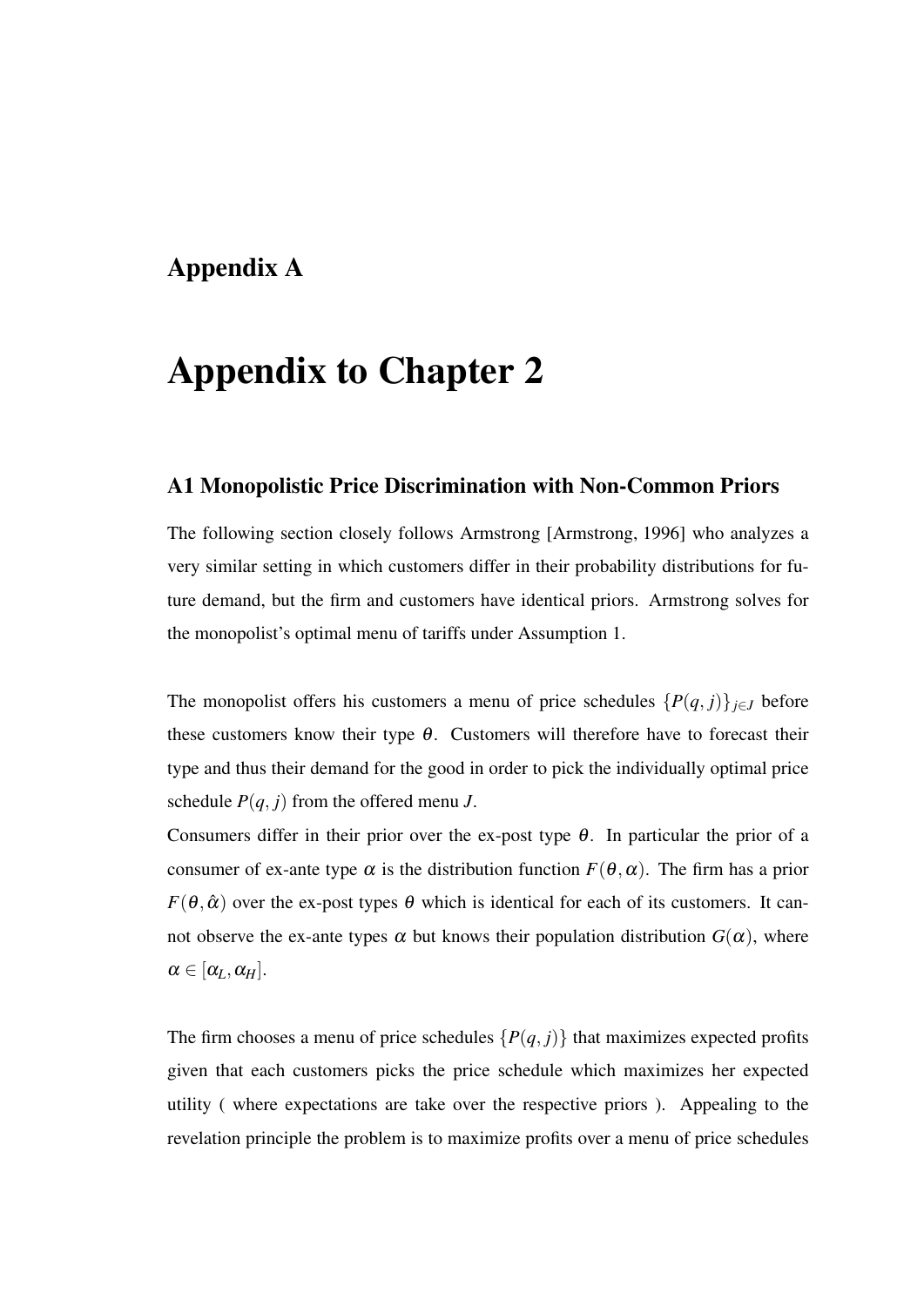# Appendix A

# Appendix to Chapter 2

## A1 Monopolistic Price Discrimination with Non-Common Priors

The following section closely follows Armstrong [Armstrong, 1996] who analyzes a very similar setting in which customers differ in their probability distributions for future demand, but the firm and customers have identical priors. Armstrong solves for the monopolist's optimal menu of tariffs under Assumption 1.

The monopolist offers his customers a menu of price schedules $\{P(q, j)\}_{j \in J}$ before these customers know their type $\theta$. Customers will therefore have to forecast their type and thus their demand for the good in order to pick the individually optimal price schedule $P(q, j)$ from the offered menu $J$.

Consumers differ in their prior over the ex-post type $\theta$. In particular the prior of a consumer of ex-ante type $\alpha$ is the distribution function $F(\theta, \alpha)$. The firm has a prior $F(\theta, \hat{\alpha})$ over the ex-post types $\theta$ which is identical for each of its customers. It cannot observe the ex-ante types $\alpha$ but knows their population distribution $G(\alpha)$, where $\alpha \in [\alpha_L, \alpha_H]$.

The firm chooses a menu of price schedules $\{P(q, j)\}$ that maximizes expected profits given that each customers picks the price schedule which maximizes her expected utility ( where expectations are take over the respective priors ). Appealing to the revelation principle the problem is to maximize profits over a menu of price schedules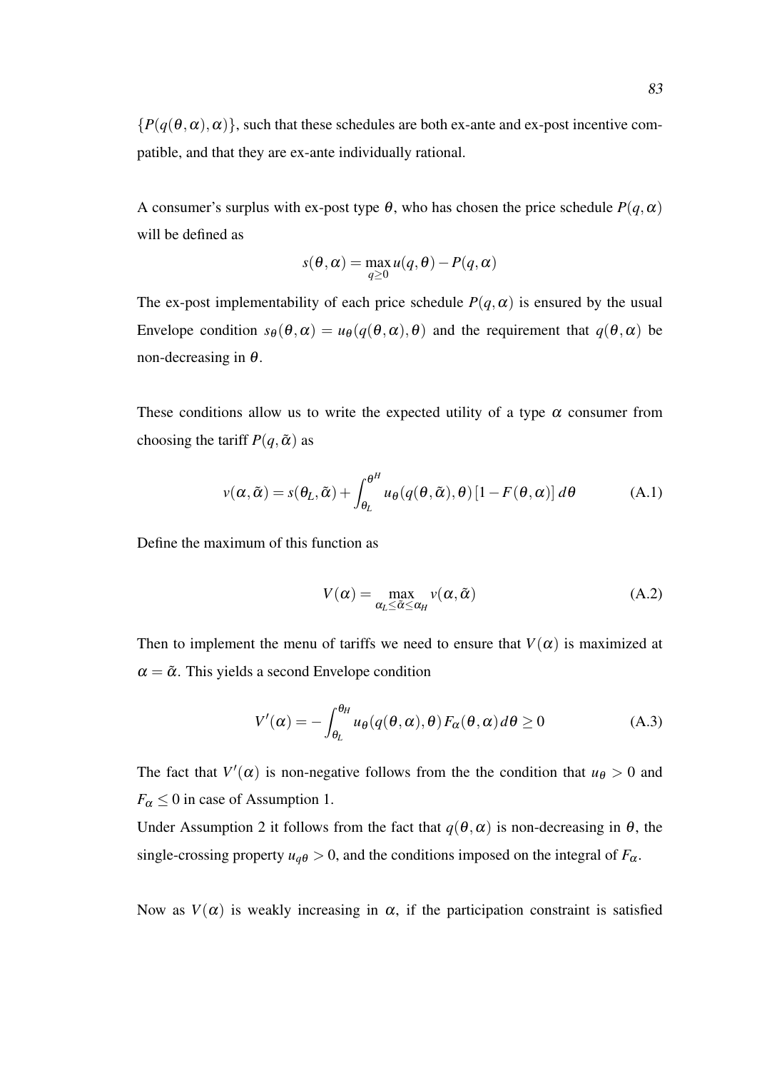$\{P(q(\theta,\alpha),\alpha)\}$, such that these schedules are both ex-ante and ex-post incentive compatible, and that they are ex-ante individually rational.

A consumer's surplus with ex-post type $\theta$, who has chosen the price schedule $P(q,\alpha)$ will be defined as

$$s(\theta,\alpha) = \max_{q \geq 0} u(q,\theta) - P(q,\alpha)$$

The ex-post implementability of each price schedule $P(q,\alpha)$ is ensured by the usual Envelope condition $s_\theta(\theta,\alpha) = u_\theta(q(\theta,\alpha),\theta)$ and the requirement that $q(\theta,\alpha)$ be non-decreasing in $\theta$.

These conditions allow us to write the expected utility of a type $\alpha$ consumer from choosing the tariff $P(q,\tilde{\alpha})$ as

$$v(\alpha,\tilde{\alpha}) = s(\theta_L,\tilde{\alpha}) + \int_{\theta_L}^{\theta^H} u_\theta(q(\theta,\tilde{\alpha}),\theta)\,[1 - F(\theta,\alpha)]\,d\theta \tag{A.1}$$

Define the maximum of this function as

$$V(\alpha) = \max_{\alpha_L \leq \tilde{\alpha} \leq \alpha_H} v(\alpha,\tilde{\alpha}) \tag{A.2}$$

Then to implement the menu of tariffs we need to ensure that $V(\alpha)$ is maximized at $\alpha = \tilde{\alpha}$. This yields a second Envelope condition

$$V'(\alpha) = -\int_{\theta_L}^{\theta_H} u_\theta(q(\theta,\alpha),\theta)\,F_\alpha(\theta,\alpha)\,d\theta \geq 0 \tag{A.3}$$

The fact that $V'(\alpha)$ is non-negative follows from the the condition that $u_\theta > 0$ and $F_\alpha \leq 0$ in case of Assumption 1.

Under Assumption 2 it follows from the fact that $q(\theta,\alpha)$ is non-decreasing in $\theta$, the single-crossing property $u_{q\theta} > 0$, and the conditions imposed on the integral of $F_\alpha$.

Now as $V(\alpha)$ is weakly increasing in $\alpha$, if the participation constraint is satisfied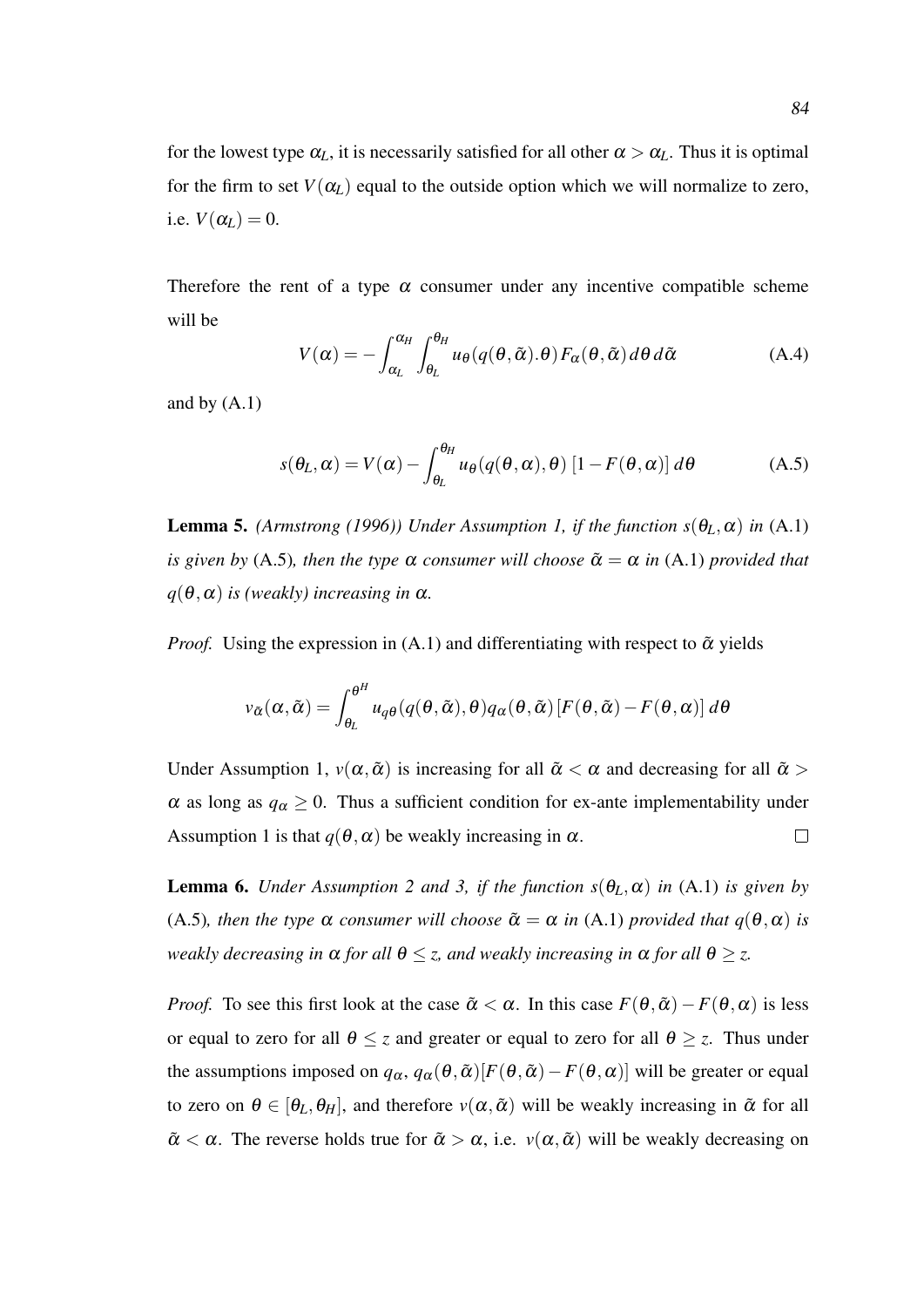for the lowest type $\alpha_L$, it is necessarily satisfied for all other $\alpha > \alpha_L$. Thus it is optimal for the firm to set $V(\alpha_L)$ equal to the outside option which we will normalize to zero, i.e. $V(\alpha_L) = 0$.

Therefore the rent of a type $\alpha$ consumer under any incentive compatible scheme will be

$$V(\alpha) = -\int_{\alpha_L}^{\alpha_H} \int_{\theta_L}^{\theta_H} u_\theta(q(\theta, \tilde{\alpha}).\theta) F_\alpha(\theta, \tilde{\alpha}) \, d\theta \, d\tilde{\alpha} \tag{A.4}$$

and by (A.1)

$$s(\theta_L, \alpha) = V(\alpha) - \int_{\theta_L}^{\theta_H} u_\theta(q(\theta, \alpha), \theta) \left[1 - F(\theta, \alpha)\right] d\theta \tag{A.5}$$

**Lemma 5.** *(Armstrong (1996)) Under Assumption 1, if the function $s(\theta_L, \alpha)$ in* (A.1) *is given by* (A.5)*, then the type $\alpha$ consumer will choose $\tilde{\alpha} = \alpha$ in* (A.1) *provided that $q(\theta, \alpha)$ is (weakly) increasing in $\alpha$.*

*Proof.* Using the expression in (A.1) and differentiating with respect to $\tilde{\alpha}$ yields

$$v_{\tilde{\alpha}}(\alpha, \tilde{\alpha}) = \int_{\theta_L}^{\theta^H} u_{q\theta}(q(\theta, \tilde{\alpha}), \theta) q_\alpha(\theta, \tilde{\alpha}) \left[F(\theta, \tilde{\alpha}) - F(\theta, \alpha)\right] d\theta$$

Under Assumption 1, $v(\alpha, \tilde{\alpha})$ is increasing for all $\tilde{\alpha} < \alpha$ and decreasing for all $\tilde{\alpha} > \alpha$ as long as $q_\alpha \geq 0$. Thus a sufficient condition for ex-ante implementability under Assumption 1 is that $q(\theta, \alpha)$ be weakly increasing in $\alpha$. □

**Lemma 6.** *Under Assumption 2 and 3, if the function $s(\theta_L, \alpha)$ in* (A.1) *is given by* (A.5)*, then the type $\alpha$ consumer will choose $\tilde{\alpha} = \alpha$ in* (A.1) *provided that $q(\theta, \alpha)$ is weakly decreasing in $\alpha$ for all $\theta \leq z$, and weakly increasing in $\alpha$ for all $\theta \geq z$.*

*Proof.* To see this first look at the case $\tilde{\alpha} < \alpha$. In this case $F(\theta, \tilde{\alpha}) - F(\theta, \alpha)$ is less or equal to zero for all $\theta \leq z$ and greater or equal to zero for all $\theta \geq z$. Thus under the assumptions imposed on $q_\alpha$, $q_\alpha(\theta, \tilde{\alpha})[F(\theta, \tilde{\alpha}) - F(\theta, \alpha)]$ will be greater or equal to zero on $\theta \in [\theta_L, \theta_H]$, and therefore $v(\alpha, \tilde{\alpha})$ will be weakly increasing in $\tilde{\alpha}$ for all $\tilde{\alpha} < \alpha$. The reverse holds true for $\tilde{\alpha} > \alpha$, i.e. $v(\alpha, \tilde{\alpha})$ will be weakly decreasing on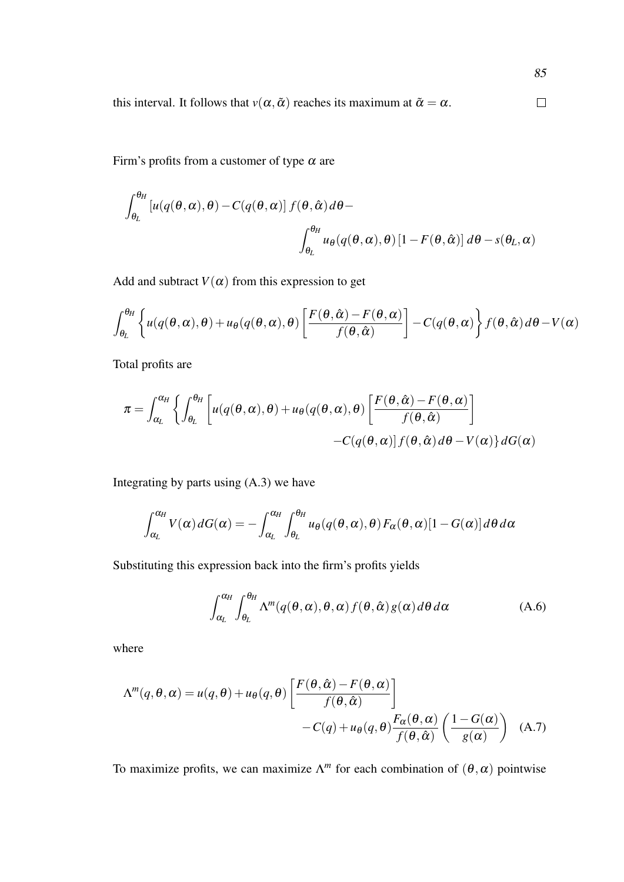this interval. It follows that $v(\alpha, \tilde{\alpha})$ reaches its maximum at $\tilde{\alpha} = \alpha$. $\square$

Firm's profits from a customer of type $\alpha$ are

$$\int_{\theta_L}^{\theta_H} \left[u(q(\theta,\alpha),\theta) - C(q(\theta,\alpha)\right] f(\theta,\hat{\alpha})\, d\theta - \int_{\theta_L}^{\theta_H} u_\theta(q(\theta,\alpha),\theta)\left[1 - F(\theta,\hat{\alpha})\right] d\theta - s(\theta_L,\alpha)$$

Add and subtract $V(\alpha)$ from this expression to get

$$\int_{\theta_L}^{\theta_H} \left\{ u(q(\theta,\alpha),\theta) + u_\theta(q(\theta,\alpha),\theta)\left[\frac{F(\theta,\hat{\alpha}) - F(\theta,\alpha)}{f(\theta,\hat{\alpha})}\right] - C(q(\theta,\alpha) \right\} f(\theta,\hat{\alpha})\, d\theta - V(\alpha)$$

Total profits are

$$\pi = \int_{\alpha_L}^{\alpha_H} \left\{ \int_{\theta_L}^{\theta_H} \left[ u(q(\theta,\alpha),\theta) + u_\theta(q(\theta,\alpha),\theta)\left[\frac{F(\theta,\hat{\alpha}) - F(\theta,\alpha)}{f(\theta,\hat{\alpha})}\right] - C(q(\theta,\alpha)\right] f(\theta,\hat{\alpha})\, d\theta - V(\alpha) \right\} dG(\alpha)$$

Integrating by parts using (A.3) we have

$$\int_{\alpha_L}^{\alpha_H} V(\alpha)\, dG(\alpha) = -\int_{\alpha_L}^{\alpha_H} \int_{\theta_L}^{\theta_H} u_\theta(q(\theta,\alpha),\theta)\, F_\alpha(\theta,\alpha)[1 - G(\alpha)]\, d\theta\, d\alpha$$

Substituting this expression back into the firm's profits yields

$$\int_{\alpha_L}^{\alpha_H} \int_{\theta_L}^{\theta_H} \Lambda^m(q(\theta,\alpha),\theta,\alpha)\, f(\theta,\hat{\alpha})\, g(\alpha)\, d\theta\, d\alpha \tag{A.6}$$

where

$$\Lambda^m(q,\theta,\alpha) = u(q,\theta) + u_\theta(q,\theta)\left[\frac{F(\theta,\hat{\alpha}) - F(\theta,\alpha)}{f(\theta,\hat{\alpha})}\right] - C(q) + u_\theta(q,\theta)\frac{F_\alpha(\theta,\alpha)}{f(\theta,\hat{\alpha})}\left(\frac{1 - G(\alpha)}{g(\alpha)}\right) \tag{A.7}$$

To maximize profits, we can maximize $\Lambda^m$ for each combination of $(\theta, \alpha)$ pointwise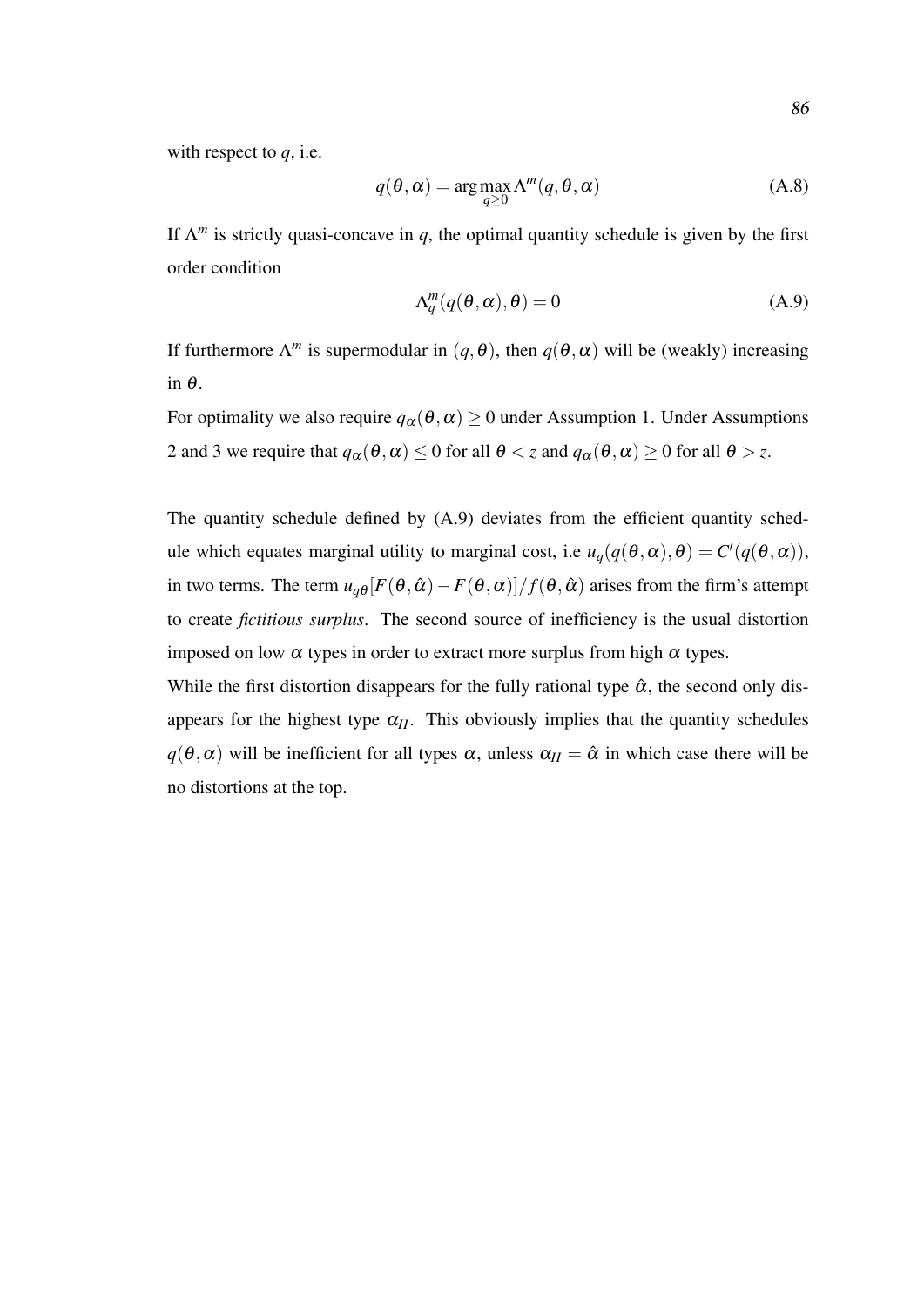with respect to $q$, i.e.

$$q(\theta, \alpha) = \arg\max_{q \geq 0} \Lambda^m(q, \theta, \alpha) \tag{A.8}$$

If $\Lambda^m$ is strictly quasi-concave in $q$, the optimal quantity schedule is given by the first order condition

$$\Lambda_q^m(q(\theta, \alpha), \theta) = 0 \tag{A.9}$$

If furthermore $\Lambda^m$ is supermodular in $(q, \theta)$, then $q(\theta, \alpha)$ will be (weakly) increasing in $\theta$.

For optimality we also require $q_\alpha(\theta, \alpha) \geq 0$ under Assumption 1. Under Assumptions 2 and 3 we require that $q_\alpha(\theta, \alpha) \leq 0$ for all $\theta < z$ and $q_\alpha(\theta, \alpha) \geq 0$ for all $\theta > z$.

The quantity schedule defined by (A.9) deviates from the efficient quantity schedule which equates marginal utility to marginal cost, i.e $u_q(q(\theta, \alpha), \theta) = C'(q(\theta, \alpha))$, in two terms. The term $u_{q\theta}[F(\theta, \hat{\alpha}) - F(\theta, \alpha)]/f(\theta, \hat{\alpha})$ arises from the firm's attempt to create *fictitious surplus*. The second source of inefficiency is the usual distortion imposed on low $\alpha$ types in order to extract more surplus from high $\alpha$ types.

While the first distortion disappears for the fully rational type $\hat{\alpha}$, the second only disappears for the highest type $\alpha_H$. This obviously implies that the quantity schedules $q(\theta, \alpha)$ will be inefficient for all types $\alpha$, unless $\alpha_H = \hat{\alpha}$ in which case there will be no distortions at the top.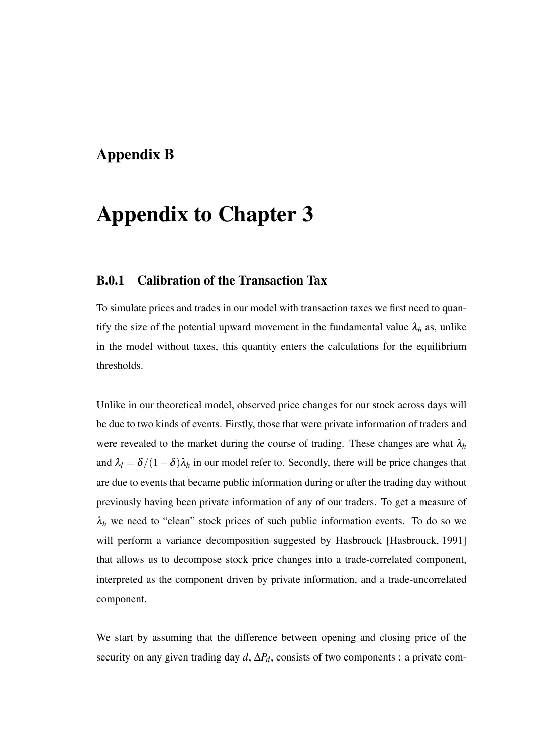# Appendix B

# Appendix to Chapter 3

### B.0.1 Calibration of the Transaction Tax

To simulate prices and trades in our model with transaction taxes we first need to quantify the size of the potential upward movement in the fundamental value $\lambda_h$ as, unlike in the model without taxes, this quantity enters the calculations for the equilibrium thresholds.

Unlike in our theoretical model, observed price changes for our stock across days will be due to two kinds of events. Firstly, those that were private information of traders and were revealed to the market during the course of trading. These changes are what $\lambda_h$ and $\lambda_l = \delta/(1-\delta)\lambda_h$ in our model refer to. Secondly, there will be price changes that are due to events that became public information during or after the trading day without previously having been private information of any of our traders. To get a measure of $\lambda_h$ we need to "clean" stock prices of such public information events. To do so we will perform a variance decomposition suggested by Hasbrouck [Hasbrouck, 1991] that allows us to decompose stock price changes into a trade-correlated component, interpreted as the component driven by private information, and a trade-uncorrelated component.

We start by assuming that the difference between opening and closing price of the security on any given trading day $d$, $\Delta P_d$, consists of two components : a private com-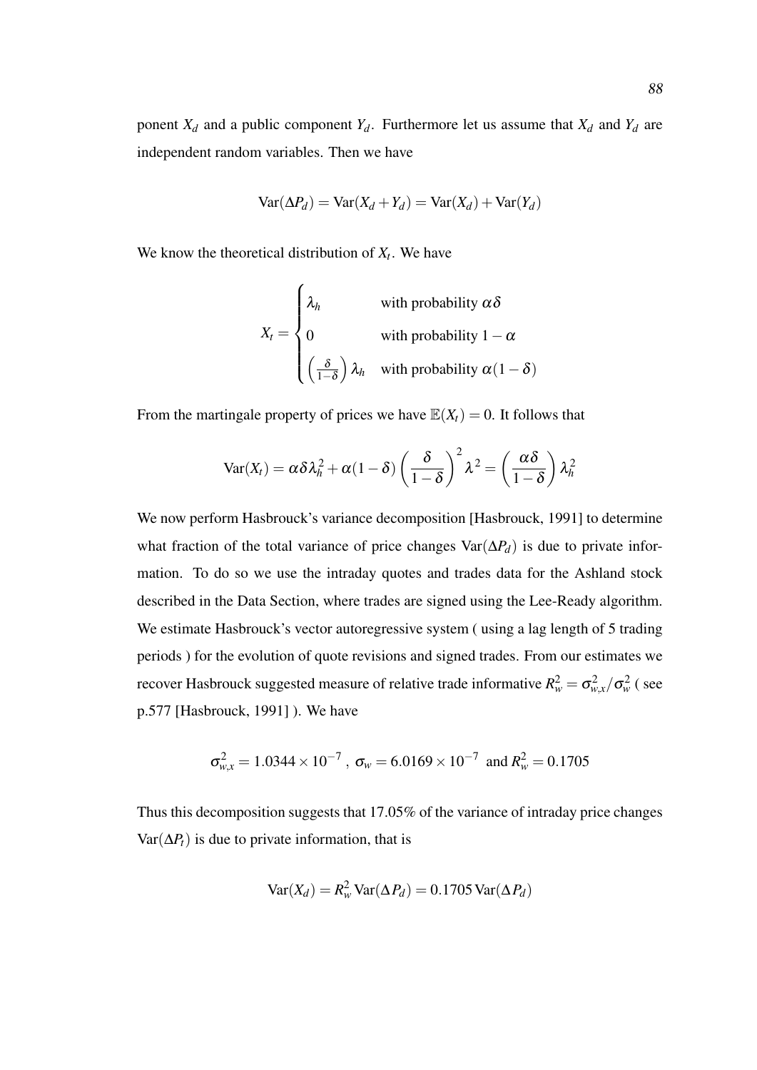ponent $X_d$ and a public component $Y_d$. Furthermore let us assume that $X_d$ and $Y_d$ are independent random variables. Then we have

$$\mathrm{Var}(\Delta P_d) = \mathrm{Var}(X_d + Y_d) = \mathrm{Var}(X_d) + \mathrm{Var}(Y_d)$$

We know the theoretical distribution of $X_t$. We have

$$X_t = \begin{cases} \lambda_h & \text{with probability } \alpha\delta \\ 0 & \text{with probability } 1-\alpha \\ \left(\frac{\delta}{1-\delta}\right)\lambda_h & \text{with probability } \alpha(1-\delta) \end{cases}$$

From the martingale property of prices we have $\mathbb{E}(X_t) = 0$. It follows that

$$\mathrm{Var}(X_t) = \alpha\delta\lambda_h^2 + \alpha(1-\delta)\left(\frac{\delta}{1-\delta}\right)^2 \lambda^2 = \left(\frac{\alpha\delta}{1-\delta}\right)\lambda_h^2$$

We now perform Hasbrouck's variance decomposition [Hasbrouck, 1991] to determine what fraction of the total variance of price changes $\mathrm{Var}(\Delta P_d)$ is due to private information. To do so we use the intraday quotes and trades data for the Ashland stock described in the Data Section, where trades are signed using the Lee-Ready algorithm. We estimate Hasbrouck's vector autoregressive system ( using a lag length of 5 trading periods ) for the evolution of quote revisions and signed trades. From our estimates we recover Hasbrouck suggested measure of relative trade informative $R_w^2 = \sigma_{w,x}^2/\sigma_w^2$ ( see p.577 [Hasbrouck, 1991] ). We have

$$\sigma_{w,x}^2 = 1.0344 \times 10^{-7}\ ,\ \sigma_w = 6.0169 \times 10^{-7} \text{ and } R_w^2 = 0.1705$$

Thus this decomposition suggests that 17.05% of the variance of intraday price changes $\mathrm{Var}(\Delta P_t)$ is due to private information, that is

$$\mathrm{Var}(X_d) = R_w^2\,\mathrm{Var}(\Delta P_d) = 0.1705\,\mathrm{Var}(\Delta P_d)$$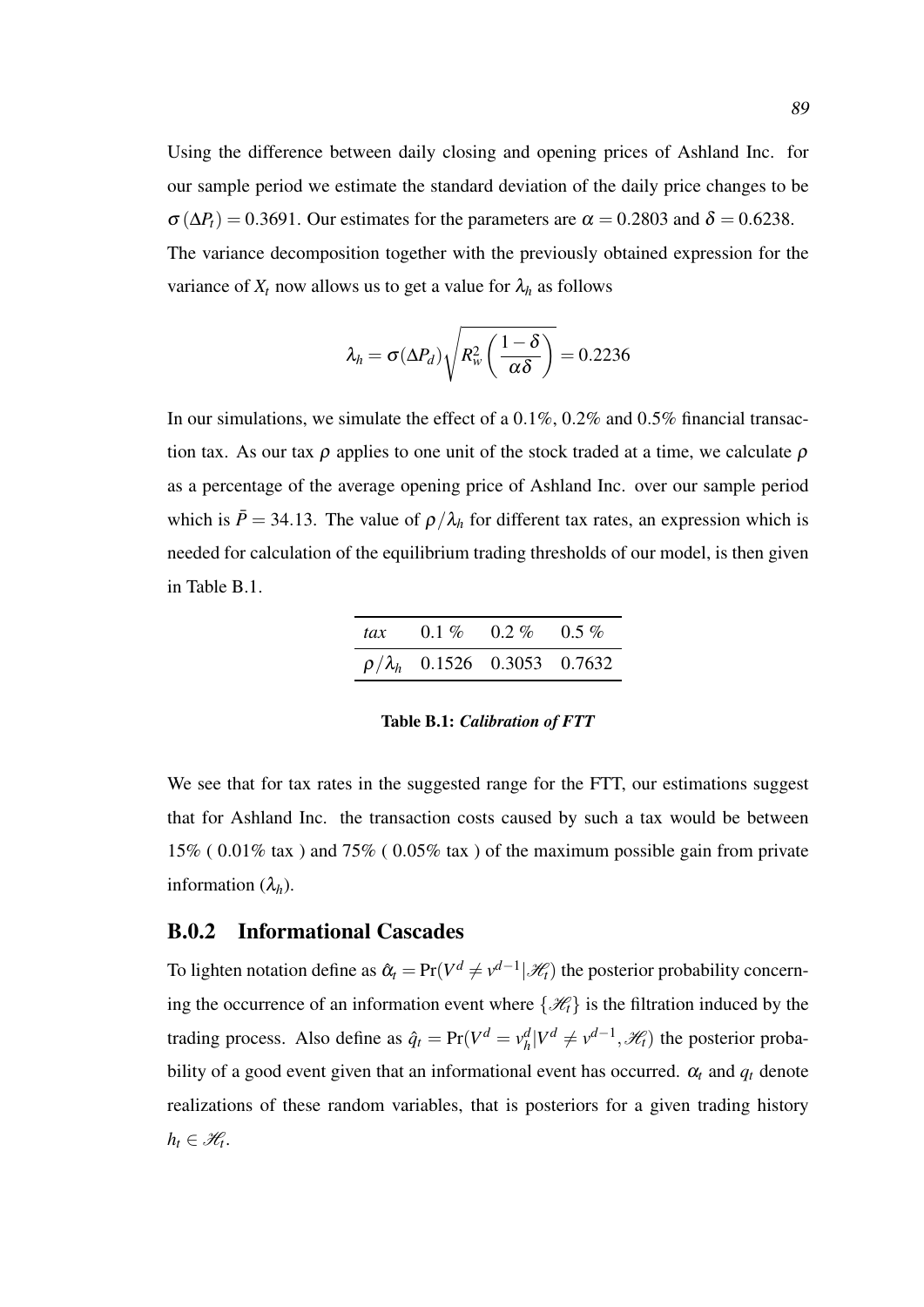Using the difference between daily closing and opening prices of Ashland Inc. for our sample period we estimate the standard deviation of the daily price changes to be $\sigma(\Delta P_t) = 0.3691$. Our estimates for the parameters are $\alpha = 0.2803$ and $\delta = 0.6238$. The variance decomposition together with the previously obtained expression for the variance of $X_t$ now allows us to get a value for $\lambda_h$ as follows

$$\lambda_h = \sigma(\Delta P_d)\sqrt{R_w^2\left(\frac{1-\delta}{\alpha\delta}\right)} = 0.2236$$

In our simulations, we simulate the effect of a 0.1%, 0.2% and 0.5% financial transaction tax. As our tax $\rho$ applies to one unit of the stock traded at a time, we calculate $\rho$ as a percentage of the average opening price of Ashland Inc. over our sample period which is $\bar{P} = 34.13$. The value of $\rho/\lambda_h$ for different tax rates, an expression which is needed for calculation of the equilibrium trading thresholds of our model, is then given in Table B.1.

| *tax* | 0.1 % | 0.2 % | 0.5 % |
|---|---|---|---|
| $\rho/\lambda_h$ | 0.1526 | 0.3053 | 0.7632 |

**Table B.1:** ***Calibration of FTT***

We see that for tax rates in the suggested range for the FTT, our estimations suggest that for Ashland Inc. the transaction costs caused by such a tax would be between 15% ( 0.01% tax ) and 75% ( 0.05% tax ) of the maximum possible gain from private information ($\lambda_h$).

### B.0.2 Informational Cascades

To lighten notation define as $\hat{\alpha}_t = \Pr(V^d \neq v^{d-1}|\mathscr{H}_t)$ the posterior probability concerning the occurrence of an information event where $\{\mathscr{H}_t\}$ is the filtration induced by the trading process. Also define as $\hat{q}_t = \Pr(V^d = v_h^d|V^d \neq v^{d-1}, \mathscr{H}_t)$ the posterior probability of a good event given that an informational event has occurred. $\alpha_t$ and $q_t$ denote realizations of these random variables, that is posteriors for a given trading history $h_t \in \mathscr{H}_t$.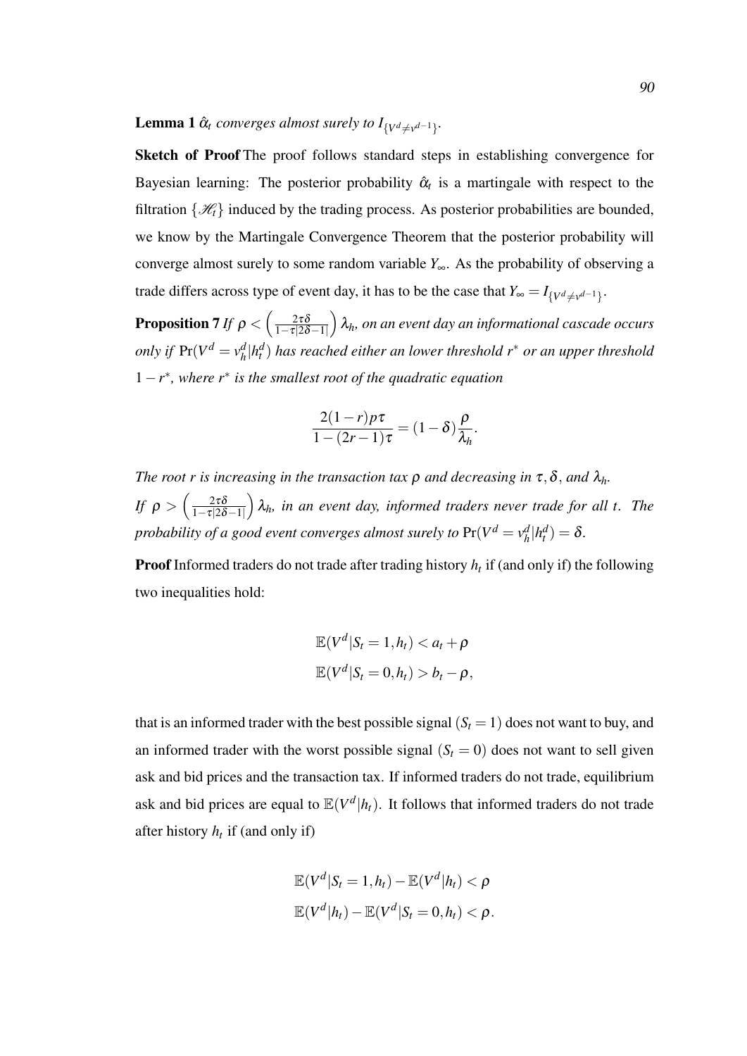**Lemma 1** *$\hat{\alpha}_t$ converges almost surely to $I_{\{V^d \neq v^{d-1}\}}$.*

**Sketch of Proof** The proof follows standard steps in establishing convergence for Bayesian learning: The posterior probability $\hat{\alpha}_t$ is a martingale with respect to the filtration $\{\mathscr{H}_t\}$ induced by the trading process. As posterior probabilities are bounded, we know by the Martingale Convergence Theorem that the posterior probability will converge almost surely to some random variable $Y_\infty$. As the probability of observing a trade differs across type of event day, it has to be the case that $Y_\infty = I_{\{V^d \neq v^{d-1}\}}$.

**Proposition 7** *If $\rho < \left(\frac{2\tau\delta}{1-\tau|2\delta-1|}\right)\lambda_h$, on an event day an informational cascade occurs only if $\Pr(V^d = v_h^d | h_t^d)$ has reached either an lower threshold $r^*$ or an upper threshold $1-r^*$, where $r^*$ is the smallest root of the quadratic equation*

$$\frac{2(1-r)p\tau}{1-(2r-1)\tau} = (1-\delta)\frac{\rho}{\lambda_h}.$$

*The root $r$ is increasing in the transaction tax $\rho$ and decreasing in $\tau, \delta$, and $\lambda_h$.*

*If $\rho > \left(\frac{2\tau\delta}{1-\tau|2\delta-1|}\right)\lambda_h$, in an event day, informed traders never trade for all $t$. The probability of a good event converges almost surely to $\Pr(V^d = v_h^d | h_t^d) = \delta$.*

**Proof** Informed traders do not trade after trading history $h_t$ if (and only if) the following two inequalities hold:

$$\mathbb{E}(V^d | S_t = 1, h_t) < a_t + \rho$$
$$\mathbb{E}(V^d | S_t = 0, h_t) > b_t - \rho,$$

that is an informed trader with the best possible signal $(S_t = 1)$ does not want to buy, and an informed trader with the worst possible signal $(S_t = 0)$ does not want to sell given ask and bid prices and the transaction tax. If informed traders do not trade, equilibrium ask and bid prices are equal to $\mathbb{E}(V^d | h_t)$. It follows that informed traders do not trade after history $h_t$ if (and only if)

$$\mathbb{E}(V^d | S_t = 1, h_t) - \mathbb{E}(V^d | h_t) < \rho$$
$$\mathbb{E}(V^d | h_t) - \mathbb{E}(V^d | S_t = 0, h_t) < \rho.$$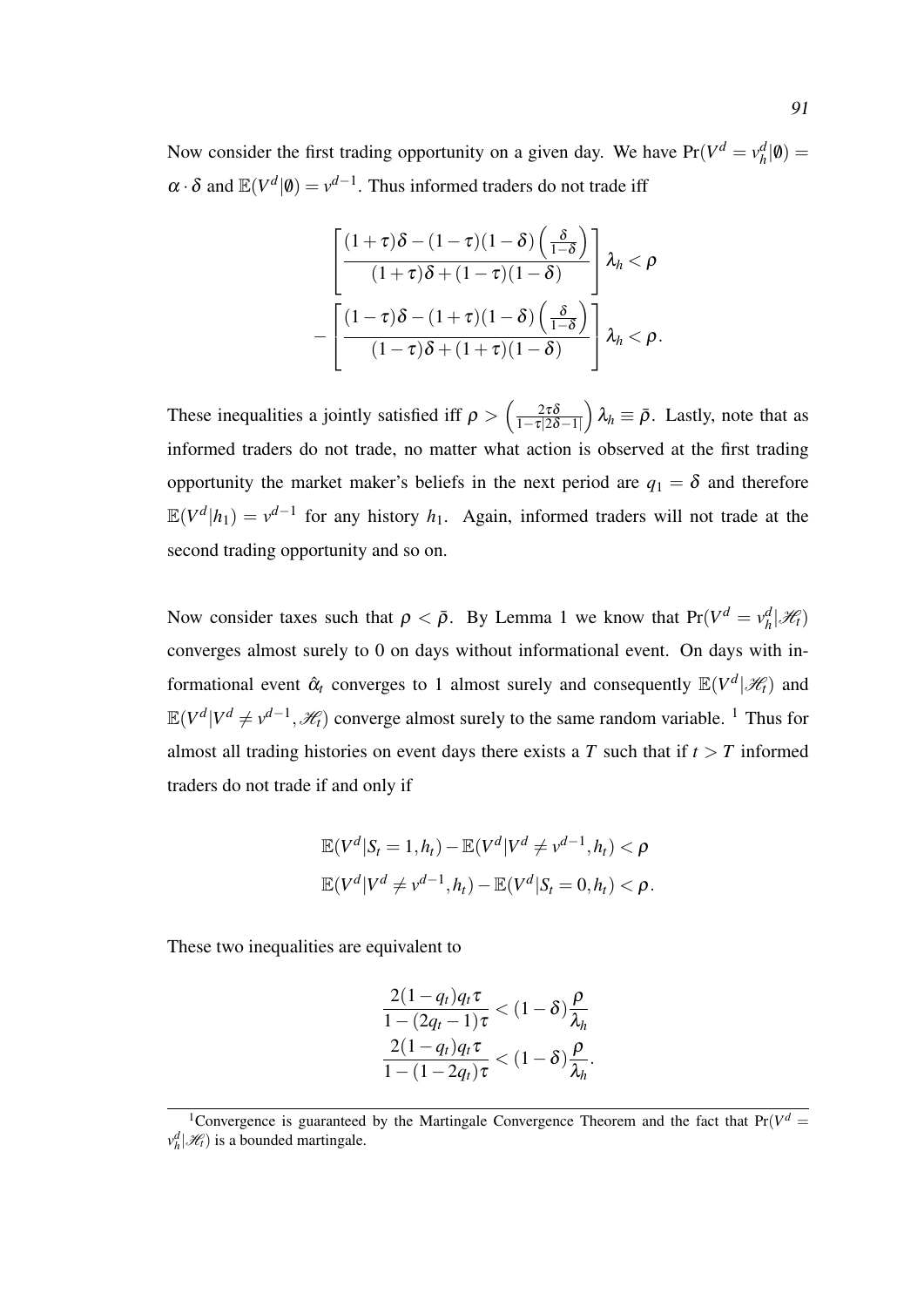Now consider the first trading opportunity on a given day. We have $\Pr(V^d = v_h^d|\emptyset) = \alpha \cdot \delta$ and $\mathbb{E}(V^d|\emptyset) = v^{d-1}$. Thus informed traders do not trade iff

$$\left[\frac{(1+\tau)\delta-(1-\tau)(1-\delta)\left(\frac{\delta}{1-\delta}\right)}{(1+\tau)\delta+(1-\tau)(1-\delta)}\right]\lambda_h < \rho$$

$$-\left[\frac{(1-\tau)\delta-(1+\tau)(1-\delta)\left(\frac{\delta}{1-\delta}\right)}{(1-\tau)\delta+(1+\tau)(1-\delta)}\right]\lambda_h < \rho.$$

These inequalities a jointly satisfied iff $\rho > \left(\frac{2\tau\delta}{1-\tau|2\delta-1|}\right)\lambda_h \equiv \bar{\rho}$. Lastly, note that as informed traders do not trade, no matter what action is observed at the first trading opportunity the market maker's beliefs in the next period are $q_1 = \delta$ and therefore $\mathbb{E}(V^d|h_1) = v^{d-1}$ for any history $h_1$. Again, informed traders will not trade at the second trading opportunity and so on.

Now consider taxes such that $\rho < \bar{\rho}$. By Lemma 1 we know that $\Pr(V^d = v_h^d|\mathscr{H}_t)$ converges almost surely to 0 on days without informational event. On days with informational event $\hat{\alpha}_t$ converges to 1 almost surely and consequently $\mathbb{E}(V^d|\mathscr{H}_t)$ and $\mathbb{E}(V^d|V^d \neq v^{d-1}, \mathscr{H}_t)$ converge almost surely to the same random variable. [1] Thus for almost all trading histories on event days there exists a $T$ such that if $t > T$ informed traders do not trade if and only if

$$\mathbb{E}(V^d|S_t = 1, h_t) - \mathbb{E}(V^d|V^d \neq v^{d-1}, h_t) < \rho$$

$$\mathbb{E}(V^d|V^d \neq v^{d-1}, h_t) - \mathbb{E}(V^d|S_t = 0, h_t) < \rho.$$

These two inequalities are equivalent to

$$\frac{2(1-q_t)q_t\tau}{1-(2q_t-1)\tau} < (1-\delta)\frac{\rho}{\lambda_h}$$

$$\frac{2(1-q_t)q_t\tau}{1-(1-2q_t)\tau} < (1-\delta)\frac{\rho}{\lambda_h}.$$

[1] Convergence is guaranteed by the Martingale Convergence Theorem and the fact that $\Pr(V^d = v_h^d|\mathscr{H}_t)$ is a bounded martingale.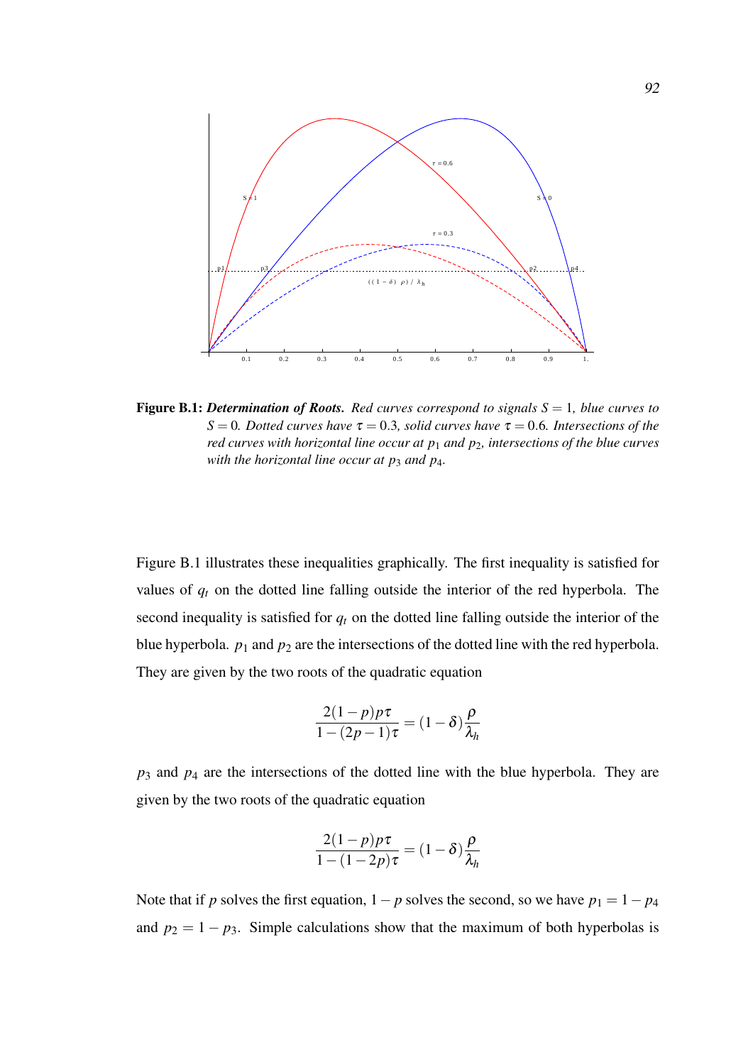**Figure B.1:** ***Determination of Roots.*** *Red curves correspond to signals $S = 1$, blue curves to $S = 0$. Dotted curves have $\tau = 0.3$, solid curves have $\tau = 0.6$. Intersections of the red curves with horizontal line occur at $p_1$ and $p_2$, intersections of the blue curves with the horizontal line occur at $p_3$ and $p_4$.*

Figure B.1 illustrates these inequalities graphically. The first inequality is satisfied for values of $q_t$ on the dotted line falling outside the interior of the red hyperbola. The second inequality is satisfied for $q_t$ on the dotted line falling outside the interior of the blue hyperbola. $p_1$ and $p_2$ are the intersections of the dotted line with the red hyperbola. They are given by the two roots of the quadratic equation

$$\frac{2(1-p)p\tau}{1-(2p-1)\tau} = (1-\delta)\frac{\rho}{\lambda_h}$$

$p_3$ and $p_4$ are the intersections of the dotted line with the blue hyperbola. They are given by the two roots of the quadratic equation

$$\frac{2(1-p)p\tau}{1-(1-2p)\tau} = (1-\delta)\frac{\rho}{\lambda_h}$$

Note that if $p$ solves the first equation, $1-p$ solves the second, so we have $p_1 = 1-p_4$ and $p_2 = 1-p_3$. Simple calculations show that the maximum of both hyperbolas is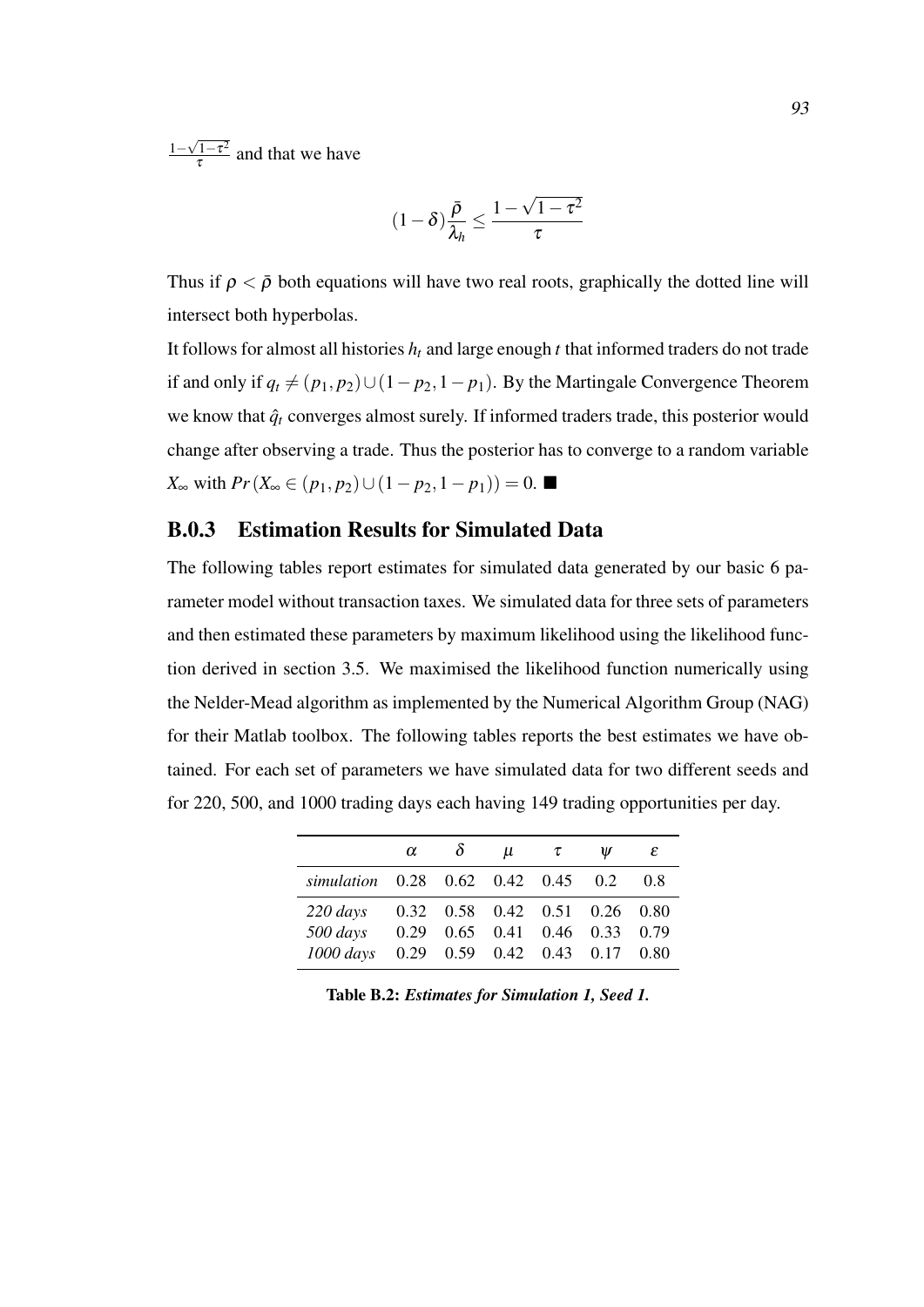$\frac{1-\sqrt{1-\tau^2}}{\tau}$ and that we have

$$(1-\delta)\frac{\bar{\rho}}{\lambda_h} \leq \frac{1-\sqrt{1-\tau^2}}{\tau}$$

Thus if $\rho < \bar{\rho}$ both equations will have two real roots, graphically the dotted line will intersect both hyperbolas.

It follows for almost all histories $h_t$ and large enough $t$ that informed traders do not trade if and only if $q_t \neq (p_1, p_2) \cup (1-p_2, 1-p_1)$. By the Martingale Convergence Theorem we know that $\hat{q}_t$ converges almost surely. If informed traders trade, this posterior would change after observing a trade. Thus the posterior has to converge to a random variable $X_\infty$ with $Pr(X_\infty \in (p_1, p_2) \cup (1-p_2, 1-p_1)) = 0$. ■

### B.0.3 Estimation Results for Simulated Data

The following tables report estimates for simulated data generated by our basic 6 parameter model without transaction taxes. We simulated data for three sets of parameters and then estimated these parameters by maximum likelihood using the likelihood function derived in section 3.5. We maximised the likelihood function numerically using the Nelder-Mead algorithm as implemented by the Numerical Algorithm Group (NAG) for their Matlab toolbox. The following tables reports the best estimates we have obtained. For each set of parameters we have simulated data for two different seeds and for 220, 500, and 1000 trading days each having 149 trading opportunities per day.

| | $\alpha$ | $\delta$ | $\mu$ | $\tau$ | $\psi$ | $\varepsilon$ |
|---|---|---|---|---|---|---|
| *simulation* | 0.28 | 0.62 | 0.42 | 0.45 | 0.2 | 0.8 |
| *220 days* | 0.32 | 0.58 | 0.42 | 0.51 | 0.26 | 0.80 |
| *500 days* | 0.29 | 0.65 | 0.41 | 0.46 | 0.33 | 0.79 |
| *1000 days* | 0.29 | 0.59 | 0.42 | 0.43 | 0.17 | 0.80 |

**Table B.2:** ***Estimates for Simulation 1, Seed 1.***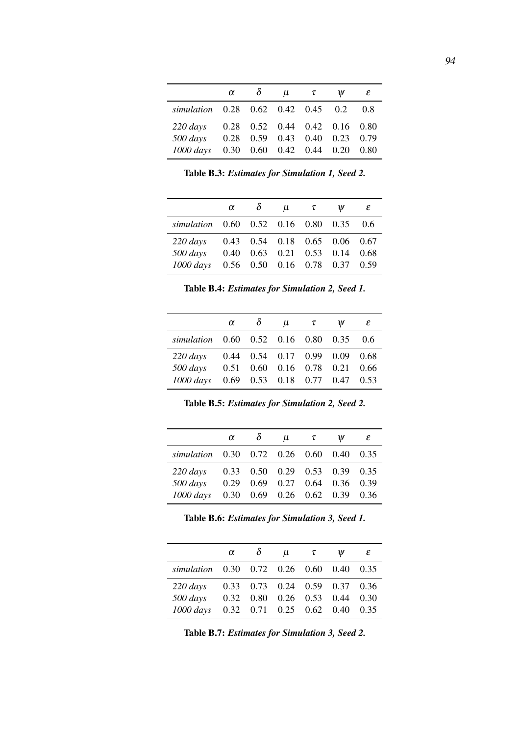| | $\alpha$ | $\delta$ | $\mu$ | $\tau$ | $\psi$ | $\varepsilon$ |
|---|---|---|---|---|---|---|
| *simulation* | 0.28 | 0.62 | 0.42 | 0.45 | 0.2 | 0.8 |
| *220 days* | 0.28 | 0.52 | 0.44 | 0.42 | 0.16 | 0.80 |
| *500 days* | 0.28 | 0.59 | 0.43 | 0.40 | 0.23 | 0.79 |
| *1000 days* | 0.30 | 0.60 | 0.42 | 0.44 | 0.20 | 0.80 |

**Table B.3:** ***Estimates for Simulation 1, Seed 2.***

| | $\alpha$ | $\delta$ | $\mu$ | $\tau$ | $\psi$ | $\varepsilon$ |
|---|---|---|---|---|---|---|
| *simulation* | 0.60 | 0.52 | 0.16 | 0.80 | 0.35 | 0.6 |
| *220 days* | 0.43 | 0.54 | 0.18 | 0.65 | 0.06 | 0.67 |
| *500 days* | 0.40 | 0.63 | 0.21 | 0.53 | 0.14 | 0.68 |
| *1000 days* | 0.56 | 0.50 | 0.16 | 0.78 | 0.37 | 0.59 |

**Table B.4:** ***Estimates for Simulation 2, Seed 1.***

| | $\alpha$ | $\delta$ | $\mu$ | $\tau$ | $\psi$ | $\varepsilon$ |
|---|---|---|---|---|---|---|
| *simulation* | 0.60 | 0.52 | 0.16 | 0.80 | 0.35 | 0.6 |
| *220 days* | 0.44 | 0.54 | 0.17 | 0.99 | 0.09 | 0.68 |
| *500 days* | 0.51 | 0.60 | 0.16 | 0.78 | 0.21 | 0.66 |
| *1000 days* | 0.69 | 0.53 | 0.18 | 0.77 | 0.47 | 0.53 |

**Table B.5:** ***Estimates for Simulation 2, Seed 2.***

| | $\alpha$ | $\delta$ | $\mu$ | $\tau$ | $\psi$ | $\varepsilon$ |
|---|---|---|---|---|---|---|
| *simulation* | 0.30 | 0.72 | 0.26 | 0.60 | 0.40 | 0.35 |
| *220 days* | 0.33 | 0.50 | 0.29 | 0.53 | 0.39 | 0.35 |
| *500 days* | 0.29 | 0.69 | 0.27 | 0.64 | 0.36 | 0.39 |
| *1000 days* | 0.30 | 0.69 | 0.26 | 0.62 | 0.39 | 0.36 |

**Table B.6:** ***Estimates for Simulation 3, Seed 1.***

| | $\alpha$ | $\delta$ | $\mu$ | $\tau$ | $\psi$ | $\varepsilon$ |
|---|---|---|---|---|---|---|
| *simulation* | 0.30 | 0.72 | 0.26 | 0.60 | 0.40 | 0.35 |
| *220 days* | 0.33 | 0.73 | 0.24 | 0.59 | 0.37 | 0.36 |
| *500 days* | 0.32 | 0.80 | 0.26 | 0.53 | 0.44 | 0.30 |
| *1000 days* | 0.32 | 0.71 | 0.25 | 0.62 | 0.40 | 0.35 |

**Table B.7:** ***Estimates for Simulation 3, Seed 2.***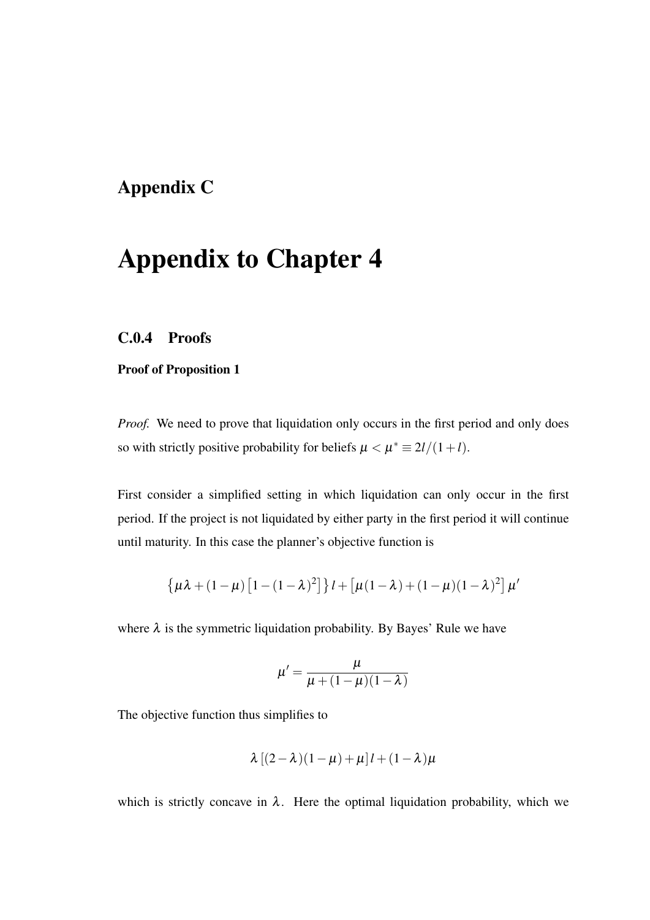# Appendix C

# Appendix to Chapter 4

### C.0.4 Proofs

#### Proof of Proposition 1

*Proof.* We need to prove that liquidation only occurs in the first period and only does so with strictly positive probability for beliefs $\mu < \mu^* \equiv 2l/(1+l)$.

First consider a simplified setting in which liquidation can only occur in the first period. If the project is not liquidated by either party in the first period it will continue until maturity. In this case the planner's objective function is

$$\left\{\mu\lambda + (1-\mu)\left[1-(1-\lambda)^2\right]\right\} l + \left[\mu(1-\lambda) + (1-\mu)(1-\lambda)^2\right]\mu'$$

where $\lambda$ is the symmetric liquidation probability. By Bayes' Rule we have

$$\mu' = \frac{\mu}{\mu + (1-\mu)(1-\lambda)}$$

The objective function thus simplifies to

$$\lambda\left[(2-\lambda)(1-\mu)+\mu\right]l + (1-\lambda)\mu$$

which is strictly concave in $\lambda$. Here the optimal liquidation probability, which we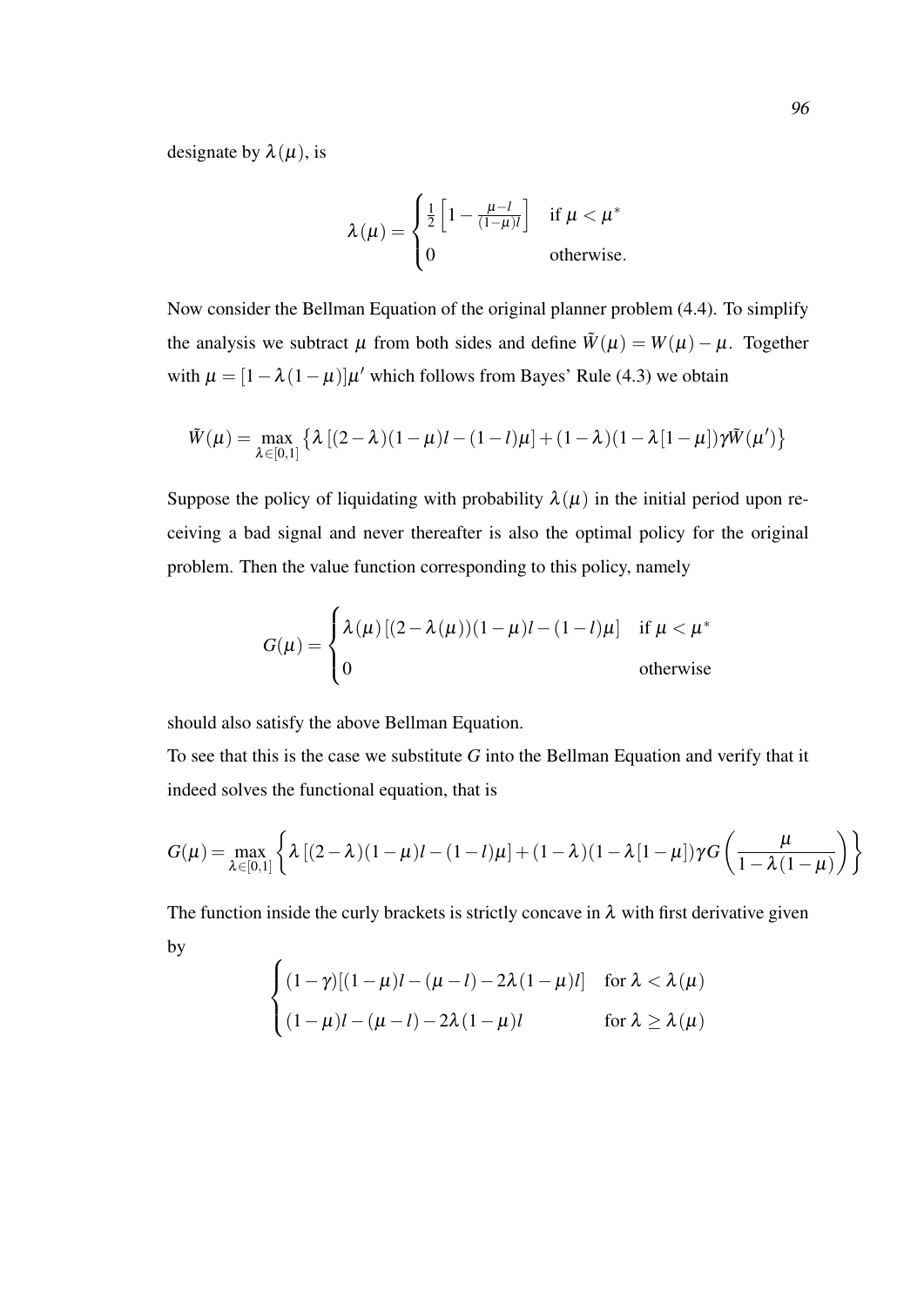designate by $\lambda(\mu)$, is

$$
\lambda(\mu) = \begin{cases} \frac{1}{2}\left[1 - \frac{\mu - l}{(1-\mu)l}\right] & \text{if } \mu < \mu^* \\ 0 & \text{otherwise.} \end{cases}
$$

Now consider the Bellman Equation of the original planner problem (4.4). To simplify the analysis we subtract $\mu$ from both sides and define $\tilde{W}(\mu) = W(\mu) - \mu$. Together with $\mu = [1 - \lambda(1-\mu)]\mu'$ which follows from Bayes' Rule (4.3) we obtain

$$
\tilde{W}(\mu) = \max_{\lambda \in [0,1]} \left\{ \lambda \left[(2-\lambda)(1-\mu)l - (1-l)\mu\right] + (1-\lambda)(1-\lambda[1-\mu])\gamma \tilde{W}(\mu') \right\}
$$

Suppose the policy of liquidating with probability $\lambda(\mu)$ in the initial period upon receiving a bad signal and never thereafter is also the optimal policy for the original problem. Then the value function corresponding to this policy, namely

$$
G(\mu) = \begin{cases} \lambda(\mu)\left[(2-\lambda(\mu))(1-\mu)l - (1-l)\mu\right] & \text{if } \mu < \mu^* \\ 0 & \text{otherwise} \end{cases}
$$

should also satisfy the above Bellman Equation.

To see that this is the case we substitute $G$ into the Bellman Equation and verify that it indeed solves the functional equation, that is

$$
G(\mu) = \max_{\lambda \in [0,1]} \left\{ \lambda \left[(2-\lambda)(1-\mu)l - (1-l)\mu\right] + (1-\lambda)(1-\lambda[1-\mu])\gamma G\left(\frac{\mu}{1-\lambda(1-\mu)}\right) \right\}
$$

The function inside the curly brackets is strictly concave in $\lambda$ with first derivative given by

$$
\begin{cases} (1-\gamma)[(1-\mu)l - (\mu - l) - 2\lambda(1-\mu)l] & \text{for } \lambda < \lambda(\mu) \\ (1-\mu)l - (\mu - l) - 2\lambda(1-\mu)l & \text{for } \lambda \geq \lambda(\mu) \end{cases}
$$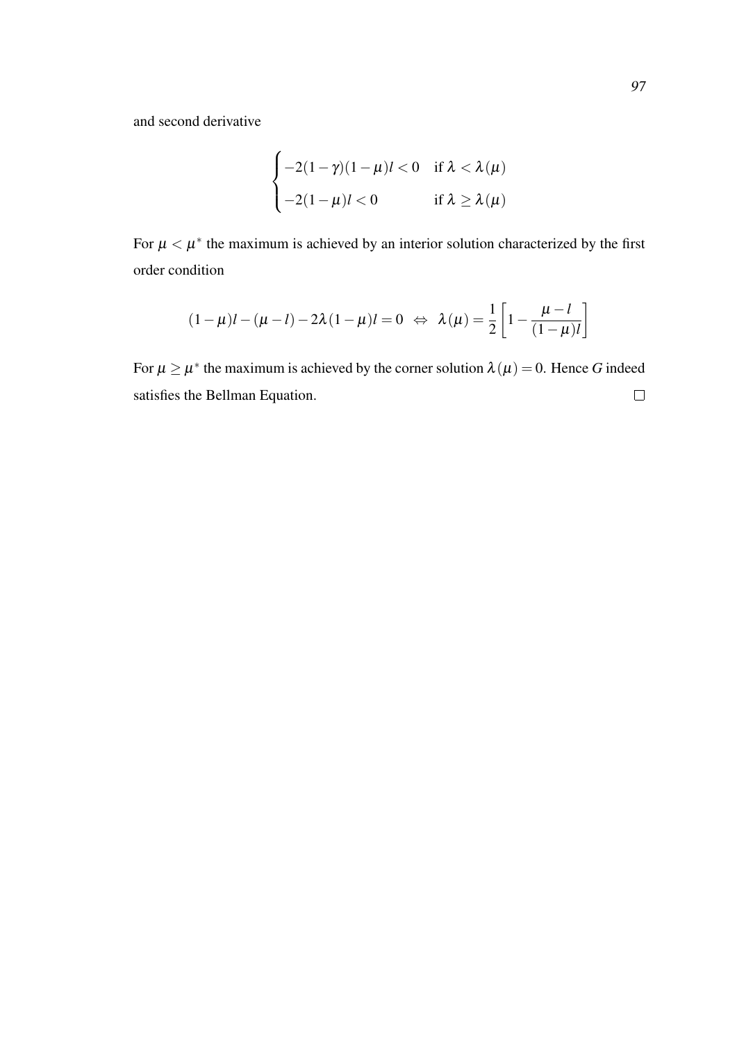and second derivative

$$\begin{cases} -2(1-\gamma)(1-\mu)l < 0 & \text{if } \lambda < \lambda(\mu) \\ -2(1-\mu)l < 0 & \text{if } \lambda \geq \lambda(\mu) \end{cases}$$

For $\mu < \mu^*$ the maximum is achieved by an interior solution characterized by the first order condition

$$(1-\mu)l - (\mu - l) - 2\lambda(1-\mu)l = 0 \;\Leftrightarrow\; \lambda(\mu) = \frac{1}{2}\left[1 - \frac{\mu - l}{(1-\mu)l}\right]$$

For $\mu \geq \mu^*$ the maximum is achieved by the corner solution $\lambda(\mu) = 0$. Hence $G$ indeed satisfies the Bellman Equation. □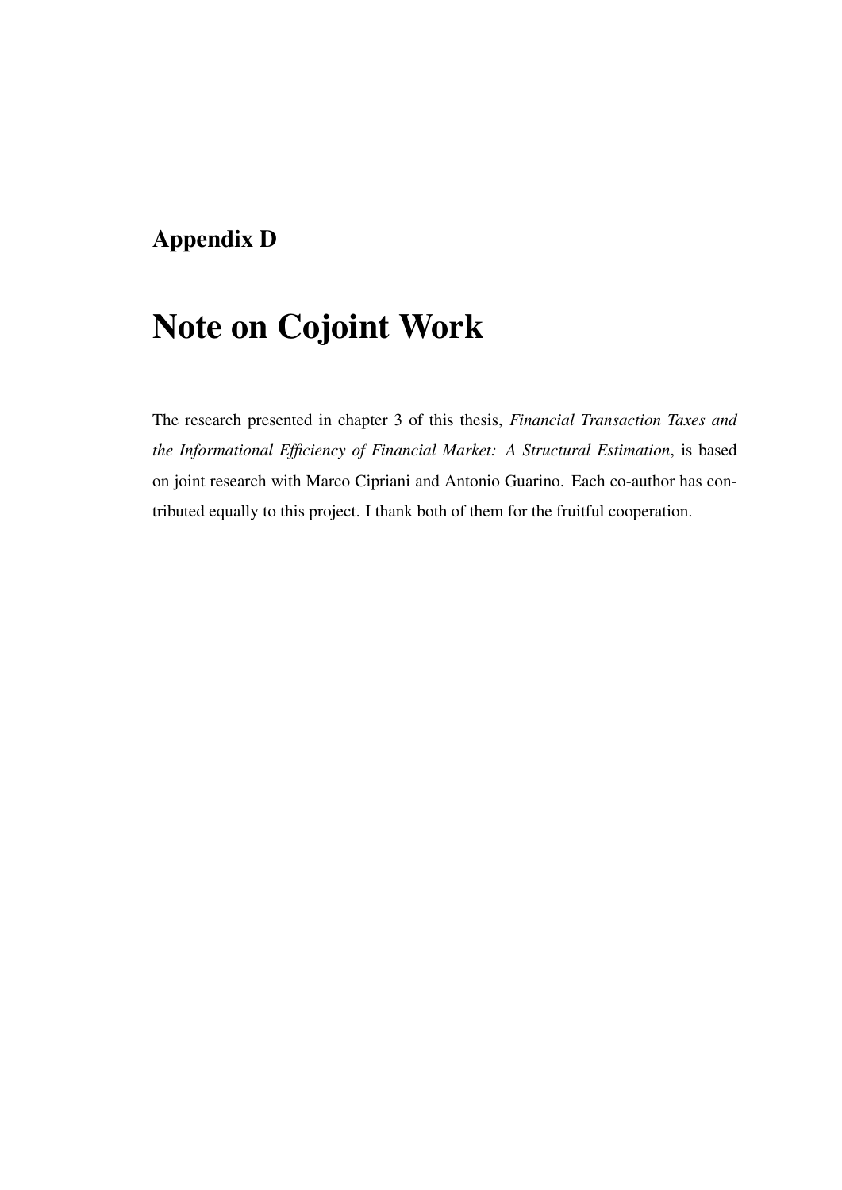## Appendix D

# Note on Cojoint Work

The research presented in chapter 3 of this thesis, *Financial Transaction Taxes and the Informational Efficiency of Financial Market: A Structural Estimation*, is based on joint research with Marco Cipriani and Antonio Guarino. Each co-author has contributed equally to this project. I thank both of them for the fruitful cooperation.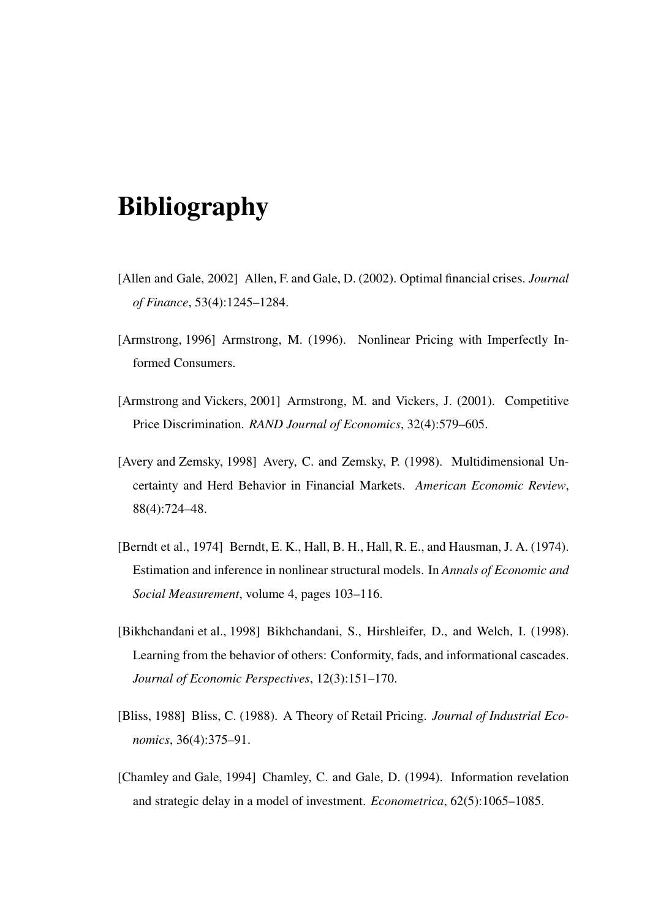# Bibliography

[Allen and Gale, 2002] Allen, F. and Gale, D. (2002). Optimal financial crises. *Journal of Finance*, 53(4):1245–1284.

[Armstrong, 1996] Armstrong, M. (1996). Nonlinear Pricing with Imperfectly Informed Consumers.

[Armstrong and Vickers, 2001] Armstrong, M. and Vickers, J. (2001). Competitive Price Discrimination. *RAND Journal of Economics*, 32(4):579–605.

[Avery and Zemsky, 1998] Avery, C. and Zemsky, P. (1998). Multidimensional Uncertainty and Herd Behavior in Financial Markets. *American Economic Review*, 88(4):724–48.

[Berndt et al., 1974] Berndt, E. K., Hall, B. H., Hall, R. E., and Hausman, J. A. (1974). Estimation and inference in nonlinear structural models. In *Annals of Economic and Social Measurement*, volume 4, pages 103–116.

[Bikhchandani et al., 1998] Bikhchandani, S., Hirshleifer, D., and Welch, I. (1998). Learning from the behavior of others: Conformity, fads, and informational cascades. *Journal of Economic Perspectives*, 12(3):151–170.

[Bliss, 1988] Bliss, C. (1988). A Theory of Retail Pricing. *Journal of Industrial Economics*, 36(4):375–91.

[Chamley and Gale, 1994] Chamley, C. and Gale, D. (1994). Information revelation and strategic delay in a model of investment. *Econometrica*, 62(5):1065–1085.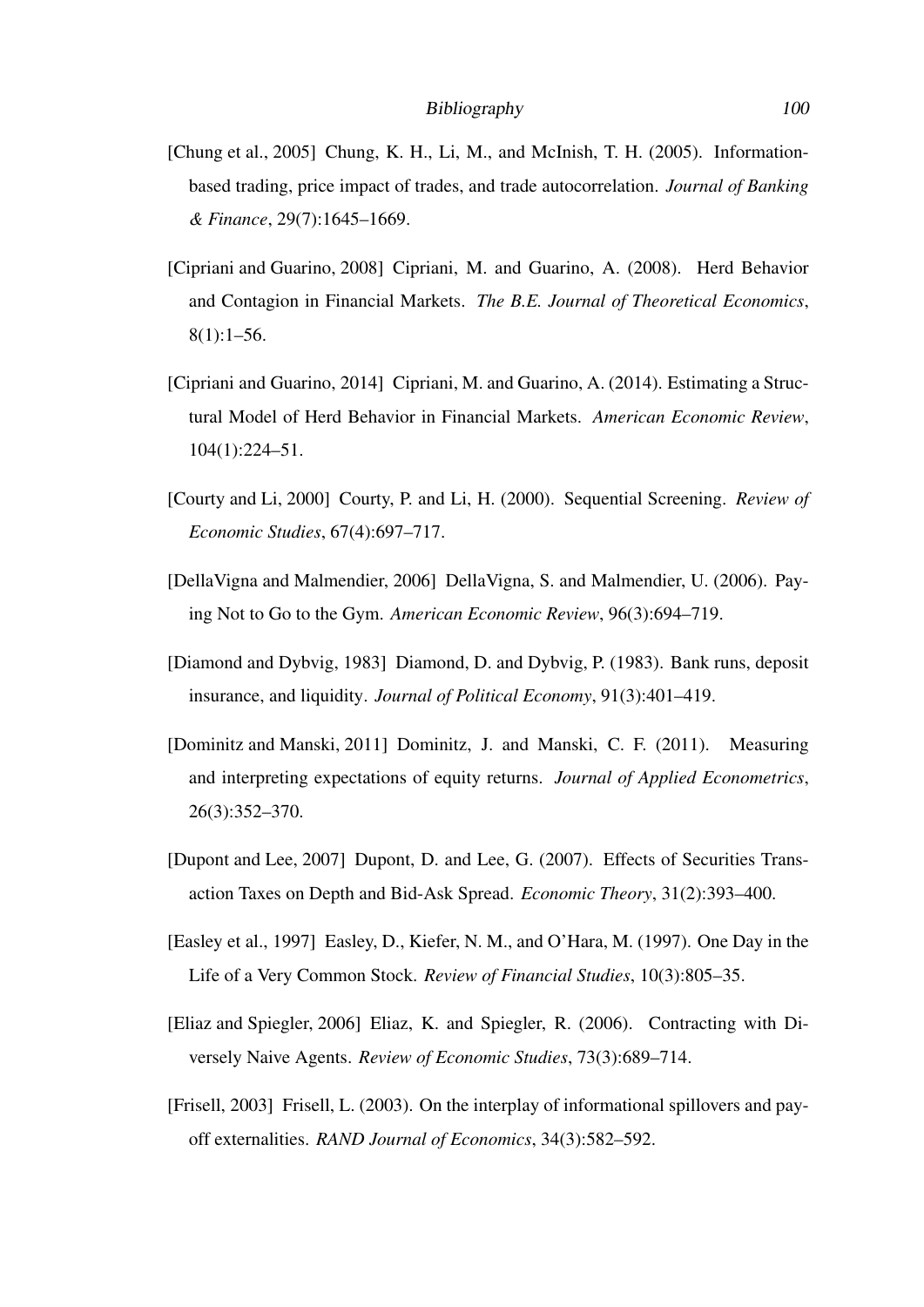[Chung et al., 2005] Chung, K. H., Li, M., and McInish, T. H. (2005). Information-based trading, price impact of trades, and trade autocorrelation. *Journal of Banking & Finance*, 29(7):1645–1669.

[Cipriani and Guarino, 2008] Cipriani, M. and Guarino, A. (2008). Herd Behavior and Contagion in Financial Markets. *The B.E. Journal of Theoretical Economics*, 8(1):1–56.

[Cipriani and Guarino, 2014] Cipriani, M. and Guarino, A. (2014). Estimating a Structural Model of Herd Behavior in Financial Markets. *American Economic Review*, 104(1):224–51.

[Courty and Li, 2000] Courty, P. and Li, H. (2000). Sequential Screening. *Review of Economic Studies*, 67(4):697–717.

[DellaVigna and Malmendier, 2006] DellaVigna, S. and Malmendier, U. (2006). Paying Not to Go to the Gym. *American Economic Review*, 96(3):694–719.

[Diamond and Dybvig, 1983] Diamond, D. and Dybvig, P. (1983). Bank runs, deposit insurance, and liquidity. *Journal of Political Economy*, 91(3):401–419.

[Dominitz and Manski, 2011] Dominitz, J. and Manski, C. F. (2011). Measuring and interpreting expectations of equity returns. *Journal of Applied Econometrics*, 26(3):352–370.

[Dupont and Lee, 2007] Dupont, D. and Lee, G. (2007). Effects of Securities Transaction Taxes on Depth and Bid-Ask Spread. *Economic Theory*, 31(2):393–400.

[Easley et al., 1997] Easley, D., Kiefer, N. M., and O'Hara, M. (1997). One Day in the Life of a Very Common Stock. *Review of Financial Studies*, 10(3):805–35.

[Eliaz and Spiegler, 2006] Eliaz, K. and Spiegler, R. (2006). Contracting with Diversely Naive Agents. *Review of Economic Studies*, 73(3):689–714.

[Frisell, 2003] Frisell, L. (2003). On the interplay of informational spillovers and payoff externalities. *RAND Journal of Economics*, 34(3):582–592.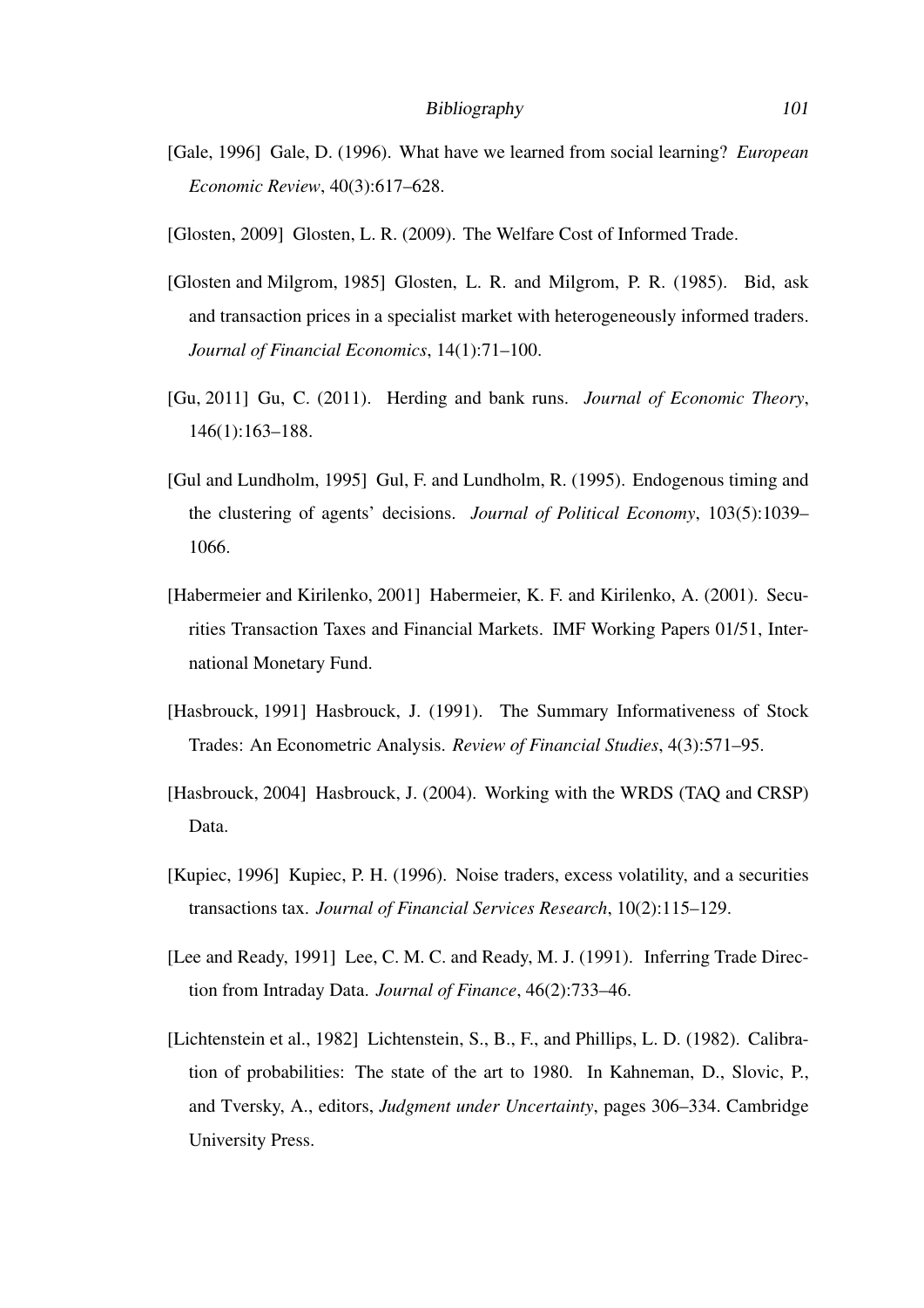[Gale, 1996] Gale, D. (1996). What have we learned from social learning? *European Economic Review*, 40(3):617–628.

[Glosten, 2009] Glosten, L. R. (2009). The Welfare Cost of Informed Trade.

[Glosten and Milgrom, 1985] Glosten, L. R. and Milgrom, P. R. (1985). Bid, ask and transaction prices in a specialist market with heterogeneously informed traders. *Journal of Financial Economics*, 14(1):71–100.

[Gu, 2011] Gu, C. (2011). Herding and bank runs. *Journal of Economic Theory*, 146(1):163–188.

[Gul and Lundholm, 1995] Gul, F. and Lundholm, R. (1995). Endogenous timing and the clustering of agents' decisions. *Journal of Political Economy*, 103(5):1039–1066.

[Habermeier and Kirilenko, 2001] Habermeier, K. F. and Kirilenko, A. (2001). Securities Transaction Taxes and Financial Markets. IMF Working Papers 01/51, International Monetary Fund.

[Hasbrouck, 1991] Hasbrouck, J. (1991). The Summary Informativeness of Stock Trades: An Econometric Analysis. *Review of Financial Studies*, 4(3):571–95.

[Hasbrouck, 2004] Hasbrouck, J. (2004). Working with the WRDS (TAQ and CRSP) Data.

[Kupiec, 1996] Kupiec, P. H. (1996). Noise traders, excess volatility, and a securities transactions tax. *Journal of Financial Services Research*, 10(2):115–129.

[Lee and Ready, 1991] Lee, C. M. C. and Ready, M. J. (1991). Inferring Trade Direction from Intraday Data. *Journal of Finance*, 46(2):733–46.

[Lichtenstein et al., 1982] Lichtenstein, S., B., F., and Phillips, L. D. (1982). Calibration of probabilities: The state of the art to 1980. In Kahneman, D., Slovic, P., and Tversky, A., editors, *Judgment under Uncertainty*, pages 306–334. Cambridge University Press.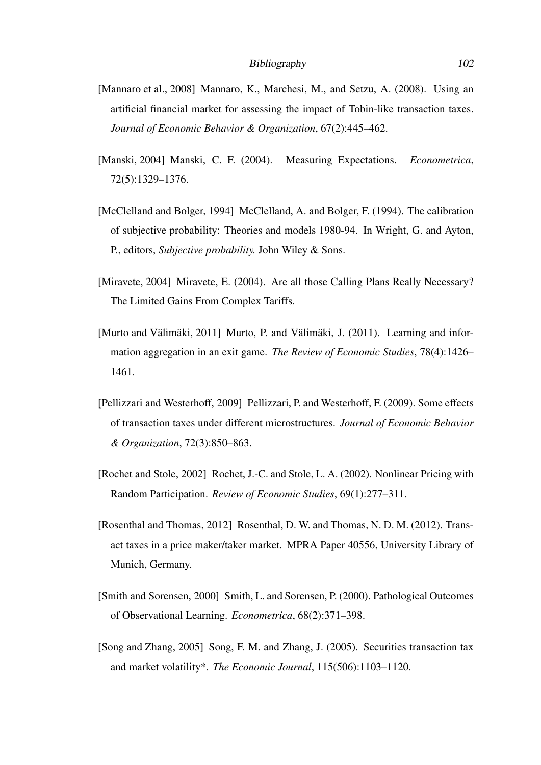[Mannaro et al., 2008] Mannaro, K., Marchesi, M., and Setzu, A. (2008). Using an artificial financial market for assessing the impact of Tobin-like transaction taxes. *Journal of Economic Behavior & Organization*, 67(2):445–462.

[Manski, 2004] Manski, C. F. (2004). Measuring Expectations. *Econometrica*, 72(5):1329–1376.

[McClelland and Bolger, 1994] McClelland, A. and Bolger, F. (1994). The calibration of subjective probability: Theories and models 1980-94. In Wright, G. and Ayton, P., editors, *Subjective probability.* John Wiley & Sons.

[Miravete, 2004] Miravete, E. (2004). Are all those Calling Plans Really Necessary? The Limited Gains From Complex Tariffs.

[Murto and Välimäki, 2011] Murto, P. and Välimäki, J. (2011). Learning and information aggregation in an exit game. *The Review of Economic Studies*, 78(4):1426–1461.

[Pellizzari and Westerhoff, 2009] Pellizzari, P. and Westerhoff, F. (2009). Some effects of transaction taxes under different microstructures. *Journal of Economic Behavior & Organization*, 72(3):850–863.

[Rochet and Stole, 2002] Rochet, J.-C. and Stole, L. A. (2002). Nonlinear Pricing with Random Participation. *Review of Economic Studies*, 69(1):277–311.

[Rosenthal and Thomas, 2012] Rosenthal, D. W. and Thomas, N. D. M. (2012). Transact taxes in a price maker/taker market. MPRA Paper 40556, University Library of Munich, Germany.

[Smith and Sorensen, 2000] Smith, L. and Sorensen, P. (2000). Pathological Outcomes of Observational Learning. *Econometrica*, 68(2):371–398.

[Song and Zhang, 2005] Song, F. M. and Zhang, J. (2005). Securities transaction tax and market volatility*. *The Economic Journal*, 115(506):1103–1120.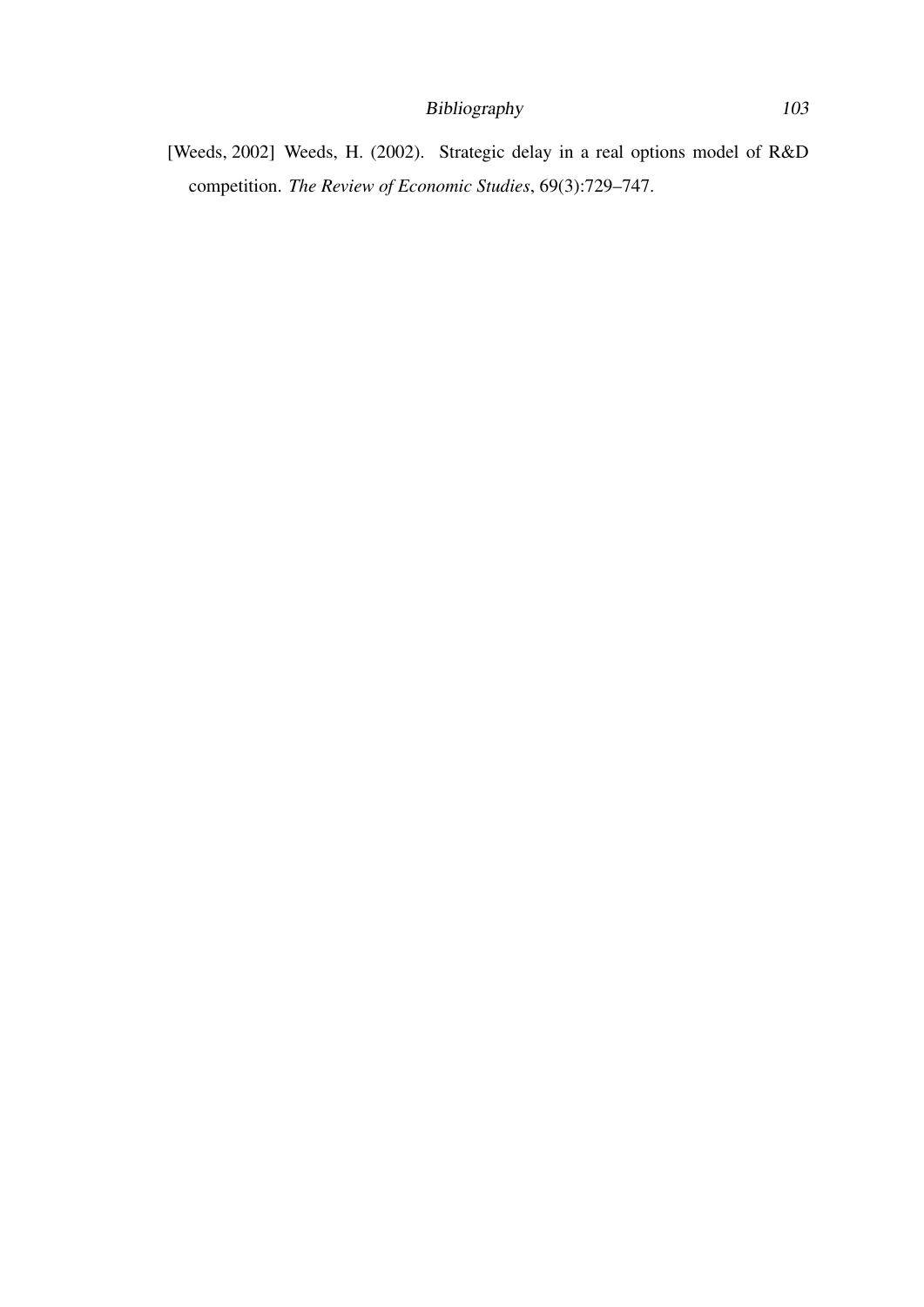[Weeds, 2002] Weeds, H. (2002). Strategic delay in a real options model of R&D competition. *The Review of Economic Studies*, 69(3):729–747.